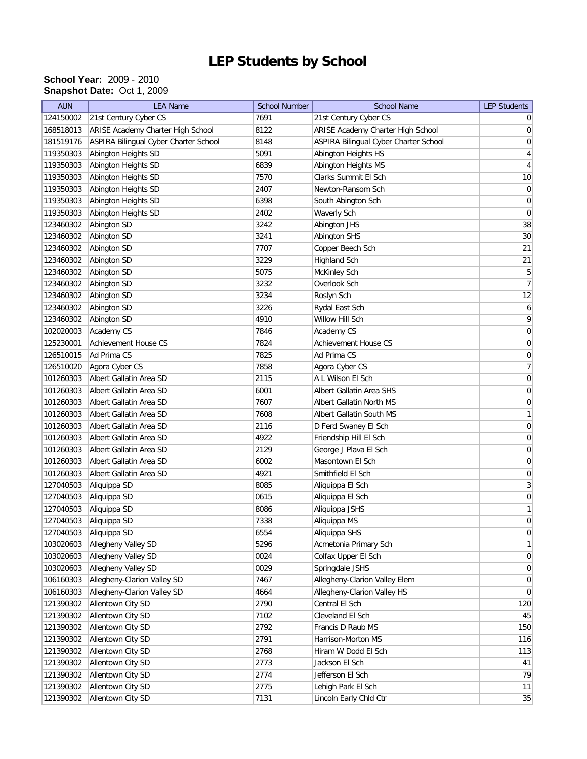# LEP Students by School

**School Year:** 2009 - 2010
**Snapshot Date:** Oct 1, 2009

| AUN | LEA Name | School Number | School Name | LEP Students |
|---|---|---|---|---|
| 124150002 | 21st Century Cyber CS | 7691 | 21st Century Cyber CS | 0 |
| 168518013 | ARISE Academy Charter High School | 8122 | ARISE Academy Charter High School | 0 |
| 181519176 | ASPIRA Bilingual Cyber Charter School | 8148 | ASPIRA Bilingual Cyber Charter School | 0 |
| 119350303 | Abington Heights SD | 5091 | Abington Heights HS | 4 |
| 119350303 | Abington Heights SD | 6839 | Abington Heights MS | 4 |
| 119350303 | Abington Heights SD | 7570 | Clarks Summit El Sch | 10 |
| 119350303 | Abington Heights SD | 2407 | Newton-Ransom Sch | 0 |
| 119350303 | Abington Heights SD | 6398 | South Abington Sch | 0 |
| 119350303 | Abington Heights SD | 2402 | Waverly Sch | 0 |
| 123460302 | Abington SD | 3242 | Abington JHS | 38 |
| 123460302 | Abington SD | 3241 | Abington SHS | 30 |
| 123460302 | Abington SD | 7707 | Copper Beech Sch | 21 |
| 123460302 | Abington SD | 3229 | Highland Sch | 21 |
| 123460302 | Abington SD | 5075 | McKinley Sch | 5 |
| 123460302 | Abington SD | 3232 | Overlook Sch | 7 |
| 123460302 | Abington SD | 3234 | Roslyn Sch | 12 |
| 123460302 | Abington SD | 3226 | Rydal East Sch | 6 |
| 123460302 | Abington SD | 4910 | Willow Hill Sch | 9 |
| 102020003 | Academy CS | 7846 | Academy CS | 0 |
| 125230001 | Achievement House CS | 7824 | Achievement House CS | 0 |
| 126510015 | Ad Prima CS | 7825 | Ad Prima CS | 0 |
| 126510020 | Agora Cyber CS | 7858 | Agora Cyber CS | 7 |
| 101260303 | Albert Gallatin Area SD | 2115 | A L Wilson El Sch | 0 |
| 101260303 | Albert Gallatin Area SD | 6001 | Albert Gallatin Area SHS | 0 |
| 101260303 | Albert Gallatin Area SD | 7607 | Albert Gallatin North MS | 0 |
| 101260303 | Albert Gallatin Area SD | 7608 | Albert Gallatin South MS | 1 |
| 101260303 | Albert Gallatin Area SD | 2116 | D Ferd Swaney El Sch | 0 |
| 101260303 | Albert Gallatin Area SD | 4922 | Friendship Hill El Sch | 0 |
| 101260303 | Albert Gallatin Area SD | 2129 | George J Plava El Sch | 0 |
| 101260303 | Albert Gallatin Area SD | 6002 | Masontown El Sch | 0 |
| 101260303 | Albert Gallatin Area SD | 4921 | Smithfield El Sch | 0 |
| 127040503 | Aliquippa SD | 8085 | Aliquippa El Sch | 3 |
| 127040503 | Aliquippa SD | 0615 | Aliquippa El Sch | 0 |
| 127040503 | Aliquippa SD | 8086 | Aliquippa JSHS | 1 |
| 127040503 | Aliquippa SD | 7338 | Aliquippa MS | 0 |
| 127040503 | Aliquippa SD | 6554 | Aliquippa SHS | 0 |
| 103020603 | Allegheny Valley SD | 5296 | Acmetonia Primary Sch | 1 |
| 103020603 | Allegheny Valley SD | 0024 | Colfax Upper El Sch | 0 |
| 103020603 | Allegheny Valley SD | 0029 | Springdale JSHS | 0 |
| 106160303 | Allegheny-Clarion Valley SD | 7467 | Allegheny-Clarion Valley Elem | 0 |
| 106160303 | Allegheny-Clarion Valley SD | 4664 | Allegheny-Clarion Valley HS | 0 |
| 121390302 | Allentown City SD | 2790 | Central El Sch | 120 |
| 121390302 | Allentown City SD | 7102 | Cleveland El Sch | 45 |
| 121390302 | Allentown City SD | 2792 | Francis D Raub MS | 150 |
| 121390302 | Allentown City SD | 2791 | Harrison-Morton MS | 116 |
| 121390302 | Allentown City SD | 2768 | Hiram W Dodd El Sch | 113 |
| 121390302 | Allentown City SD | 2773 | Jackson El Sch | 41 |
| 121390302 | Allentown City SD | 2774 | Jefferson El Sch | 79 |
| 121390302 | Allentown City SD | 2775 | Lehigh Park El Sch | 11 |
| 121390302 | Allentown City SD | 7131 | Lincoln Early Chld Ctr | 35 |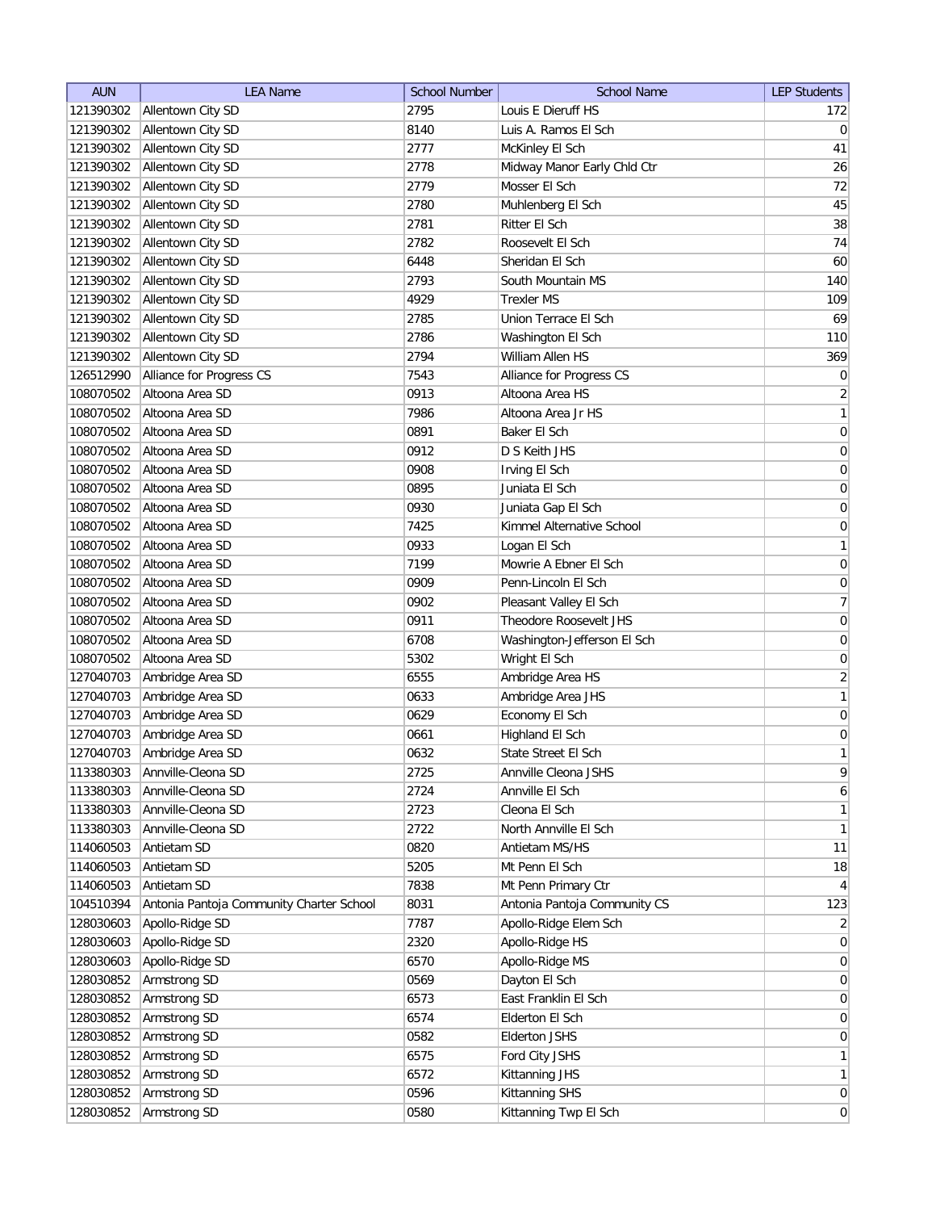| AUN | LEA Name | School Number | School Name | LEP Students |
|---|---|---|---|---|
| 121390302 | Allentown City SD | 2795 | Louis E Dieruff HS | 172 |
| 121390302 | Allentown City SD | 8140 | Luis A. Ramos El Sch | 0 |
| 121390302 | Allentown City SD | 2777 | McKinley El Sch | 41 |
| 121390302 | Allentown City SD | 2778 | Midway Manor Early Chld Ctr | 26 |
| 121390302 | Allentown City SD | 2779 | Mosser El Sch | 72 |
| 121390302 | Allentown City SD | 2780 | Muhlenberg El Sch | 45 |
| 121390302 | Allentown City SD | 2781 | Ritter El Sch | 38 |
| 121390302 | Allentown City SD | 2782 | Roosevelt El Sch | 74 |
| 121390302 | Allentown City SD | 6448 | Sheridan El Sch | 60 |
| 121390302 | Allentown City SD | 2793 | South Mountain MS | 140 |
| 121390302 | Allentown City SD | 4929 | Trexler MS | 109 |
| 121390302 | Allentown City SD | 2785 | Union Terrace El Sch | 69 |
| 121390302 | Allentown City SD | 2786 | Washington El Sch | 110 |
| 121390302 | Allentown City SD | 2794 | William Allen HS | 369 |
| 126512990 | Alliance for Progress CS | 7543 | Alliance for Progress CS | 0 |
| 108070502 | Altoona Area SD | 0913 | Altoona Area HS | 2 |
| 108070502 | Altoona Area SD | 7986 | Altoona Area Jr HS | 1 |
| 108070502 | Altoona Area SD | 0891 | Baker El Sch | 0 |
| 108070502 | Altoona Area SD | 0912 | D S Keith JHS | 0 |
| 108070502 | Altoona Area SD | 0908 | Irving El Sch | 0 |
| 108070502 | Altoona Area SD | 0895 | Juniata El Sch | 0 |
| 108070502 | Altoona Area SD | 0930 | Juniata Gap El Sch | 0 |
| 108070502 | Altoona Area SD | 7425 | Kimmel Alternative School | 0 |
| 108070502 | Altoona Area SD | 0933 | Logan El Sch | 1 |
| 108070502 | Altoona Area SD | 7199 | Mowrie A Ebner El Sch | 0 |
| 108070502 | Altoona Area SD | 0909 | Penn-Lincoln El Sch | 0 |
| 108070502 | Altoona Area SD | 0902 | Pleasant Valley El Sch | 7 |
| 108070502 | Altoona Area SD | 0911 | Theodore Roosevelt JHS | 0 |
| 108070502 | Altoona Area SD | 6708 | Washington-Jefferson El Sch | 0 |
| 108070502 | Altoona Area SD | 5302 | Wright El Sch | 0 |
| 127040703 | Ambridge Area SD | 6555 | Ambridge Area HS | 2 |
| 127040703 | Ambridge Area SD | 0633 | Ambridge Area JHS | 1 |
| 127040703 | Ambridge Area SD | 0629 | Economy El Sch | 0 |
| 127040703 | Ambridge Area SD | 0661 | Highland El Sch | 0 |
| 127040703 | Ambridge Area SD | 0632 | State Street El Sch | 1 |
| 113380303 | Annville-Cleona SD | 2725 | Annville Cleona JSHS | 9 |
| 113380303 | Annville-Cleona SD | 2724 | Annville El Sch | 6 |
| 113380303 | Annville-Cleona SD | 2723 | Cleona El Sch | 1 |
| 113380303 | Annville-Cleona SD | 2722 | North Annville El Sch | 1 |
| 114060503 | Antietam SD | 0820 | Antietam MS/HS | 11 |
| 114060503 | Antietam SD | 5205 | Mt Penn El Sch | 18 |
| 114060503 | Antietam SD | 7838 | Mt Penn Primary Ctr | 4 |
| 104510394 | Antonia Pantoja Community Charter School | 8031 | Antonia Pantoja Community CS | 123 |
| 128030603 | Apollo-Ridge SD | 7787 | Apollo-Ridge Elem Sch | 2 |
| 128030603 | Apollo-Ridge SD | 2320 | Apollo-Ridge HS | 0 |
| 128030603 | Apollo-Ridge SD | 6570 | Apollo-Ridge MS | 0 |
| 128030852 | Armstrong SD | 0569 | Dayton El Sch | 0 |
| 128030852 | Armstrong SD | 6573 | East Franklin El Sch | 0 |
| 128030852 | Armstrong SD | 6574 | Elderton El Sch | 0 |
| 128030852 | Armstrong SD | 0582 | Elderton JSHS | 0 |
| 128030852 | Armstrong SD | 6575 | Ford City JSHS | 1 |
| 128030852 | Armstrong SD | 6572 | Kittanning JHS | 1 |
| 128030852 | Armstrong SD | 0596 | Kittanning SHS | 0 |
| 128030852 | Armstrong SD | 0580 | Kittanning Twp El Sch | 0 |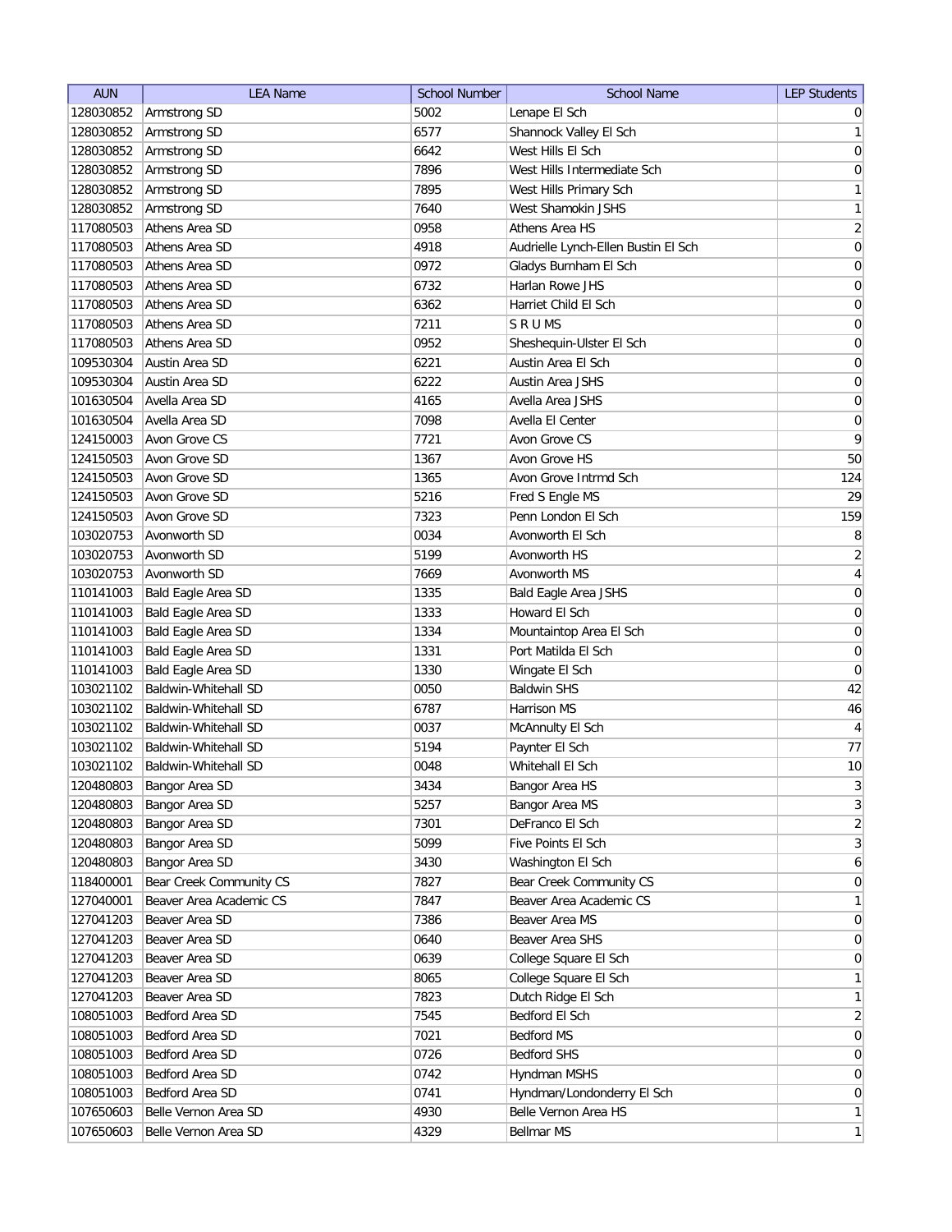| AUN | LEA Name | School Number | School Name | LEP Students |
| --- | --- | --- | --- | --- |
| 128030852 | Armstrong SD | 5002 | Lenape El Sch | 0 |
| 128030852 | Armstrong SD | 6577 | Shannock Valley El Sch | 1 |
| 128030852 | Armstrong SD | 6642 | West Hills El Sch | 0 |
| 128030852 | Armstrong SD | 7896 | West Hills Intermediate Sch | 0 |
| 128030852 | Armstrong SD | 7895 | West Hills Primary Sch | 1 |
| 128030852 | Armstrong SD | 7640 | West Shamokin JSHS | 1 |
| 117080503 | Athens Area SD | 0958 | Athens Area HS | 2 |
| 117080503 | Athens Area SD | 4918 | Audrielle Lynch-Ellen Bustin El Sch | 0 |
| 117080503 | Athens Area SD | 0972 | Gladys Burnham El Sch | 0 |
| 117080503 | Athens Area SD | 6732 | Harlan Rowe JHS | 0 |
| 117080503 | Athens Area SD | 6362 | Harriet Child El Sch | 0 |
| 117080503 | Athens Area SD | 7211 | S R U MS | 0 |
| 117080503 | Athens Area SD | 0952 | Sheshequin-Ulster El Sch | 0 |
| 109530304 | Austin Area SD | 6221 | Austin Area El Sch | 0 |
| 109530304 | Austin Area SD | 6222 | Austin Area JSHS | 0 |
| 101630504 | Avella Area SD | 4165 | Avella Area JSHS | 0 |
| 101630504 | Avella Area SD | 7098 | Avella El Center | 0 |
| 124150003 | Avon Grove CS | 7721 | Avon Grove CS | 9 |
| 124150503 | Avon Grove SD | 1367 | Avon Grove HS | 50 |
| 124150503 | Avon Grove SD | 1365 | Avon Grove Intrmd Sch | 124 |
| 124150503 | Avon Grove SD | 5216 | Fred S Engle MS | 29 |
| 124150503 | Avon Grove SD | 7323 | Penn London El Sch | 159 |
| 103020753 | Avonworth SD | 0034 | Avonworth El Sch | 8 |
| 103020753 | Avonworth SD | 5199 | Avonworth HS | 2 |
| 103020753 | Avonworth SD | 7669 | Avonworth MS | 4 |
| 110141003 | Bald Eagle Area SD | 1335 | Bald Eagle Area JSHS | 0 |
| 110141003 | Bald Eagle Area SD | 1333 | Howard El Sch | 0 |
| 110141003 | Bald Eagle Area SD | 1334 | Mountaintop Area El Sch | 0 |
| 110141003 | Bald Eagle Area SD | 1331 | Port Matilda El Sch | 0 |
| 110141003 | Bald Eagle Area SD | 1330 | Wingate El Sch | 0 |
| 103021102 | Baldwin-Whitehall SD | 0050 | Baldwin SHS | 42 |
| 103021102 | Baldwin-Whitehall SD | 6787 | Harrison MS | 46 |
| 103021102 | Baldwin-Whitehall SD | 0037 | McAnnulty El Sch | 4 |
| 103021102 | Baldwin-Whitehall SD | 5194 | Paynter El Sch | 77 |
| 103021102 | Baldwin-Whitehall SD | 0048 | Whitehall El Sch | 10 |
| 120480803 | Bangor Area SD | 3434 | Bangor Area HS | 3 |
| 120480803 | Bangor Area SD | 5257 | Bangor Area MS | 3 |
| 120480803 | Bangor Area SD | 7301 | DeFranco El Sch | 2 |
| 120480803 | Bangor Area SD | 5099 | Five Points El Sch | 3 |
| 120480803 | Bangor Area SD | 3430 | Washington El Sch | 6 |
| 118400001 | Bear Creek Community CS | 7827 | Bear Creek Community CS | 0 |
| 127040001 | Beaver Area Academic CS | 7847 | Beaver Area Academic CS | 1 |
| 127041203 | Beaver Area SD | 7386 | Beaver Area MS | 0 |
| 127041203 | Beaver Area SD | 0640 | Beaver Area SHS | 0 |
| 127041203 | Beaver Area SD | 0639 | College Square El Sch | 0 |
| 127041203 | Beaver Area SD | 8065 | College Square El Sch | 1 |
| 127041203 | Beaver Area SD | 7823 | Dutch Ridge El Sch | 1 |
| 108051003 | Bedford Area SD | 7545 | Bedford El Sch | 2 |
| 108051003 | Bedford Area SD | 7021 | Bedford MS | 0 |
| 108051003 | Bedford Area SD | 0726 | Bedford SHS | 0 |
| 108051003 | Bedford Area SD | 0742 | Hyndman MSHS | 0 |
| 108051003 | Bedford Area SD | 0741 | Hyndman/Londonderry El Sch | 0 |
| 107650603 | Belle Vernon Area SD | 4930 | Belle Vernon Area HS | 1 |
| 107650603 | Belle Vernon Area SD | 4329 | Bellmar MS | 1 |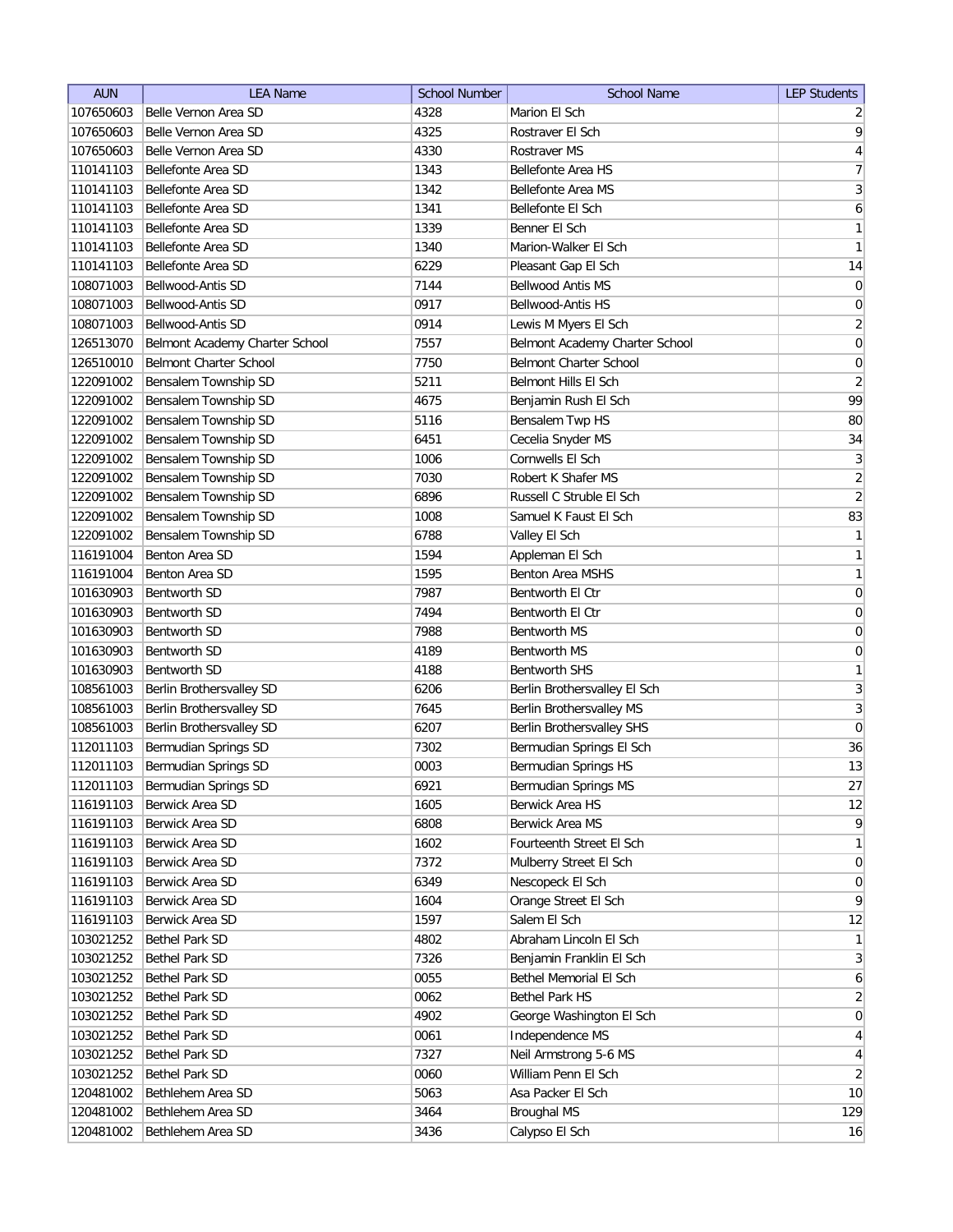| AUN | LEA Name | School Number | School Name | LEP Students |
|---|---|---|---|---|
| 107650603 | Belle Vernon Area SD | 4328 | Marion El Sch | 2 |
| 107650603 | Belle Vernon Area SD | 4325 | Rostraver El Sch | 9 |
| 107650603 | Belle Vernon Area SD | 4330 | Rostraver MS | 4 |
| 110141103 | Bellefonte Area SD | 1343 | Bellefonte Area HS | 7 |
| 110141103 | Bellefonte Area SD | 1342 | Bellefonte Area MS | 3 |
| 110141103 | Bellefonte Area SD | 1341 | Bellefonte El Sch | 6 |
| 110141103 | Bellefonte Area SD | 1339 | Benner El Sch | 1 |
| 110141103 | Bellefonte Area SD | 1340 | Marion-Walker El Sch | 1 |
| 110141103 | Bellefonte Area SD | 6229 | Pleasant Gap El Sch | 14 |
| 108071003 | Bellwood-Antis SD | 7144 | Bellwood Antis MS | 0 |
| 108071003 | Bellwood-Antis SD | 0917 | Bellwood-Antis HS | 0 |
| 108071003 | Bellwood-Antis SD | 0914 | Lewis M Myers El Sch | 2 |
| 126513070 | Belmont Academy Charter School | 7557 | Belmont Academy Charter School | 0 |
| 126510010 | Belmont Charter School | 7750 | Belmont Charter School | 0 |
| 122091002 | Bensalem Township SD | 5211 | Belmont Hills El Sch | 2 |
| 122091002 | Bensalem Township SD | 4675 | Benjamin Rush El Sch | 99 |
| 122091002 | Bensalem Township SD | 5116 | Bensalem Twp HS | 80 |
| 122091002 | Bensalem Township SD | 6451 | Cecelia Snyder MS | 34 |
| 122091002 | Bensalem Township SD | 1006 | Cornwells El Sch | 3 |
| 122091002 | Bensalem Township SD | 7030 | Robert K Shafer MS | 2 |
| 122091002 | Bensalem Township SD | 6896 | Russell C Struble El Sch | 2 |
| 122091002 | Bensalem Township SD | 1008 | Samuel K Faust El Sch | 83 |
| 122091002 | Bensalem Township SD | 6788 | Valley El Sch | 1 |
| 116191004 | Benton Area SD | 1594 | Appleman El Sch | 1 |
| 116191004 | Benton Area SD | 1595 | Benton Area MSHS | 1 |
| 101630903 | Bentworth SD | 7987 | Bentworth El Ctr | 0 |
| 101630903 | Bentworth SD | 7494 | Bentworth El Ctr | 0 |
| 101630903 | Bentworth SD | 7988 | Bentworth MS | 0 |
| 101630903 | Bentworth SD | 4189 | Bentworth MS | 0 |
| 101630903 | Bentworth SD | 4188 | Bentworth SHS | 1 |
| 108561003 | Berlin Brothersvalley SD | 6206 | Berlin Brothersvalley El Sch | 3 |
| 108561003 | Berlin Brothersvalley SD | 7645 | Berlin Brothersvalley MS | 3 |
| 108561003 | Berlin Brothersvalley SD | 6207 | Berlin Brothersvalley SHS | 0 |
| 112011103 | Bermudian Springs SD | 7302 | Bermudian Springs El Sch | 36 |
| 112011103 | Bermudian Springs SD | 0003 | Bermudian Springs HS | 13 |
| 112011103 | Bermudian Springs SD | 6921 | Bermudian Springs MS | 27 |
| 116191103 | Berwick Area SD | 1605 | Berwick Area HS | 12 |
| 116191103 | Berwick Area SD | 6808 | Berwick Area MS | 9 |
| 116191103 | Berwick Area SD | 1602 | Fourteenth Street El Sch | 1 |
| 116191103 | Berwick Area SD | 7372 | Mulberry Street El Sch | 0 |
| 116191103 | Berwick Area SD | 6349 | Nescopeck El Sch | 0 |
| 116191103 | Berwick Area SD | 1604 | Orange Street El Sch | 9 |
| 116191103 | Berwick Area SD | 1597 | Salem El Sch | 12 |
| 103021252 | Bethel Park SD | 4802 | Abraham Lincoln El Sch | 1 |
| 103021252 | Bethel Park SD | 7326 | Benjamin Franklin El Sch | 3 |
| 103021252 | Bethel Park SD | 0055 | Bethel Memorial El Sch | 6 |
| 103021252 | Bethel Park SD | 0062 | Bethel Park HS | 2 |
| 103021252 | Bethel Park SD | 4902 | George Washington El Sch | 0 |
| 103021252 | Bethel Park SD | 0061 | Independence MS | 4 |
| 103021252 | Bethel Park SD | 7327 | Neil Armstrong 5-6 MS | 4 |
| 103021252 | Bethel Park SD | 0060 | William Penn El Sch | 2 |
| 120481002 | Bethlehem Area SD | 5063 | Asa Packer El Sch | 10 |
| 120481002 | Bethlehem Area SD | 3464 | Broughal MS | 129 |
| 120481002 | Bethlehem Area SD | 3436 | Calypso El Sch | 16 |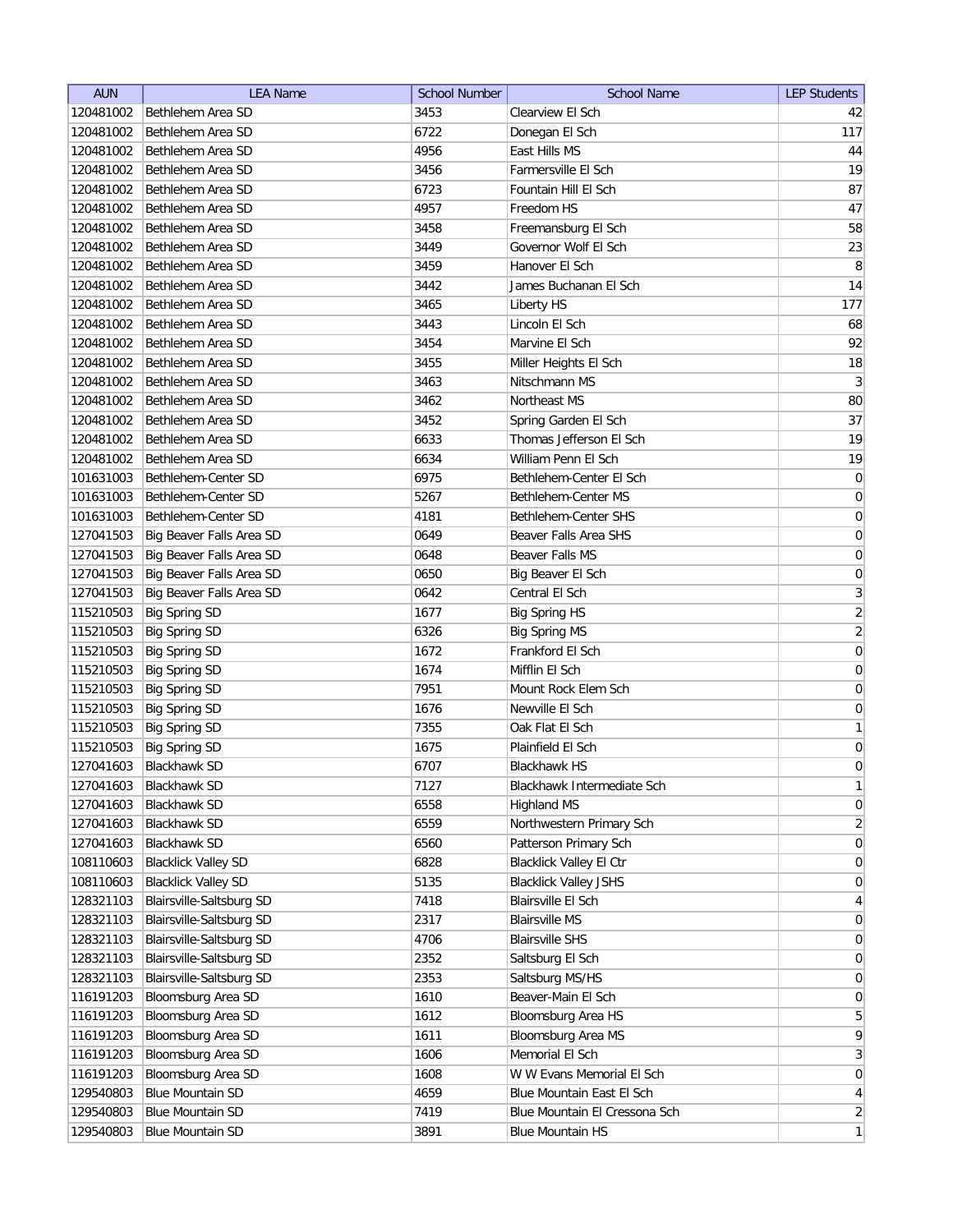| AUN | LEA Name | School Number | School Name | LEP Students |
|---|---|---|---|---|
| 120481002 | Bethlehem Area SD | 3453 | Clearview El Sch | 42 |
| 120481002 | Bethlehem Area SD | 6722 | Donegan El Sch | 117 |
| 120481002 | Bethlehem Area SD | 4956 | East Hills MS | 44 |
| 120481002 | Bethlehem Area SD | 3456 | Farmersville El Sch | 19 |
| 120481002 | Bethlehem Area SD | 6723 | Fountain Hill El Sch | 87 |
| 120481002 | Bethlehem Area SD | 4957 | Freedom HS | 47 |
| 120481002 | Bethlehem Area SD | 3458 | Freemansburg El Sch | 58 |
| 120481002 | Bethlehem Area SD | 3449 | Governor Wolf El Sch | 23 |
| 120481002 | Bethlehem Area SD | 3459 | Hanover El Sch | 8 |
| 120481002 | Bethlehem Area SD | 3442 | James Buchanan El Sch | 14 |
| 120481002 | Bethlehem Area SD | 3465 | Liberty HS | 177 |
| 120481002 | Bethlehem Area SD | 3443 | Lincoln El Sch | 68 |
| 120481002 | Bethlehem Area SD | 3454 | Marvine El Sch | 92 |
| 120481002 | Bethlehem Area SD | 3455 | Miller Heights El Sch | 18 |
| 120481002 | Bethlehem Area SD | 3463 | Nitschmann MS | 3 |
| 120481002 | Bethlehem Area SD | 3462 | Northeast MS | 80 |
| 120481002 | Bethlehem Area SD | 3452 | Spring Garden El Sch | 37 |
| 120481002 | Bethlehem Area SD | 6633 | Thomas Jefferson El Sch | 19 |
| 120481002 | Bethlehem Area SD | 6634 | William Penn El Sch | 19 |
| 101631003 | Bethlehem-Center SD | 6975 | Bethlehem-Center El Sch | 0 |
| 101631003 | Bethlehem-Center SD | 5267 | Bethlehem-Center MS | 0 |
| 101631003 | Bethlehem-Center SD | 4181 | Bethlehem-Center SHS | 0 |
| 127041503 | Big Beaver Falls Area SD | 0649 | Beaver Falls Area SHS | 0 |
| 127041503 | Big Beaver Falls Area SD | 0648 | Beaver Falls MS | 0 |
| 127041503 | Big Beaver Falls Area SD | 0650 | Big Beaver El Sch | 0 |
| 127041503 | Big Beaver Falls Area SD | 0642 | Central El Sch | 3 |
| 115210503 | Big Spring SD | 1677 | Big Spring HS | 2 |
| 115210503 | Big Spring SD | 6326 | Big Spring MS | 2 |
| 115210503 | Big Spring SD | 1672 | Frankford El Sch | 0 |
| 115210503 | Big Spring SD | 1674 | Mifflin El Sch | 0 |
| 115210503 | Big Spring SD | 7951 | Mount Rock Elem Sch | 0 |
| 115210503 | Big Spring SD | 1676 | Newville El Sch | 0 |
| 115210503 | Big Spring SD | 7355 | Oak Flat El Sch | 1 |
| 115210503 | Big Spring SD | 1675 | Plainfield El Sch | 0 |
| 127041603 | Blackhawk SD | 6707 | Blackhawk HS | 0 |
| 127041603 | Blackhawk SD | 7127 | Blackhawk Intermediate Sch | 1 |
| 127041603 | Blackhawk SD | 6558 | Highland MS | 0 |
| 127041603 | Blackhawk SD | 6559 | Northwestern Primary Sch | 2 |
| 127041603 | Blackhawk SD | 6560 | Patterson Primary Sch | 0 |
| 108110603 | Blacklick Valley SD | 6828 | Blacklick Valley El Ctr | 0 |
| 108110603 | Blacklick Valley SD | 5135 | Blacklick Valley JSHS | 0 |
| 128321103 | Blairsville-Saltsburg SD | 7418 | Blairsville El Sch | 4 |
| 128321103 | Blairsville-Saltsburg SD | 2317 | Blairsville MS | 0 |
| 128321103 | Blairsville-Saltsburg SD | 4706 | Blairsville SHS | 0 |
| 128321103 | Blairsville-Saltsburg SD | 2352 | Saltsburg El Sch | 0 |
| 128321103 | Blairsville-Saltsburg SD | 2353 | Saltsburg MS/HS | 0 |
| 116191203 | Bloomsburg Area SD | 1610 | Beaver-Main El Sch | 0 |
| 116191203 | Bloomsburg Area SD | 1612 | Bloomsburg Area HS | 5 |
| 116191203 | Bloomsburg Area SD | 1611 | Bloomsburg Area MS | 9 |
| 116191203 | Bloomsburg Area SD | 1606 | Memorial El Sch | 3 |
| 116191203 | Bloomsburg Area SD | 1608 | W W Evans Memorial El Sch | 0 |
| 129540803 | Blue Mountain SD | 4659 | Blue Mountain East El Sch | 4 |
| 129540803 | Blue Mountain SD | 7419 | Blue Mountain El Cressona Sch | 2 |
| 129540803 | Blue Mountain SD | 3891 | Blue Mountain HS | 1 |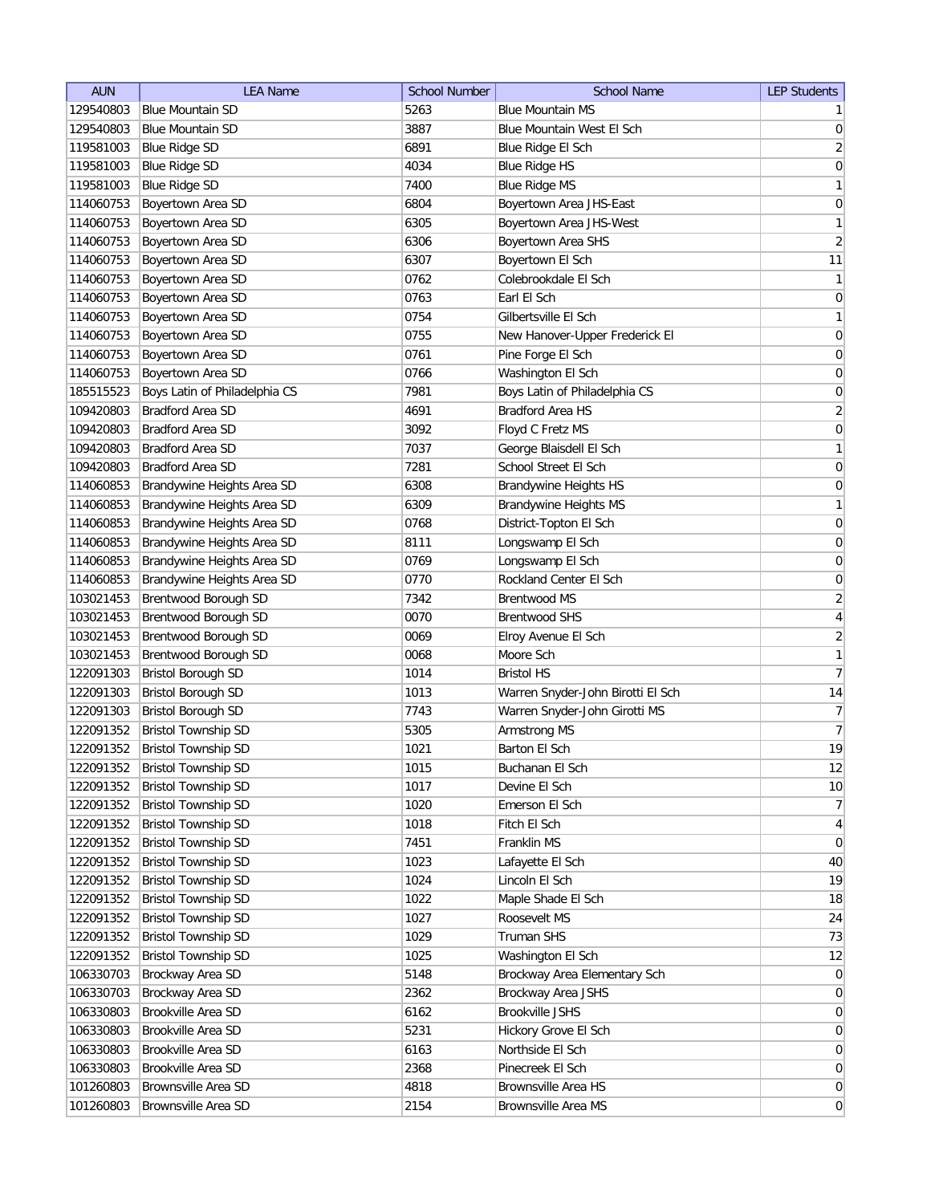| AUN | LEA Name | School Number | School Name | LEP Students |
|---|---|---|---|---|
| 129540803 | Blue Mountain SD | 5263 | Blue Mountain MS | 1 |
| 129540803 | Blue Mountain SD | 3887 | Blue Mountain West El Sch | 0 |
| 119581003 | Blue Ridge SD | 6891 | Blue Ridge El Sch | 2 |
| 119581003 | Blue Ridge SD | 4034 | Blue Ridge HS | 0 |
| 119581003 | Blue Ridge SD | 7400 | Blue Ridge MS | 1 |
| 114060753 | Boyertown Area SD | 6804 | Boyertown Area JHS-East | 0 |
| 114060753 | Boyertown Area SD | 6305 | Boyertown Area JHS-West | 1 |
| 114060753 | Boyertown Area SD | 6306 | Boyertown Area SHS | 2 |
| 114060753 | Boyertown Area SD | 6307 | Boyertown El Sch | 11 |
| 114060753 | Boyertown Area SD | 0762 | Colebrookdale El Sch | 1 |
| 114060753 | Boyertown Area SD | 0763 | Earl El Sch | 0 |
| 114060753 | Boyertown Area SD | 0754 | Gilbertsville El Sch | 1 |
| 114060753 | Boyertown Area SD | 0755 | New Hanover-Upper Frederick El | 0 |
| 114060753 | Boyertown Area SD | 0761 | Pine Forge El Sch | 0 |
| 114060753 | Boyertown Area SD | 0766 | Washington El Sch | 0 |
| 185515523 | Boys Latin of Philadelphia CS | 7981 | Boys Latin of Philadelphia CS | 0 |
| 109420803 | Bradford Area SD | 4691 | Bradford Area HS | 2 |
| 109420803 | Bradford Area SD | 3092 | Floyd C Fretz MS | 0 |
| 109420803 | Bradford Area SD | 7037 | George Blaisdell El Sch | 1 |
| 109420803 | Bradford Area SD | 7281 | School Street El Sch | 0 |
| 114060853 | Brandywine Heights Area SD | 6308 | Brandywine Heights HS | 0 |
| 114060853 | Brandywine Heights Area SD | 6309 | Brandywine Heights MS | 1 |
| 114060853 | Brandywine Heights Area SD | 0768 | District-Topton El Sch | 0 |
| 114060853 | Brandywine Heights Area SD | 8111 | Longswamp El Sch | 0 |
| 114060853 | Brandywine Heights Area SD | 0769 | Longswamp El Sch | 0 |
| 114060853 | Brandywine Heights Area SD | 0770 | Rockland Center El Sch | 0 |
| 103021453 | Brentwood Borough SD | 7342 | Brentwood MS | 2 |
| 103021453 | Brentwood Borough SD | 0070 | Brentwood SHS | 4 |
| 103021453 | Brentwood Borough SD | 0069 | Elroy Avenue El Sch | 2 |
| 103021453 | Brentwood Borough SD | 0068 | Moore Sch | 1 |
| 122091303 | Bristol Borough SD | 1014 | Bristol HS | 7 |
| 122091303 | Bristol Borough SD | 1013 | Warren Snyder-John Birotti El Sch | 14 |
| 122091303 | Bristol Borough SD | 7743 | Warren Snyder-John Girotti MS | 7 |
| 122091352 | Bristol Township SD | 5305 | Armstrong MS | 7 |
| 122091352 | Bristol Township SD | 1021 | Barton El Sch | 19 |
| 122091352 | Bristol Township SD | 1015 | Buchanan El Sch | 12 |
| 122091352 | Bristol Township SD | 1017 | Devine El Sch | 10 |
| 122091352 | Bristol Township SD | 1020 | Emerson El Sch | 7 |
| 122091352 | Bristol Township SD | 1018 | Fitch El Sch | 4 |
| 122091352 | Bristol Township SD | 7451 | Franklin MS | 0 |
| 122091352 | Bristol Township SD | 1023 | Lafayette El Sch | 40 |
| 122091352 | Bristol Township SD | 1024 | Lincoln El Sch | 19 |
| 122091352 | Bristol Township SD | 1022 | Maple Shade El Sch | 18 |
| 122091352 | Bristol Township SD | 1027 | Roosevelt MS | 24 |
| 122091352 | Bristol Township SD | 1029 | Truman SHS | 73 |
| 122091352 | Bristol Township SD | 1025 | Washington El Sch | 12 |
| 106330703 | Brockway Area SD | 5148 | Brockway Area Elementary Sch | 0 |
| 106330703 | Brockway Area SD | 2362 | Brockway Area JSHS | 0 |
| 106330803 | Brookville Area SD | 6162 | Brookville JSHS | 0 |
| 106330803 | Brookville Area SD | 5231 | Hickory Grove El Sch | 0 |
| 106330803 | Brookville Area SD | 6163 | Northside El Sch | 0 |
| 106330803 | Brookville Area SD | 2368 | Pinecreek El Sch | 0 |
| 101260803 | Brownsville Area SD | 4818 | Brownsville Area HS | 0 |
| 101260803 | Brownsville Area SD | 2154 | Brownsville Area MS | 0 |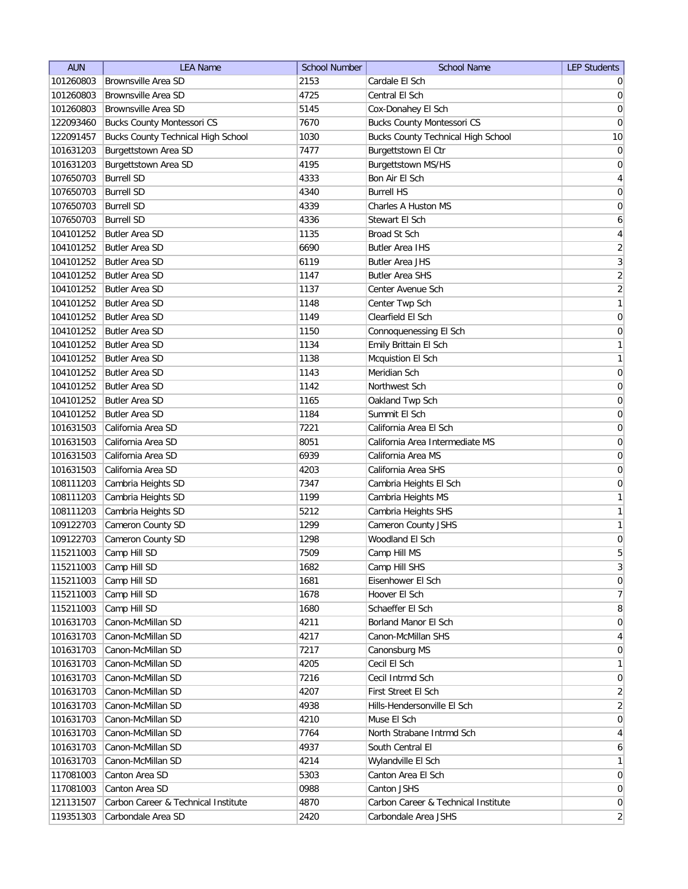| AUN | LEA Name | School Number | School Name | LEP Students |
|---|---|---|---|---|
| 101260803 | Brownsville Area SD | 2153 | Cardale El Sch | 0 |
| 101260803 | Brownsville Area SD | 4725 | Central El Sch | 0 |
| 101260803 | Brownsville Area SD | 5145 | Cox-Donahey El Sch | 0 |
| 122093460 | Bucks County Montessori CS | 7670 | Bucks County Montessori CS | 0 |
| 122091457 | Bucks County Technical High School | 1030 | Bucks County Technical High School | 10 |
| 101631203 | Burgettstown Area SD | 7477 | Burgettstown El Ctr | 0 |
| 101631203 | Burgettstown Area SD | 4195 | Burgettstown MS/HS | 0 |
| 107650703 | Burrell SD | 4333 | Bon Air El Sch | 4 |
| 107650703 | Burrell SD | 4340 | Burrell HS | 0 |
| 107650703 | Burrell SD | 4339 | Charles A Huston MS | 0 |
| 107650703 | Burrell SD | 4336 | Stewart El Sch | 6 |
| 104101252 | Butler Area SD | 1135 | Broad St Sch | 4 |
| 104101252 | Butler Area SD | 6690 | Butler Area IHS | 2 |
| 104101252 | Butler Area SD | 6119 | Butler Area JHS | 3 |
| 104101252 | Butler Area SD | 1147 | Butler Area SHS | 2 |
| 104101252 | Butler Area SD | 1137 | Center Avenue Sch | 2 |
| 104101252 | Butler Area SD | 1148 | Center Twp Sch | 1 |
| 104101252 | Butler Area SD | 1149 | Clearfield El Sch | 0 |
| 104101252 | Butler Area SD | 1150 | Connoquenessing El Sch | 0 |
| 104101252 | Butler Area SD | 1134 | Emily Brittain El Sch | 1 |
| 104101252 | Butler Area SD | 1138 | Mcquistion El Sch | 1 |
| 104101252 | Butler Area SD | 1143 | Meridian Sch | 0 |
| 104101252 | Butler Area SD | 1142 | Northwest Sch | 0 |
| 104101252 | Butler Area SD | 1165 | Oakland Twp Sch | 0 |
| 104101252 | Butler Area SD | 1184 | Summit El Sch | 0 |
| 101631503 | California Area SD | 7221 | California Area El Sch | 0 |
| 101631503 | California Area SD | 8051 | California Area Intermediate MS | 0 |
| 101631503 | California Area SD | 6939 | California Area MS | 0 |
| 101631503 | California Area SD | 4203 | California Area SHS | 0 |
| 108111203 | Cambria Heights SD | 7347 | Cambria Heights El Sch | 0 |
| 108111203 | Cambria Heights SD | 1199 | Cambria Heights MS | 1 |
| 108111203 | Cambria Heights SD | 5212 | Cambria Heights SHS | 1 |
| 109122703 | Cameron County SD | 1299 | Cameron County JSHS | 1 |
| 109122703 | Cameron County SD | 1298 | Woodland El Sch | 0 |
| 115211003 | Camp Hill SD | 7509 | Camp Hill MS | 5 |
| 115211003 | Camp Hill SD | 1682 | Camp Hill SHS | 3 |
| 115211003 | Camp Hill SD | 1681 | Eisenhower El Sch | 0 |
| 115211003 | Camp Hill SD | 1678 | Hoover El Sch | 7 |
| 115211003 | Camp Hill SD | 1680 | Schaeffer El Sch | 8 |
| 101631703 | Canon-McMillan SD | 4211 | Borland Manor El Sch | 0 |
| 101631703 | Canon-McMillan SD | 4217 | Canon-McMillan SHS | 4 |
| 101631703 | Canon-McMillan SD | 7217 | Canonsburg MS | 0 |
| 101631703 | Canon-McMillan SD | 4205 | Cecil El Sch | 1 |
| 101631703 | Canon-McMillan SD | 7216 | Cecil Intrmd Sch | 0 |
| 101631703 | Canon-McMillan SD | 4207 | First Street El Sch | 2 |
| 101631703 | Canon-McMillan SD | 4938 | Hills-Hendersonville El Sch | 2 |
| 101631703 | Canon-McMillan SD | 4210 | Muse El Sch | 0 |
| 101631703 | Canon-McMillan SD | 7764 | North Strabane Intrmd Sch | 4 |
| 101631703 | Canon-McMillan SD | 4937 | South Central El | 6 |
| 101631703 | Canon-McMillan SD | 4214 | Wylandville El Sch | 1 |
| 117081003 | Canton Area SD | 5303 | Canton Area El Sch | 0 |
| 117081003 | Canton Area SD | 0988 | Canton JSHS | 0 |
| 121131507 | Carbon Career & Technical Institute | 4870 | Carbon Career & Technical Institute | 0 |
| 119351303 | Carbondale Area SD | 2420 | Carbondale Area JSHS | 2 |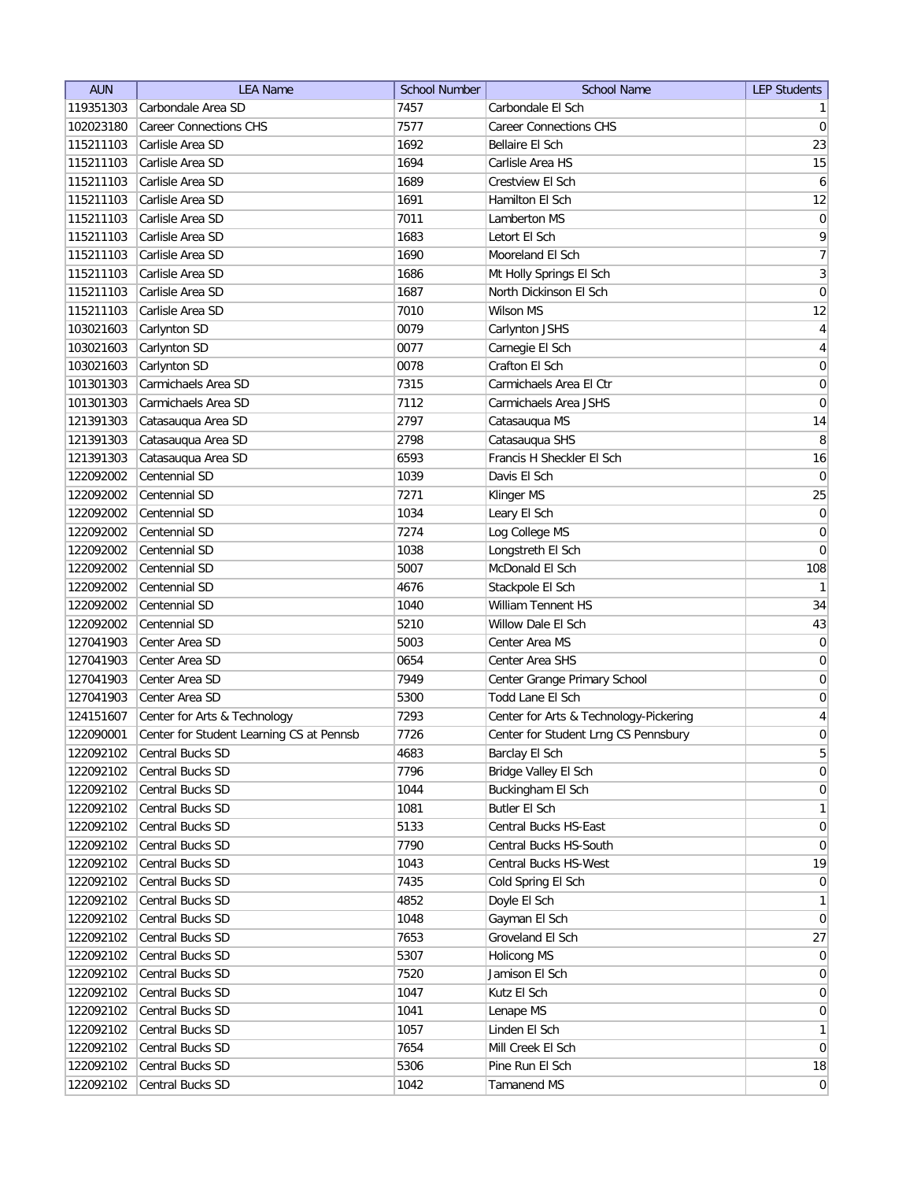| AUN | LEA Name | School Number | School Name | LEP Students |
|---|---|---|---|---|
| 119351303 | Carbondale Area SD | 7457 | Carbondale El Sch | 1 |
| 102023180 | Career Connections CHS | 7577 | Career Connections CHS | 0 |
| 115211103 | Carlisle Area SD | 1692 | Bellaire El Sch | 23 |
| 115211103 | Carlisle Area SD | 1694 | Carlisle Area HS | 15 |
| 115211103 | Carlisle Area SD | 1689 | Crestview El Sch | 6 |
| 115211103 | Carlisle Area SD | 1691 | Hamilton El Sch | 12 |
| 115211103 | Carlisle Area SD | 7011 | Lamberton MS | 0 |
| 115211103 | Carlisle Area SD | 1683 | Letort El Sch | 9 |
| 115211103 | Carlisle Area SD | 1690 | Mooreland El Sch | 7 |
| 115211103 | Carlisle Area SD | 1686 | Mt Holly Springs El Sch | 3 |
| 115211103 | Carlisle Area SD | 1687 | North Dickinson El Sch | 0 |
| 115211103 | Carlisle Area SD | 7010 | Wilson MS | 12 |
| 103021603 | Carlynton SD | 0079 | Carlynton JSHS | 4 |
| 103021603 | Carlynton SD | 0077 | Carnegie El Sch | 4 |
| 103021603 | Carlynton SD | 0078 | Crafton El Sch | 0 |
| 101301303 | Carmichaels Area SD | 7315 | Carmichaels Area El Ctr | 0 |
| 101301303 | Carmichaels Area SD | 7112 | Carmichaels Area JSHS | 0 |
| 121391303 | Catasauqua Area SD | 2797 | Catasauqua MS | 14 |
| 121391303 | Catasauqua Area SD | 2798 | Catasauqua SHS | 8 |
| 121391303 | Catasauqua Area SD | 6593 | Francis H Sheckler El Sch | 16 |
| 122092002 | Centennial SD | 1039 | Davis El Sch | 0 |
| 122092002 | Centennial SD | 7271 | Klinger MS | 25 |
| 122092002 | Centennial SD | 1034 | Leary El Sch | 0 |
| 122092002 | Centennial SD | 7274 | Log College MS | 0 |
| 122092002 | Centennial SD | 1038 | Longstreth El Sch | 0 |
| 122092002 | Centennial SD | 5007 | McDonald El Sch | 108 |
| 122092002 | Centennial SD | 4676 | Stackpole El Sch | 1 |
| 122092002 | Centennial SD | 1040 | William Tennent HS | 34 |
| 122092002 | Centennial SD | 5210 | Willow Dale El Sch | 43 |
| 127041903 | Center Area SD | 5003 | Center Area MS | 0 |
| 127041903 | Center Area SD | 0654 | Center Area SHS | 0 |
| 127041903 | Center Area SD | 7949 | Center Grange Primary School | 0 |
| 127041903 | Center Area SD | 5300 | Todd Lane El Sch | 0 |
| 124151607 | Center for Arts & Technology | 7293 | Center for Arts & Technology-Pickering | 4 |
| 122090001 | Center for Student Learning CS at Pennsb | 7726 | Center for Student Lrng CS Pennsbury | 0 |
| 122092102 | Central Bucks SD | 4683 | Barclay El Sch | 5 |
| 122092102 | Central Bucks SD | 7796 | Bridge Valley El Sch | 0 |
| 122092102 | Central Bucks SD | 1044 | Buckingham El Sch | 0 |
| 122092102 | Central Bucks SD | 1081 | Butler El Sch | 1 |
| 122092102 | Central Bucks SD | 5133 | Central Bucks HS-East | 0 |
| 122092102 | Central Bucks SD | 7790 | Central Bucks HS-South | 0 |
| 122092102 | Central Bucks SD | 1043 | Central Bucks HS-West | 19 |
| 122092102 | Central Bucks SD | 7435 | Cold Spring El Sch | 0 |
| 122092102 | Central Bucks SD | 4852 | Doyle El Sch | 1 |
| 122092102 | Central Bucks SD | 1048 | Gayman El Sch | 0 |
| 122092102 | Central Bucks SD | 7653 | Groveland El Sch | 27 |
| 122092102 | Central Bucks SD | 5307 | Holicong MS | 0 |
| 122092102 | Central Bucks SD | 7520 | Jamison El Sch | 0 |
| 122092102 | Central Bucks SD | 1047 | Kutz El Sch | 0 |
| 122092102 | Central Bucks SD | 1041 | Lenape MS | 0 |
| 122092102 | Central Bucks SD | 1057 | Linden El Sch | 1 |
| 122092102 | Central Bucks SD | 7654 | Mill Creek El Sch | 0 |
| 122092102 | Central Bucks SD | 5306 | Pine Run El Sch | 18 |
| 122092102 | Central Bucks SD | 1042 | Tamanend MS | 0 |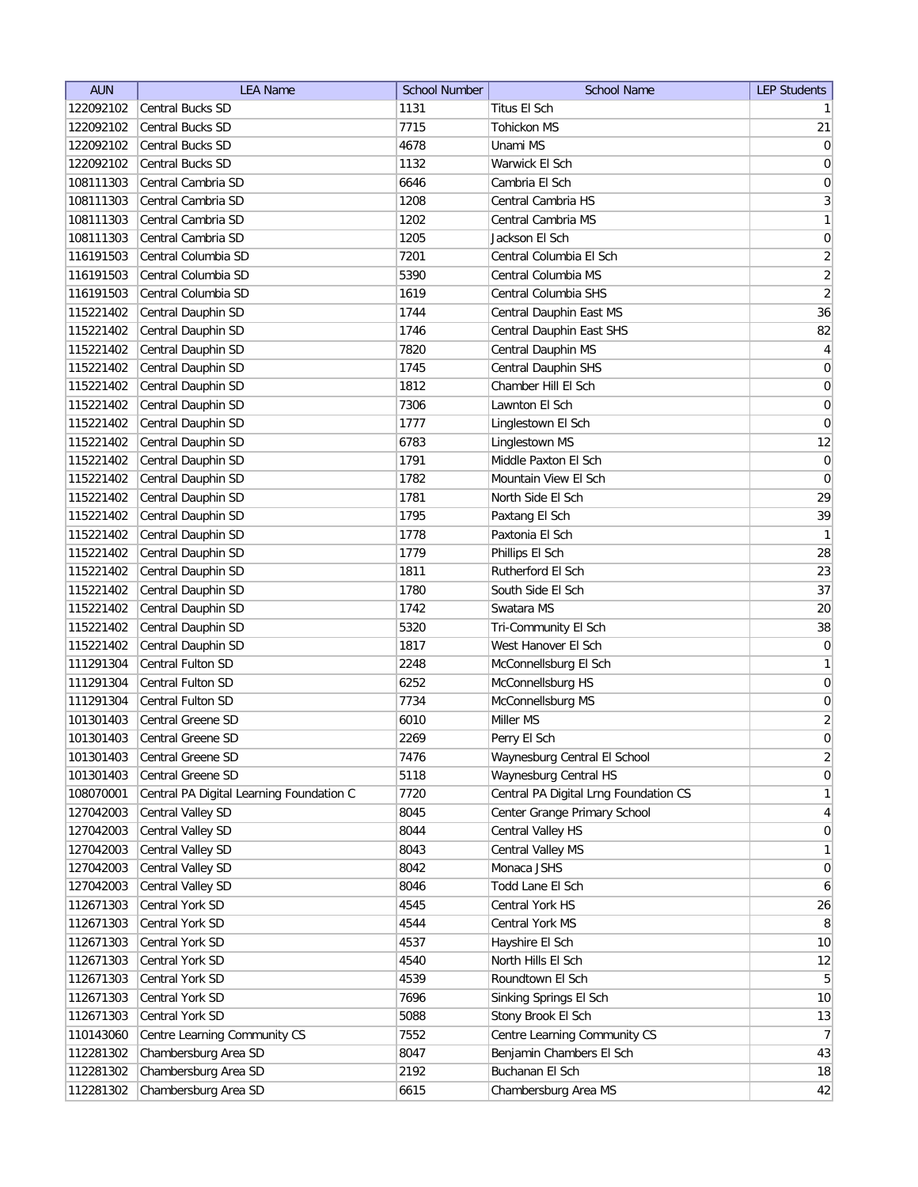| AUN | LEA Name | School Number | School Name | LEP Students |
|---|---|---|---|---|
| 122092102 | Central Bucks SD | 1131 | Titus El Sch | 1 |
| 122092102 | Central Bucks SD | 7715 | Tohickon MS | 21 |
| 122092102 | Central Bucks SD | 4678 | Unami MS | 0 |
| 122092102 | Central Bucks SD | 1132 | Warwick El Sch | 0 |
| 108111303 | Central Cambria SD | 6646 | Cambria El Sch | 0 |
| 108111303 | Central Cambria SD | 1208 | Central Cambria HS | 3 |
| 108111303 | Central Cambria SD | 1202 | Central Cambria MS | 1 |
| 108111303 | Central Cambria SD | 1205 | Jackson El Sch | 0 |
| 116191503 | Central Columbia SD | 7201 | Central Columbia El Sch | 2 |
| 116191503 | Central Columbia SD | 5390 | Central Columbia MS | 2 |
| 116191503 | Central Columbia SD | 1619 | Central Columbia SHS | 2 |
| 115221402 | Central Dauphin SD | 1744 | Central Dauphin East MS | 36 |
| 115221402 | Central Dauphin SD | 1746 | Central Dauphin East SHS | 82 |
| 115221402 | Central Dauphin SD | 7820 | Central Dauphin MS | 4 |
| 115221402 | Central Dauphin SD | 1745 | Central Dauphin SHS | 0 |
| 115221402 | Central Dauphin SD | 1812 | Chamber Hill El Sch | 0 |
| 115221402 | Central Dauphin SD | 7306 | Lawnton El Sch | 0 |
| 115221402 | Central Dauphin SD | 1777 | Linglestown El Sch | 0 |
| 115221402 | Central Dauphin SD | 6783 | Linglestown MS | 12 |
| 115221402 | Central Dauphin SD | 1791 | Middle Paxton El Sch | 0 |
| 115221402 | Central Dauphin SD | 1782 | Mountain View El Sch | 0 |
| 115221402 | Central Dauphin SD | 1781 | North Side El Sch | 29 |
| 115221402 | Central Dauphin SD | 1795 | Paxtang El Sch | 39 |
| 115221402 | Central Dauphin SD | 1778 | Paxtonia El Sch | 1 |
| 115221402 | Central Dauphin SD | 1779 | Phillips El Sch | 28 |
| 115221402 | Central Dauphin SD | 1811 | Rutherford El Sch | 23 |
| 115221402 | Central Dauphin SD | 1780 | South Side El Sch | 37 |
| 115221402 | Central Dauphin SD | 1742 | Swatara MS | 20 |
| 115221402 | Central Dauphin SD | 5320 | Tri-Community El Sch | 38 |
| 115221402 | Central Dauphin SD | 1817 | West Hanover El Sch | 0 |
| 111291304 | Central Fulton SD | 2248 | McConnellsburg El Sch | 1 |
| 111291304 | Central Fulton SD | 6252 | McConnellsburg HS | 0 |
| 111291304 | Central Fulton SD | 7734 | McConnellsburg MS | 0 |
| 101301403 | Central Greene SD | 6010 | Miller MS | 2 |
| 101301403 | Central Greene SD | 2269 | Perry El Sch | 0 |
| 101301403 | Central Greene SD | 7476 | Waynesburg Central El School | 2 |
| 101301403 | Central Greene SD | 5118 | Waynesburg Central HS | 0 |
| 108070001 | Central PA Digital Learning Foundation C | 7720 | Central PA Digital Lrng Foundation CS | 1 |
| 127042003 | Central Valley SD | 8045 | Center Grange Primary School | 4 |
| 127042003 | Central Valley SD | 8044 | Central Valley HS | 0 |
| 127042003 | Central Valley SD | 8043 | Central Valley MS | 1 |
| 127042003 | Central Valley SD | 8042 | Monaca JSHS | 0 |
| 127042003 | Central Valley SD | 8046 | Todd Lane El Sch | 6 |
| 112671303 | Central York SD | 4545 | Central York HS | 26 |
| 112671303 | Central York SD | 4544 | Central York MS | 8 |
| 112671303 | Central York SD | 4537 | Hayshire El Sch | 10 |
| 112671303 | Central York SD | 4540 | North Hills El Sch | 12 |
| 112671303 | Central York SD | 4539 | Roundtown El Sch | 5 |
| 112671303 | Central York SD | 7696 | Sinking Springs El Sch | 10 |
| 112671303 | Central York SD | 5088 | Stony Brook El Sch | 13 |
| 110143060 | Centre Learning Community CS | 7552 | Centre Learning Community CS | 7 |
| 112281302 | Chambersburg Area SD | 8047 | Benjamin Chambers El Sch | 43 |
| 112281302 | Chambersburg Area SD | 2192 | Buchanan El Sch | 18 |
| 112281302 | Chambersburg Area SD | 6615 | Chambersburg Area MS | 42 |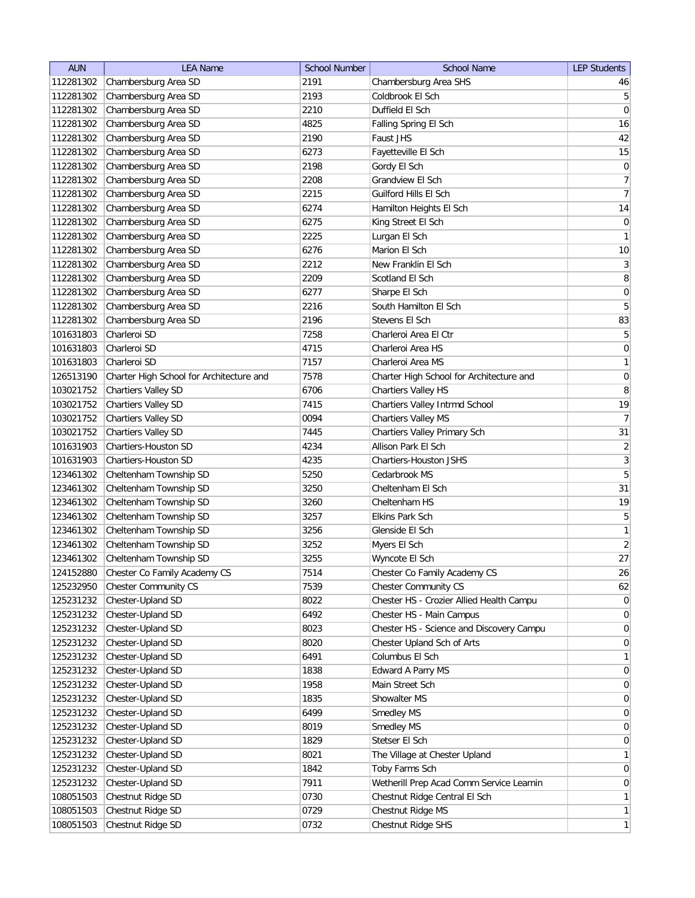| AUN | LEA Name | School Number | School Name | LEP Students |
|---|---|---|---|---|
| 112281302 | Chambersburg Area SD | 2191 | Chambersburg Area SHS | 46 |
| 112281302 | Chambersburg Area SD | 2193 | Coldbrook El Sch | 5 |
| 112281302 | Chambersburg Area SD | 2210 | Duffield El Sch | 0 |
| 112281302 | Chambersburg Area SD | 4825 | Falling Spring El Sch | 16 |
| 112281302 | Chambersburg Area SD | 2190 | Faust JHS | 42 |
| 112281302 | Chambersburg Area SD | 6273 | Fayetteville El Sch | 15 |
| 112281302 | Chambersburg Area SD | 2198 | Gordy El Sch | 0 |
| 112281302 | Chambersburg Area SD | 2208 | Grandview El Sch | 7 |
| 112281302 | Chambersburg Area SD | 2215 | Guilford Hills El Sch | 7 |
| 112281302 | Chambersburg Area SD | 6274 | Hamilton Heights El Sch | 14 |
| 112281302 | Chambersburg Area SD | 6275 | King Street El Sch | 0 |
| 112281302 | Chambersburg Area SD | 2225 | Lurgan El Sch | 1 |
| 112281302 | Chambersburg Area SD | 6276 | Marion El Sch | 10 |
| 112281302 | Chambersburg Area SD | 2212 | New Franklin El Sch | 3 |
| 112281302 | Chambersburg Area SD | 2209 | Scotland El Sch | 8 |
| 112281302 | Chambersburg Area SD | 6277 | Sharpe El Sch | 0 |
| 112281302 | Chambersburg Area SD | 2216 | South Hamilton El Sch | 5 |
| 112281302 | Chambersburg Area SD | 2196 | Stevens El Sch | 83 |
| 101631803 | Charleroi SD | 7258 | Charleroi Area El Ctr | 5 |
| 101631803 | Charleroi SD | 4715 | Charleroi Area HS | 0 |
| 101631803 | Charleroi SD | 7157 | Charleroi Area MS | 1 |
| 126513190 | Charter High School for Architecture and | 7578 | Charter High School for Architecture and | 0 |
| 103021752 | Chartiers Valley SD | 6706 | Chartiers Valley HS | 8 |
| 103021752 | Chartiers Valley SD | 7415 | Chartiers Valley Intrmd School | 19 |
| 103021752 | Chartiers Valley SD | 0094 | Chartiers Valley MS | 7 |
| 103021752 | Chartiers Valley SD | 7445 | Chartiers Valley Primary Sch | 31 |
| 101631903 | Chartiers-Houston SD | 4234 | Allison Park El Sch | 2 |
| 101631903 | Chartiers-Houston SD | 4235 | Chartiers-Houston JSHS | 3 |
| 123461302 | Cheltenham Township SD | 5250 | Cedarbrook MS | 5 |
| 123461302 | Cheltenham Township SD | 3250 | Cheltenham El Sch | 31 |
| 123461302 | Cheltenham Township SD | 3260 | Cheltenham HS | 19 |
| 123461302 | Cheltenham Township SD | 3257 | Elkins Park Sch | 5 |
| 123461302 | Cheltenham Township SD | 3256 | Glenside El Sch | 1 |
| 123461302 | Cheltenham Township SD | 3252 | Myers El Sch | 2 |
| 123461302 | Cheltenham Township SD | 3255 | Wyncote El Sch | 27 |
| 124152880 | Chester Co Family Academy CS | 7514 | Chester Co Family Academy CS | 26 |
| 125232950 | Chester Community CS | 7539 | Chester Community CS | 62 |
| 125231232 | Chester-Upland SD | 8022 | Chester HS - Crozier Allied Health Campu | 0 |
| 125231232 | Chester-Upland SD | 6492 | Chester HS - Main Campus | 0 |
| 125231232 | Chester-Upland SD | 8023 | Chester HS - Science and Discovery Campu | 0 |
| 125231232 | Chester-Upland SD | 8020 | Chester Upland Sch of Arts | 0 |
| 125231232 | Chester-Upland SD | 6491 | Columbus El Sch | 1 |
| 125231232 | Chester-Upland SD | 1838 | Edward A Parry MS | 0 |
| 125231232 | Chester-Upland SD | 1958 | Main Street Sch | 0 |
| 125231232 | Chester-Upland SD | 1835 | Showalter MS | 0 |
| 125231232 | Chester-Upland SD | 6499 | Smedley MS | 0 |
| 125231232 | Chester-Upland SD | 8019 | Smedley MS | 0 |
| 125231232 | Chester-Upland SD | 1829 | Stetser El Sch | 0 |
| 125231232 | Chester-Upland SD | 8021 | The Village at Chester Upland | 1 |
| 125231232 | Chester-Upland SD | 1842 | Toby Farms Sch | 0 |
| 125231232 | Chester-Upland SD | 7911 | Wetherill Prep Acad Comm Service Learnin | 0 |
| 108051503 | Chestnut Ridge SD | 0730 | Chestnut Ridge Central El Sch | 1 |
| 108051503 | Chestnut Ridge SD | 0729 | Chestnut Ridge MS | 1 |
| 108051503 | Chestnut Ridge SD | 0732 | Chestnut Ridge SHS | 1 |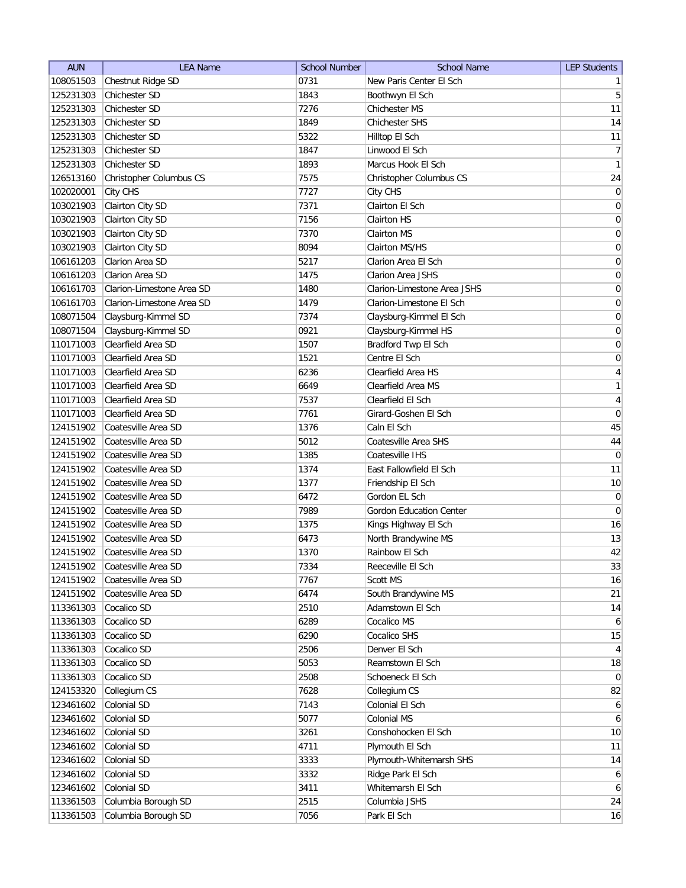| AUN | LEA Name | School Number | School Name | LEP Students |
|---|---|---|---|---|
| 108051503 | Chestnut Ridge SD | 0731 | New Paris Center El Sch | 1 |
| 125231303 | Chichester SD | 1843 | Boothwyn El Sch | 5 |
| 125231303 | Chichester SD | 7276 | Chichester MS | 11 |
| 125231303 | Chichester SD | 1849 | Chichester SHS | 14 |
| 125231303 | Chichester SD | 5322 | Hilltop El Sch | 11 |
| 125231303 | Chichester SD | 1847 | Linwood El Sch | 7 |
| 125231303 | Chichester SD | 1893 | Marcus Hook El Sch | 1 |
| 126513160 | Christopher Columbus CS | 7575 | Christopher Columbus CS | 24 |
| 102020001 | City CHS | 7727 | City CHS | 0 |
| 103021903 | Clairton City SD | 7371 | Clairton El Sch | 0 |
| 103021903 | Clairton City SD | 7156 | Clairton HS | 0 |
| 103021903 | Clairton City SD | 7370 | Clairton MS | 0 |
| 103021903 | Clairton City SD | 8094 | Clairton MS/HS | 0 |
| 106161203 | Clarion Area SD | 5217 | Clarion Area El Sch | 0 |
| 106161203 | Clarion Area SD | 1475 | Clarion Area JSHS | 0 |
| 106161703 | Clarion-Limestone Area SD | 1480 | Clarion-Limestone Area JSHS | 0 |
| 106161703 | Clarion-Limestone Area SD | 1479 | Clarion-Limestone El Sch | 0 |
| 108071504 | Claysburg-Kimmel SD | 7374 | Claysburg-Kimmel El Sch | 0 |
| 108071504 | Claysburg-Kimmel SD | 0921 | Claysburg-Kimmel HS | 0 |
| 110171003 | Clearfield Area SD | 1507 | Bradford Twp El Sch | 0 |
| 110171003 | Clearfield Area SD | 1521 | Centre El Sch | 0 |
| 110171003 | Clearfield Area SD | 6236 | Clearfield Area HS | 4 |
| 110171003 | Clearfield Area SD | 6649 | Clearfield Area MS | 1 |
| 110171003 | Clearfield Area SD | 7537 | Clearfield El Sch | 4 |
| 110171003 | Clearfield Area SD | 7761 | Girard-Goshen El Sch | 0 |
| 124151902 | Coatesville Area SD | 1376 | Caln El Sch | 45 |
| 124151902 | Coatesville Area SD | 5012 | Coatesville Area SHS | 44 |
| 124151902 | Coatesville Area SD | 1385 | Coatesville IHS | 0 |
| 124151902 | Coatesville Area SD | 1374 | East Fallowfield El Sch | 11 |
| 124151902 | Coatesville Area SD | 1377 | Friendship El Sch | 10 |
| 124151902 | Coatesville Area SD | 6472 | Gordon EL Sch | 0 |
| 124151902 | Coatesville Area SD | 7989 | Gordon Education Center | 0 |
| 124151902 | Coatesville Area SD | 1375 | Kings Highway El Sch | 16 |
| 124151902 | Coatesville Area SD | 6473 | North Brandywine MS | 13 |
| 124151902 | Coatesville Area SD | 1370 | Rainbow El Sch | 42 |
| 124151902 | Coatesville Area SD | 7334 | Reeceville El Sch | 33 |
| 124151902 | Coatesville Area SD | 7767 | Scott MS | 16 |
| 124151902 | Coatesville Area SD | 6474 | South Brandywine MS | 21 |
| 113361303 | Cocalico SD | 2510 | Adamstown El Sch | 14 |
| 113361303 | Cocalico SD | 6289 | Cocalico MS | 6 |
| 113361303 | Cocalico SD | 6290 | Cocalico SHS | 15 |
| 113361303 | Cocalico SD | 2506 | Denver El Sch | 4 |
| 113361303 | Cocalico SD | 5053 | Reamstown El Sch | 18 |
| 113361303 | Cocalico SD | 2508 | Schoeneck El Sch | 0 |
| 124153320 | Collegium CS | 7628 | Collegium CS | 82 |
| 123461602 | Colonial SD | 7143 | Colonial El Sch | 6 |
| 123461602 | Colonial SD | 5077 | Colonial MS | 6 |
| 123461602 | Colonial SD | 3261 | Conshohocken El Sch | 10 |
| 123461602 | Colonial SD | 4711 | Plymouth El Sch | 11 |
| 123461602 | Colonial SD | 3333 | Plymouth-Whitemarsh SHS | 14 |
| 123461602 | Colonial SD | 3332 | Ridge Park El Sch | 6 |
| 123461602 | Colonial SD | 3411 | Whitemarsh El Sch | 6 |
| 113361503 | Columbia Borough SD | 2515 | Columbia JSHS | 24 |
| 113361503 | Columbia Borough SD | 7056 | Park El Sch | 16 |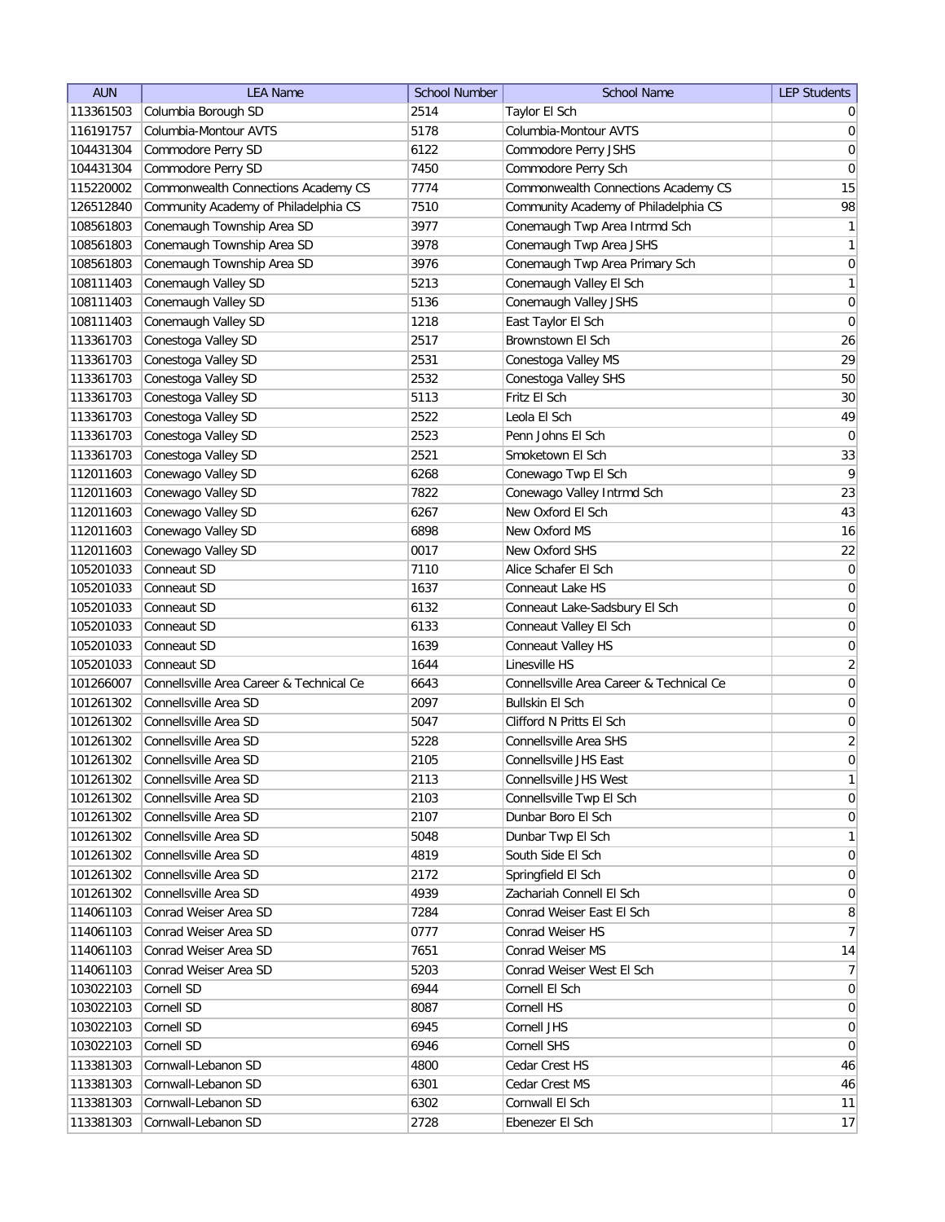| AUN | LEA Name | School Number | School Name | LEP Students |
|---|---|---|---|---|
| 113361503 | Columbia Borough SD | 2514 | Taylor El Sch | 0 |
| 116191757 | Columbia-Montour AVTS | 5178 | Columbia-Montour AVTS | 0 |
| 104431304 | Commodore Perry SD | 6122 | Commodore Perry JSHS | 0 |
| 104431304 | Commodore Perry SD | 7450 | Commodore Perry Sch | 0 |
| 115220002 | Commonwealth Connections Academy CS | 7774 | Commonwealth Connections Academy CS | 15 |
| 126512840 | Community Academy of Philadelphia CS | 7510 | Community Academy of Philadelphia CS | 98 |
| 108561803 | Conemaugh Township Area SD | 3977 | Conemaugh Twp Area Intrmd Sch | 1 |
| 108561803 | Conemaugh Township Area SD | 3978 | Conemaugh Twp Area JSHS | 1 |
| 108561803 | Conemaugh Township Area SD | 3976 | Conemaugh Twp Area Primary Sch | 0 |
| 108111403 | Conemaugh Valley SD | 5213 | Conemaugh Valley El Sch | 1 |
| 108111403 | Conemaugh Valley SD | 5136 | Conemaugh Valley JSHS | 0 |
| 108111403 | Conemaugh Valley SD | 1218 | East Taylor El Sch | 0 |
| 113361703 | Conestoga Valley SD | 2517 | Brownstown El Sch | 26 |
| 113361703 | Conestoga Valley SD | 2531 | Conestoga Valley MS | 29 |
| 113361703 | Conestoga Valley SD | 2532 | Conestoga Valley SHS | 50 |
| 113361703 | Conestoga Valley SD | 5113 | Fritz El Sch | 30 |
| 113361703 | Conestoga Valley SD | 2522 | Leola El Sch | 49 |
| 113361703 | Conestoga Valley SD | 2523 | Penn Johns El Sch | 0 |
| 113361703 | Conestoga Valley SD | 2521 | Smoketown El Sch | 33 |
| 112011603 | Conewago Valley SD | 6268 | Conewago Twp El Sch | 9 |
| 112011603 | Conewago Valley SD | 7822 | Conewago Valley Intrmd Sch | 23 |
| 112011603 | Conewago Valley SD | 6267 | New Oxford El Sch | 43 |
| 112011603 | Conewago Valley SD | 6898 | New Oxford MS | 16 |
| 112011603 | Conewago Valley SD | 0017 | New Oxford SHS | 22 |
| 105201033 | Conneaut SD | 7110 | Alice Schafer El Sch | 0 |
| 105201033 | Conneaut SD | 1637 | Conneaut Lake HS | 0 |
| 105201033 | Conneaut SD | 6132 | Conneaut Lake-Sadsbury El Sch | 0 |
| 105201033 | Conneaut SD | 6133 | Conneaut Valley El Sch | 0 |
| 105201033 | Conneaut SD | 1639 | Conneaut Valley HS | 0 |
| 105201033 | Conneaut SD | 1644 | Linesville HS | 2 |
| 101266007 | Connellsville Area Career & Technical Ce | 6643 | Connellsville Area Career & Technical Ce | 0 |
| 101261302 | Connellsville Area SD | 2097 | Bullskin El Sch | 0 |
| 101261302 | Connellsville Area SD | 5047 | Clifford N Pritts El Sch | 0 |
| 101261302 | Connellsville Area SD | 5228 | Connellsville Area SHS | 2 |
| 101261302 | Connellsville Area SD | 2105 | Connellsville JHS East | 0 |
| 101261302 | Connellsville Area SD | 2113 | Connellsville JHS West | 1 |
| 101261302 | Connellsville Area SD | 2103 | Connellsville Twp El Sch | 0 |
| 101261302 | Connellsville Area SD | 2107 | Dunbar Boro El Sch | 0 |
| 101261302 | Connellsville Area SD | 5048 | Dunbar Twp El Sch | 1 |
| 101261302 | Connellsville Area SD | 4819 | South Side El Sch | 0 |
| 101261302 | Connellsville Area SD | 2172 | Springfield El Sch | 0 |
| 101261302 | Connellsville Area SD | 4939 | Zachariah Connell El Sch | 0 |
| 114061103 | Conrad Weiser Area SD | 7284 | Conrad Weiser East El Sch | 8 |
| 114061103 | Conrad Weiser Area SD | 0777 | Conrad Weiser HS | 7 |
| 114061103 | Conrad Weiser Area SD | 7651 | Conrad Weiser MS | 14 |
| 114061103 | Conrad Weiser Area SD | 5203 | Conrad Weiser West El Sch | 7 |
| 103022103 | Cornell SD | 6944 | Cornell El Sch | 0 |
| 103022103 | Cornell SD | 8087 | Cornell HS | 0 |
| 103022103 | Cornell SD | 6945 | Cornell JHS | 0 |
| 103022103 | Cornell SD | 6946 | Cornell SHS | 0 |
| 113381303 | Cornwall-Lebanon SD | 4800 | Cedar Crest HS | 46 |
| 113381303 | Cornwall-Lebanon SD | 6301 | Cedar Crest MS | 46 |
| 113381303 | Cornwall-Lebanon SD | 6302 | Cornwall El Sch | 11 |
| 113381303 | Cornwall-Lebanon SD | 2728 | Ebenezer El Sch | 17 |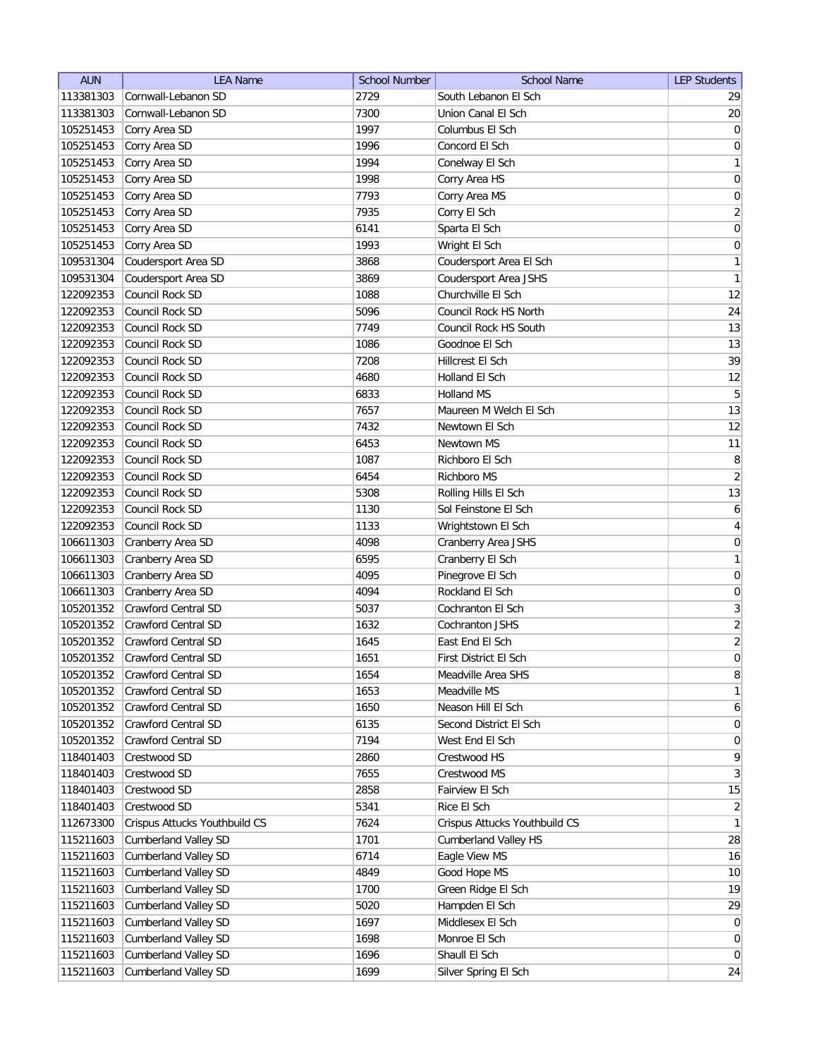| AUN | LEA Name | School Number | School Name | LEP Students |
|---|---|---|---|---|
| 113381303 | Cornwall-Lebanon SD | 2729 | South Lebanon El Sch | 29 |
| 113381303 | Cornwall-Lebanon SD | 7300 | Union Canal El Sch | 20 |
| 105251453 | Corry Area SD | 1997 | Columbus El Sch | 0 |
| 105251453 | Corry Area SD | 1996 | Concord El Sch | 0 |
| 105251453 | Corry Area SD | 1994 | Conelway El Sch | 1 |
| 105251453 | Corry Area SD | 1998 | Corry Area HS | 0 |
| 105251453 | Corry Area SD | 7793 | Corry Area MS | 0 |
| 105251453 | Corry Area SD | 7935 | Corry El Sch | 2 |
| 105251453 | Corry Area SD | 6141 | Sparta El Sch | 0 |
| 105251453 | Corry Area SD | 1993 | Wright El Sch | 0 |
| 109531304 | Coudersport Area SD | 3868 | Coudersport Area El Sch | 1 |
| 109531304 | Coudersport Area SD | 3869 | Coudersport Area JSHS | 1 |
| 122092353 | Council Rock SD | 1088 | Churchville El Sch | 12 |
| 122092353 | Council Rock SD | 5096 | Council Rock HS North | 24 |
| 122092353 | Council Rock SD | 7749 | Council Rock HS South | 13 |
| 122092353 | Council Rock SD | 1086 | Goodnoe El Sch | 13 |
| 122092353 | Council Rock SD | 7208 | Hillcrest El Sch | 39 |
| 122092353 | Council Rock SD | 4680 | Holland El Sch | 12 |
| 122092353 | Council Rock SD | 6833 | Holland MS | 5 |
| 122092353 | Council Rock SD | 7657 | Maureen M Welch El Sch | 13 |
| 122092353 | Council Rock SD | 7432 | Newtown El Sch | 12 |
| 122092353 | Council Rock SD | 6453 | Newtown MS | 11 |
| 122092353 | Council Rock SD | 1087 | Richboro El Sch | 8 |
| 122092353 | Council Rock SD | 6454 | Richboro MS | 2 |
| 122092353 | Council Rock SD | 5308 | Rolling Hills El Sch | 13 |
| 122092353 | Council Rock SD | 1130 | Sol Feinstone El Sch | 6 |
| 122092353 | Council Rock SD | 1133 | Wrightstown El Sch | 4 |
| 106611303 | Cranberry Area SD | 4098 | Cranberry Area JSHS | 0 |
| 106611303 | Cranberry Area SD | 6595 | Cranberry El Sch | 1 |
| 106611303 | Cranberry Area SD | 4095 | Pinegrove El Sch | 0 |
| 106611303 | Cranberry Area SD | 4094 | Rockland El Sch | 0 |
| 105201352 | Crawford Central SD | 5037 | Cochranton El Sch | 3 |
| 105201352 | Crawford Central SD | 1632 | Cochranton JSHS | 2 |
| 105201352 | Crawford Central SD | 1645 | East End El Sch | 2 |
| 105201352 | Crawford Central SD | 1651 | First District El Sch | 0 |
| 105201352 | Crawford Central SD | 1654 | Meadville Area SHS | 8 |
| 105201352 | Crawford Central SD | 1653 | Meadville MS | 1 |
| 105201352 | Crawford Central SD | 1650 | Neason Hill El Sch | 6 |
| 105201352 | Crawford Central SD | 6135 | Second District El Sch | 0 |
| 105201352 | Crawford Central SD | 7194 | West End El Sch | 0 |
| 118401403 | Crestwood SD | 2860 | Crestwood HS | 9 |
| 118401403 | Crestwood SD | 7655 | Crestwood MS | 3 |
| 118401403 | Crestwood SD | 2858 | Fairview El Sch | 15 |
| 118401403 | Crestwood SD | 5341 | Rice El Sch | 2 |
| 112673300 | Crispus Attucks Youthbuild CS | 7624 | Crispus Attucks Youthbuild CS | 1 |
| 115211603 | Cumberland Valley SD | 1701 | Cumberland Valley HS | 28 |
| 115211603 | Cumberland Valley SD | 6714 | Eagle View MS | 16 |
| 115211603 | Cumberland Valley SD | 4849 | Good Hope MS | 10 |
| 115211603 | Cumberland Valley SD | 1700 | Green Ridge El Sch | 19 |
| 115211603 | Cumberland Valley SD | 5020 | Hampden El Sch | 29 |
| 115211603 | Cumberland Valley SD | 1697 | Middlesex El Sch | 0 |
| 115211603 | Cumberland Valley SD | 1698 | Monroe El Sch | 0 |
| 115211603 | Cumberland Valley SD | 1696 | Shaull El Sch | 0 |
| 115211603 | Cumberland Valley SD | 1699 | Silver Spring El Sch | 24 |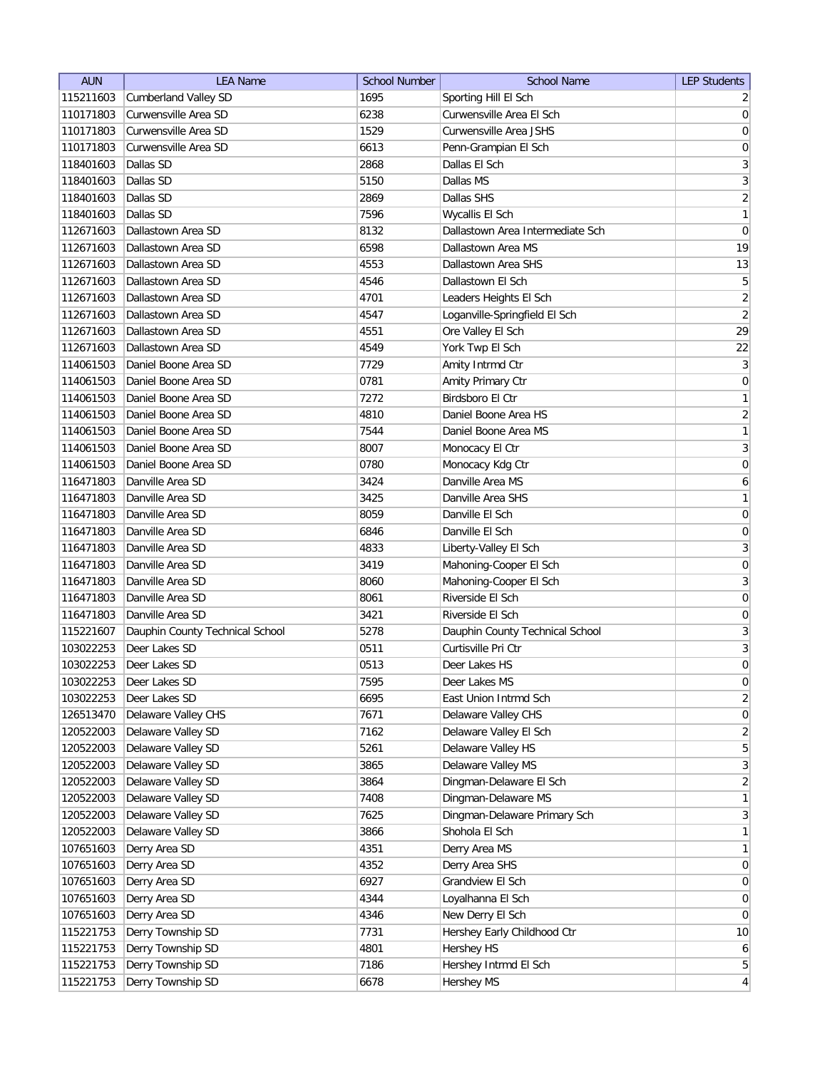| AUN | LEA Name | School Number | School Name | LEP Students |
| --- | --- | --- | --- | --- |
| 115211603 | Cumberland Valley SD | 1695 | Sporting Hill El Sch | 2 |
| 110171803 | Curwensville Area SD | 6238 | Curwensville Area El Sch | 0 |
| 110171803 | Curwensville Area SD | 1529 | Curwensville Area JSHS | 0 |
| 110171803 | Curwensville Area SD | 6613 | Penn-Grampian El Sch | 0 |
| 118401603 | Dallas SD | 2868 | Dallas El Sch | 3 |
| 118401603 | Dallas SD | 5150 | Dallas MS | 3 |
| 118401603 | Dallas SD | 2869 | Dallas SHS | 2 |
| 118401603 | Dallas SD | 7596 | Wycallis El Sch | 1 |
| 112671603 | Dallastown Area SD | 8132 | Dallastown Area Intermediate Sch | 0 |
| 112671603 | Dallastown Area SD | 6598 | Dallastown Area MS | 19 |
| 112671603 | Dallastown Area SD | 4553 | Dallastown Area SHS | 13 |
| 112671603 | Dallastown Area SD | 4546 | Dallastown El Sch | 5 |
| 112671603 | Dallastown Area SD | 4701 | Leaders Heights El Sch | 2 |
| 112671603 | Dallastown Area SD | 4547 | Loganville-Springfield El Sch | 2 |
| 112671603 | Dallastown Area SD | 4551 | Ore Valley El Sch | 29 |
| 112671603 | Dallastown Area SD | 4549 | York Twp El Sch | 22 |
| 114061503 | Daniel Boone Area SD | 7729 | Amity Intrmd Ctr | 3 |
| 114061503 | Daniel Boone Area SD | 0781 | Amity Primary Ctr | 0 |
| 114061503 | Daniel Boone Area SD | 7272 | Birdsboro El Ctr | 1 |
| 114061503 | Daniel Boone Area SD | 4810 | Daniel Boone Area HS | 2 |
| 114061503 | Daniel Boone Area SD | 7544 | Daniel Boone Area MS | 1 |
| 114061503 | Daniel Boone Area SD | 8007 | Monocacy El Ctr | 3 |
| 114061503 | Daniel Boone Area SD | 0780 | Monocacy Kdg Ctr | 0 |
| 116471803 | Danville Area SD | 3424 | Danville Area MS | 6 |
| 116471803 | Danville Area SD | 3425 | Danville Area SHS | 1 |
| 116471803 | Danville Area SD | 8059 | Danville El Sch | 0 |
| 116471803 | Danville Area SD | 6846 | Danville El Sch | 0 |
| 116471803 | Danville Area SD | 4833 | Liberty-Valley El Sch | 3 |
| 116471803 | Danville Area SD | 3419 | Mahoning-Cooper El Sch | 0 |
| 116471803 | Danville Area SD | 8060 | Mahoning-Cooper El Sch | 3 |
| 116471803 | Danville Area SD | 8061 | Riverside El Sch | 0 |
| 116471803 | Danville Area SD | 3421 | Riverside El Sch | 0 |
| 115221607 | Dauphin County Technical School | 5278 | Dauphin County Technical School | 3 |
| 103022253 | Deer Lakes SD | 0511 | Curtisville Pri Ctr | 3 |
| 103022253 | Deer Lakes SD | 0513 | Deer Lakes HS | 0 |
| 103022253 | Deer Lakes SD | 7595 | Deer Lakes MS | 0 |
| 103022253 | Deer Lakes SD | 6695 | East Union Intrmd Sch | 2 |
| 126513470 | Delaware Valley CHS | 7671 | Delaware Valley CHS | 0 |
| 120522003 | Delaware Valley SD | 7162 | Delaware Valley El Sch | 2 |
| 120522003 | Delaware Valley SD | 5261 | Delaware Valley HS | 5 |
| 120522003 | Delaware Valley SD | 3865 | Delaware Valley MS | 3 |
| 120522003 | Delaware Valley SD | 3864 | Dingman-Delaware El Sch | 2 |
| 120522003 | Delaware Valley SD | 7408 | Dingman-Delaware MS | 1 |
| 120522003 | Delaware Valley SD | 7625 | Dingman-Delaware Primary Sch | 3 |
| 120522003 | Delaware Valley SD | 3866 | Shohola El Sch | 1 |
| 107651603 | Derry Area SD | 4351 | Derry Area MS | 1 |
| 107651603 | Derry Area SD | 4352 | Derry Area SHS | 0 |
| 107651603 | Derry Area SD | 6927 | Grandview El Sch | 0 |
| 107651603 | Derry Area SD | 4344 | Loyalhanna El Sch | 0 |
| 107651603 | Derry Area SD | 4346 | New Derry El Sch | 0 |
| 115221753 | Derry Township SD | 7731 | Hershey Early Childhood Ctr | 10 |
| 115221753 | Derry Township SD | 4801 | Hershey HS | 6 |
| 115221753 | Derry Township SD | 7186 | Hershey Intrmd El Sch | 5 |
| 115221753 | Derry Township SD | 6678 | Hershey MS | 4 |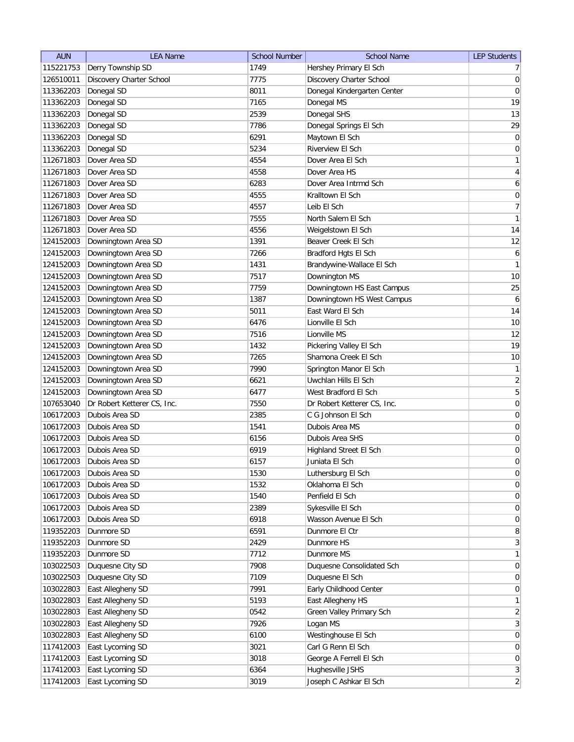| AUN | LEA Name | School Number | School Name | LEP Students |
| --- | --- | --- | --- | --- |
| 115221753 | Derry Township SD | 1749 | Hershey Primary El Sch | 7 |
| 126510011 | Discovery Charter School | 7775 | Discovery Charter School | 0 |
| 113362203 | Donegal SD | 8011 | Donegal Kindergarten Center | 0 |
| 113362203 | Donegal SD | 7165 | Donegal MS | 19 |
| 113362203 | Donegal SD | 2539 | Donegal SHS | 13 |
| 113362203 | Donegal SD | 7786 | Donegal Springs El Sch | 29 |
| 113362203 | Donegal SD | 6291 | Maytown El Sch | 0 |
| 113362203 | Donegal SD | 5234 | Riverview El Sch | 0 |
| 112671803 | Dover Area SD | 4554 | Dover Area El Sch | 1 |
| 112671803 | Dover Area SD | 4558 | Dover Area HS | 4 |
| 112671803 | Dover Area SD | 6283 | Dover Area Intrmd Sch | 6 |
| 112671803 | Dover Area SD | 4555 | Kralltown El Sch | 0 |
| 112671803 | Dover Area SD | 4557 | Leib El Sch | 7 |
| 112671803 | Dover Area SD | 7555 | North Salem El Sch | 1 |
| 112671803 | Dover Area SD | 4556 | Weigelstown El Sch | 14 |
| 124152003 | Downingtown Area SD | 1391 | Beaver Creek El Sch | 12 |
| 124152003 | Downingtown Area SD | 7266 | Bradford Hgts El Sch | 6 |
| 124152003 | Downingtown Area SD | 1431 | Brandywine-Wallace El Sch | 1 |
| 124152003 | Downingtown Area SD | 7517 | Downington MS | 10 |
| 124152003 | Downingtown Area SD | 7759 | Downingtown HS East Campus | 25 |
| 124152003 | Downingtown Area SD | 1387 | Downingtown HS West Campus | 6 |
| 124152003 | Downingtown Area SD | 5011 | East Ward El Sch | 14 |
| 124152003 | Downingtown Area SD | 6476 | Lionville El Sch | 10 |
| 124152003 | Downingtown Area SD | 7516 | Lionville MS | 12 |
| 124152003 | Downingtown Area SD | 1432 | Pickering Valley El Sch | 19 |
| 124152003 | Downingtown Area SD | 7265 | Shamona Creek El Sch | 10 |
| 124152003 | Downingtown Area SD | 7990 | Springton Manor El Sch | 1 |
| 124152003 | Downingtown Area SD | 6621 | Uwchlan Hills El Sch | 2 |
| 124152003 | Downingtown Area SD | 6477 | West Bradford El Sch | 5 |
| 107653040 | Dr Robert Ketterer CS, Inc. | 7550 | Dr Robert Ketterer CS, Inc. | 0 |
| 106172003 | Dubois Area SD | 2385 | C G Johnson El Sch | 0 |
| 106172003 | Dubois Area SD | 1541 | Dubois Area MS | 0 |
| 106172003 | Dubois Area SD | 6156 | Dubois Area SHS | 0 |
| 106172003 | Dubois Area SD | 6919 | Highland Street El Sch | 0 |
| 106172003 | Dubois Area SD | 6157 | Juniata El Sch | 0 |
| 106172003 | Dubois Area SD | 1530 | Luthersburg El Sch | 0 |
| 106172003 | Dubois Area SD | 1532 | Oklahoma El Sch | 0 |
| 106172003 | Dubois Area SD | 1540 | Penfield El Sch | 0 |
| 106172003 | Dubois Area SD | 2389 | Sykesville El Sch | 0 |
| 106172003 | Dubois Area SD | 6918 | Wasson Avenue El Sch | 0 |
| 119352203 | Dunmore SD | 6591 | Dunmore El Ctr | 8 |
| 119352203 | Dunmore SD | 2429 | Dunmore HS | 3 |
| 119352203 | Dunmore SD | 7712 | Dunmore MS | 1 |
| 103022503 | Duquesne City SD | 7908 | Duquesne Consolidated Sch | 0 |
| 103022503 | Duquesne City SD | 7109 | Duquesne El Sch | 0 |
| 103022803 | East Allegheny SD | 7991 | Early Childhood Center | 0 |
| 103022803 | East Allegheny SD | 5193 | East Allegheny HS | 1 |
| 103022803 | East Allegheny SD | 0542 | Green Valley Primary Sch | 2 |
| 103022803 | East Allegheny SD | 7926 | Logan MS | 3 |
| 103022803 | East Allegheny SD | 6100 | Westinghouse El Sch | 0 |
| 117412003 | East Lycoming SD | 3021 | Carl G Renn El Sch | 0 |
| 117412003 | East Lycoming SD | 3018 | George A Ferrell El Sch | 0 |
| 117412003 | East Lycoming SD | 6364 | Hughesville JSHS | 3 |
| 117412003 | East Lycoming SD | 3019 | Joseph C Ashkar El Sch | 2 |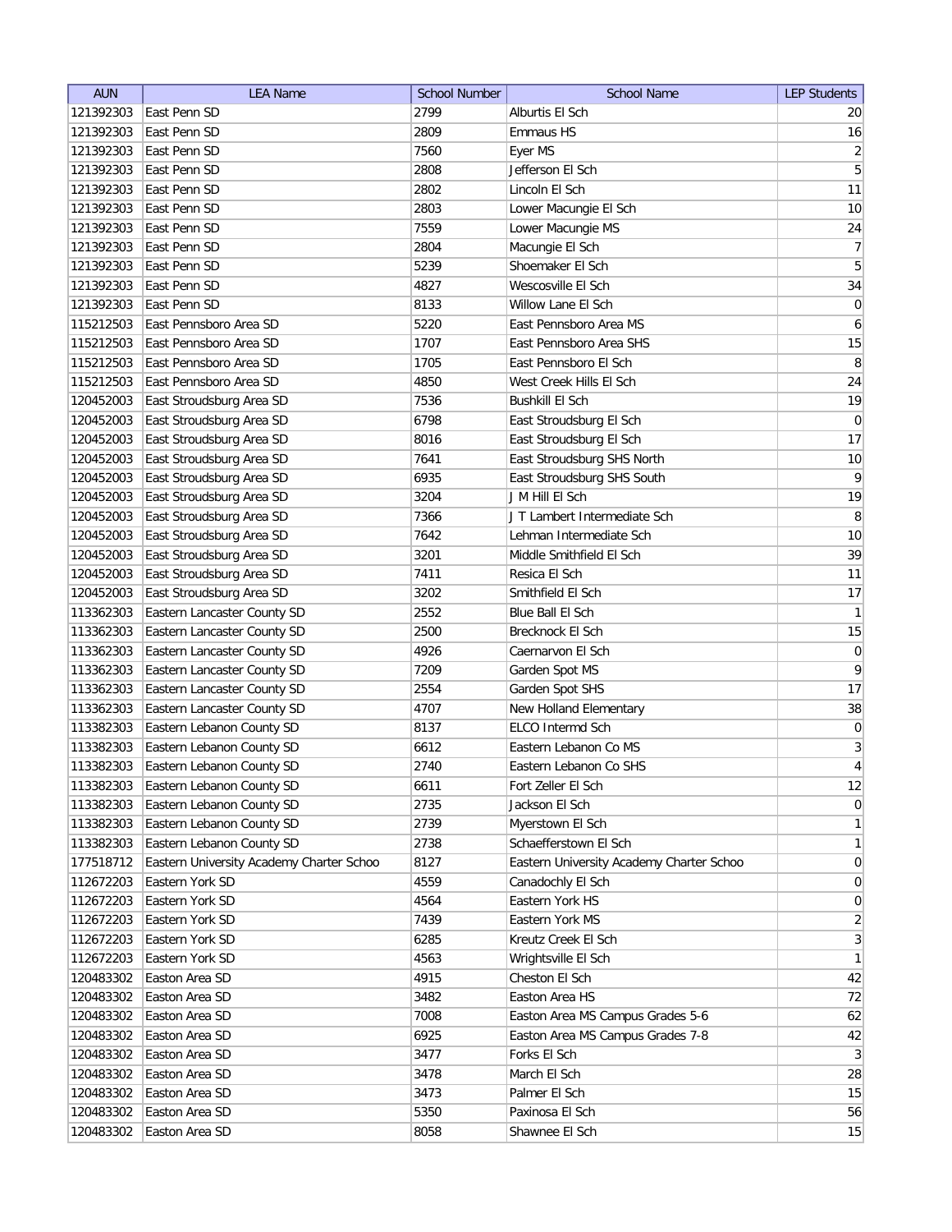| AUN | LEA Name | School Number | School Name | LEP Students |
|---|---|---|---|---|
| 121392303 | East Penn SD | 2799 | Alburtis El Sch | 20 |
| 121392303 | East Penn SD | 2809 | Emmaus HS | 16 |
| 121392303 | East Penn SD | 7560 | Eyer MS | 2 |
| 121392303 | East Penn SD | 2808 | Jefferson El Sch | 5 |
| 121392303 | East Penn SD | 2802 | Lincoln El Sch | 11 |
| 121392303 | East Penn SD | 2803 | Lower Macungie El Sch | 10 |
| 121392303 | East Penn SD | 7559 | Lower Macungie MS | 24 |
| 121392303 | East Penn SD | 2804 | Macungie El Sch | 7 |
| 121392303 | East Penn SD | 5239 | Shoemaker El Sch | 5 |
| 121392303 | East Penn SD | 4827 | Wescosville El Sch | 34 |
| 121392303 | East Penn SD | 8133 | Willow Lane El Sch | 0 |
| 115212503 | East Pennsboro Area SD | 5220 | East Pennsboro Area MS | 6 |
| 115212503 | East Pennsboro Area SD | 1707 | East Pennsboro Area SHS | 15 |
| 115212503 | East Pennsboro Area SD | 1705 | East Pennsboro El Sch | 8 |
| 115212503 | East Pennsboro Area SD | 4850 | West Creek Hills El Sch | 24 |
| 120452003 | East Stroudsburg Area SD | 7536 | Bushkill El Sch | 19 |
| 120452003 | East Stroudsburg Area SD | 6798 | East Stroudsburg El Sch | 0 |
| 120452003 | East Stroudsburg Area SD | 8016 | East Stroudsburg El Sch | 17 |
| 120452003 | East Stroudsburg Area SD | 7641 | East Stroudsburg SHS North | 10 |
| 120452003 | East Stroudsburg Area SD | 6935 | East Stroudsburg SHS South | 9 |
| 120452003 | East Stroudsburg Area SD | 3204 | J M Hill El Sch | 19 |
| 120452003 | East Stroudsburg Area SD | 7366 | J T Lambert Intermediate Sch | 8 |
| 120452003 | East Stroudsburg Area SD | 7642 | Lehman Intermediate Sch | 10 |
| 120452003 | East Stroudsburg Area SD | 3201 | Middle Smithfield El Sch | 39 |
| 120452003 | East Stroudsburg Area SD | 7411 | Resica El Sch | 11 |
| 120452003 | East Stroudsburg Area SD | 3202 | Smithfield El Sch | 17 |
| 113362303 | Eastern Lancaster County SD | 2552 | Blue Ball El Sch | 1 |
| 113362303 | Eastern Lancaster County SD | 2500 | Brecknock El Sch | 15 |
| 113362303 | Eastern Lancaster County SD | 4926 | Caernarvon El Sch | 0 |
| 113362303 | Eastern Lancaster County SD | 7209 | Garden Spot MS | 9 |
| 113362303 | Eastern Lancaster County SD | 2554 | Garden Spot SHS | 17 |
| 113362303 | Eastern Lancaster County SD | 4707 | New Holland Elementary | 38 |
| 113382303 | Eastern Lebanon County SD | 8137 | ELCO Intermd Sch | 0 |
| 113382303 | Eastern Lebanon County SD | 6612 | Eastern Lebanon Co MS | 3 |
| 113382303 | Eastern Lebanon County SD | 2740 | Eastern Lebanon Co SHS | 4 |
| 113382303 | Eastern Lebanon County SD | 6611 | Fort Zeller El Sch | 12 |
| 113382303 | Eastern Lebanon County SD | 2735 | Jackson El Sch | 0 |
| 113382303 | Eastern Lebanon County SD | 2739 | Myerstown El Sch | 1 |
| 113382303 | Eastern Lebanon County SD | 2738 | Schaefferstown El Sch | 1 |
| 177518712 | Eastern University Academy Charter Schoo | 8127 | Eastern University Academy Charter Schoo | 0 |
| 112672203 | Eastern York SD | 4559 | Canadochly El Sch | 0 |
| 112672203 | Eastern York SD | 4564 | Eastern York HS | 0 |
| 112672203 | Eastern York SD | 7439 | Eastern York MS | 2 |
| 112672203 | Eastern York SD | 6285 | Kreutz Creek El Sch | 3 |
| 112672203 | Eastern York SD | 4563 | Wrightsville El Sch | 1 |
| 120483302 | Easton Area SD | 4915 | Cheston El Sch | 42 |
| 120483302 | Easton Area SD | 3482 | Easton Area HS | 72 |
| 120483302 | Easton Area SD | 7008 | Easton Area MS Campus Grades 5-6 | 62 |
| 120483302 | Easton Area SD | 6925 | Easton Area MS Campus Grades 7-8 | 42 |
| 120483302 | Easton Area SD | 3477 | Forks El Sch | 3 |
| 120483302 | Easton Area SD | 3478 | March El Sch | 28 |
| 120483302 | Easton Area SD | 3473 | Palmer El Sch | 15 |
| 120483302 | Easton Area SD | 5350 | Paxinosa El Sch | 56 |
| 120483302 | Easton Area SD | 8058 | Shawnee El Sch | 15 |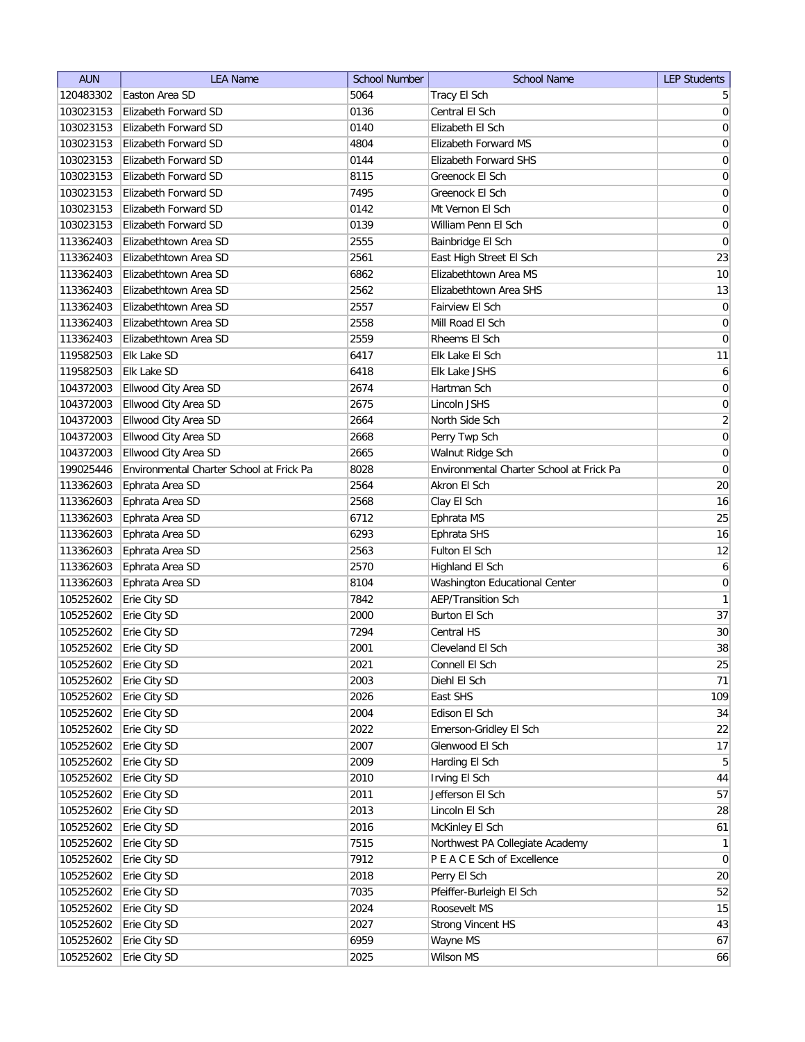| AUN | LEA Name | School Number | School Name | LEP Students |
|---|---|---|---|---|
| 120483302 | Easton Area SD | 5064 | Tracy El Sch | 5 |
| 103023153 | Elizabeth Forward SD | 0136 | Central El Sch | 0 |
| 103023153 | Elizabeth Forward SD | 0140 | Elizabeth El Sch | 0 |
| 103023153 | Elizabeth Forward SD | 4804 | Elizabeth Forward MS | 0 |
| 103023153 | Elizabeth Forward SD | 0144 | Elizabeth Forward SHS | 0 |
| 103023153 | Elizabeth Forward SD | 8115 | Greenock El Sch | 0 |
| 103023153 | Elizabeth Forward SD | 7495 | Greenock El Sch | 0 |
| 103023153 | Elizabeth Forward SD | 0142 | Mt Vernon El Sch | 0 |
| 103023153 | Elizabeth Forward SD | 0139 | William Penn El Sch | 0 |
| 113362403 | Elizabethtown Area SD | 2555 | Bainbridge El Sch | 0 |
| 113362403 | Elizabethtown Area SD | 2561 | East High Street El Sch | 23 |
| 113362403 | Elizabethtown Area SD | 6862 | Elizabethtown Area MS | 10 |
| 113362403 | Elizabethtown Area SD | 2562 | Elizabethtown Area SHS | 13 |
| 113362403 | Elizabethtown Area SD | 2557 | Fairview El Sch | 0 |
| 113362403 | Elizabethtown Area SD | 2558 | Mill Road El Sch | 0 |
| 113362403 | Elizabethtown Area SD | 2559 | Rheems El Sch | 0 |
| 119582503 | Elk Lake SD | 6417 | Elk Lake El Sch | 11 |
| 119582503 | Elk Lake SD | 6418 | Elk Lake JSHS | 6 |
| 104372003 | Ellwood City Area SD | 2674 | Hartman Sch | 0 |
| 104372003 | Ellwood City Area SD | 2675 | Lincoln JSHS | 0 |
| 104372003 | Ellwood City Area SD | 2664 | North Side Sch | 2 |
| 104372003 | Ellwood City Area SD | 2668 | Perry Twp Sch | 0 |
| 104372003 | Ellwood City Area SD | 2665 | Walnut Ridge Sch | 0 |
| 199025446 | Environmental Charter School at Frick Pa | 8028 | Environmental Charter School at Frick Pa | 0 |
| 113362603 | Ephrata Area SD | 2564 | Akron El Sch | 20 |
| 113362603 | Ephrata Area SD | 2568 | Clay El Sch | 16 |
| 113362603 | Ephrata Area SD | 6712 | Ephrata MS | 25 |
| 113362603 | Ephrata Area SD | 6293 | Ephrata SHS | 16 |
| 113362603 | Ephrata Area SD | 2563 | Fulton El Sch | 12 |
| 113362603 | Ephrata Area SD | 2570 | Highland El Sch | 6 |
| 113362603 | Ephrata Area SD | 8104 | Washington Educational Center | 0 |
| 105252602 | Erie City SD | 7842 | AEP/Transition Sch | 1 |
| 105252602 | Erie City SD | 2000 | Burton El Sch | 37 |
| 105252602 | Erie City SD | 7294 | Central HS | 30 |
| 105252602 | Erie City SD | 2001 | Cleveland El Sch | 38 |
| 105252602 | Erie City SD | 2021 | Connell El Sch | 25 |
| 105252602 | Erie City SD | 2003 | Diehl El Sch | 71 |
| 105252602 | Erie City SD | 2026 | East SHS | 109 |
| 105252602 | Erie City SD | 2004 | Edison El Sch | 34 |
| 105252602 | Erie City SD | 2022 | Emerson-Gridley El Sch | 22 |
| 105252602 | Erie City SD | 2007 | Glenwood El Sch | 17 |
| 105252602 | Erie City SD | 2009 | Harding El Sch | 5 |
| 105252602 | Erie City SD | 2010 | Irving El Sch | 44 |
| 105252602 | Erie City SD | 2011 | Jefferson El Sch | 57 |
| 105252602 | Erie City SD | 2013 | Lincoln El Sch | 28 |
| 105252602 | Erie City SD | 2016 | McKinley El Sch | 61 |
| 105252602 | Erie City SD | 7515 | Northwest PA Collegiate Academy | 1 |
| 105252602 | Erie City SD | 7912 | P E A C E Sch of Excellence | 0 |
| 105252602 | Erie City SD | 2018 | Perry El Sch | 20 |
| 105252602 | Erie City SD | 7035 | Pfeiffer-Burleigh El Sch | 52 |
| 105252602 | Erie City SD | 2024 | Roosevelt MS | 15 |
| 105252602 | Erie City SD | 2027 | Strong Vincent HS | 43 |
| 105252602 | Erie City SD | 6959 | Wayne MS | 67 |
| 105252602 | Erie City SD | 2025 | Wilson MS | 66 |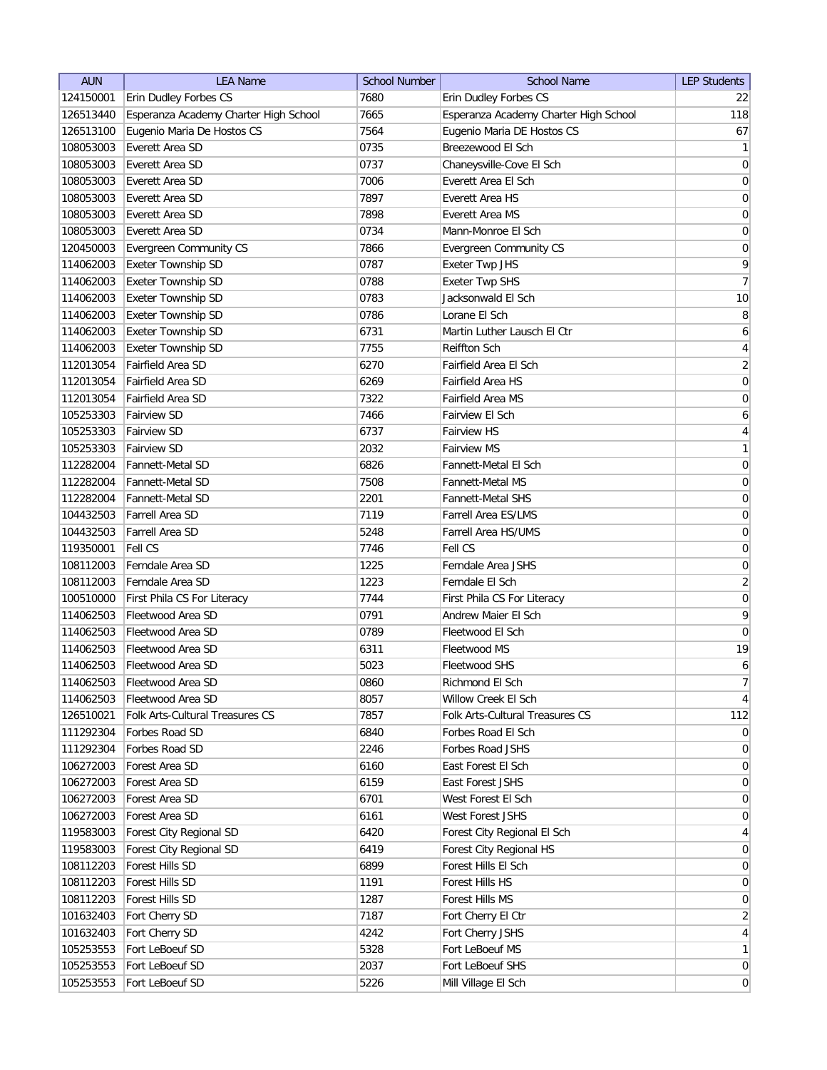| AUN | LEA Name | School Number | School Name | LEP Students |
|---|---|---|---|---|
| 124150001 | Erin Dudley Forbes CS | 7680 | Erin Dudley Forbes CS | 22 |
| 126513440 | Esperanza Academy Charter High School | 7665 | Esperanza Academy Charter High School | 118 |
| 126513100 | Eugenio Maria De Hostos CS | 7564 | Eugenio Maria DE Hostos CS | 67 |
| 108053003 | Everett Area SD | 0735 | Breezewood El Sch | 1 |
| 108053003 | Everett Area SD | 0737 | Chaneysville-Cove El Sch | 0 |
| 108053003 | Everett Area SD | 7006 | Everett Area El Sch | 0 |
| 108053003 | Everett Area SD | 7897 | Everett Area HS | 0 |
| 108053003 | Everett Area SD | 7898 | Everett Area MS | 0 |
| 108053003 | Everett Area SD | 0734 | Mann-Monroe El Sch | 0 |
| 120450003 | Evergreen Community CS | 7866 | Evergreen Community CS | 0 |
| 114062003 | Exeter Township SD | 0787 | Exeter Twp JHS | 9 |
| 114062003 | Exeter Township SD | 0788 | Exeter Twp SHS | 7 |
| 114062003 | Exeter Township SD | 0783 | Jacksonwald El Sch | 10 |
| 114062003 | Exeter Township SD | 0786 | Lorane El Sch | 8 |
| 114062003 | Exeter Township SD | 6731 | Martin Luther Lausch El Ctr | 6 |
| 114062003 | Exeter Township SD | 7755 | Reiffton Sch | 4 |
| 112013054 | Fairfield Area SD | 6270 | Fairfield Area El Sch | 2 |
| 112013054 | Fairfield Area SD | 6269 | Fairfield Area HS | 0 |
| 112013054 | Fairfield Area SD | 7322 | Fairfield Area MS | 0 |
| 105253303 | Fairview SD | 7466 | Fairview El Sch | 6 |
| 105253303 | Fairview SD | 6737 | Fairview HS | 4 |
| 105253303 | Fairview SD | 2032 | Fairview MS | 1 |
| 112282004 | Fannett-Metal SD | 6826 | Fannett-Metal El Sch | 0 |
| 112282004 | Fannett-Metal SD | 7508 | Fannett-Metal MS | 0 |
| 112282004 | Fannett-Metal SD | 2201 | Fannett-Metal SHS | 0 |
| 104432503 | Farrell Area SD | 7119 | Farrell Area ES/LMS | 0 |
| 104432503 | Farrell Area SD | 5248 | Farrell Area HS/UMS | 0 |
| 119350001 | Fell CS | 7746 | Fell CS | 0 |
| 108112003 | Ferndale Area SD | 1225 | Ferndale Area JSHS | 0 |
| 108112003 | Ferndale Area SD | 1223 | Ferndale El Sch | 2 |
| 100510000 | First Phila CS For Literacy | 7744 | First Phila CS For Literacy | 0 |
| 114062503 | Fleetwood Area SD | 0791 | Andrew Maier El Sch | 9 |
| 114062503 | Fleetwood Area SD | 0789 | Fleetwood El Sch | 0 |
| 114062503 | Fleetwood Area SD | 6311 | Fleetwood MS | 19 |
| 114062503 | Fleetwood Area SD | 5023 | Fleetwood SHS | 6 |
| 114062503 | Fleetwood Area SD | 0860 | Richmond El Sch | 7 |
| 114062503 | Fleetwood Area SD | 8057 | Willow Creek El Sch | 4 |
| 126510021 | Folk Arts-Cultural Treasures CS | 7857 | Folk Arts-Cultural Treasures CS | 112 |
| 111292304 | Forbes Road SD | 6840 | Forbes Road El Sch | 0 |
| 111292304 | Forbes Road SD | 2246 | Forbes Road JSHS | 0 |
| 106272003 | Forest Area SD | 6160 | East Forest El Sch | 0 |
| 106272003 | Forest Area SD | 6159 | East Forest JSHS | 0 |
| 106272003 | Forest Area SD | 6701 | West Forest El Sch | 0 |
| 106272003 | Forest Area SD | 6161 | West Forest JSHS | 0 |
| 119583003 | Forest City Regional SD | 6420 | Forest City Regional El Sch | 4 |
| 119583003 | Forest City Regional SD | 6419 | Forest City Regional HS | 0 |
| 108112203 | Forest Hills SD | 6899 | Forest Hills El Sch | 0 |
| 108112203 | Forest Hills SD | 1191 | Forest Hills HS | 0 |
| 108112203 | Forest Hills SD | 1287 | Forest Hills MS | 0 |
| 101632403 | Fort Cherry SD | 7187 | Fort Cherry El Ctr | 2 |
| 101632403 | Fort Cherry SD | 4242 | Fort Cherry JSHS | 4 |
| 105253553 | Fort LeBoeuf SD | 5328 | Fort LeBoeuf MS | 1 |
| 105253553 | Fort LeBoeuf SD | 2037 | Fort LeBoeuf SHS | 0 |
| 105253553 | Fort LeBoeuf SD | 5226 | Mill Village El Sch | 0 |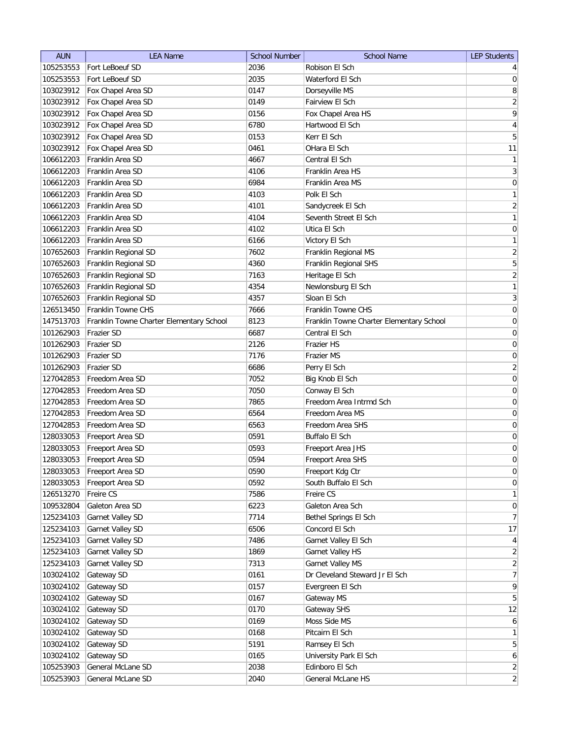| AUN | LEA Name | School Number | School Name | LEP Students |
| --- | --- | --- | --- | --- |
| 105253553 | Fort LeBoeuf SD | 2036 | Robison El Sch | 4 |
| 105253553 | Fort LeBoeuf SD | 2035 | Waterford El Sch | 0 |
| 103023912 | Fox Chapel Area SD | 0147 | Dorseyville MS | 8 |
| 103023912 | Fox Chapel Area SD | 0149 | Fairview El Sch | 2 |
| 103023912 | Fox Chapel Area SD | 0156 | Fox Chapel Area HS | 9 |
| 103023912 | Fox Chapel Area SD | 6780 | Hartwood El Sch | 4 |
| 103023912 | Fox Chapel Area SD | 0153 | Kerr El Sch | 5 |
| 103023912 | Fox Chapel Area SD | 0461 | OHara El Sch | 11 |
| 106612203 | Franklin Area SD | 4667 | Central El Sch | 1 |
| 106612203 | Franklin Area SD | 4106 | Franklin Area HS | 3 |
| 106612203 | Franklin Area SD | 6984 | Franklin Area MS | 0 |
| 106612203 | Franklin Area SD | 4103 | Polk El Sch | 1 |
| 106612203 | Franklin Area SD | 4101 | Sandycreek El Sch | 2 |
| 106612203 | Franklin Area SD | 4104 | Seventh Street El Sch | 1 |
| 106612203 | Franklin Area SD | 4102 | Utica El Sch | 0 |
| 106612203 | Franklin Area SD | 6166 | Victory El Sch | 1 |
| 107652603 | Franklin Regional SD | 7602 | Franklin Regional MS | 2 |
| 107652603 | Franklin Regional SD | 4360 | Franklin Regional SHS | 5 |
| 107652603 | Franklin Regional SD | 7163 | Heritage El Sch | 2 |
| 107652603 | Franklin Regional SD | 4354 | Newlonsburg El Sch | 1 |
| 107652603 | Franklin Regional SD | 4357 | Sloan El Sch | 3 |
| 126513450 | Franklin Towne CHS | 7666 | Franklin Towne CHS | 0 |
| 147513703 | Franklin Towne Charter Elementary School | 8123 | Franklin Towne Charter Elementary School | 0 |
| 101262903 | Frazier SD | 6687 | Central El Sch | 0 |
| 101262903 | Frazier SD | 2126 | Frazier HS | 0 |
| 101262903 | Frazier SD | 7176 | Frazier MS | 0 |
| 101262903 | Frazier SD | 6686 | Perry El Sch | 2 |
| 127042853 | Freedom Area SD | 7052 | Big Knob El Sch | 0 |
| 127042853 | Freedom Area SD | 7050 | Conway El Sch | 0 |
| 127042853 | Freedom Area SD | 7865 | Freedom Area Intrmd Sch | 0 |
| 127042853 | Freedom Area SD | 6564 | Freedom Area MS | 0 |
| 127042853 | Freedom Area SD | 6563 | Freedom Area SHS | 0 |
| 128033053 | Freeport Area SD | 0591 | Buffalo El Sch | 0 |
| 128033053 | Freeport Area SD | 0593 | Freeport Area JHS | 0 |
| 128033053 | Freeport Area SD | 0594 | Freeport Area SHS | 0 |
| 128033053 | Freeport Area SD | 0590 | Freeport Kdg Ctr | 0 |
| 128033053 | Freeport Area SD | 0592 | South Buffalo El Sch | 0 |
| 126513270 | Freire CS | 7586 | Freire CS | 1 |
| 109532804 | Galeton Area SD | 6223 | Galeton Area Sch | 0 |
| 125234103 | Garnet Valley SD | 7714 | Bethel Springs El Sch | 7 |
| 125234103 | Garnet Valley SD | 6506 | Concord El Sch | 17 |
| 125234103 | Garnet Valley SD | 7486 | Garnet Valley El Sch | 4 |
| 125234103 | Garnet Valley SD | 1869 | Garnet Valley HS | 2 |
| 125234103 | Garnet Valley SD | 7313 | Garnet Valley MS | 2 |
| 103024102 | Gateway SD | 0161 | Dr Cleveland Steward Jr El Sch | 7 |
| 103024102 | Gateway SD | 0157 | Evergreen El Sch | 9 |
| 103024102 | Gateway SD | 0167 | Gateway MS | 5 |
| 103024102 | Gateway SD | 0170 | Gateway SHS | 12 |
| 103024102 | Gateway SD | 0169 | Moss Side MS | 6 |
| 103024102 | Gateway SD | 0168 | Pitcairn El Sch | 1 |
| 103024102 | Gateway SD | 5191 | Ramsey El Sch | 5 |
| 103024102 | Gateway SD | 0165 | University Park El Sch | 6 |
| 105253903 | General McLane SD | 2038 | Edinboro El Sch | 2 |
| 105253903 | General McLane SD | 2040 | General McLane HS | 2 |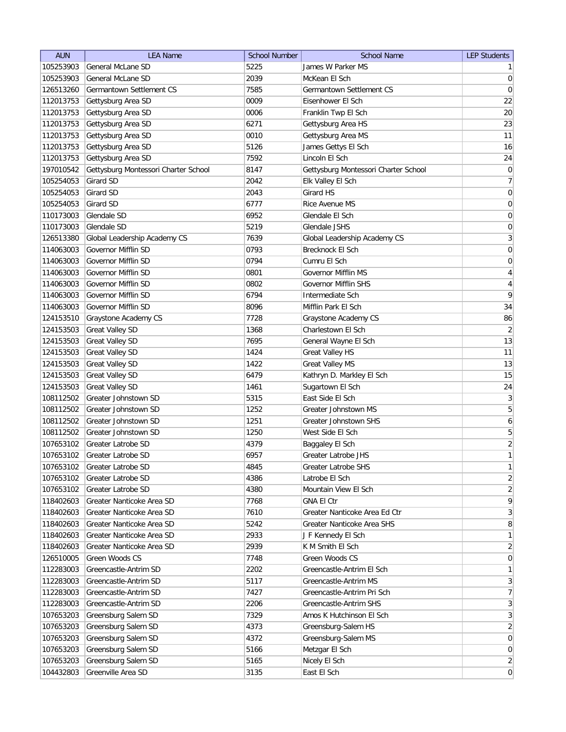| AUN | LEA Name | School Number | School Name | LEP Students |
|---|---|---|---|---|
| 105253903 | General McLane SD | 5225 | James W Parker MS | 1 |
| 105253903 | General McLane SD | 2039 | McKean El Sch | 0 |
| 126513260 | Germantown Settlement CS | 7585 | Germantown Settlement CS | 0 |
| 112013753 | Gettysburg Area SD | 0009 | Eisenhower El Sch | 22 |
| 112013753 | Gettysburg Area SD | 0006 | Franklin Twp El Sch | 20 |
| 112013753 | Gettysburg Area SD | 6271 | Gettysburg Area HS | 23 |
| 112013753 | Gettysburg Area SD | 0010 | Gettysburg Area MS | 11 |
| 112013753 | Gettysburg Area SD | 5126 | James Gettys El Sch | 16 |
| 112013753 | Gettysburg Area SD | 7592 | Lincoln El Sch | 24 |
| 197010542 | Gettysburg Montessori Charter School | 8147 | Gettysburg Montessori Charter School | 0 |
| 105254053 | Girard SD | 2042 | Elk Valley El Sch | 7 |
| 105254053 | Girard SD | 2043 | Girard HS | 0 |
| 105254053 | Girard SD | 6777 | Rice Avenue MS | 0 |
| 110173003 | Glendale SD | 6952 | Glendale El Sch | 0 |
| 110173003 | Glendale SD | 5219 | Glendale JSHS | 0 |
| 126513380 | Global Leadership Academy CS | 7639 | Global Leadership Academy CS | 3 |
| 114063003 | Governor Mifflin SD | 0793 | Brecknock El Sch | 0 |
| 114063003 | Governor Mifflin SD | 0794 | Cumru El Sch | 0 |
| 114063003 | Governor Mifflin SD | 0801 | Governor Mifflin MS | 4 |
| 114063003 | Governor Mifflin SD | 0802 | Governor Mifflin SHS | 4 |
| 114063003 | Governor Mifflin SD | 6794 | Intermediate Sch | 9 |
| 114063003 | Governor Mifflin SD | 8096 | Mifflin Park El Sch | 34 |
| 124153510 | Graystone Academy CS | 7728 | Graystone Academy CS | 86 |
| 124153503 | Great Valley SD | 1368 | Charlestown El Sch | 2 |
| 124153503 | Great Valley SD | 7695 | General Wayne El Sch | 13 |
| 124153503 | Great Valley SD | 1424 | Great Valley HS | 11 |
| 124153503 | Great Valley SD | 1422 | Great Valley MS | 13 |
| 124153503 | Great Valley SD | 6479 | Kathryn D. Markley El Sch | 15 |
| 124153503 | Great Valley SD | 1461 | Sugartown El Sch | 24 |
| 108112502 | Greater Johnstown SD | 5315 | East Side El Sch | 3 |
| 108112502 | Greater Johnstown SD | 1252 | Greater Johnstown MS | 5 |
| 108112502 | Greater Johnstown SD | 1251 | Greater Johnstown SHS | 6 |
| 108112502 | Greater Johnstown SD | 1250 | West Side El Sch | 5 |
| 107653102 | Greater Latrobe SD | 4379 | Baggaley El Sch | 2 |
| 107653102 | Greater Latrobe SD | 6957 | Greater Latrobe JHS | 1 |
| 107653102 | Greater Latrobe SD | 4845 | Greater Latrobe SHS | 1 |
| 107653102 | Greater Latrobe SD | 4386 | Latrobe El Sch | 2 |
| 107653102 | Greater Latrobe SD | 4380 | Mountain View El Sch | 2 |
| 118402603 | Greater Nanticoke Area SD | 7768 | GNA El Ctr | 9 |
| 118402603 | Greater Nanticoke Area SD | 7610 | Greater Nanticoke Area Ed Ctr | 3 |
| 118402603 | Greater Nanticoke Area SD | 5242 | Greater Nanticoke Area SHS | 8 |
| 118402603 | Greater Nanticoke Area SD | 2933 | J F Kennedy El Sch | 1 |
| 118402603 | Greater Nanticoke Area SD | 2939 | K M Smith El Sch | 2 |
| 126510005 | Green Woods CS | 7748 | Green Woods CS | 0 |
| 112283003 | Greencastle-Antrim SD | 2202 | Greencastle-Antrim El Sch | 1 |
| 112283003 | Greencastle-Antrim SD | 5117 | Greencastle-Antrim MS | 3 |
| 112283003 | Greencastle-Antrim SD | 7427 | Greencastle-Antrim Pri Sch | 7 |
| 112283003 | Greencastle-Antrim SD | 2206 | Greencastle-Antrim SHS | 3 |
| 107653203 | Greensburg Salem SD | 7329 | Amos K Hutchinson El Sch | 3 |
| 107653203 | Greensburg Salem SD | 4373 | Greensburg-Salem HS | 2 |
| 107653203 | Greensburg Salem SD | 4372 | Greensburg-Salem MS | 0 |
| 107653203 | Greensburg Salem SD | 5166 | Metzgar El Sch | 0 |
| 107653203 | Greensburg Salem SD | 5165 | Nicely El Sch | 2 |
| 104432803 | Greenville Area SD | 3135 | East El Sch | 0 |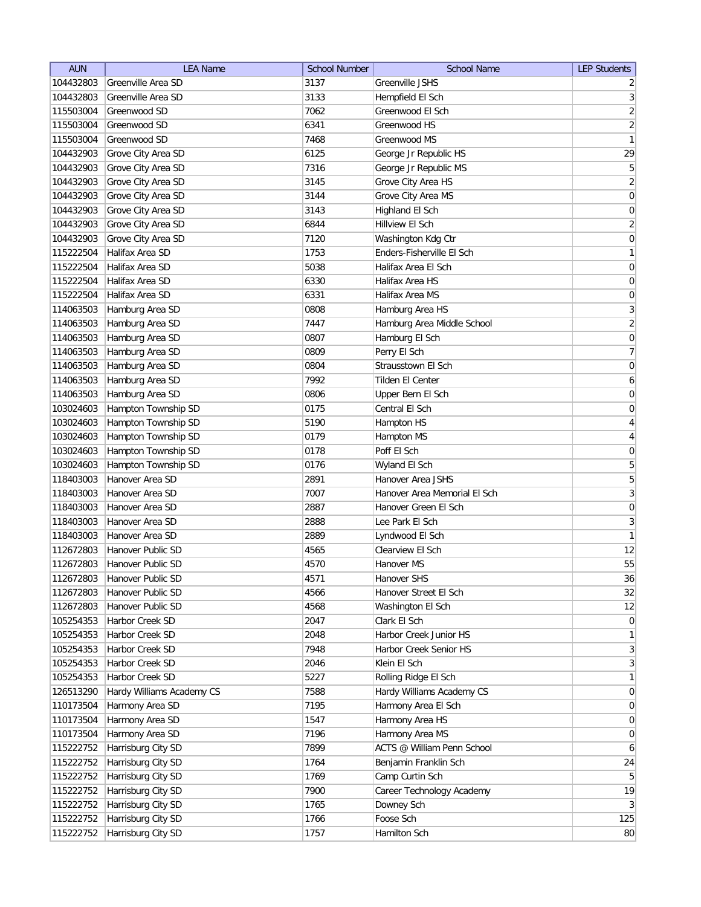| AUN | LEA Name | School Number | School Name | LEP Students |
|---|---|---|---|---|
| 104432803 | Greenville Area SD | 3137 | Greenville JSHS | 2 |
| 104432803 | Greenville Area SD | 3133 | Hempfield El Sch | 3 |
| 115503004 | Greenwood SD | 7062 | Greenwood El Sch | 2 |
| 115503004 | Greenwood SD | 6341 | Greenwood HS | 2 |
| 115503004 | Greenwood SD | 7468 | Greenwood MS | 1 |
| 104432903 | Grove City Area SD | 6125 | George Jr Republic HS | 29 |
| 104432903 | Grove City Area SD | 7316 | George Jr Republic MS | 5 |
| 104432903 | Grove City Area SD | 3145 | Grove City Area HS | 2 |
| 104432903 | Grove City Area SD | 3144 | Grove City Area MS | 0 |
| 104432903 | Grove City Area SD | 3143 | Highland El Sch | 0 |
| 104432903 | Grove City Area SD | 6844 | Hillview El Sch | 2 |
| 104432903 | Grove City Area SD | 7120 | Washington Kdg Ctr | 0 |
| 115222504 | Halifax Area SD | 1753 | Enders-Fisherville El Sch | 1 |
| 115222504 | Halifax Area SD | 5038 | Halifax Area El Sch | 0 |
| 115222504 | Halifax Area SD | 6330 | Halifax Area HS | 0 |
| 115222504 | Halifax Area SD | 6331 | Halifax Area MS | 0 |
| 114063503 | Hamburg Area SD | 0808 | Hamburg Area HS | 3 |
| 114063503 | Hamburg Area SD | 7447 | Hamburg Area Middle School | 2 |
| 114063503 | Hamburg Area SD | 0807 | Hamburg El Sch | 0 |
| 114063503 | Hamburg Area SD | 0809 | Perry El Sch | 7 |
| 114063503 | Hamburg Area SD | 0804 | Strausstown El Sch | 0 |
| 114063503 | Hamburg Area SD | 7992 | Tilden El Center | 6 |
| 114063503 | Hamburg Area SD | 0806 | Upper Bern El Sch | 0 |
| 103024603 | Hampton Township SD | 0175 | Central El Sch | 0 |
| 103024603 | Hampton Township SD | 5190 | Hampton HS | 4 |
| 103024603 | Hampton Township SD | 0179 | Hampton MS | 4 |
| 103024603 | Hampton Township SD | 0178 | Poff El Sch | 0 |
| 103024603 | Hampton Township SD | 0176 | Wyland El Sch | 5 |
| 118403003 | Hanover Area SD | 2891 | Hanover Area JSHS | 5 |
| 118403003 | Hanover Area SD | 7007 | Hanover Area Memorial El Sch | 3 |
| 118403003 | Hanover Area SD | 2887 | Hanover Green El Sch | 0 |
| 118403003 | Hanover Area SD | 2888 | Lee Park El Sch | 3 |
| 118403003 | Hanover Area SD | 2889 | Lyndwood El Sch | 1 |
| 112672803 | Hanover Public SD | 4565 | Clearview El Sch | 12 |
| 112672803 | Hanover Public SD | 4570 | Hanover MS | 55 |
| 112672803 | Hanover Public SD | 4571 | Hanover SHS | 36 |
| 112672803 | Hanover Public SD | 4566 | Hanover Street El Sch | 32 |
| 112672803 | Hanover Public SD | 4568 | Washington El Sch | 12 |
| 105254353 | Harbor Creek SD | 2047 | Clark El Sch | 0 |
| 105254353 | Harbor Creek SD | 2048 | Harbor Creek Junior HS | 1 |
| 105254353 | Harbor Creek SD | 7948 | Harbor Creek Senior HS | 3 |
| 105254353 | Harbor Creek SD | 2046 | Klein El Sch | 3 |
| 105254353 | Harbor Creek SD | 5227 | Rolling Ridge El Sch | 1 |
| 126513290 | Hardy Williams Academy CS | 7588 | Hardy Williams Academy CS | 0 |
| 110173504 | Harmony Area SD | 7195 | Harmony Area El Sch | 0 |
| 110173504 | Harmony Area SD | 1547 | Harmony Area HS | 0 |
| 110173504 | Harmony Area SD | 7196 | Harmony Area MS | 0 |
| 115222752 | Harrisburg City SD | 7899 | ACTS @ William Penn School | 6 |
| 115222752 | Harrisburg City SD | 1764 | Benjamin Franklin Sch | 24 |
| 115222752 | Harrisburg City SD | 1769 | Camp Curtin Sch | 5 |
| 115222752 | Harrisburg City SD | 7900 | Career Technology Academy | 19 |
| 115222752 | Harrisburg City SD | 1765 | Downey Sch | 3 |
| 115222752 | Harrisburg City SD | 1766 | Foose Sch | 125 |
| 115222752 | Harrisburg City SD | 1757 | Hamilton Sch | 80 |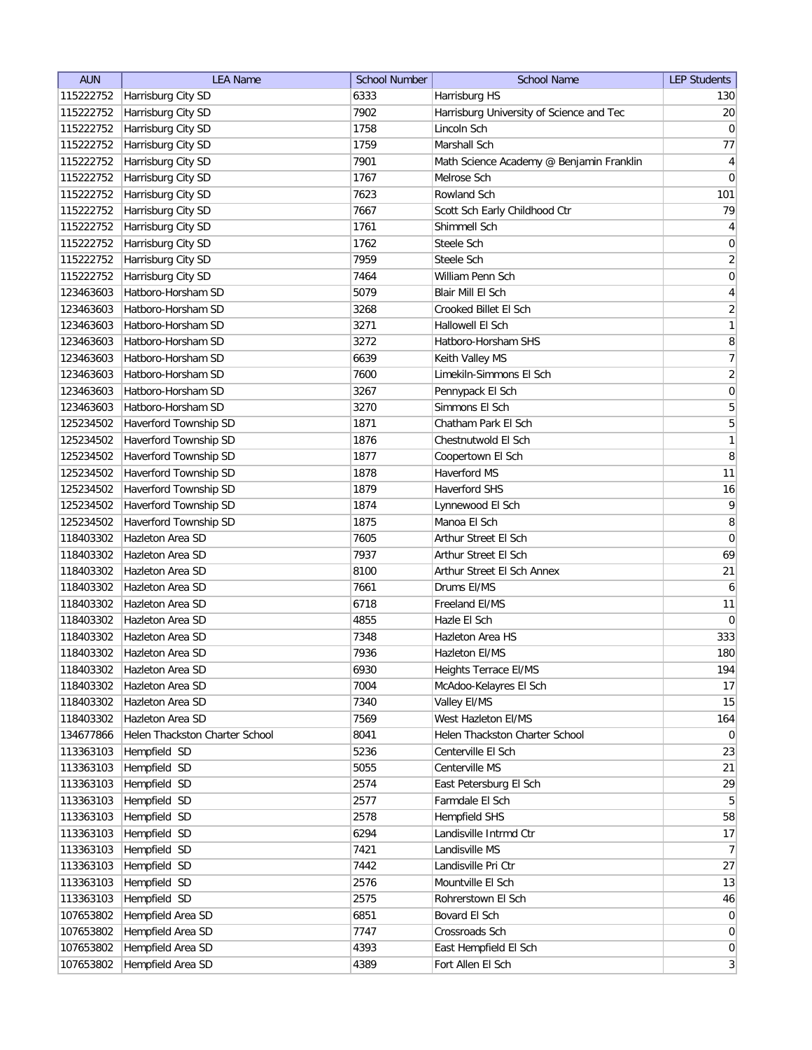| AUN | LEA Name | School Number | School Name | LEP Students |
|---|---|---|---|---|
| 115222752 | Harrisburg City SD | 6333 | Harrisburg HS | 130 |
| 115222752 | Harrisburg City SD | 7902 | Harrisburg University of Science and Tec | 20 |
| 115222752 | Harrisburg City SD | 1758 | Lincoln Sch | 0 |
| 115222752 | Harrisburg City SD | 1759 | Marshall Sch | 77 |
| 115222752 | Harrisburg City SD | 7901 | Math Science Academy @ Benjamin Franklin | 4 |
| 115222752 | Harrisburg City SD | 1767 | Melrose Sch | 0 |
| 115222752 | Harrisburg City SD | 7623 | Rowland Sch | 101 |
| 115222752 | Harrisburg City SD | 7667 | Scott Sch Early Childhood Ctr | 79 |
| 115222752 | Harrisburg City SD | 1761 | Shimmell Sch | 4 |
| 115222752 | Harrisburg City SD | 1762 | Steele Sch | 0 |
| 115222752 | Harrisburg City SD | 7959 | Steele Sch | 2 |
| 115222752 | Harrisburg City SD | 7464 | William Penn Sch | 0 |
| 123463603 | Hatboro-Horsham SD | 5079 | Blair Mill El Sch | 4 |
| 123463603 | Hatboro-Horsham SD | 3268 | Crooked Billet El Sch | 2 |
| 123463603 | Hatboro-Horsham SD | 3271 | Hallowell El Sch | 1 |
| 123463603 | Hatboro-Horsham SD | 3272 | Hatboro-Horsham SHS | 8 |
| 123463603 | Hatboro-Horsham SD | 6639 | Keith Valley MS | 7 |
| 123463603 | Hatboro-Horsham SD | 7600 | Limekiln-Simmons El Sch | 2 |
| 123463603 | Hatboro-Horsham SD | 3267 | Pennypack El Sch | 0 |
| 123463603 | Hatboro-Horsham SD | 3270 | Simmons El Sch | 5 |
| 125234502 | Haverford Township SD | 1871 | Chatham Park El Sch | 5 |
| 125234502 | Haverford Township SD | 1876 | Chestnutwold El Sch | 1 |
| 125234502 | Haverford Township SD | 1877 | Coopertown El Sch | 8 |
| 125234502 | Haverford Township SD | 1878 | Haverford MS | 11 |
| 125234502 | Haverford Township SD | 1879 | Haverford SHS | 16 |
| 125234502 | Haverford Township SD | 1874 | Lynnewood El Sch | 9 |
| 125234502 | Haverford Township SD | 1875 | Manoa El Sch | 8 |
| 118403302 | Hazleton Area SD | 7605 | Arthur Street El Sch | 0 |
| 118403302 | Hazleton Area SD | 7937 | Arthur Street El Sch | 69 |
| 118403302 | Hazleton Area SD | 8100 | Arthur Street El Sch Annex | 21 |
| 118403302 | Hazleton Area SD | 7661 | Drums El/MS | 6 |
| 118403302 | Hazleton Area SD | 6718 | Freeland El/MS | 11 |
| 118403302 | Hazleton Area SD | 4855 | Hazle El Sch | 0 |
| 118403302 | Hazleton Area SD | 7348 | Hazleton Area HS | 333 |
| 118403302 | Hazleton Area SD | 7936 | Hazleton El/MS | 180 |
| 118403302 | Hazleton Area SD | 6930 | Heights Terrace El/MS | 194 |
| 118403302 | Hazleton Area SD | 7004 | McAdoo-Kelayres El Sch | 17 |
| 118403302 | Hazleton Area SD | 7340 | Valley El/MS | 15 |
| 118403302 | Hazleton Area SD | 7569 | West Hazleton El/MS | 164 |
| 134677866 | Helen Thackston Charter School | 8041 | Helen Thackston Charter School | 0 |
| 113363103 | Hempfield SD | 5236 | Centerville El Sch | 23 |
| 113363103 | Hempfield SD | 5055 | Centerville MS | 21 |
| 113363103 | Hempfield SD | 2574 | East Petersburg El Sch | 29 |
| 113363103 | Hempfield SD | 2577 | Farmdale El Sch | 5 |
| 113363103 | Hempfield SD | 2578 | Hempfield SHS | 58 |
| 113363103 | Hempfield SD | 6294 | Landisville Intrmd Ctr | 17 |
| 113363103 | Hempfield SD | 7421 | Landisville MS | 7 |
| 113363103 | Hempfield SD | 7442 | Landisville Pri Ctr | 27 |
| 113363103 | Hempfield SD | 2576 | Mountville El Sch | 13 |
| 113363103 | Hempfield SD | 2575 | Rohrerstown El Sch | 46 |
| 107653802 | Hempfield Area SD | 6851 | Bovard El Sch | 0 |
| 107653802 | Hempfield Area SD | 7747 | Crossroads Sch | 0 |
| 107653802 | Hempfield Area SD | 4393 | East Hempfield El Sch | 0 |
| 107653802 | Hempfield Area SD | 4389 | Fort Allen El Sch | 3 |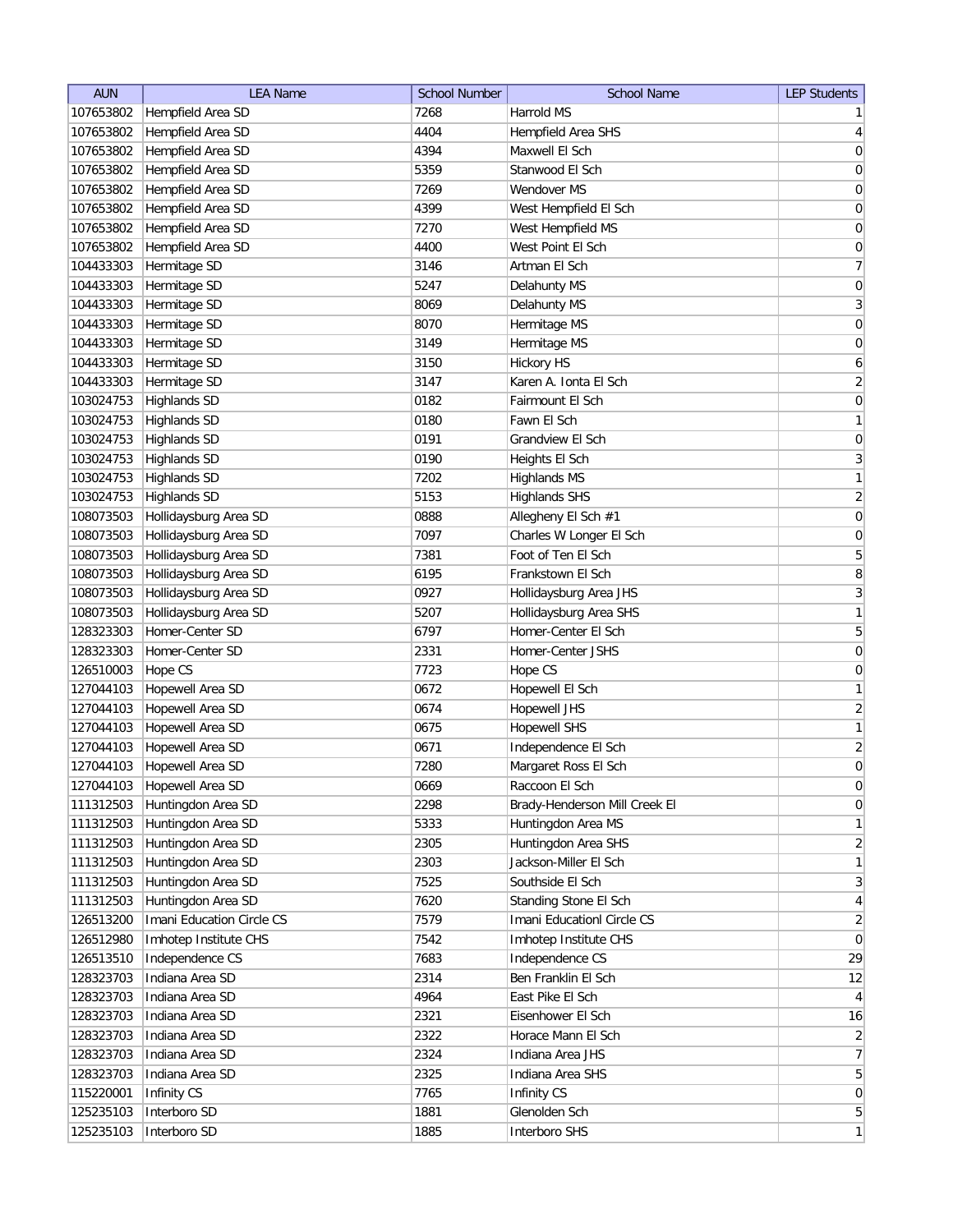| AUN | LEA Name | School Number | School Name | LEP Students |
| --- | --- | --- | --- | --- |
| 107653802 | Hempfield Area SD | 7268 | Harrold MS | 1 |
| 107653802 | Hempfield Area SD | 4404 | Hempfield Area SHS | 4 |
| 107653802 | Hempfield Area SD | 4394 | Maxwell El Sch | 0 |
| 107653802 | Hempfield Area SD | 5359 | Stanwood El Sch | 0 |
| 107653802 | Hempfield Area SD | 7269 | Wendover MS | 0 |
| 107653802 | Hempfield Area SD | 4399 | West Hempfield El Sch | 0 |
| 107653802 | Hempfield Area SD | 7270 | West Hempfield MS | 0 |
| 107653802 | Hempfield Area SD | 4400 | West Point El Sch | 0 |
| 104433303 | Hermitage SD | 3146 | Artman El Sch | 7 |
| 104433303 | Hermitage SD | 5247 | Delahunty MS | 0 |
| 104433303 | Hermitage SD | 8069 | Delahunty MS | 3 |
| 104433303 | Hermitage SD | 8070 | Hermitage MS | 0 |
| 104433303 | Hermitage SD | 3149 | Hermitage MS | 0 |
| 104433303 | Hermitage SD | 3150 | Hickory HS | 6 |
| 104433303 | Hermitage SD | 3147 | Karen A. Ionta El Sch | 2 |
| 103024753 | Highlands SD | 0182 | Fairmount El Sch | 0 |
| 103024753 | Highlands SD | 0180 | Fawn El Sch | 1 |
| 103024753 | Highlands SD | 0191 | Grandview El Sch | 0 |
| 103024753 | Highlands SD | 0190 | Heights El Sch | 3 |
| 103024753 | Highlands SD | 7202 | Highlands MS | 1 |
| 103024753 | Highlands SD | 5153 | Highlands SHS | 2 |
| 108073503 | Hollidaysburg Area SD | 0888 | Allegheny El Sch #1 | 0 |
| 108073503 | Hollidaysburg Area SD | 7097 | Charles W Longer El Sch | 0 |
| 108073503 | Hollidaysburg Area SD | 7381 | Foot of Ten El Sch | 5 |
| 108073503 | Hollidaysburg Area SD | 6195 | Frankstown El Sch | 8 |
| 108073503 | Hollidaysburg Area SD | 0927 | Hollidaysburg Area JHS | 3 |
| 108073503 | Hollidaysburg Area SD | 5207 | Hollidaysburg Area SHS | 1 |
| 128323303 | Homer-Center SD | 6797 | Homer-Center El Sch | 5 |
| 128323303 | Homer-Center SD | 2331 | Homer-Center JSHS | 0 |
| 126510003 | Hope CS | 7723 | Hope CS | 0 |
| 127044103 | Hopewell Area SD | 0672 | Hopewell El Sch | 1 |
| 127044103 | Hopewell Area SD | 0674 | Hopewell JHS | 2 |
| 127044103 | Hopewell Area SD | 0675 | Hopewell SHS | 1 |
| 127044103 | Hopewell Area SD | 0671 | Independence El Sch | 2 |
| 127044103 | Hopewell Area SD | 7280 | Margaret Ross El Sch | 0 |
| 127044103 | Hopewell Area SD | 0669 | Raccoon El Sch | 0 |
| 111312503 | Huntingdon Area SD | 2298 | Brady-Henderson Mill Creek El | 0 |
| 111312503 | Huntingdon Area SD | 5333 | Huntingdon Area MS | 1 |
| 111312503 | Huntingdon Area SD | 2305 | Huntingdon Area SHS | 2 |
| 111312503 | Huntingdon Area SD | 2303 | Jackson-Miller El Sch | 1 |
| 111312503 | Huntingdon Area SD | 7525 | Southside El Sch | 3 |
| 111312503 | Huntingdon Area SD | 7620 | Standing Stone El Sch | 4 |
| 126513200 | Imani Education Circle CS | 7579 | Imani Educationl Circle CS | 2 |
| 126512980 | Imhotep Institute CHS | 7542 | Imhotep Institute CHS | 0 |
| 126513510 | Independence CS | 7683 | Independence CS | 29 |
| 128323703 | Indiana Area SD | 2314 | Ben Franklin El Sch | 12 |
| 128323703 | Indiana Area SD | 4964 | East Pike El Sch | 4 |
| 128323703 | Indiana Area SD | 2321 | Eisenhower El Sch | 16 |
| 128323703 | Indiana Area SD | 2322 | Horace Mann El Sch | 2 |
| 128323703 | Indiana Area SD | 2324 | Indiana Area JHS | 7 |
| 128323703 | Indiana Area SD | 2325 | Indiana Area SHS | 5 |
| 115220001 | Infinity CS | 7765 | Infinity CS | 0 |
| 125235103 | Interboro SD | 1881 | Glenolden Sch | 5 |
| 125235103 | Interboro SD | 1885 | Interboro SHS | 1 |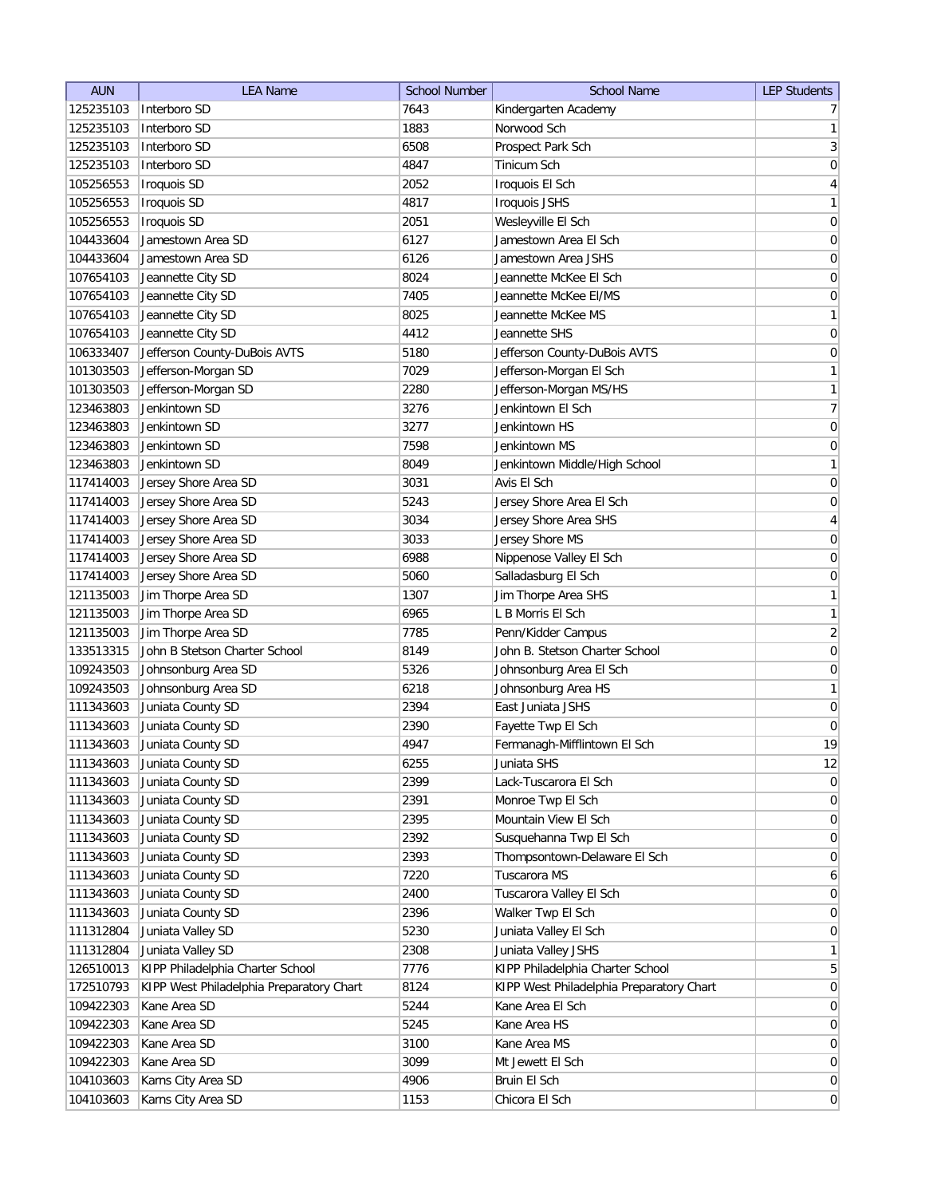| AUN | LEA Name | School Number | School Name | LEP Students |
|---|---|---|---|---|
| 125235103 | Interboro SD | 7643 | Kindergarten Academy | 7 |
| 125235103 | Interboro SD | 1883 | Norwood Sch | 1 |
| 125235103 | Interboro SD | 6508 | Prospect Park Sch | 3 |
| 125235103 | Interboro SD | 4847 | Tinicum Sch | 0 |
| 105256553 | Iroquois SD | 2052 | Iroquois El Sch | 4 |
| 105256553 | Iroquois SD | 4817 | Iroquois JSHS | 1 |
| 105256553 | Iroquois SD | 2051 | Wesleyville El Sch | 0 |
| 104433604 | Jamestown Area SD | 6127 | Jamestown Area El Sch | 0 |
| 104433604 | Jamestown Area SD | 6126 | Jamestown Area JSHS | 0 |
| 107654103 | Jeannette City SD | 8024 | Jeannette McKee El Sch | 0 |
| 107654103 | Jeannette City SD | 7405 | Jeannette McKee El/MS | 0 |
| 107654103 | Jeannette City SD | 8025 | Jeannette McKee MS | 1 |
| 107654103 | Jeannette City SD | 4412 | Jeannette SHS | 0 |
| 106333407 | Jefferson County-DuBois AVTS | 5180 | Jefferson County-DuBois AVTS | 0 |
| 101303503 | Jefferson-Morgan SD | 7029 | Jefferson-Morgan El Sch | 1 |
| 101303503 | Jefferson-Morgan SD | 2280 | Jefferson-Morgan MS/HS | 1 |
| 123463803 | Jenkintown SD | 3276 | Jenkintown El Sch | 7 |
| 123463803 | Jenkintown SD | 3277 | Jenkintown HS | 0 |
| 123463803 | Jenkintown SD | 7598 | Jenkintown MS | 0 |
| 123463803 | Jenkintown SD | 8049 | Jenkintown Middle/High School | 1 |
| 117414003 | Jersey Shore Area SD | 3031 | Avis El Sch | 0 |
| 117414003 | Jersey Shore Area SD | 5243 | Jersey Shore Area El Sch | 0 |
| 117414003 | Jersey Shore Area SD | 3034 | Jersey Shore Area SHS | 4 |
| 117414003 | Jersey Shore Area SD | 3033 | Jersey Shore MS | 0 |
| 117414003 | Jersey Shore Area SD | 6988 | Nippenose Valley El Sch | 0 |
| 117414003 | Jersey Shore Area SD | 5060 | Salladasburg El Sch | 0 |
| 121135003 | Jim Thorpe Area SD | 1307 | Jim Thorpe Area SHS | 1 |
| 121135003 | Jim Thorpe Area SD | 6965 | L B Morris El Sch | 1 |
| 121135003 | Jim Thorpe Area SD | 7785 | Penn/Kidder Campus | 2 |
| 133513315 | John B Stetson Charter School | 8149 | John B. Stetson Charter School | 0 |
| 109243503 | Johnsonburg Area SD | 5326 | Johnsonburg Area El Sch | 0 |
| 109243503 | Johnsonburg Area SD | 6218 | Johnsonburg Area HS | 1 |
| 111343603 | Juniata County SD | 2394 | East Juniata JSHS | 0 |
| 111343603 | Juniata County SD | 2390 | Fayette Twp El Sch | 0 |
| 111343603 | Juniata County SD | 4947 | Fermanagh-Mifflintown El Sch | 19 |
| 111343603 | Juniata County SD | 6255 | Juniata SHS | 12 |
| 111343603 | Juniata County SD | 2399 | Lack-Tuscarora El Sch | 0 |
| 111343603 | Juniata County SD | 2391 | Monroe Twp El Sch | 0 |
| 111343603 | Juniata County SD | 2395 | Mountain View El Sch | 0 |
| 111343603 | Juniata County SD | 2392 | Susquehanna Twp El Sch | 0 |
| 111343603 | Juniata County SD | 2393 | Thompsontown-Delaware El Sch | 0 |
| 111343603 | Juniata County SD | 7220 | Tuscarora MS | 6 |
| 111343603 | Juniata County SD | 2400 | Tuscarora Valley El Sch | 0 |
| 111343603 | Juniata County SD | 2396 | Walker Twp El Sch | 0 |
| 111312804 | Juniata Valley SD | 5230 | Juniata Valley El Sch | 0 |
| 111312804 | Juniata Valley SD | 2308 | Juniata Valley JSHS | 1 |
| 126510013 | KIPP Philadelphia Charter School | 7776 | KIPP Philadelphia Charter School | 5 |
| 172510793 | KIPP West Philadelphia Preparatory Chart | 8124 | KIPP West Philadelphia Preparatory Chart | 0 |
| 109422303 | Kane Area SD | 5244 | Kane Area El Sch | 0 |
| 109422303 | Kane Area SD | 5245 | Kane Area HS | 0 |
| 109422303 | Kane Area SD | 3100 | Kane Area MS | 0 |
| 109422303 | Kane Area SD | 3099 | Mt Jewett El Sch | 0 |
| 104103603 | Karns City Area SD | 4906 | Bruin El Sch | 0 |
| 104103603 | Karns City Area SD | 1153 | Chicora El Sch | 0 |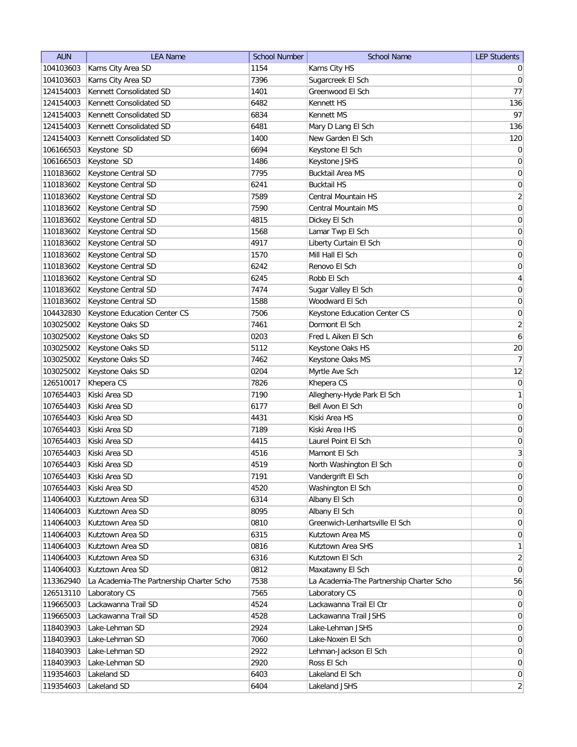| AUN | LEA Name | School Number | School Name | LEP Students |
|---|---|---|---|---|
| 104103603 | Karns City Area SD | 1154 | Karns City HS | 0 |
| 104103603 | Karns City Area SD | 7396 | Sugarcreek El Sch | 0 |
| 124154003 | Kennett Consolidated SD | 1401 | Greenwood El Sch | 77 |
| 124154003 | Kennett Consolidated SD | 6482 | Kennett HS | 136 |
| 124154003 | Kennett Consolidated SD | 6834 | Kennett MS | 97 |
| 124154003 | Kennett Consolidated SD | 6481 | Mary D Lang El Sch | 136 |
| 124154003 | Kennett Consolidated SD | 1400 | New Garden El Sch | 120 |
| 106166503 | Keystone SD | 6694 | Keystone El Sch | 0 |
| 106166503 | Keystone SD | 1486 | Keystone JSHS | 0 |
| 110183602 | Keystone Central SD | 7795 | Bucktail Area MS | 0 |
| 110183602 | Keystone Central SD | 6241 | Bucktail HS | 0 |
| 110183602 | Keystone Central SD | 7589 | Central Mountain HS | 2 |
| 110183602 | Keystone Central SD | 7590 | Central Mountain MS | 0 |
| 110183602 | Keystone Central SD | 4815 | Dickey El Sch | 0 |
| 110183602 | Keystone Central SD | 1568 | Lamar Twp El Sch | 0 |
| 110183602 | Keystone Central SD | 4917 | Liberty Curtain El Sch | 0 |
| 110183602 | Keystone Central SD | 1570 | Mill Hall El Sch | 0 |
| 110183602 | Keystone Central SD | 6242 | Renovo El Sch | 0 |
| 110183602 | Keystone Central SD | 6245 | Robb El Sch | 4 |
| 110183602 | Keystone Central SD | 7474 | Sugar Valley El Sch | 0 |
| 110183602 | Keystone Central SD | 1588 | Woodward El Sch | 0 |
| 104432830 | Keystone Education Center CS | 7506 | Keystone Education Center CS | 0 |
| 103025002 | Keystone Oaks SD | 7461 | Dormont El Sch | 2 |
| 103025002 | Keystone Oaks SD | 0203 | Fred L Aiken El Sch | 6 |
| 103025002 | Keystone Oaks SD | 5112 | Keystone Oaks HS | 20 |
| 103025002 | Keystone Oaks SD | 7462 | Keystone Oaks MS | 7 |
| 103025002 | Keystone Oaks SD | 0204 | Myrtle Ave Sch | 12 |
| 126510017 | Khepera CS | 7826 | Khepera CS | 0 |
| 107654403 | Kiski Area SD | 7190 | Allegheny-Hyde Park El Sch | 1 |
| 107654403 | Kiski Area SD | 6177 | Bell Avon El Sch | 0 |
| 107654403 | Kiski Area SD | 4431 | Kiski Area HS | 0 |
| 107654403 | Kiski Area SD | 7189 | Kiski Area IHS | 0 |
| 107654403 | Kiski Area SD | 4415 | Laurel Point El Sch | 0 |
| 107654403 | Kiski Area SD | 4516 | Mamont El Sch | 3 |
| 107654403 | Kiski Area SD | 4519 | North Washington El Sch | 0 |
| 107654403 | Kiski Area SD | 7191 | Vandergrift El Sch | 0 |
| 107654403 | Kiski Area SD | 4520 | Washington El Sch | 0 |
| 114064003 | Kutztown Area SD | 6314 | Albany El Sch | 0 |
| 114064003 | Kutztown Area SD | 8095 | Albany El Sch | 0 |
| 114064003 | Kutztown Area SD | 0810 | Greenwich-Lenhartsville El Sch | 0 |
| 114064003 | Kutztown Area SD | 6315 | Kutztown Area MS | 0 |
| 114064003 | Kutztown Area SD | 0816 | Kutztown Area SHS | 1 |
| 114064003 | Kutztown Area SD | 6316 | Kutztown El Sch | 2 |
| 114064003 | Kutztown Area SD | 0812 | Maxatawny El Sch | 0 |
| 113362940 | La Academia-The Partnership Charter Scho | 7538 | La Academia-The Partnership Charter Scho | 56 |
| 126513110 | Laboratory CS | 7565 | Laboratory CS | 0 |
| 119665003 | Lackawanna Trail SD | 4524 | Lackawanna Trail El Ctr | 0 |
| 119665003 | Lackawanna Trail SD | 4528 | Lackawanna Trail JSHS | 0 |
| 118403903 | Lake-Lehman SD | 2924 | Lake-Lehman JSHS | 0 |
| 118403903 | Lake-Lehman SD | 7060 | Lake-Noxen El Sch | 0 |
| 118403903 | Lake-Lehman SD | 2922 | Lehman-Jackson El Sch | 0 |
| 118403903 | Lake-Lehman SD | 2920 | Ross El Sch | 0 |
| 119354603 | Lakeland SD | 6403 | Lakeland El Sch | 0 |
| 119354603 | Lakeland SD | 6404 | Lakeland JSHS | 2 |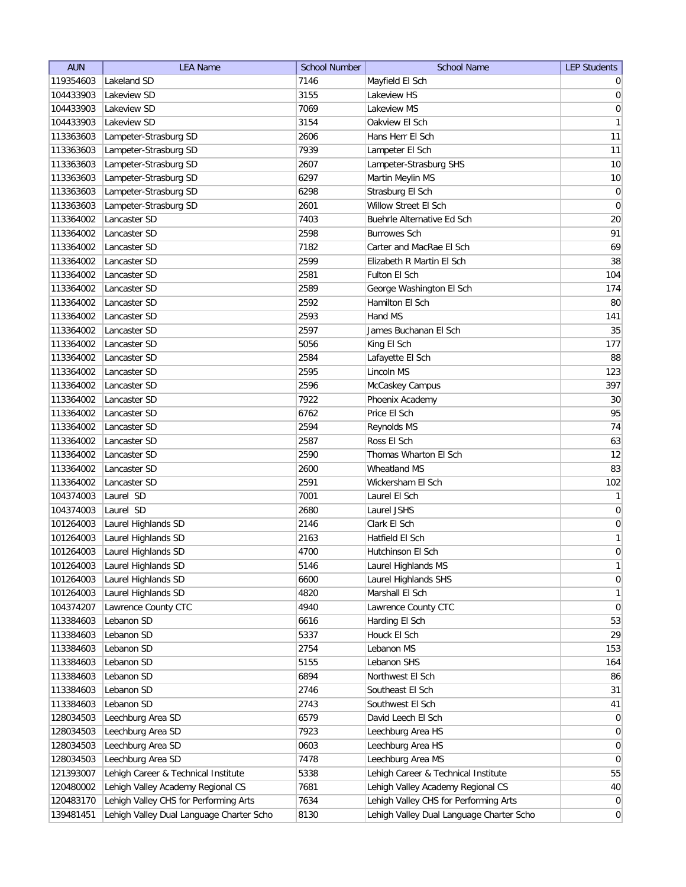| AUN | LEA Name | School Number | School Name | LEP Students |
|---|---|---|---|---|
| 119354603 | Lakeland SD | 7146 | Mayfield El Sch | 0 |
| 104433903 | Lakeview SD | 3155 | Lakeview HS | 0 |
| 104433903 | Lakeview SD | 7069 | Lakeview MS | 0 |
| 104433903 | Lakeview SD | 3154 | Oakview El Sch | 1 |
| 113363603 | Lampeter-Strasburg SD | 2606 | Hans Herr El Sch | 11 |
| 113363603 | Lampeter-Strasburg SD | 7939 | Lampeter El Sch | 11 |
| 113363603 | Lampeter-Strasburg SD | 2607 | Lampeter-Strasburg SHS | 10 |
| 113363603 | Lampeter-Strasburg SD | 6297 | Martin Meylin MS | 10 |
| 113363603 | Lampeter-Strasburg SD | 6298 | Strasburg El Sch | 0 |
| 113363603 | Lampeter-Strasburg SD | 2601 | Willow Street El Sch | 0 |
| 113364002 | Lancaster SD | 7403 | Buehrle Alternative Ed Sch | 20 |
| 113364002 | Lancaster SD | 2598 | Burrowes Sch | 91 |
| 113364002 | Lancaster SD | 7182 | Carter and MacRae El Sch | 69 |
| 113364002 | Lancaster SD | 2599 | Elizabeth R Martin El Sch | 38 |
| 113364002 | Lancaster SD | 2581 | Fulton El Sch | 104 |
| 113364002 | Lancaster SD | 2589 | George Washington El Sch | 174 |
| 113364002 | Lancaster SD | 2592 | Hamilton El Sch | 80 |
| 113364002 | Lancaster SD | 2593 | Hand MS | 141 |
| 113364002 | Lancaster SD | 2597 | James Buchanan El Sch | 35 |
| 113364002 | Lancaster SD | 5056 | King El Sch | 177 |
| 113364002 | Lancaster SD | 2584 | Lafayette El Sch | 88 |
| 113364002 | Lancaster SD | 2595 | Lincoln MS | 123 |
| 113364002 | Lancaster SD | 2596 | McCaskey Campus | 397 |
| 113364002 | Lancaster SD | 7922 | Phoenix Academy | 30 |
| 113364002 | Lancaster SD | 6762 | Price El Sch | 95 |
| 113364002 | Lancaster SD | 2594 | Reynolds MS | 74 |
| 113364002 | Lancaster SD | 2587 | Ross El Sch | 63 |
| 113364002 | Lancaster SD | 2590 | Thomas Wharton El Sch | 12 |
| 113364002 | Lancaster SD | 2600 | Wheatland MS | 83 |
| 113364002 | Lancaster SD | 2591 | Wickersham El Sch | 102 |
| 104374003 | Laurel SD | 7001 | Laurel El Sch | 1 |
| 104374003 | Laurel SD | 2680 | Laurel JSHS | 0 |
| 101264003 | Laurel Highlands SD | 2146 | Clark El Sch | 0 |
| 101264003 | Laurel Highlands SD | 2163 | Hatfield El Sch | 1 |
| 101264003 | Laurel Highlands SD | 4700 | Hutchinson El Sch | 0 |
| 101264003 | Laurel Highlands SD | 5146 | Laurel Highlands MS | 1 |
| 101264003 | Laurel Highlands SD | 6600 | Laurel Highlands SHS | 0 |
| 101264003 | Laurel Highlands SD | 4820 | Marshall El Sch | 1 |
| 104374207 | Lawrence County CTC | 4940 | Lawrence County CTC | 0 |
| 113384603 | Lebanon SD | 6616 | Harding El Sch | 53 |
| 113384603 | Lebanon SD | 5337 | Houck El Sch | 29 |
| 113384603 | Lebanon SD | 2754 | Lebanon MS | 153 |
| 113384603 | Lebanon SD | 5155 | Lebanon SHS | 164 |
| 113384603 | Lebanon SD | 6894 | Northwest El Sch | 86 |
| 113384603 | Lebanon SD | 2746 | Southeast El Sch | 31 |
| 113384603 | Lebanon SD | 2743 | Southwest El Sch | 41 |
| 128034503 | Leechburg Area SD | 6579 | David Leech El Sch | 0 |
| 128034503 | Leechburg Area SD | 7923 | Leechburg Area HS | 0 |
| 128034503 | Leechburg Area SD | 0603 | Leechburg Area HS | 0 |
| 128034503 | Leechburg Area SD | 7478 | Leechburg Area MS | 0 |
| 121393007 | Lehigh Career & Technical Institute | 5338 | Lehigh Career & Technical Institute | 55 |
| 120480002 | Lehigh Valley Academy Regional CS | 7681 | Lehigh Valley Academy Regional CS | 40 |
| 120483170 | Lehigh Valley CHS for Performing Arts | 7634 | Lehigh Valley CHS for Performing Arts | 0 |
| 139481451 | Lehigh Valley Dual Language Charter Scho | 8130 | Lehigh Valley Dual Language Charter Scho | 0 |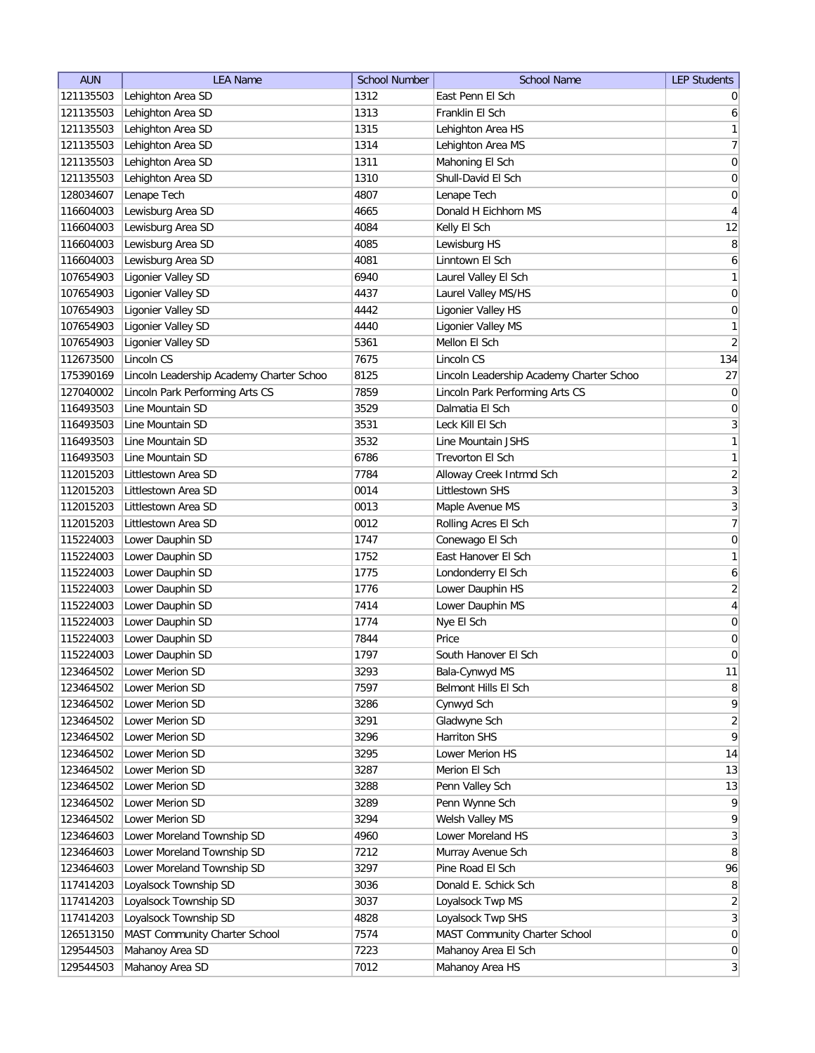| AUN | LEA Name | School Number | School Name | LEP Students |
|---|---|---|---|---|
| 121135503 | Lehighton Area SD | 1312 | East Penn El Sch | 0 |
| 121135503 | Lehighton Area SD | 1313 | Franklin El Sch | 6 |
| 121135503 | Lehighton Area SD | 1315 | Lehighton Area HS | 1 |
| 121135503 | Lehighton Area SD | 1314 | Lehighton Area MS | 7 |
| 121135503 | Lehighton Area SD | 1311 | Mahoning El Sch | 0 |
| 121135503 | Lehighton Area SD | 1310 | Shull-David El Sch | 0 |
| 128034607 | Lenape Tech | 4807 | Lenape Tech | 0 |
| 116604003 | Lewisburg Area SD | 4665 | Donald H Eichhorn MS | 4 |
| 116604003 | Lewisburg Area SD | 4084 | Kelly El Sch | 12 |
| 116604003 | Lewisburg Area SD | 4085 | Lewisburg HS | 8 |
| 116604003 | Lewisburg Area SD | 4081 | Linntown El Sch | 6 |
| 107654903 | Ligonier Valley SD | 6940 | Laurel Valley El Sch | 1 |
| 107654903 | Ligonier Valley SD | 4437 | Laurel Valley MS/HS | 0 |
| 107654903 | Ligonier Valley SD | 4442 | Ligonier Valley HS | 0 |
| 107654903 | Ligonier Valley SD | 4440 | Ligonier Valley MS | 1 |
| 107654903 | Ligonier Valley SD | 5361 | Mellon El Sch | 2 |
| 112673500 | Lincoln CS | 7675 | Lincoln CS | 134 |
| 175390169 | Lincoln Leadership Academy Charter Schoo | 8125 | Lincoln Leadership Academy Charter Schoo | 27 |
| 127040002 | Lincoln Park Performing Arts CS | 7859 | Lincoln Park Performing Arts CS | 0 |
| 116493503 | Line Mountain SD | 3529 | Dalmatia El Sch | 0 |
| 116493503 | Line Mountain SD | 3531 | Leck Kill El Sch | 3 |
| 116493503 | Line Mountain SD | 3532 | Line Mountain JSHS | 1 |
| 116493503 | Line Mountain SD | 6786 | Trevorton El Sch | 1 |
| 112015203 | Littlestown Area SD | 7784 | Alloway Creek Intrmd Sch | 2 |
| 112015203 | Littlestown Area SD | 0014 | Littlestown SHS | 3 |
| 112015203 | Littlestown Area SD | 0013 | Maple Avenue MS | 3 |
| 112015203 | Littlestown Area SD | 0012 | Rolling Acres El Sch | 7 |
| 115224003 | Lower Dauphin SD | 1747 | Conewago El Sch | 0 |
| 115224003 | Lower Dauphin SD | 1752 | East Hanover El Sch | 1 |
| 115224003 | Lower Dauphin SD | 1775 | Londonderry El Sch | 6 |
| 115224003 | Lower Dauphin SD | 1776 | Lower Dauphin HS | 2 |
| 115224003 | Lower Dauphin SD | 7414 | Lower Dauphin MS | 4 |
| 115224003 | Lower Dauphin SD | 1774 | Nye El Sch | 0 |
| 115224003 | Lower Dauphin SD | 7844 | Price | 0 |
| 115224003 | Lower Dauphin SD | 1797 | South Hanover El Sch | 0 |
| 123464502 | Lower Merion SD | 3293 | Bala-Cynwyd MS | 11 |
| 123464502 | Lower Merion SD | 7597 | Belmont Hills El Sch | 8 |
| 123464502 | Lower Merion SD | 3286 | Cynwyd Sch | 9 |
| 123464502 | Lower Merion SD | 3291 | Gladwyne Sch | 2 |
| 123464502 | Lower Merion SD | 3296 | Harriton SHS | 9 |
| 123464502 | Lower Merion SD | 3295 | Lower Merion HS | 14 |
| 123464502 | Lower Merion SD | 3287 | Merion El Sch | 13 |
| 123464502 | Lower Merion SD | 3288 | Penn Valley Sch | 13 |
| 123464502 | Lower Merion SD | 3289 | Penn Wynne Sch | 9 |
| 123464502 | Lower Merion SD | 3294 | Welsh Valley MS | 9 |
| 123464603 | Lower Moreland Township SD | 4960 | Lower Moreland HS | 3 |
| 123464603 | Lower Moreland Township SD | 7212 | Murray Avenue Sch | 8 |
| 123464603 | Lower Moreland Township SD | 3297 | Pine Road El Sch | 96 |
| 117414203 | Loyalsock Township SD | 3036 | Donald E. Schick Sch | 8 |
| 117414203 | Loyalsock Township SD | 3037 | Loyalsock Twp MS | 2 |
| 117414203 | Loyalsock Township SD | 4828 | Loyalsock Twp SHS | 3 |
| 126513150 | MAST Community Charter School | 7574 | MAST Community Charter School | 0 |
| 129544503 | Mahanoy Area SD | 7223 | Mahanoy Area El Sch | 0 |
| 129544503 | Mahanoy Area SD | 7012 | Mahanoy Area HS | 3 |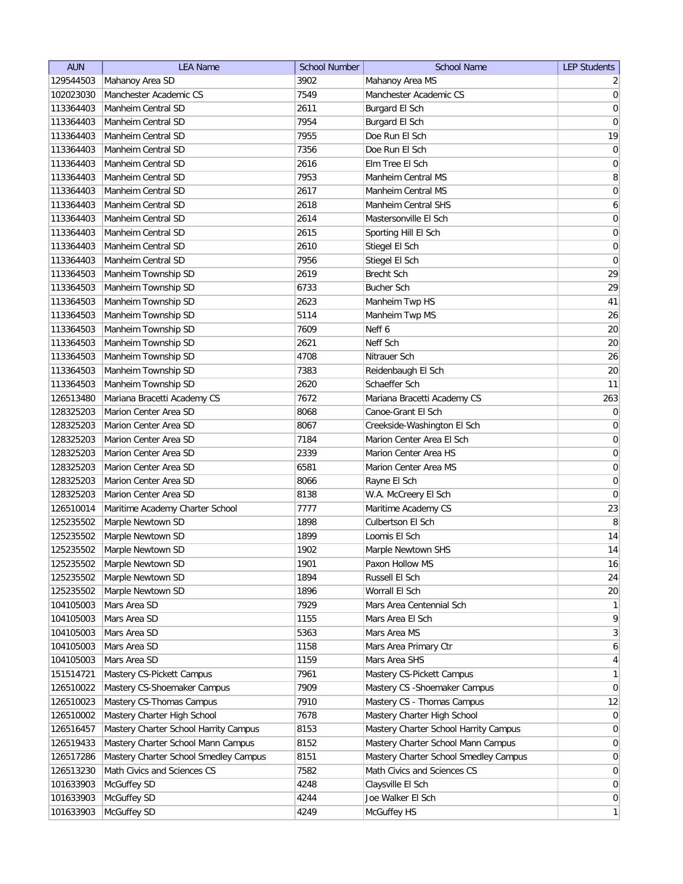| AUN | LEA Name | School Number | School Name | LEP Students |
|---|---|---|---|---|
| 129544503 | Mahanoy Area SD | 3902 | Mahanoy Area MS | 2 |
| 102023030 | Manchester Academic CS | 7549 | Manchester Academic CS | 0 |
| 113364403 | Manheim Central SD | 2611 | Burgard El Sch | 0 |
| 113364403 | Manheim Central SD | 7954 | Burgard El Sch | 0 |
| 113364403 | Manheim Central SD | 7955 | Doe Run El Sch | 19 |
| 113364403 | Manheim Central SD | 7356 | Doe Run El Sch | 0 |
| 113364403 | Manheim Central SD | 2616 | Elm Tree El Sch | 0 |
| 113364403 | Manheim Central SD | 7953 | Manheim Central MS | 8 |
| 113364403 | Manheim Central SD | 2617 | Manheim Central MS | 0 |
| 113364403 | Manheim Central SD | 2618 | Manheim Central SHS | 6 |
| 113364403 | Manheim Central SD | 2614 | Mastersonville El Sch | 0 |
| 113364403 | Manheim Central SD | 2615 | Sporting Hill El Sch | 0 |
| 113364403 | Manheim Central SD | 2610 | Stiegel El Sch | 0 |
| 113364403 | Manheim Central SD | 7956 | Stiegel El Sch | 0 |
| 113364503 | Manheim Township SD | 2619 | Brecht Sch | 29 |
| 113364503 | Manheim Township SD | 6733 | Bucher Sch | 29 |
| 113364503 | Manheim Township SD | 2623 | Manheim Twp HS | 41 |
| 113364503 | Manheim Township SD | 5114 | Manheim Twp MS | 26 |
| 113364503 | Manheim Township SD | 7609 | Neff 6 | 20 |
| 113364503 | Manheim Township SD | 2621 | Neff Sch | 20 |
| 113364503 | Manheim Township SD | 4708 | Nitrauer Sch | 26 |
| 113364503 | Manheim Township SD | 7383 | Reidenbaugh El Sch | 20 |
| 113364503 | Manheim Township SD | 2620 | Schaeffer Sch | 11 |
| 126513480 | Mariana Bracetti Academy CS | 7672 | Mariana Bracetti Academy CS | 263 |
| 128325203 | Marion Center Area SD | 8068 | Canoe-Grant El Sch | 0 |
| 128325203 | Marion Center Area SD | 8067 | Creekside-Washington El Sch | 0 |
| 128325203 | Marion Center Area SD | 7184 | Marion Center Area El Sch | 0 |
| 128325203 | Marion Center Area SD | 2339 | Marion Center Area HS | 0 |
| 128325203 | Marion Center Area SD | 6581 | Marion Center Area MS | 0 |
| 128325203 | Marion Center Area SD | 8066 | Rayne El Sch | 0 |
| 128325203 | Marion Center Area SD | 8138 | W.A. McCreery El Sch | 0 |
| 126510014 | Maritime Academy Charter School | 7777 | Maritime Academy CS | 23 |
| 125235502 | Marple Newtown SD | 1898 | Culbertson El Sch | 8 |
| 125235502 | Marple Newtown SD | 1899 | Loomis El Sch | 14 |
| 125235502 | Marple Newtown SD | 1902 | Marple Newtown SHS | 14 |
| 125235502 | Marple Newtown SD | 1901 | Paxon Hollow MS | 16 |
| 125235502 | Marple Newtown SD | 1894 | Russell El Sch | 24 |
| 125235502 | Marple Newtown SD | 1896 | Worrall El Sch | 20 |
| 104105003 | Mars Area SD | 7929 | Mars Area Centennial Sch | 1 |
| 104105003 | Mars Area SD | 1155 | Mars Area El Sch | 9 |
| 104105003 | Mars Area SD | 5363 | Mars Area MS | 3 |
| 104105003 | Mars Area SD | 1158 | Mars Area Primary Ctr | 6 |
| 104105003 | Mars Area SD | 1159 | Mars Area SHS | 4 |
| 151514721 | Mastery CS-Pickett Campus | 7961 | Mastery CS-Pickett Campus | 1 |
| 126510022 | Mastery CS-Shoemaker Campus | 7909 | Mastery CS -Shoemaker Campus | 0 |
| 126510023 | Mastery CS-Thomas Campus | 7910 | Mastery CS - Thomas Campus | 12 |
| 126510002 | Mastery Charter High School | 7678 | Mastery Charter High School | 0 |
| 126516457 | Mastery Charter School Harrity Campus | 8153 | Mastery Charter School Harrity Campus | 0 |
| 126519433 | Mastery Charter School Mann Campus | 8152 | Mastery Charter School Mann Campus | 0 |
| 126517286 | Mastery Charter School Smedley Campus | 8151 | Mastery Charter School Smedley Campus | 0 |
| 126513230 | Math Civics and Sciences CS | 7582 | Math Civics and Sciences CS | 0 |
| 101633903 | McGuffey SD | 4248 | Claysville El Sch | 0 |
| 101633903 | McGuffey SD | 4244 | Joe Walker El Sch | 0 |
| 101633903 | McGuffey SD | 4249 | McGuffey HS | 1 |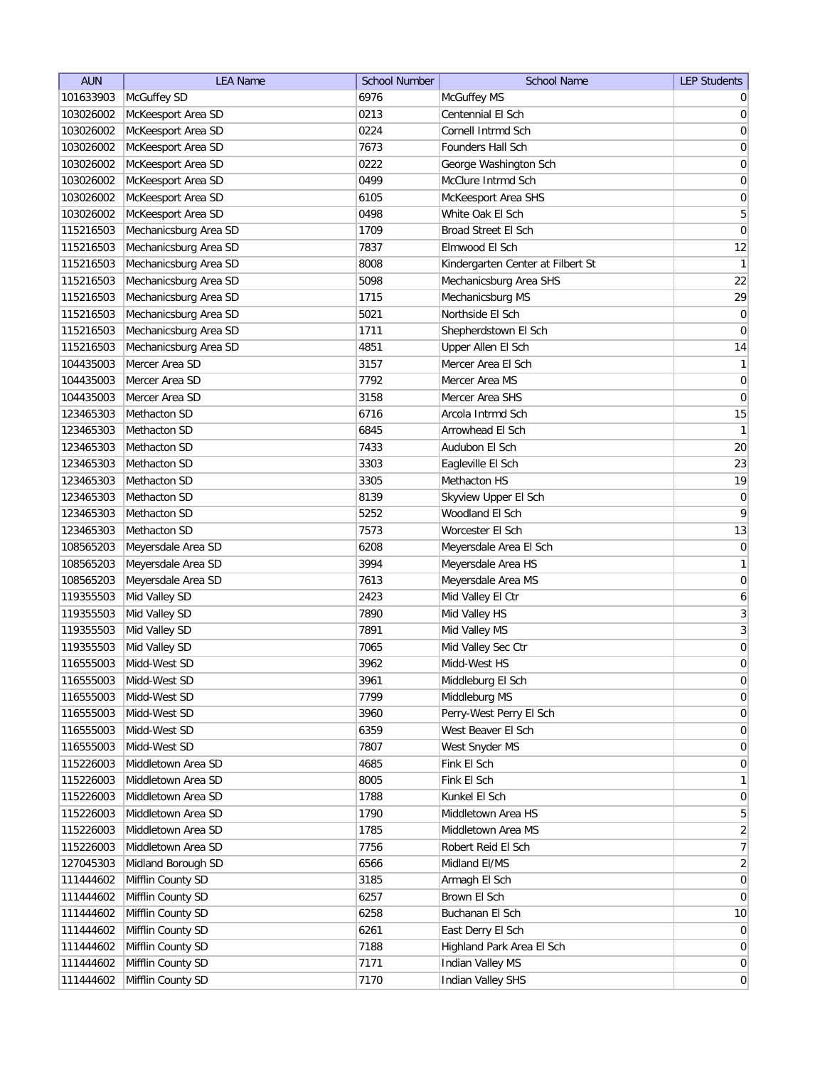| AUN | LEA Name | School Number | School Name | LEP Students |
| --- | --- | --- | --- | --- |
| 101633903 | McGuffey SD | 6976 | McGuffey MS | 0 |
| 103026002 | McKeesport Area SD | 0213 | Centennial El Sch | 0 |
| 103026002 | McKeesport Area SD | 0224 | Cornell Intrmd Sch | 0 |
| 103026002 | McKeesport Area SD | 7673 | Founders Hall Sch | 0 |
| 103026002 | McKeesport Area SD | 0222 | George Washington Sch | 0 |
| 103026002 | McKeesport Area SD | 0499 | McClure Intrmd Sch | 0 |
| 103026002 | McKeesport Area SD | 6105 | McKeesport Area SHS | 0 |
| 103026002 | McKeesport Area SD | 0498 | White Oak El Sch | 5 |
| 115216503 | Mechanicsburg Area SD | 1709 | Broad Street El Sch | 0 |
| 115216503 | Mechanicsburg Area SD | 7837 | Elmwood El Sch | 12 |
| 115216503 | Mechanicsburg Area SD | 8008 | Kindergarten Center at Filbert St | 1 |
| 115216503 | Mechanicsburg Area SD | 5098 | Mechanicsburg Area SHS | 22 |
| 115216503 | Mechanicsburg Area SD | 1715 | Mechanicsburg MS | 29 |
| 115216503 | Mechanicsburg Area SD | 5021 | Northside El Sch | 0 |
| 115216503 | Mechanicsburg Area SD | 1711 | Shepherdstown El Sch | 0 |
| 115216503 | Mechanicsburg Area SD | 4851 | Upper Allen El Sch | 14 |
| 104435003 | Mercer Area SD | 3157 | Mercer Area El Sch | 1 |
| 104435003 | Mercer Area SD | 7792 | Mercer Area MS | 0 |
| 104435003 | Mercer Area SD | 3158 | Mercer Area SHS | 0 |
| 123465303 | Methacton SD | 6716 | Arcola Intrmd Sch | 15 |
| 123465303 | Methacton SD | 6845 | Arrowhead El Sch | 1 |
| 123465303 | Methacton SD | 7433 | Audubon El Sch | 20 |
| 123465303 | Methacton SD | 3303 | Eagleville El Sch | 23 |
| 123465303 | Methacton SD | 3305 | Methacton HS | 19 |
| 123465303 | Methacton SD | 8139 | Skyview Upper El Sch | 0 |
| 123465303 | Methacton SD | 5252 | Woodland El Sch | 9 |
| 123465303 | Methacton SD | 7573 | Worcester El Sch | 13 |
| 108565203 | Meyersdale Area SD | 6208 | Meyersdale Area El Sch | 0 |
| 108565203 | Meyersdale Area SD | 3994 | Meyersdale Area HS | 1 |
| 108565203 | Meyersdale Area SD | 7613 | Meyersdale Area MS | 0 |
| 119355503 | Mid Valley SD | 2423 | Mid Valley El Ctr | 6 |
| 119355503 | Mid Valley SD | 7890 | Mid Valley HS | 3 |
| 119355503 | Mid Valley SD | 7891 | Mid Valley MS | 3 |
| 119355503 | Mid Valley SD | 7065 | Mid Valley Sec Ctr | 0 |
| 116555003 | Midd-West SD | 3962 | Midd-West HS | 0 |
| 116555003 | Midd-West SD | 3961 | Middleburg El Sch | 0 |
| 116555003 | Midd-West SD | 7799 | Middleburg MS | 0 |
| 116555003 | Midd-West SD | 3960 | Perry-West Perry El Sch | 0 |
| 116555003 | Midd-West SD | 6359 | West Beaver El Sch | 0 |
| 116555003 | Midd-West SD | 7807 | West Snyder MS | 0 |
| 115226003 | Middletown Area SD | 4685 | Fink El Sch | 0 |
| 115226003 | Middletown Area SD | 8005 | Fink El Sch | 1 |
| 115226003 | Middletown Area SD | 1788 | Kunkel El Sch | 0 |
| 115226003 | Middletown Area SD | 1790 | Middletown Area HS | 5 |
| 115226003 | Middletown Area SD | 1785 | Middletown Area MS | 2 |
| 115226003 | Middletown Area SD | 7756 | Robert Reid El Sch | 7 |
| 127045303 | Midland Borough SD | 6566 | Midland El/MS | 2 |
| 111444602 | Mifflin County SD | 3185 | Armagh El Sch | 0 |
| 111444602 | Mifflin County SD | 6257 | Brown El Sch | 0 |
| 111444602 | Mifflin County SD | 6258 | Buchanan El Sch | 10 |
| 111444602 | Mifflin County SD | 6261 | East Derry El Sch | 0 |
| 111444602 | Mifflin County SD | 7188 | Highland Park Area El Sch | 0 |
| 111444602 | Mifflin County SD | 7171 | Indian Valley MS | 0 |
| 111444602 | Mifflin County SD | 7170 | Indian Valley SHS | 0 |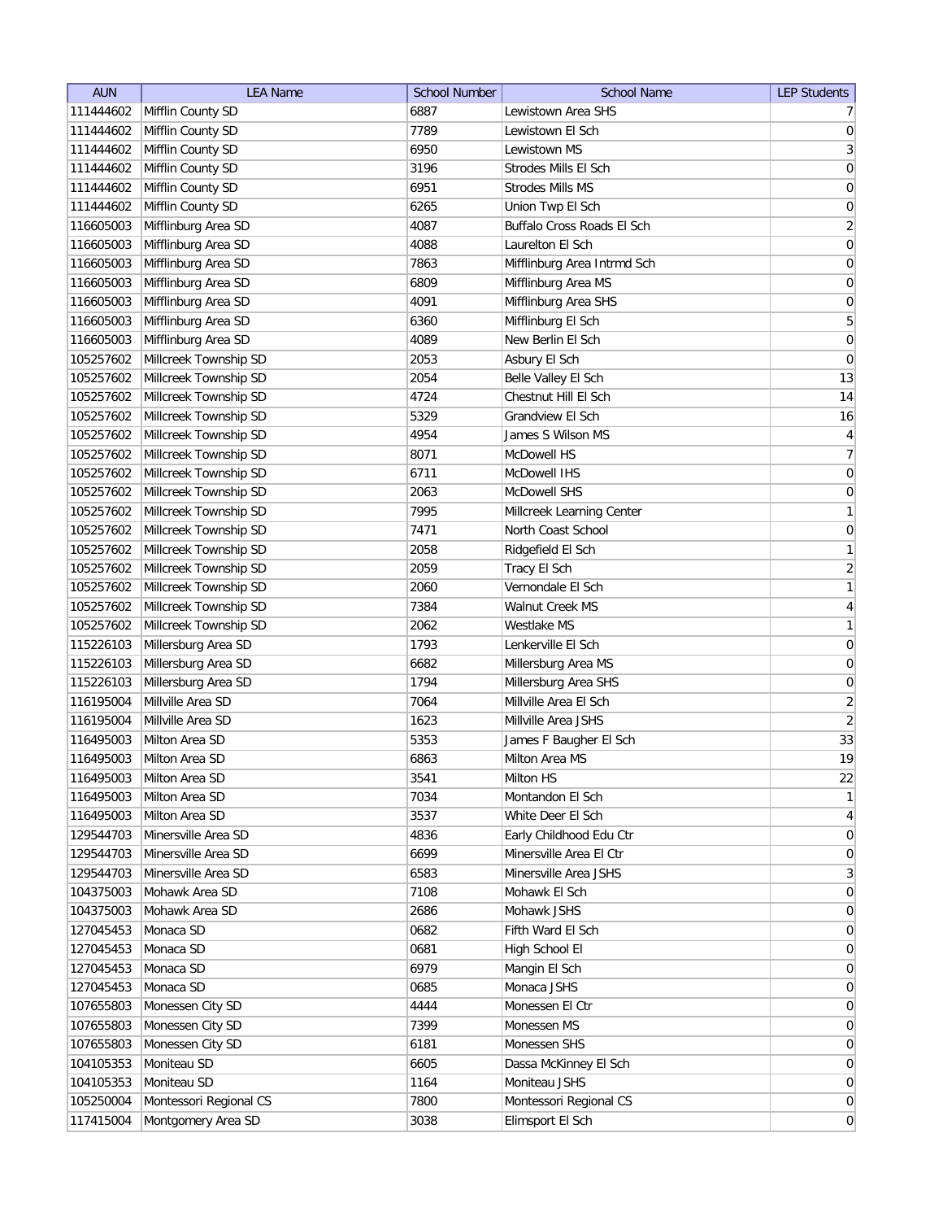| AUN | LEA Name | School Number | School Name | LEP Students |
| --- | --- | --- | --- | --- |
| 111444602 | Mifflin County SD | 6887 | Lewistown Area SHS | 7 |
| 111444602 | Mifflin County SD | 7789 | Lewistown El Sch | 0 |
| 111444602 | Mifflin County SD | 6950 | Lewistown MS | 3 |
| 111444602 | Mifflin County SD | 3196 | Strodes Mills El Sch | 0 |
| 111444602 | Mifflin County SD | 6951 | Strodes Mills MS | 0 |
| 111444602 | Mifflin County SD | 6265 | Union Twp El Sch | 0 |
| 116605003 | Mifflinburg Area SD | 4087 | Buffalo Cross Roads El Sch | 2 |
| 116605003 | Mifflinburg Area SD | 4088 | Laurelton El Sch | 0 |
| 116605003 | Mifflinburg Area SD | 7863 | Mifflinburg Area Intrmd Sch | 0 |
| 116605003 | Mifflinburg Area SD | 6809 | Mifflinburg Area MS | 0 |
| 116605003 | Mifflinburg Area SD | 4091 | Mifflinburg Area SHS | 0 |
| 116605003 | Mifflinburg Area SD | 6360 | Mifflinburg El Sch | 5 |
| 116605003 | Mifflinburg Area SD | 4089 | New Berlin El Sch | 0 |
| 105257602 | Millcreek Township SD | 2053 | Asbury El Sch | 0 |
| 105257602 | Millcreek Township SD | 2054 | Belle Valley El Sch | 13 |
| 105257602 | Millcreek Township SD | 4724 | Chestnut Hill El Sch | 14 |
| 105257602 | Millcreek Township SD | 5329 | Grandview El Sch | 16 |
| 105257602 | Millcreek Township SD | 4954 | James S Wilson MS | 4 |
| 105257602 | Millcreek Township SD | 8071 | McDowell HS | 7 |
| 105257602 | Millcreek Township SD | 6711 | McDowell IHS | 0 |
| 105257602 | Millcreek Township SD | 2063 | McDowell SHS | 0 |
| 105257602 | Millcreek Township SD | 7995 | Millcreek Learning Center | 1 |
| 105257602 | Millcreek Township SD | 7471 | North Coast School | 0 |
| 105257602 | Millcreek Township SD | 2058 | Ridgefield El Sch | 1 |
| 105257602 | Millcreek Township SD | 2059 | Tracy El Sch | 2 |
| 105257602 | Millcreek Township SD | 2060 | Vernondale El Sch | 1 |
| 105257602 | Millcreek Township SD | 7384 | Walnut Creek MS | 4 |
| 105257602 | Millcreek Township SD | 2062 | Westlake MS | 1 |
| 115226103 | Millersburg Area SD | 1793 | Lenkerville El Sch | 0 |
| 115226103 | Millersburg Area SD | 6682 | Millersburg Area MS | 0 |
| 115226103 | Millersburg Area SD | 1794 | Millersburg Area SHS | 0 |
| 116195004 | Millville Area SD | 7064 | Millville Area El Sch | 2 |
| 116195004 | Millville Area SD | 1623 | Millville Area JSHS | 2 |
| 116495003 | Milton Area SD | 5353 | James F Baugher El Sch | 33 |
| 116495003 | Milton Area SD | 6863 | Milton Area MS | 19 |
| 116495003 | Milton Area SD | 3541 | Milton HS | 22 |
| 116495003 | Milton Area SD | 7034 | Montandon El Sch | 1 |
| 116495003 | Milton Area SD | 3537 | White Deer El Sch | 4 |
| 129544703 | Minersville Area SD | 4836 | Early Childhood Edu Ctr | 0 |
| 129544703 | Minersville Area SD | 6699 | Minersville Area El Ctr | 0 |
| 129544703 | Minersville Area SD | 6583 | Minersville Area JSHS | 3 |
| 104375003 | Mohawk Area SD | 7108 | Mohawk El Sch | 0 |
| 104375003 | Mohawk Area SD | 2686 | Mohawk JSHS | 0 |
| 127045453 | Monaca SD | 0682 | Fifth Ward El Sch | 0 |
| 127045453 | Monaca SD | 0681 | High School El | 0 |
| 127045453 | Monaca SD | 6979 | Mangin El Sch | 0 |
| 127045453 | Monaca SD | 0685 | Monaca JSHS | 0 |
| 107655803 | Monessen City SD | 4444 | Monessen El Ctr | 0 |
| 107655803 | Monessen City SD | 7399 | Monessen MS | 0 |
| 107655803 | Monessen City SD | 6181 | Monessen SHS | 0 |
| 104105353 | Moniteau SD | 6605 | Dassa McKinney El Sch | 0 |
| 104105353 | Moniteau SD | 1164 | Moniteau JSHS | 0 |
| 105250004 | Montessori Regional CS | 7800 | Montessori Regional CS | 0 |
| 117415004 | Montgomery Area SD | 3038 | Elimsport El Sch | 0 |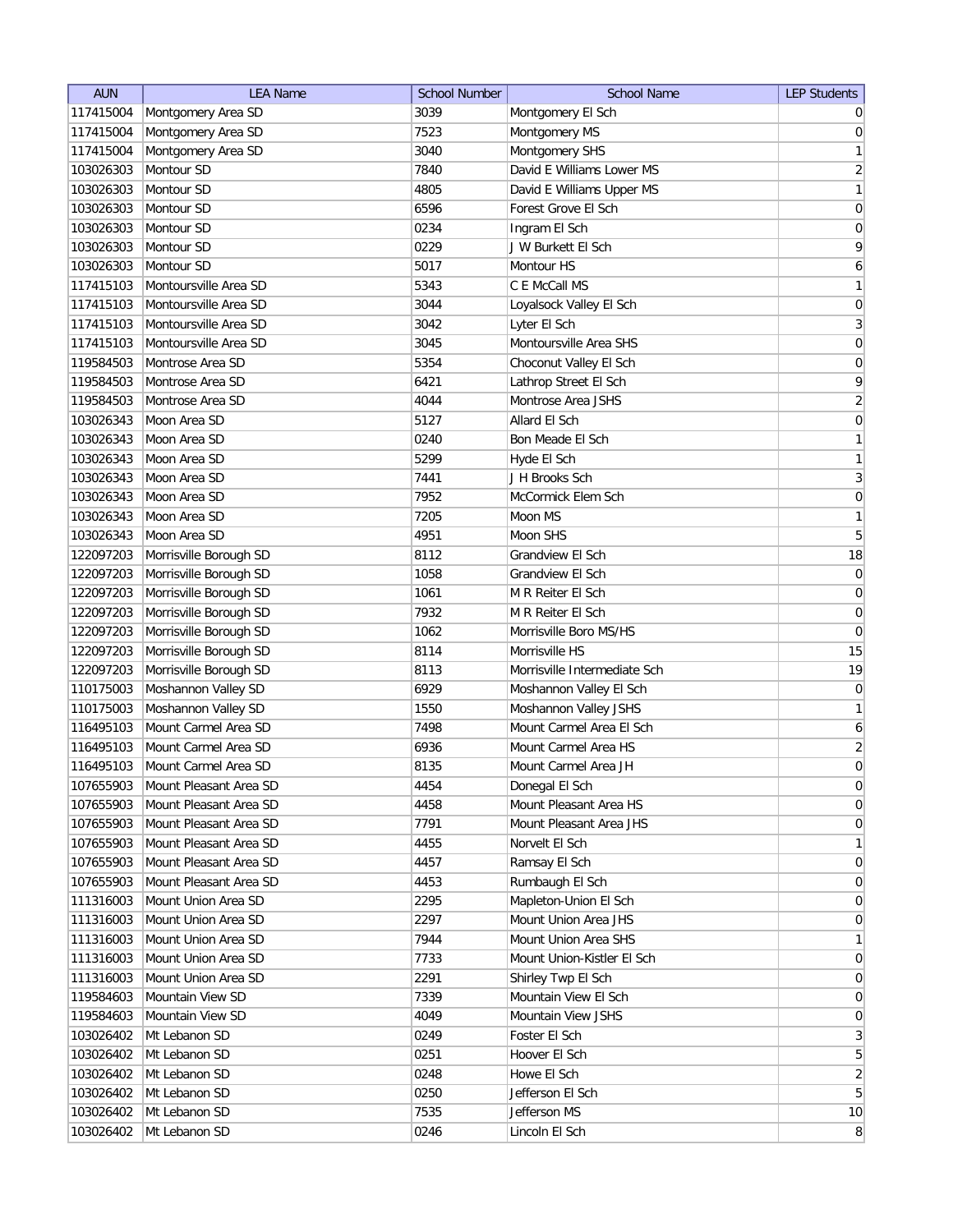| AUN | LEA Name | School Number | School Name | LEP Students |
|---|---|---|---|---|
| 117415004 | Montgomery Area SD | 3039 | Montgomery El Sch | 0 |
| 117415004 | Montgomery Area SD | 7523 | Montgomery MS | 0 |
| 117415004 | Montgomery Area SD | 3040 | Montgomery SHS | 1 |
| 103026303 | Montour SD | 7840 | David E Williams Lower MS | 2 |
| 103026303 | Montour SD | 4805 | David E Williams Upper MS | 1 |
| 103026303 | Montour SD | 6596 | Forest Grove El Sch | 0 |
| 103026303 | Montour SD | 0234 | Ingram El Sch | 0 |
| 103026303 | Montour SD | 0229 | J W Burkett El Sch | 9 |
| 103026303 | Montour SD | 5017 | Montour HS | 6 |
| 117415103 | Montoursville Area SD | 5343 | C E McCall MS | 1 |
| 117415103 | Montoursville Area SD | 3044 | Loyalsock Valley El Sch | 0 |
| 117415103 | Montoursville Area SD | 3042 | Lyter El Sch | 3 |
| 117415103 | Montoursville Area SD | 3045 | Montoursville Area SHS | 0 |
| 119584503 | Montrose Area SD | 5354 | Choconut Valley El Sch | 0 |
| 119584503 | Montrose Area SD | 6421 | Lathrop Street El Sch | 9 |
| 119584503 | Montrose Area SD | 4044 | Montrose Area JSHS | 2 |
| 103026343 | Moon Area SD | 5127 | Allard El Sch | 0 |
| 103026343 | Moon Area SD | 0240 | Bon Meade El Sch | 1 |
| 103026343 | Moon Area SD | 5299 | Hyde El Sch | 1 |
| 103026343 | Moon Area SD | 7441 | J H Brooks Sch | 3 |
| 103026343 | Moon Area SD | 7952 | McCormick Elem Sch | 0 |
| 103026343 | Moon Area SD | 7205 | Moon MS | 1 |
| 103026343 | Moon Area SD | 4951 | Moon SHS | 5 |
| 122097203 | Morrisville Borough SD | 8112 | Grandview El Sch | 18 |
| 122097203 | Morrisville Borough SD | 1058 | Grandview El Sch | 0 |
| 122097203 | Morrisville Borough SD | 1061 | M R Reiter El Sch | 0 |
| 122097203 | Morrisville Borough SD | 7932 | M R Reiter El Sch | 0 |
| 122097203 | Morrisville Borough SD | 1062 | Morrisville Boro MS/HS | 0 |
| 122097203 | Morrisville Borough SD | 8114 | Morrisville HS | 15 |
| 122097203 | Morrisville Borough SD | 8113 | Morrisville Intermediate Sch | 19 |
| 110175003 | Moshannon Valley SD | 6929 | Moshannon Valley El Sch | 0 |
| 110175003 | Moshannon Valley SD | 1550 | Moshannon Valley JSHS | 1 |
| 116495103 | Mount Carmel Area SD | 7498 | Mount Carmel Area El Sch | 6 |
| 116495103 | Mount Carmel Area SD | 6936 | Mount Carmel Area HS | 2 |
| 116495103 | Mount Carmel Area SD | 8135 | Mount Carmel Area JH | 0 |
| 107655903 | Mount Pleasant Area SD | 4454 | Donegal El Sch | 0 |
| 107655903 | Mount Pleasant Area SD | 4458 | Mount Pleasant Area HS | 0 |
| 107655903 | Mount Pleasant Area SD | 7791 | Mount Pleasant Area JHS | 0 |
| 107655903 | Mount Pleasant Area SD | 4455 | Norvelt El Sch | 1 |
| 107655903 | Mount Pleasant Area SD | 4457 | Ramsay El Sch | 0 |
| 107655903 | Mount Pleasant Area SD | 4453 | Rumbaugh El Sch | 0 |
| 111316003 | Mount Union Area SD | 2295 | Mapleton-Union El Sch | 0 |
| 111316003 | Mount Union Area SD | 2297 | Mount Union Area JHS | 0 |
| 111316003 | Mount Union Area SD | 7944 | Mount Union Area SHS | 1 |
| 111316003 | Mount Union Area SD | 7733 | Mount Union-Kistler El Sch | 0 |
| 111316003 | Mount Union Area SD | 2291 | Shirley Twp El Sch | 0 |
| 119584603 | Mountain View SD | 7339 | Mountain View El Sch | 0 |
| 119584603 | Mountain View SD | 4049 | Mountain View JSHS | 0 |
| 103026402 | Mt Lebanon SD | 0249 | Foster El Sch | 3 |
| 103026402 | Mt Lebanon SD | 0251 | Hoover El Sch | 5 |
| 103026402 | Mt Lebanon SD | 0248 | Howe El Sch | 2 |
| 103026402 | Mt Lebanon SD | 0250 | Jefferson El Sch | 5 |
| 103026402 | Mt Lebanon SD | 7535 | Jefferson MS | 10 |
| 103026402 | Mt Lebanon SD | 0246 | Lincoln El Sch | 8 |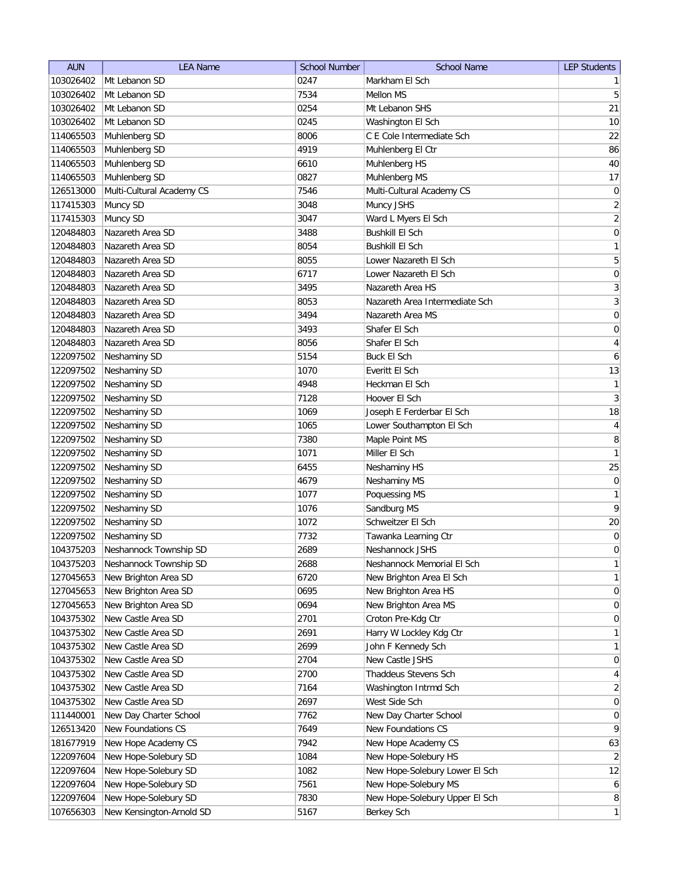| AUN | LEA Name | School Number | School Name | LEP Students |
|---|---|---|---|---|
| 103026402 | Mt Lebanon SD | 0247 | Markham El Sch | 1 |
| 103026402 | Mt Lebanon SD | 7534 | Mellon MS | 5 |
| 103026402 | Mt Lebanon SD | 0254 | Mt Lebanon SHS | 21 |
| 103026402 | Mt Lebanon SD | 0245 | Washington El Sch | 10 |
| 114065503 | Muhlenberg SD | 8006 | C E Cole Intermediate Sch | 22 |
| 114065503 | Muhlenberg SD | 4919 | Muhlenberg El Ctr | 86 |
| 114065503 | Muhlenberg SD | 6610 | Muhlenberg HS | 40 |
| 114065503 | Muhlenberg SD | 0827 | Muhlenberg MS | 17 |
| 126513000 | Multi-Cultural Academy CS | 7546 | Multi-Cultural Academy CS | 0 |
| 117415303 | Muncy SD | 3048 | Muncy JSHS | 2 |
| 117415303 | Muncy SD | 3047 | Ward L Myers El Sch | 2 |
| 120484803 | Nazareth Area SD | 3488 | Bushkill El Sch | 0 |
| 120484803 | Nazareth Area SD | 8054 | Bushkill El Sch | 1 |
| 120484803 | Nazareth Area SD | 8055 | Lower Nazareth El Sch | 5 |
| 120484803 | Nazareth Area SD | 6717 | Lower Nazareth El Sch | 0 |
| 120484803 | Nazareth Area SD | 3495 | Nazareth Area HS | 3 |
| 120484803 | Nazareth Area SD | 8053 | Nazareth Area Intermediate Sch | 3 |
| 120484803 | Nazareth Area SD | 3494 | Nazareth Area MS | 0 |
| 120484803 | Nazareth Area SD | 3493 | Shafer El Sch | 0 |
| 120484803 | Nazareth Area SD | 8056 | Shafer El Sch | 4 |
| 122097502 | Neshaminy SD | 5154 | Buck El Sch | 6 |
| 122097502 | Neshaminy SD | 1070 | Everitt El Sch | 13 |
| 122097502 | Neshaminy SD | 4948 | Heckman El Sch | 1 |
| 122097502 | Neshaminy SD | 7128 | Hoover El Sch | 3 |
| 122097502 | Neshaminy SD | 1069 | Joseph E Ferderbar El Sch | 18 |
| 122097502 | Neshaminy SD | 1065 | Lower Southampton El Sch | 4 |
| 122097502 | Neshaminy SD | 7380 | Maple Point MS | 8 |
| 122097502 | Neshaminy SD | 1071 | Miller El Sch | 1 |
| 122097502 | Neshaminy SD | 6455 | Neshaminy HS | 25 |
| 122097502 | Neshaminy SD | 4679 | Neshaminy MS | 0 |
| 122097502 | Neshaminy SD | 1077 | Poquessing MS | 1 |
| 122097502 | Neshaminy SD | 1076 | Sandburg MS | 9 |
| 122097502 | Neshaminy SD | 1072 | Schweitzer El Sch | 20 |
| 122097502 | Neshaminy SD | 7732 | Tawanka Learning Ctr | 0 |
| 104375203 | Neshannock Township SD | 2689 | Neshannock JSHS | 0 |
| 104375203 | Neshannock Township SD | 2688 | Neshannock Memorial El Sch | 1 |
| 127045653 | New Brighton Area SD | 6720 | New Brighton Area El Sch | 1 |
| 127045653 | New Brighton Area SD | 0695 | New Brighton Area HS | 0 |
| 127045653 | New Brighton Area SD | 0694 | New Brighton Area MS | 0 |
| 104375302 | New Castle Area SD | 2701 | Croton Pre-Kdg Ctr | 0 |
| 104375302 | New Castle Area SD | 2691 | Harry W Lockley Kdg Ctr | 1 |
| 104375302 | New Castle Area SD | 2699 | John F Kennedy Sch | 1 |
| 104375302 | New Castle Area SD | 2704 | New Castle JSHS | 0 |
| 104375302 | New Castle Area SD | 2700 | Thaddeus Stevens Sch | 4 |
| 104375302 | New Castle Area SD | 7164 | Washington Intrmd Sch | 2 |
| 104375302 | New Castle Area SD | 2697 | West Side Sch | 0 |
| 111440001 | New Day Charter School | 7762 | New Day Charter School | 0 |
| 126513420 | New Foundations CS | 7649 | New Foundations CS | 9 |
| 181677919 | New Hope Academy CS | 7942 | New Hope Academy CS | 63 |
| 122097604 | New Hope-Solebury SD | 1084 | New Hope-Solebury HS | 2 |
| 122097604 | New Hope-Solebury SD | 1082 | New Hope-Solebury Lower El Sch | 12 |
| 122097604 | New Hope-Solebury SD | 7561 | New Hope-Solebury MS | 6 |
| 122097604 | New Hope-Solebury SD | 7830 | New Hope-Solebury Upper El Sch | 8 |
| 107656303 | New Kensington-Arnold SD | 5167 | Berkey Sch | 1 |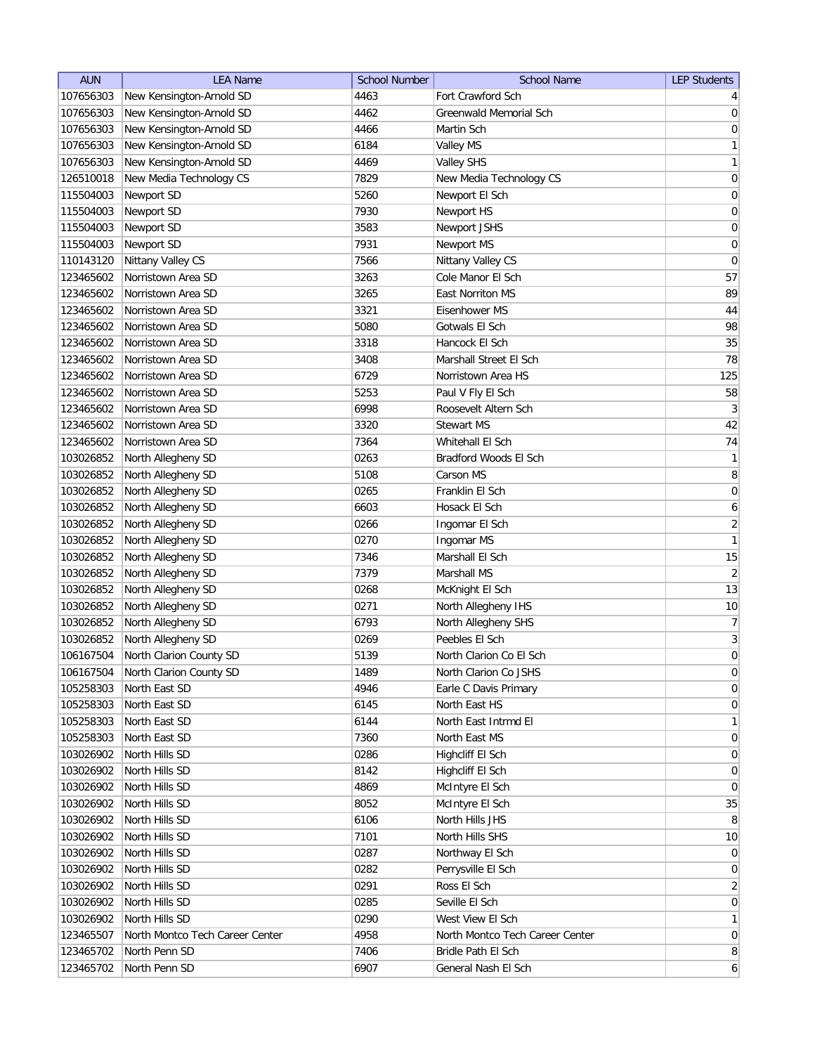| AUN | LEA Name | School Number | School Name | LEP Students |
| --- | --- | --- | --- | --- |
| 107656303 | New Kensington-Arnold SD | 4463 | Fort Crawford Sch | 4 |
| 107656303 | New Kensington-Arnold SD | 4462 | Greenwald Memorial Sch | 0 |
| 107656303 | New Kensington-Arnold SD | 4466 | Martin Sch | 0 |
| 107656303 | New Kensington-Arnold SD | 6184 | Valley MS | 1 |
| 107656303 | New Kensington-Arnold SD | 4469 | Valley SHS | 1 |
| 126510018 | New Media Technology CS | 7829 | New Media Technology CS | 0 |
| 115504003 | Newport SD | 5260 | Newport El Sch | 0 |
| 115504003 | Newport SD | 7930 | Newport HS | 0 |
| 115504003 | Newport SD | 3583 | Newport JSHS | 0 |
| 115504003 | Newport SD | 7931 | Newport MS | 0 |
| 110143120 | Nittany Valley CS | 7566 | Nittany Valley CS | 0 |
| 123465602 | Norristown Area SD | 3263 | Cole Manor El Sch | 57 |
| 123465602 | Norristown Area SD | 3265 | East Norriton MS | 89 |
| 123465602 | Norristown Area SD | 3321 | Eisenhower MS | 44 |
| 123465602 | Norristown Area SD | 5080 | Gotwals El Sch | 98 |
| 123465602 | Norristown Area SD | 3318 | Hancock El Sch | 35 |
| 123465602 | Norristown Area SD | 3408 | Marshall Street El Sch | 78 |
| 123465602 | Norristown Area SD | 6729 | Norristown Area HS | 125 |
| 123465602 | Norristown Area SD | 5253 | Paul V Fly El Sch | 58 |
| 123465602 | Norristown Area SD | 6998 | Roosevelt Altern Sch | 3 |
| 123465602 | Norristown Area SD | 3320 | Stewart MS | 42 |
| 123465602 | Norristown Area SD | 7364 | Whitehall El Sch | 74 |
| 103026852 | North Allegheny SD | 0263 | Bradford Woods El Sch | 1 |
| 103026852 | North Allegheny SD | 5108 | Carson MS | 8 |
| 103026852 | North Allegheny SD | 0265 | Franklin El Sch | 0 |
| 103026852 | North Allegheny SD | 6603 | Hosack El Sch | 6 |
| 103026852 | North Allegheny SD | 0266 | Ingomar El Sch | 2 |
| 103026852 | North Allegheny SD | 0270 | Ingomar MS | 1 |
| 103026852 | North Allegheny SD | 7346 | Marshall El Sch | 15 |
| 103026852 | North Allegheny SD | 7379 | Marshall MS | 2 |
| 103026852 | North Allegheny SD | 0268 | McKnight El Sch | 13 |
| 103026852 | North Allegheny SD | 0271 | North Allegheny IHS | 10 |
| 103026852 | North Allegheny SD | 6793 | North Allegheny SHS | 7 |
| 103026852 | North Allegheny SD | 0269 | Peebles El Sch | 3 |
| 106167504 | North Clarion County SD | 5139 | North Clarion Co El Sch | 0 |
| 106167504 | North Clarion County SD | 1489 | North Clarion Co JSHS | 0 |
| 105258303 | North East SD | 4946 | Earle C Davis Primary | 0 |
| 105258303 | North East SD | 6145 | North East HS | 0 |
| 105258303 | North East SD | 6144 | North East Intrmd El | 1 |
| 105258303 | North East SD | 7360 | North East MS | 0 |
| 103026902 | North Hills SD | 0286 | Highcliff El Sch | 0 |
| 103026902 | North Hills SD | 8142 | Highcliff El Sch | 0 |
| 103026902 | North Hills SD | 4869 | McIntyre El Sch | 0 |
| 103026902 | North Hills SD | 8052 | McIntyre El Sch | 35 |
| 103026902 | North Hills SD | 6106 | North Hills JHS | 8 |
| 103026902 | North Hills SD | 7101 | North Hills SHS | 10 |
| 103026902 | North Hills SD | 0287 | Northway El Sch | 0 |
| 103026902 | North Hills SD | 0282 | Perrysville El Sch | 0 |
| 103026902 | North Hills SD | 0291 | Ross El Sch | 2 |
| 103026902 | North Hills SD | 0285 | Seville El Sch | 0 |
| 103026902 | North Hills SD | 0290 | West View El Sch | 1 |
| 123465507 | North Montco Tech Career Center | 4958 | North Montco Tech Career Center | 0 |
| 123465702 | North Penn SD | 7406 | Bridle Path El Sch | 8 |
| 123465702 | North Penn SD | 6907 | General Nash El Sch | 6 |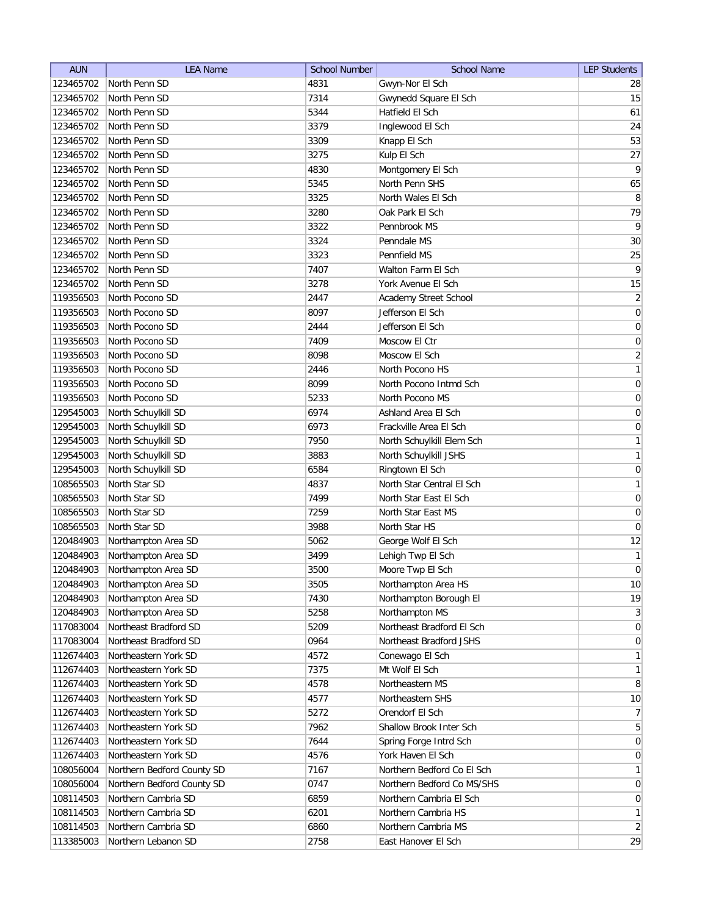| AUN | LEA Name | School Number | School Name | LEP Students |
| --- | --- | --- | --- | --- |
| 123465702 | North Penn SD | 4831 | Gwyn-Nor El Sch | 28 |
| 123465702 | North Penn SD | 7314 | Gwynedd Square El Sch | 15 |
| 123465702 | North Penn SD | 5344 | Hatfield El Sch | 61 |
| 123465702 | North Penn SD | 3379 | Inglewood El Sch | 24 |
| 123465702 | North Penn SD | 3309 | Knapp El Sch | 53 |
| 123465702 | North Penn SD | 3275 | Kulp El Sch | 27 |
| 123465702 | North Penn SD | 4830 | Montgomery El Sch | 9 |
| 123465702 | North Penn SD | 5345 | North Penn SHS | 65 |
| 123465702 | North Penn SD | 3325 | North Wales El Sch | 8 |
| 123465702 | North Penn SD | 3280 | Oak Park El Sch | 79 |
| 123465702 | North Penn SD | 3322 | Pennbrook MS | 9 |
| 123465702 | North Penn SD | 3324 | Penndale MS | 30 |
| 123465702 | North Penn SD | 3323 | Pennfield MS | 25 |
| 123465702 | North Penn SD | 7407 | Walton Farm El Sch | 9 |
| 123465702 | North Penn SD | 3278 | York Avenue El Sch | 15 |
| 119356503 | North Pocono SD | 2447 | Academy Street School | 2 |
| 119356503 | North Pocono SD | 8097 | Jefferson El Sch | 0 |
| 119356503 | North Pocono SD | 2444 | Jefferson El Sch | 0 |
| 119356503 | North Pocono SD | 7409 | Moscow El Ctr | 0 |
| 119356503 | North Pocono SD | 8098 | Moscow El Sch | 2 |
| 119356503 | North Pocono SD | 2446 | North Pocono HS | 1 |
| 119356503 | North Pocono SD | 8099 | North Pocono Intmd Sch | 0 |
| 119356503 | North Pocono SD | 5233 | North Pocono MS | 0 |
| 129545003 | North Schuylkill SD | 6974 | Ashland Area El Sch | 0 |
| 129545003 | North Schuylkill SD | 6973 | Frackville Area El Sch | 0 |
| 129545003 | North Schuylkill SD | 7950 | North Schuylkill Elem Sch | 1 |
| 129545003 | North Schuylkill SD | 3883 | North Schuylkill JSHS | 1 |
| 129545003 | North Schuylkill SD | 6584 | Ringtown El Sch | 0 |
| 108565503 | North Star SD | 4837 | North Star Central El Sch | 1 |
| 108565503 | North Star SD | 7499 | North Star East El Sch | 0 |
| 108565503 | North Star SD | 7259 | North Star East MS | 0 |
| 108565503 | North Star SD | 3988 | North Star HS | 0 |
| 120484903 | Northampton Area SD | 5062 | George Wolf El Sch | 12 |
| 120484903 | Northampton Area SD | 3499 | Lehigh Twp El Sch | 1 |
| 120484903 | Northampton Area SD | 3500 | Moore Twp El Sch | 0 |
| 120484903 | Northampton Area SD | 3505 | Northampton Area HS | 10 |
| 120484903 | Northampton Area SD | 7430 | Northampton Borough El | 19 |
| 120484903 | Northampton Area SD | 5258 | Northampton MS | 3 |
| 117083004 | Northeast Bradford SD | 5209 | Northeast Bradford El Sch | 0 |
| 117083004 | Northeast Bradford SD | 0964 | Northeast Bradford JSHS | 0 |
| 112674403 | Northeastern York SD | 4572 | Conewago El Sch | 1 |
| 112674403 | Northeastern York SD | 7375 | Mt Wolf El Sch | 1 |
| 112674403 | Northeastern York SD | 4578 | Northeastern MS | 8 |
| 112674403 | Northeastern York SD | 4577 | Northeastern SHS | 10 |
| 112674403 | Northeastern York SD | 5272 | Orendorf El Sch | 7 |
| 112674403 | Northeastern York SD | 7962 | Shallow Brook Inter Sch | 5 |
| 112674403 | Northeastern York SD | 7644 | Spring Forge Intrd Sch | 0 |
| 112674403 | Northeastern York SD | 4576 | York Haven El Sch | 0 |
| 108056004 | Northern Bedford County SD | 7167 | Northern Bedford Co El Sch | 1 |
| 108056004 | Northern Bedford County SD | 0747 | Northern Bedford Co MS/SHS | 0 |
| 108114503 | Northern Cambria SD | 6859 | Northern Cambria El Sch | 0 |
| 108114503 | Northern Cambria SD | 6201 | Northern Cambria HS | 1 |
| 108114503 | Northern Cambria SD | 6860 | Northern Cambria MS | 2 |
| 113385003 | Northern Lebanon SD | 2758 | East Hanover El Sch | 29 |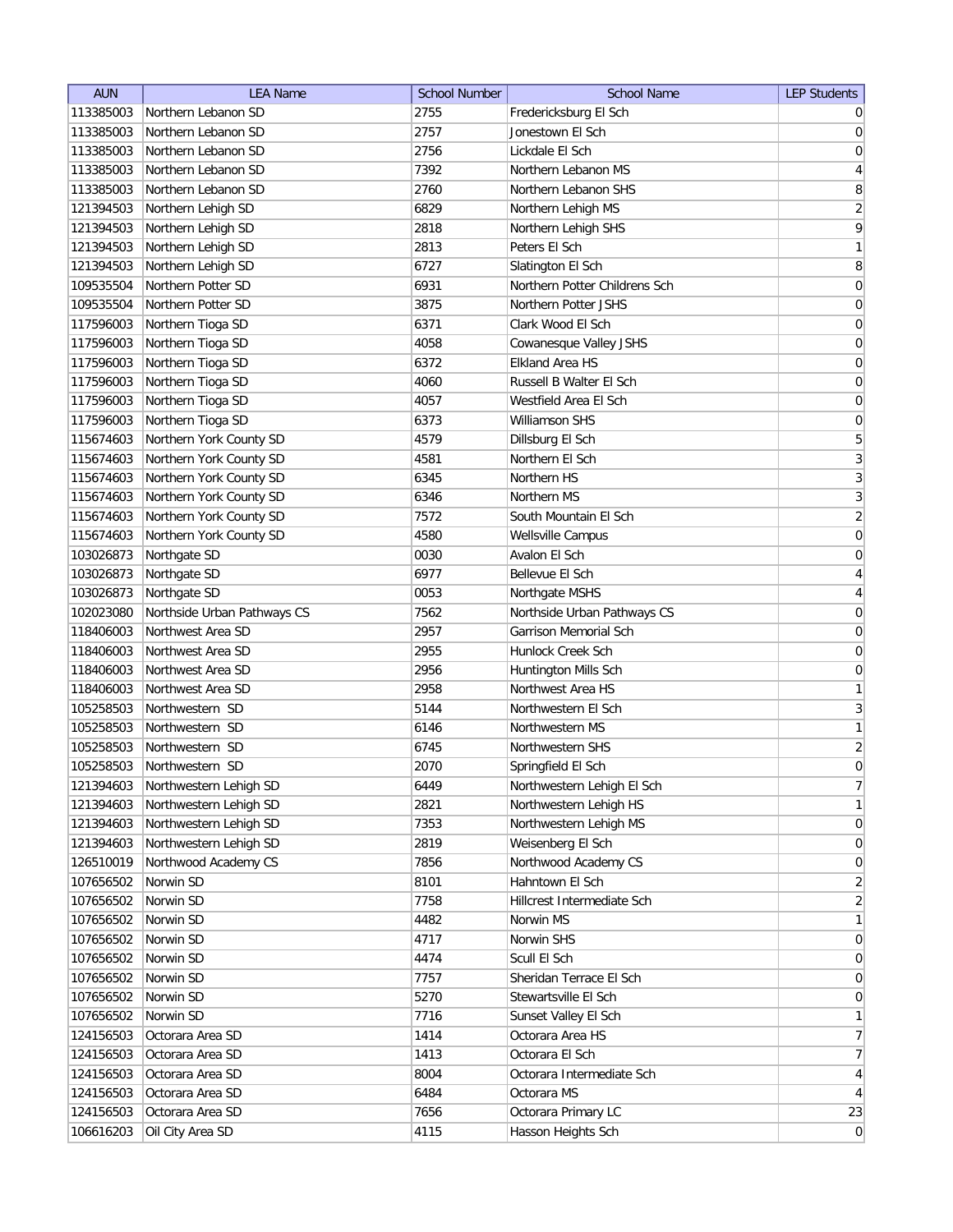| AUN | LEA Name | School Number | School Name | LEP Students |
|---|---|---|---|---|
| 113385003 | Northern Lebanon SD | 2755 | Fredericksburg El Sch | 0 |
| 113385003 | Northern Lebanon SD | 2757 | Jonestown El Sch | 0 |
| 113385003 | Northern Lebanon SD | 2756 | Lickdale El Sch | 0 |
| 113385003 | Northern Lebanon SD | 7392 | Northern Lebanon MS | 4 |
| 113385003 | Northern Lebanon SD | 2760 | Northern Lebanon SHS | 8 |
| 121394503 | Northern Lehigh SD | 6829 | Northern Lehigh MS | 2 |
| 121394503 | Northern Lehigh SD | 2818 | Northern Lehigh SHS | 9 |
| 121394503 | Northern Lehigh SD | 2813 | Peters El Sch | 1 |
| 121394503 | Northern Lehigh SD | 6727 | Slatington El Sch | 8 |
| 109535504 | Northern Potter SD | 6931 | Northern Potter Childrens Sch | 0 |
| 109535504 | Northern Potter SD | 3875 | Northern Potter JSHS | 0 |
| 117596003 | Northern Tioga SD | 6371 | Clark Wood El Sch | 0 |
| 117596003 | Northern Tioga SD | 4058 | Cowanesque Valley JSHS | 0 |
| 117596003 | Northern Tioga SD | 6372 | Elkland Area HS | 0 |
| 117596003 | Northern Tioga SD | 4060 | Russell B Walter El Sch | 0 |
| 117596003 | Northern Tioga SD | 4057 | Westfield Area El Sch | 0 |
| 117596003 | Northern Tioga SD | 6373 | Williamson SHS | 0 |
| 115674603 | Northern York County SD | 4579 | Dillsburg El Sch | 5 |
| 115674603 | Northern York County SD | 4581 | Northern El Sch | 3 |
| 115674603 | Northern York County SD | 6345 | Northern HS | 3 |
| 115674603 | Northern York County SD | 6346 | Northern MS | 3 |
| 115674603 | Northern York County SD | 7572 | South Mountain El Sch | 2 |
| 115674603 | Northern York County SD | 4580 | Wellsville Campus | 0 |
| 103026873 | Northgate SD | 0030 | Avalon El Sch | 0 |
| 103026873 | Northgate SD | 6977 | Bellevue El Sch | 4 |
| 103026873 | Northgate SD | 0053 | Northgate MSHS | 4 |
| 102023080 | Northside Urban Pathways CS | 7562 | Northside Urban Pathways CS | 0 |
| 118406003 | Northwest Area SD | 2957 | Garrison Memorial Sch | 0 |
| 118406003 | Northwest Area SD | 2955 | Hunlock Creek Sch | 0 |
| 118406003 | Northwest Area SD | 2956 | Huntington Mills Sch | 0 |
| 118406003 | Northwest Area SD | 2958 | Northwest Area HS | 1 |
| 105258503 | Northwestern SD | 5144 | Northwestern El Sch | 3 |
| 105258503 | Northwestern SD | 6146 | Northwestern MS | 1 |
| 105258503 | Northwestern SD | 6745 | Northwestern SHS | 2 |
| 105258503 | Northwestern SD | 2070 | Springfield El Sch | 0 |
| 121394603 | Northwestern Lehigh SD | 6449 | Northwestern Lehigh El Sch | 7 |
| 121394603 | Northwestern Lehigh SD | 2821 | Northwestern Lehigh HS | 1 |
| 121394603 | Northwestern Lehigh SD | 7353 | Northwestern Lehigh MS | 0 |
| 121394603 | Northwestern Lehigh SD | 2819 | Weisenberg El Sch | 0 |
| 126510019 | Northwood Academy CS | 7856 | Northwood Academy CS | 0 |
| 107656502 | Norwin SD | 8101 | Hahntown El Sch | 2 |
| 107656502 | Norwin SD | 7758 | Hillcrest Intermediate Sch | 2 |
| 107656502 | Norwin SD | 4482 | Norwin MS | 1 |
| 107656502 | Norwin SD | 4717 | Norwin SHS | 0 |
| 107656502 | Norwin SD | 4474 | Scull El Sch | 0 |
| 107656502 | Norwin SD | 7757 | Sheridan Terrace El Sch | 0 |
| 107656502 | Norwin SD | 5270 | Stewartsville El Sch | 0 |
| 107656502 | Norwin SD | 7716 | Sunset Valley El Sch | 1 |
| 124156503 | Octorara Area SD | 1414 | Octorara Area HS | 7 |
| 124156503 | Octorara Area SD | 1413 | Octorara El Sch | 7 |
| 124156503 | Octorara Area SD | 8004 | Octorara Intermediate Sch | 4 |
| 124156503 | Octorara Area SD | 6484 | Octorara MS | 4 |
| 124156503 | Octorara Area SD | 7656 | Octorara Primary LC | 23 |
| 106616203 | Oil City Area SD | 4115 | Hasson Heights Sch | 0 |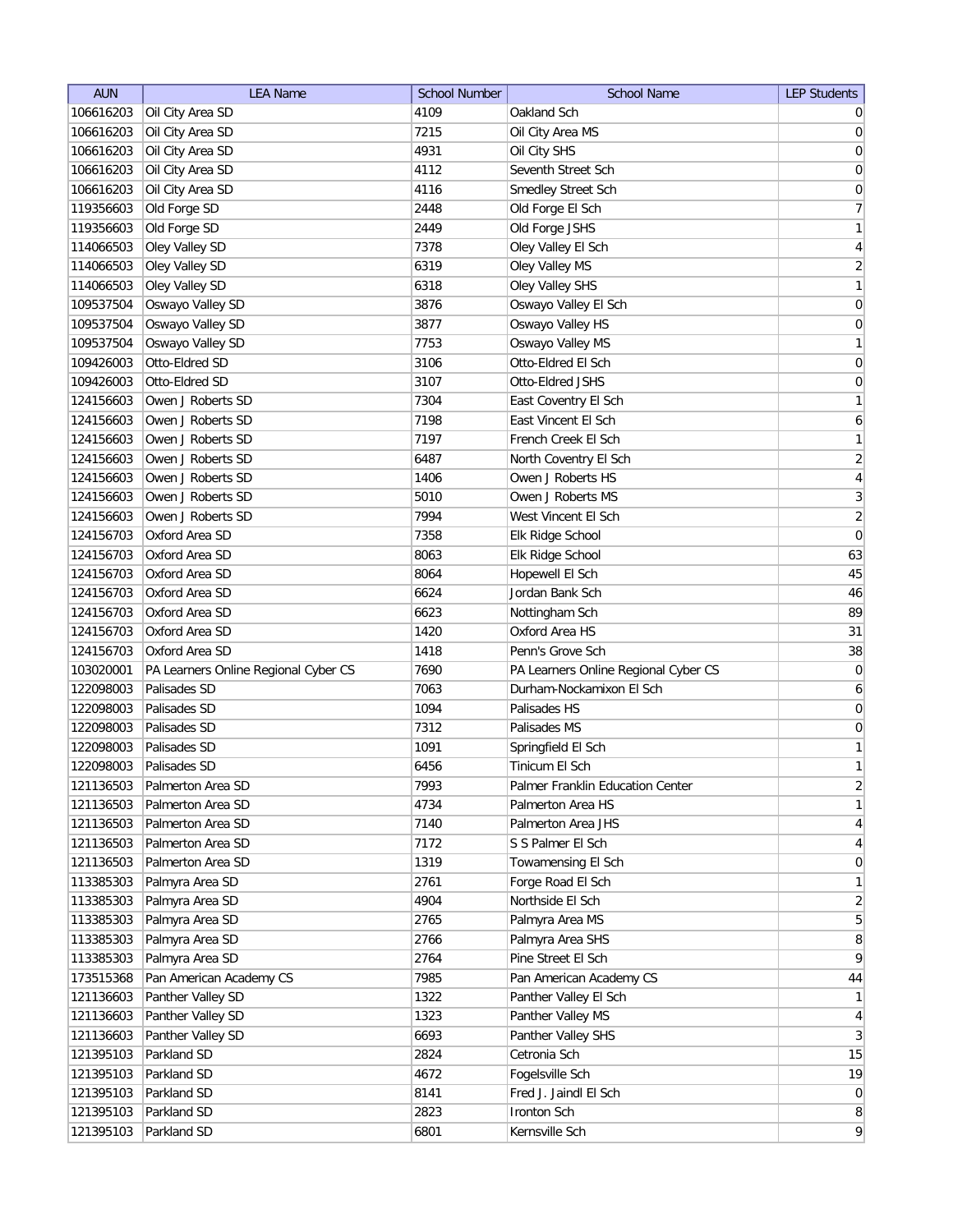| AUN | LEA Name | School Number | School Name | LEP Students |
| --- | --- | --- | --- | --- |
| 106616203 | Oil City Area SD | 4109 | Oakland Sch | 0 |
| 106616203 | Oil City Area SD | 7215 | Oil City Area MS | 0 |
| 106616203 | Oil City Area SD | 4931 | Oil City SHS | 0 |
| 106616203 | Oil City Area SD | 4112 | Seventh Street Sch | 0 |
| 106616203 | Oil City Area SD | 4116 | Smedley Street Sch | 0 |
| 119356603 | Old Forge SD | 2448 | Old Forge El Sch | 7 |
| 119356603 | Old Forge SD | 2449 | Old Forge JSHS | 1 |
| 114066503 | Oley Valley SD | 7378 | Oley Valley El Sch | 4 |
| 114066503 | Oley Valley SD | 6319 | Oley Valley MS | 2 |
| 114066503 | Oley Valley SD | 6318 | Oley Valley SHS | 1 |
| 109537504 | Oswayo Valley SD | 3876 | Oswayo Valley El Sch | 0 |
| 109537504 | Oswayo Valley SD | 3877 | Oswayo Valley HS | 0 |
| 109537504 | Oswayo Valley SD | 7753 | Oswayo Valley MS | 1 |
| 109426003 | Otto-Eldred SD | 3106 | Otto-Eldred El Sch | 0 |
| 109426003 | Otto-Eldred SD | 3107 | Otto-Eldred JSHS | 0 |
| 124156603 | Owen J Roberts SD | 7304 | East Coventry El Sch | 1 |
| 124156603 | Owen J Roberts SD | 7198 | East Vincent El Sch | 6 |
| 124156603 | Owen J Roberts SD | 7197 | French Creek El Sch | 1 |
| 124156603 | Owen J Roberts SD | 6487 | North Coventry El Sch | 2 |
| 124156603 | Owen J Roberts SD | 1406 | Owen J Roberts HS | 4 |
| 124156603 | Owen J Roberts SD | 5010 | Owen J Roberts MS | 3 |
| 124156603 | Owen J Roberts SD | 7994 | West Vincent El Sch | 2 |
| 124156703 | Oxford Area SD | 7358 | Elk Ridge School | 0 |
| 124156703 | Oxford Area SD | 8063 | Elk Ridge School | 63 |
| 124156703 | Oxford Area SD | 8064 | Hopewell El Sch | 45 |
| 124156703 | Oxford Area SD | 6624 | Jordan Bank Sch | 46 |
| 124156703 | Oxford Area SD | 6623 | Nottingham Sch | 89 |
| 124156703 | Oxford Area SD | 1420 | Oxford Area HS | 31 |
| 124156703 | Oxford Area SD | 1418 | Penn's Grove Sch | 38 |
| 103020001 | PA Learners Online Regional Cyber CS | 7690 | PA Learners Online Regional Cyber CS | 0 |
| 122098003 | Palisades SD | 7063 | Durham-Nockamixon El Sch | 6 |
| 122098003 | Palisades SD | 1094 | Palisades HS | 0 |
| 122098003 | Palisades SD | 7312 | Palisades MS | 0 |
| 122098003 | Palisades SD | 1091 | Springfield El Sch | 1 |
| 122098003 | Palisades SD | 6456 | Tinicum El Sch | 1 |
| 121136503 | Palmerton Area SD | 7993 | Palmer Franklin Education Center | 2 |
| 121136503 | Palmerton Area SD | 4734 | Palmerton Area HS | 1 |
| 121136503 | Palmerton Area SD | 7140 | Palmerton Area JHS | 4 |
| 121136503 | Palmerton Area SD | 7172 | S S Palmer El Sch | 4 |
| 121136503 | Palmerton Area SD | 1319 | Towamensing El Sch | 0 |
| 113385303 | Palmyra Area SD | 2761 | Forge Road El Sch | 1 |
| 113385303 | Palmyra Area SD | 4904 | Northside El Sch | 2 |
| 113385303 | Palmyra Area SD | 2765 | Palmyra Area MS | 5 |
| 113385303 | Palmyra Area SD | 2766 | Palmyra Area SHS | 8 |
| 113385303 | Palmyra Area SD | 2764 | Pine Street El Sch | 9 |
| 173515368 | Pan American Academy CS | 7985 | Pan American Academy CS | 44 |
| 121136603 | Panther Valley SD | 1322 | Panther Valley El Sch | 1 |
| 121136603 | Panther Valley SD | 1323 | Panther Valley MS | 4 |
| 121136603 | Panther Valley SD | 6693 | Panther Valley SHS | 3 |
| 121395103 | Parkland SD | 2824 | Cetronia Sch | 15 |
| 121395103 | Parkland SD | 4672 | Fogelsville Sch | 19 |
| 121395103 | Parkland SD | 8141 | Fred J. Jaindl El Sch | 0 |
| 121395103 | Parkland SD | 2823 | Ironton Sch | 8 |
| 121395103 | Parkland SD | 6801 | Kernsville Sch | 9 |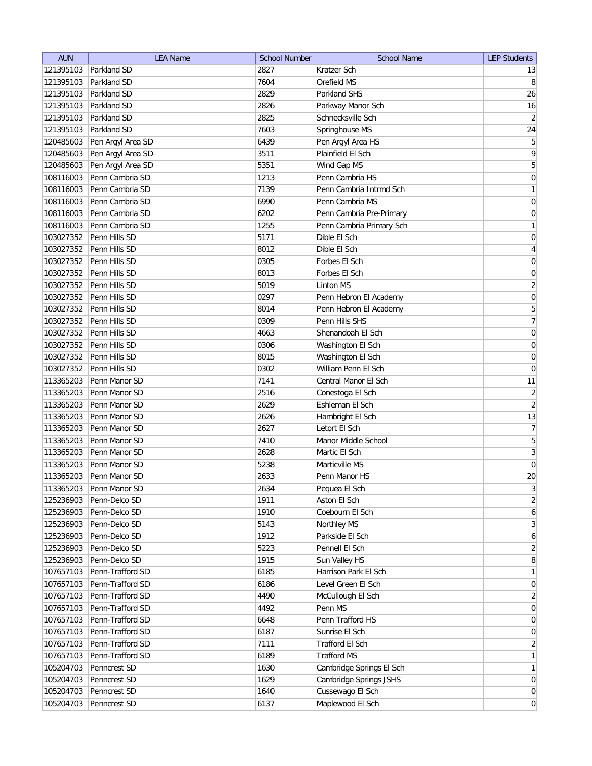| AUN | LEA Name | School Number | School Name | LEP Students |
| --- | --- | --- | --- | --- |
| 121395103 | Parkland SD | 2827 | Kratzer Sch | 13 |
| 121395103 | Parkland SD | 7604 | Orefield MS | 8 |
| 121395103 | Parkland SD | 2829 | Parkland SHS | 26 |
| 121395103 | Parkland SD | 2826 | Parkway Manor Sch | 16 |
| 121395103 | Parkland SD | 2825 | Schnecksville Sch | 2 |
| 121395103 | Parkland SD | 7603 | Springhouse MS | 24 |
| 120485603 | Pen Argyl Area SD | 6439 | Pen Argyl Area HS | 5 |
| 120485603 | Pen Argyl Area SD | 3511 | Plainfield El Sch | 9 |
| 120485603 | Pen Argyl Area SD | 5351 | Wind Gap MS | 5 |
| 108116003 | Penn Cambria SD | 1213 | Penn Cambria HS | 0 |
| 108116003 | Penn Cambria SD | 7139 | Penn Cambria Intrmd Sch | 1 |
| 108116003 | Penn Cambria SD | 6990 | Penn Cambria MS | 0 |
| 108116003 | Penn Cambria SD | 6202 | Penn Cambria Pre-Primary | 0 |
| 108116003 | Penn Cambria SD | 1255 | Penn Cambria Primary Sch | 1 |
| 103027352 | Penn Hills SD | 5171 | Dible El Sch | 0 |
| 103027352 | Penn Hills SD | 8012 | Dible El Sch | 4 |
| 103027352 | Penn Hills SD | 0305 | Forbes El Sch | 0 |
| 103027352 | Penn Hills SD | 8013 | Forbes El Sch | 0 |
| 103027352 | Penn Hills SD | 5019 | Linton MS | 2 |
| 103027352 | Penn Hills SD | 0297 | Penn Hebron El Academy | 0 |
| 103027352 | Penn Hills SD | 8014 | Penn Hebron El Academy | 5 |
| 103027352 | Penn Hills SD | 0309 | Penn Hills SHS | 7 |
| 103027352 | Penn Hills SD | 4663 | Shenandoah El Sch | 0 |
| 103027352 | Penn Hills SD | 0306 | Washington El Sch | 0 |
| 103027352 | Penn Hills SD | 8015 | Washington El Sch | 0 |
| 103027352 | Penn Hills SD | 0302 | William Penn El Sch | 0 |
| 113365203 | Penn Manor SD | 7141 | Central Manor El Sch | 11 |
| 113365203 | Penn Manor SD | 2516 | Conestoga El Sch | 2 |
| 113365203 | Penn Manor SD | 2629 | Eshleman El Sch | 2 |
| 113365203 | Penn Manor SD | 2626 | Hambright El Sch | 13 |
| 113365203 | Penn Manor SD | 2627 | Letort El Sch | 7 |
| 113365203 | Penn Manor SD | 7410 | Manor Middle School | 5 |
| 113365203 | Penn Manor SD | 2628 | Martic El Sch | 3 |
| 113365203 | Penn Manor SD | 5238 | Marticville MS | 0 |
| 113365203 | Penn Manor SD | 2633 | Penn Manor HS | 20 |
| 113365203 | Penn Manor SD | 2634 | Pequea El Sch | 3 |
| 125236903 | Penn-Delco SD | 1911 | Aston El Sch | 2 |
| 125236903 | Penn-Delco SD | 1910 | Coebourn El Sch | 6 |
| 125236903 | Penn-Delco SD | 5143 | Northley MS | 3 |
| 125236903 | Penn-Delco SD | 1912 | Parkside El Sch | 6 |
| 125236903 | Penn-Delco SD | 5223 | Pennell El Sch | 2 |
| 125236903 | Penn-Delco SD | 1915 | Sun Valley HS | 8 |
| 107657103 | Penn-Trafford SD | 6185 | Harrison Park El Sch | 1 |
| 107657103 | Penn-Trafford SD | 6186 | Level Green El Sch | 0 |
| 107657103 | Penn-Trafford SD | 4490 | McCullough El Sch | 2 |
| 107657103 | Penn-Trafford SD | 4492 | Penn MS | 0 |
| 107657103 | Penn-Trafford SD | 6648 | Penn Trafford HS | 0 |
| 107657103 | Penn-Trafford SD | 6187 | Sunrise El Sch | 0 |
| 107657103 | Penn-Trafford SD | 7111 | Trafford El Sch | 2 |
| 107657103 | Penn-Trafford SD | 6189 | Trafford MS | 1 |
| 105204703 | Penncrest SD | 1630 | Cambridge Springs El Sch | 1 |
| 105204703 | Penncrest SD | 1629 | Cambridge Springs JSHS | 0 |
| 105204703 | Penncrest SD | 1640 | Cussewago El Sch | 0 |
| 105204703 | Penncrest SD | 6137 | Maplewood El Sch | 0 |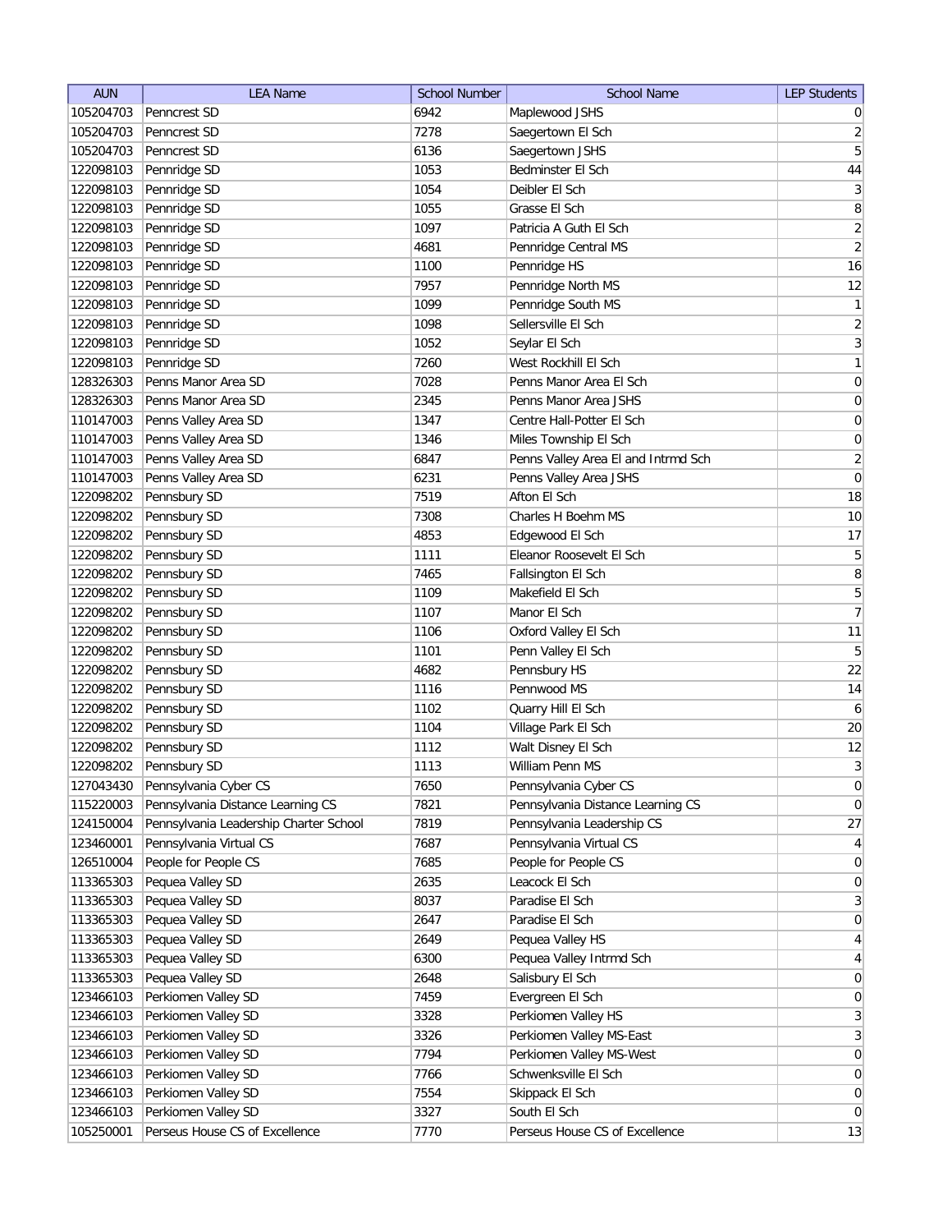| AUN | LEA Name | School Number | School Name | LEP Students |
|---|---|---|---|---|
| 105204703 | Penncrest SD | 6942 | Maplewood JSHS | 0 |
| 105204703 | Penncrest SD | 7278 | Saegertown El Sch | 2 |
| 105204703 | Penncrest SD | 6136 | Saegertown JSHS | 5 |
| 122098103 | Pennridge SD | 1053 | Bedminster El Sch | 44 |
| 122098103 | Pennridge SD | 1054 | Deibler El Sch | 3 |
| 122098103 | Pennridge SD | 1055 | Grasse El Sch | 8 |
| 122098103 | Pennridge SD | 1097 | Patricia A Guth El Sch | 2 |
| 122098103 | Pennridge SD | 4681 | Pennridge Central MS | 2 |
| 122098103 | Pennridge SD | 1100 | Pennridge HS | 16 |
| 122098103 | Pennridge SD | 7957 | Pennridge North MS | 12 |
| 122098103 | Pennridge SD | 1099 | Pennridge South MS | 1 |
| 122098103 | Pennridge SD | 1098 | Sellersville El Sch | 2 |
| 122098103 | Pennridge SD | 1052 | Seylar El Sch | 3 |
| 122098103 | Pennridge SD | 7260 | West Rockhill El Sch | 1 |
| 128326303 | Penns Manor Area SD | 7028 | Penns Manor Area El Sch | 0 |
| 128326303 | Penns Manor Area SD | 2345 | Penns Manor Area JSHS | 0 |
| 110147003 | Penns Valley Area SD | 1347 | Centre Hall-Potter El Sch | 0 |
| 110147003 | Penns Valley Area SD | 1346 | Miles Township El Sch | 0 |
| 110147003 | Penns Valley Area SD | 6847 | Penns Valley Area El and Intrmd Sch | 2 |
| 110147003 | Penns Valley Area SD | 6231 | Penns Valley Area JSHS | 0 |
| 122098202 | Pennsbury SD | 7519 | Afton El Sch | 18 |
| 122098202 | Pennsbury SD | 7308 | Charles H Boehm MS | 10 |
| 122098202 | Pennsbury SD | 4853 | Edgewood El Sch | 17 |
| 122098202 | Pennsbury SD | 1111 | Eleanor Roosevelt El Sch | 5 |
| 122098202 | Pennsbury SD | 7465 | Fallsington El Sch | 8 |
| 122098202 | Pennsbury SD | 1109 | Makefield El Sch | 5 |
| 122098202 | Pennsbury SD | 1107 | Manor El Sch | 7 |
| 122098202 | Pennsbury SD | 1106 | Oxford Valley El Sch | 11 |
| 122098202 | Pennsbury SD | 1101 | Penn Valley El Sch | 5 |
| 122098202 | Pennsbury SD | 4682 | Pennsbury HS | 22 |
| 122098202 | Pennsbury SD | 1116 | Pennwood MS | 14 |
| 122098202 | Pennsbury SD | 1102 | Quarry Hill El Sch | 6 |
| 122098202 | Pennsbury SD | 1104 | Village Park El Sch | 20 |
| 122098202 | Pennsbury SD | 1112 | Walt Disney El Sch | 12 |
| 122098202 | Pennsbury SD | 1113 | William Penn MS | 3 |
| 127043430 | Pennsylvania Cyber CS | 7650 | Pennsylvania Cyber CS | 0 |
| 115220003 | Pennsylvania Distance Learning CS | 7821 | Pennsylvania Distance Learning CS | 0 |
| 124150004 | Pennsylvania Leadership Charter School | 7819 | Pennsylvania Leadership CS | 27 |
| 123460001 | Pennsylvania Virtual CS | 7687 | Pennsylvania Virtual CS | 4 |
| 126510004 | People for People CS | 7685 | People for People CS | 0 |
| 113365303 | Pequea Valley SD | 2635 | Leacock El Sch | 0 |
| 113365303 | Pequea Valley SD | 8037 | Paradise El Sch | 3 |
| 113365303 | Pequea Valley SD | 2647 | Paradise El Sch | 0 |
| 113365303 | Pequea Valley SD | 2649 | Pequea Valley HS | 4 |
| 113365303 | Pequea Valley SD | 6300 | Pequea Valley Intrmd Sch | 4 |
| 113365303 | Pequea Valley SD | 2648 | Salisbury El Sch | 0 |
| 123466103 | Perkiomen Valley SD | 7459 | Evergreen El Sch | 0 |
| 123466103 | Perkiomen Valley SD | 3328 | Perkiomen Valley HS | 3 |
| 123466103 | Perkiomen Valley SD | 3326 | Perkiomen Valley MS-East | 3 |
| 123466103 | Perkiomen Valley SD | 7794 | Perkiomen Valley MS-West | 0 |
| 123466103 | Perkiomen Valley SD | 7766 | Schwenksville El Sch | 0 |
| 123466103 | Perkiomen Valley SD | 7554 | Skippack El Sch | 0 |
| 123466103 | Perkiomen Valley SD | 3327 | South El Sch | 0 |
| 105250001 | Perseus House CS of Excellence | 7770 | Perseus House CS of Excellence | 13 |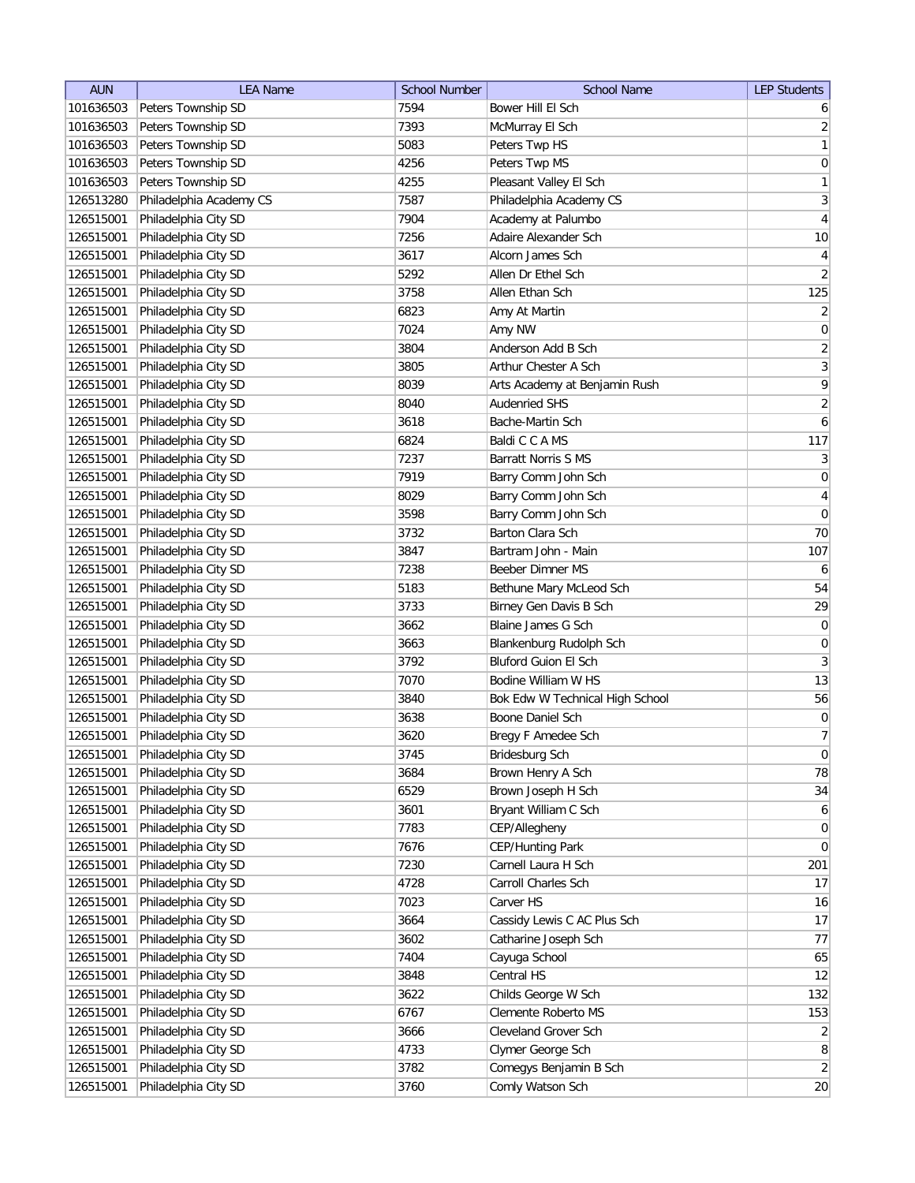| AUN | LEA Name | School Number | School Name | LEP Students |
|---|---|---|---|---|
| 101636503 | Peters Township SD | 7594 | Bower Hill El Sch | 6 |
| 101636503 | Peters Township SD | 7393 | McMurray El Sch | 2 |
| 101636503 | Peters Township SD | 5083 | Peters Twp HS | 1 |
| 101636503 | Peters Township SD | 4256 | Peters Twp MS | 0 |
| 101636503 | Peters Township SD | 4255 | Pleasant Valley El Sch | 1 |
| 126513280 | Philadelphia Academy CS | 7587 | Philadelphia Academy CS | 3 |
| 126515001 | Philadelphia City SD | 7904 | Academy at Palumbo | 4 |
| 126515001 | Philadelphia City SD | 7256 | Adaire Alexander Sch | 10 |
| 126515001 | Philadelphia City SD | 3617 | Alcorn James Sch | 4 |
| 126515001 | Philadelphia City SD | 5292 | Allen Dr Ethel Sch | 2 |
| 126515001 | Philadelphia City SD | 3758 | Allen Ethan Sch | 125 |
| 126515001 | Philadelphia City SD | 6823 | Amy At Martin | 2 |
| 126515001 | Philadelphia City SD | 7024 | Amy NW | 0 |
| 126515001 | Philadelphia City SD | 3804 | Anderson Add B Sch | 2 |
| 126515001 | Philadelphia City SD | 3805 | Arthur Chester A Sch | 3 |
| 126515001 | Philadelphia City SD | 8039 | Arts Academy at Benjamin Rush | 9 |
| 126515001 | Philadelphia City SD | 8040 | Audenried SHS | 2 |
| 126515001 | Philadelphia City SD | 3618 | Bache-Martin Sch | 6 |
| 126515001 | Philadelphia City SD | 6824 | Baldi C C A MS | 117 |
| 126515001 | Philadelphia City SD | 7237 | Barratt Norris S MS | 3 |
| 126515001 | Philadelphia City SD | 7919 | Barry Comm John Sch | 0 |
| 126515001 | Philadelphia City SD | 8029 | Barry Comm John Sch | 4 |
| 126515001 | Philadelphia City SD | 3598 | Barry Comm John Sch | 0 |
| 126515001 | Philadelphia City SD | 3732 | Barton Clara Sch | 70 |
| 126515001 | Philadelphia City SD | 3847 | Bartram John - Main | 107 |
| 126515001 | Philadelphia City SD | 7238 | Beeber Dimner MS | 6 |
| 126515001 | Philadelphia City SD | 5183 | Bethune Mary McLeod Sch | 54 |
| 126515001 | Philadelphia City SD | 3733 | Birney Gen Davis B Sch | 29 |
| 126515001 | Philadelphia City SD | 3662 | Blaine James G Sch | 0 |
| 126515001 | Philadelphia City SD | 3663 | Blankenburg Rudolph Sch | 0 |
| 126515001 | Philadelphia City SD | 3792 | Bluford Guion El Sch | 3 |
| 126515001 | Philadelphia City SD | 7070 | Bodine William W HS | 13 |
| 126515001 | Philadelphia City SD | 3840 | Bok Edw W Technical High School | 56 |
| 126515001 | Philadelphia City SD | 3638 | Boone Daniel Sch | 0 |
| 126515001 | Philadelphia City SD | 3620 | Bregy F Amedee Sch | 7 |
| 126515001 | Philadelphia City SD | 3745 | Bridesburg Sch | 0 |
| 126515001 | Philadelphia City SD | 3684 | Brown Henry A Sch | 78 |
| 126515001 | Philadelphia City SD | 6529 | Brown Joseph H Sch | 34 |
| 126515001 | Philadelphia City SD | 3601 | Bryant William C Sch | 6 |
| 126515001 | Philadelphia City SD | 7783 | CEP/Allegheny | 0 |
| 126515001 | Philadelphia City SD | 7676 | CEP/Hunting Park | 0 |
| 126515001 | Philadelphia City SD | 7230 | Carnell Laura H Sch | 201 |
| 126515001 | Philadelphia City SD | 4728 | Carroll Charles Sch | 17 |
| 126515001 | Philadelphia City SD | 7023 | Carver HS | 16 |
| 126515001 | Philadelphia City SD | 3664 | Cassidy Lewis C AC Plus Sch | 17 |
| 126515001 | Philadelphia City SD | 3602 | Catharine Joseph Sch | 77 |
| 126515001 | Philadelphia City SD | 7404 | Cayuga School | 65 |
| 126515001 | Philadelphia City SD | 3848 | Central HS | 12 |
| 126515001 | Philadelphia City SD | 3622 | Childs George W Sch | 132 |
| 126515001 | Philadelphia City SD | 6767 | Clemente Roberto MS | 153 |
| 126515001 | Philadelphia City SD | 3666 | Cleveland Grover Sch | 2 |
| 126515001 | Philadelphia City SD | 4733 | Clymer George Sch | 8 |
| 126515001 | Philadelphia City SD | 3782 | Comegys Benjamin B Sch | 2 |
| 126515001 | Philadelphia City SD | 3760 | Comly Watson Sch | 20 |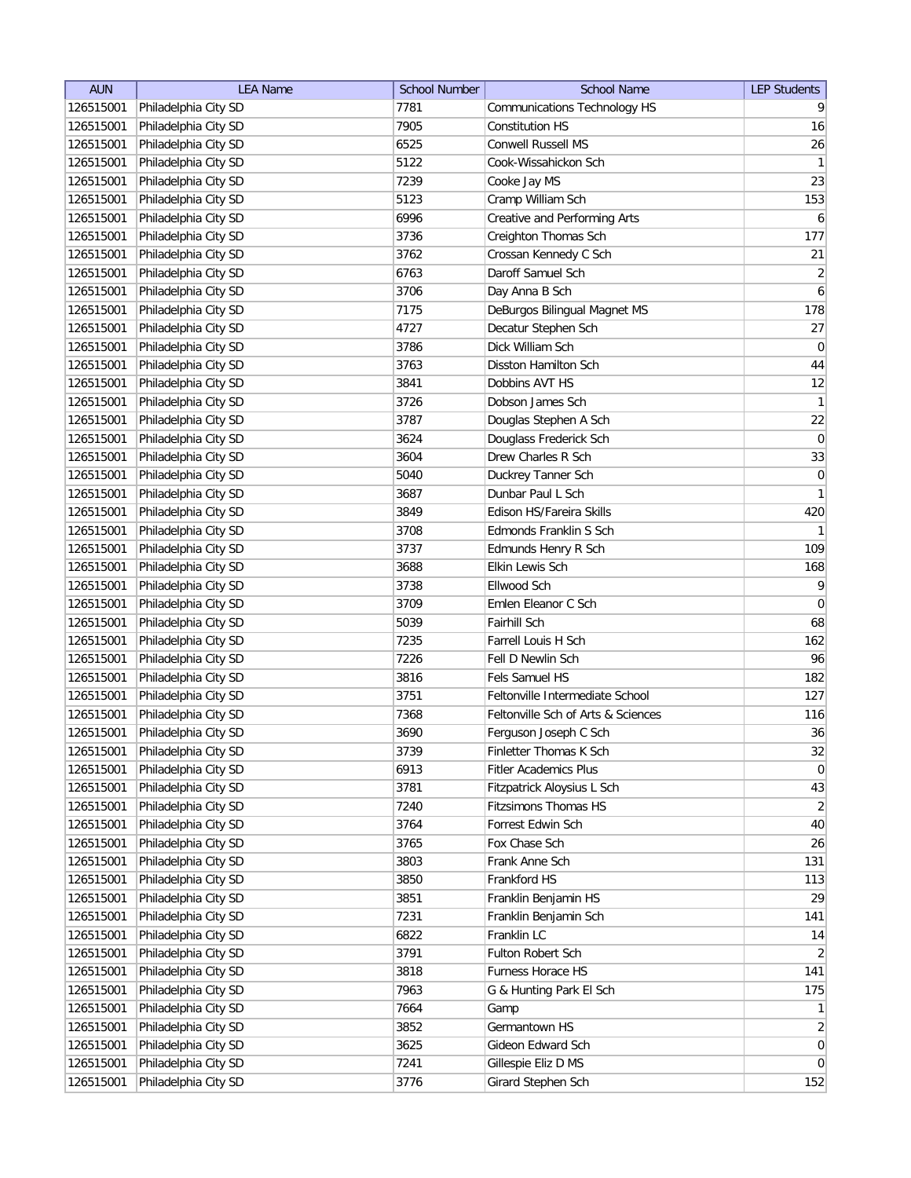| AUN | LEA Name | School Number | School Name | LEP Students |
|---|---|---|---|---|
| 126515001 | Philadelphia City SD | 7781 | Communications Technology HS | 9 |
| 126515001 | Philadelphia City SD | 7905 | Constitution HS | 16 |
| 126515001 | Philadelphia City SD | 6525 | Conwell Russell MS | 26 |
| 126515001 | Philadelphia City SD | 5122 | Cook-Wissahickon Sch | 1 |
| 126515001 | Philadelphia City SD | 7239 | Cooke Jay MS | 23 |
| 126515001 | Philadelphia City SD | 5123 | Cramp William Sch | 153 |
| 126515001 | Philadelphia City SD | 6996 | Creative and Performing Arts | 6 |
| 126515001 | Philadelphia City SD | 3736 | Creighton Thomas Sch | 177 |
| 126515001 | Philadelphia City SD | 3762 | Crossan Kennedy C Sch | 21 |
| 126515001 | Philadelphia City SD | 6763 | Daroff Samuel Sch | 2 |
| 126515001 | Philadelphia City SD | 3706 | Day Anna B Sch | 6 |
| 126515001 | Philadelphia City SD | 7175 | DeBurgos Bilingual Magnet MS | 178 |
| 126515001 | Philadelphia City SD | 4727 | Decatur Stephen Sch | 27 |
| 126515001 | Philadelphia City SD | 3786 | Dick William Sch | 0 |
| 126515001 | Philadelphia City SD | 3763 | Disston Hamilton Sch | 44 |
| 126515001 | Philadelphia City SD | 3841 | Dobbins AVT HS | 12 |
| 126515001 | Philadelphia City SD | 3726 | Dobson James Sch | 1 |
| 126515001 | Philadelphia City SD | 3787 | Douglas Stephen A Sch | 22 |
| 126515001 | Philadelphia City SD | 3624 | Douglass Frederick Sch | 0 |
| 126515001 | Philadelphia City SD | 3604 | Drew Charles R Sch | 33 |
| 126515001 | Philadelphia City SD | 5040 | Duckrey Tanner Sch | 0 |
| 126515001 | Philadelphia City SD | 3687 | Dunbar Paul L Sch | 1 |
| 126515001 | Philadelphia City SD | 3849 | Edison HS/Fareira Skills | 420 |
| 126515001 | Philadelphia City SD | 3708 | Edmonds Franklin S Sch | 1 |
| 126515001 | Philadelphia City SD | 3737 | Edmunds Henry R Sch | 109 |
| 126515001 | Philadelphia City SD | 3688 | Elkin Lewis Sch | 168 |
| 126515001 | Philadelphia City SD | 3738 | Ellwood Sch | 9 |
| 126515001 | Philadelphia City SD | 3709 | Emlen Eleanor C Sch | 0 |
| 126515001 | Philadelphia City SD | 5039 | Fairhill Sch | 68 |
| 126515001 | Philadelphia City SD | 7235 | Farrell Louis H Sch | 162 |
| 126515001 | Philadelphia City SD | 7226 | Fell D Newlin Sch | 96 |
| 126515001 | Philadelphia City SD | 3816 | Fels Samuel HS | 182 |
| 126515001 | Philadelphia City SD | 3751 | Feltonville Intermediate School | 127 |
| 126515001 | Philadelphia City SD | 7368 | Feltonville Sch of Arts & Sciences | 116 |
| 126515001 | Philadelphia City SD | 3690 | Ferguson Joseph C Sch | 36 |
| 126515001 | Philadelphia City SD | 3739 | Finletter Thomas K Sch | 32 |
| 126515001 | Philadelphia City SD | 6913 | Fitler Academics Plus | 0 |
| 126515001 | Philadelphia City SD | 3781 | Fitzpatrick Aloysius L Sch | 43 |
| 126515001 | Philadelphia City SD | 7240 | Fitzsimons Thomas HS | 2 |
| 126515001 | Philadelphia City SD | 3764 | Forrest Edwin Sch | 40 |
| 126515001 | Philadelphia City SD | 3765 | Fox Chase Sch | 26 |
| 126515001 | Philadelphia City SD | 3803 | Frank Anne Sch | 131 |
| 126515001 | Philadelphia City SD | 3850 | Frankford HS | 113 |
| 126515001 | Philadelphia City SD | 3851 | Franklin Benjamin HS | 29 |
| 126515001 | Philadelphia City SD | 7231 | Franklin Benjamin Sch | 141 |
| 126515001 | Philadelphia City SD | 6822 | Franklin LC | 14 |
| 126515001 | Philadelphia City SD | 3791 | Fulton Robert Sch | 2 |
| 126515001 | Philadelphia City SD | 3818 | Furness Horace HS | 141 |
| 126515001 | Philadelphia City SD | 7963 | G & Hunting Park El Sch | 175 |
| 126515001 | Philadelphia City SD | 7664 | Gamp | 1 |
| 126515001 | Philadelphia City SD | 3852 | Germantown HS | 2 |
| 126515001 | Philadelphia City SD | 3625 | Gideon Edward Sch | 0 |
| 126515001 | Philadelphia City SD | 7241 | Gillespie Eliz D MS | 0 |
| 126515001 | Philadelphia City SD | 3776 | Girard Stephen Sch | 152 |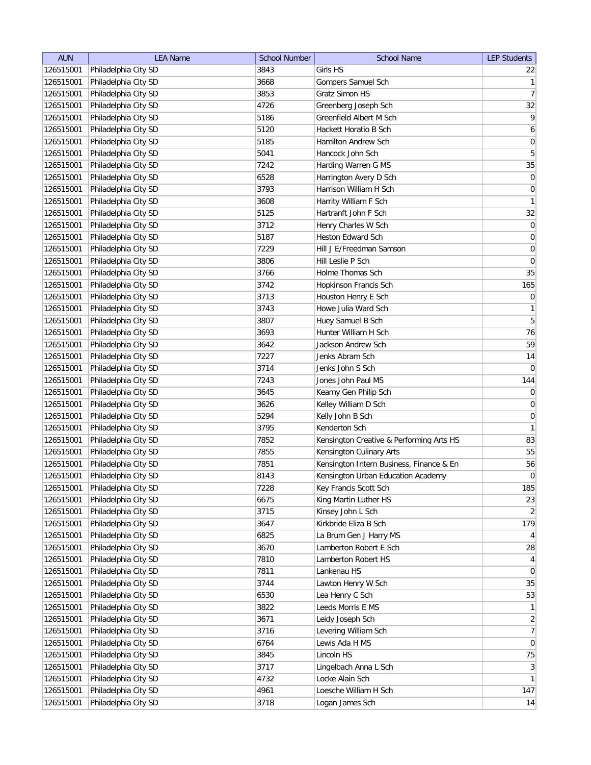| AUN | LEA Name | School Number | School Name | LEP Students |
| --- | --- | --- | --- | --- |
| 126515001 | Philadelphia City SD | 3843 | Girls HS | 22 |
| 126515001 | Philadelphia City SD | 3668 | Gompers Samuel Sch | 1 |
| 126515001 | Philadelphia City SD | 3853 | Gratz Simon HS | 7 |
| 126515001 | Philadelphia City SD | 4726 | Greenberg Joseph Sch | 32 |
| 126515001 | Philadelphia City SD | 5186 | Greenfield Albert M Sch | 9 |
| 126515001 | Philadelphia City SD | 5120 | Hackett Horatio B Sch | 6 |
| 126515001 | Philadelphia City SD | 5185 | Hamilton Andrew Sch | 0 |
| 126515001 | Philadelphia City SD | 5041 | Hancock John Sch | 5 |
| 126515001 | Philadelphia City SD | 7242 | Harding Warren G MS | 35 |
| 126515001 | Philadelphia City SD | 6528 | Harrington Avery D Sch | 0 |
| 126515001 | Philadelphia City SD | 3793 | Harrison William H Sch | 0 |
| 126515001 | Philadelphia City SD | 3608 | Harrity William F Sch | 1 |
| 126515001 | Philadelphia City SD | 5125 | Hartranft John F Sch | 32 |
| 126515001 | Philadelphia City SD | 3712 | Henry Charles W Sch | 0 |
| 126515001 | Philadelphia City SD | 5187 | Heston Edward Sch | 0 |
| 126515001 | Philadelphia City SD | 7229 | Hill J E/Freedman Samson | 0 |
| 126515001 | Philadelphia City SD | 3806 | Hill Leslie P Sch | 0 |
| 126515001 | Philadelphia City SD | 3766 | Holme Thomas Sch | 35 |
| 126515001 | Philadelphia City SD | 3742 | Hopkinson Francis Sch | 165 |
| 126515001 | Philadelphia City SD | 3713 | Houston Henry E Sch | 0 |
| 126515001 | Philadelphia City SD | 3743 | Howe Julia Ward Sch | 1 |
| 126515001 | Philadelphia City SD | 3807 | Huey Samuel B Sch | 5 |
| 126515001 | Philadelphia City SD | 3693 | Hunter William H Sch | 76 |
| 126515001 | Philadelphia City SD | 3642 | Jackson Andrew Sch | 59 |
| 126515001 | Philadelphia City SD | 7227 | Jenks Abram Sch | 14 |
| 126515001 | Philadelphia City SD | 3714 | Jenks John S Sch | 0 |
| 126515001 | Philadelphia City SD | 7243 | Jones John Paul MS | 144 |
| 126515001 | Philadelphia City SD | 3645 | Kearny Gen Philip Sch | 0 |
| 126515001 | Philadelphia City SD | 3626 | Kelley William D Sch | 0 |
| 126515001 | Philadelphia City SD | 5294 | Kelly John B Sch | 0 |
| 126515001 | Philadelphia City SD | 3795 | Kenderton Sch | 1 |
| 126515001 | Philadelphia City SD | 7852 | Kensington Creative & Performing Arts HS | 83 |
| 126515001 | Philadelphia City SD | 7855 | Kensington Culinary Arts | 55 |
| 126515001 | Philadelphia City SD | 7851 | Kensington Intern Business, Finance & En | 56 |
| 126515001 | Philadelphia City SD | 8143 | Kensington Urban Education Academy | 0 |
| 126515001 | Philadelphia City SD | 7228 | Key Francis Scott Sch | 185 |
| 126515001 | Philadelphia City SD | 6675 | King Martin Luther HS | 23 |
| 126515001 | Philadelphia City SD | 3715 | Kinsey John L Sch | 2 |
| 126515001 | Philadelphia City SD | 3647 | Kirkbride Eliza B Sch | 179 |
| 126515001 | Philadelphia City SD | 6825 | La Brum Gen J Harry MS | 4 |
| 126515001 | Philadelphia City SD | 3670 | Lamberton Robert E Sch | 28 |
| 126515001 | Philadelphia City SD | 7810 | Lamberton Robert HS | 4 |
| 126515001 | Philadelphia City SD | 7811 | Lankenau HS | 0 |
| 126515001 | Philadelphia City SD | 3744 | Lawton Henry W Sch | 35 |
| 126515001 | Philadelphia City SD | 6530 | Lea Henry C Sch | 53 |
| 126515001 | Philadelphia City SD | 3822 | Leeds Morris E MS | 1 |
| 126515001 | Philadelphia City SD | 3671 | Leidy Joseph Sch | 2 |
| 126515001 | Philadelphia City SD | 3716 | Levering William Sch | 7 |
| 126515001 | Philadelphia City SD | 6764 | Lewis Ada H MS | 0 |
| 126515001 | Philadelphia City SD | 3845 | Lincoln HS | 75 |
| 126515001 | Philadelphia City SD | 3717 | Lingelbach Anna L Sch | 3 |
| 126515001 | Philadelphia City SD | 4732 | Locke Alain Sch | 1 |
| 126515001 | Philadelphia City SD | 4961 | Loesche William H Sch | 147 |
| 126515001 | Philadelphia City SD | 3718 | Logan James Sch | 14 |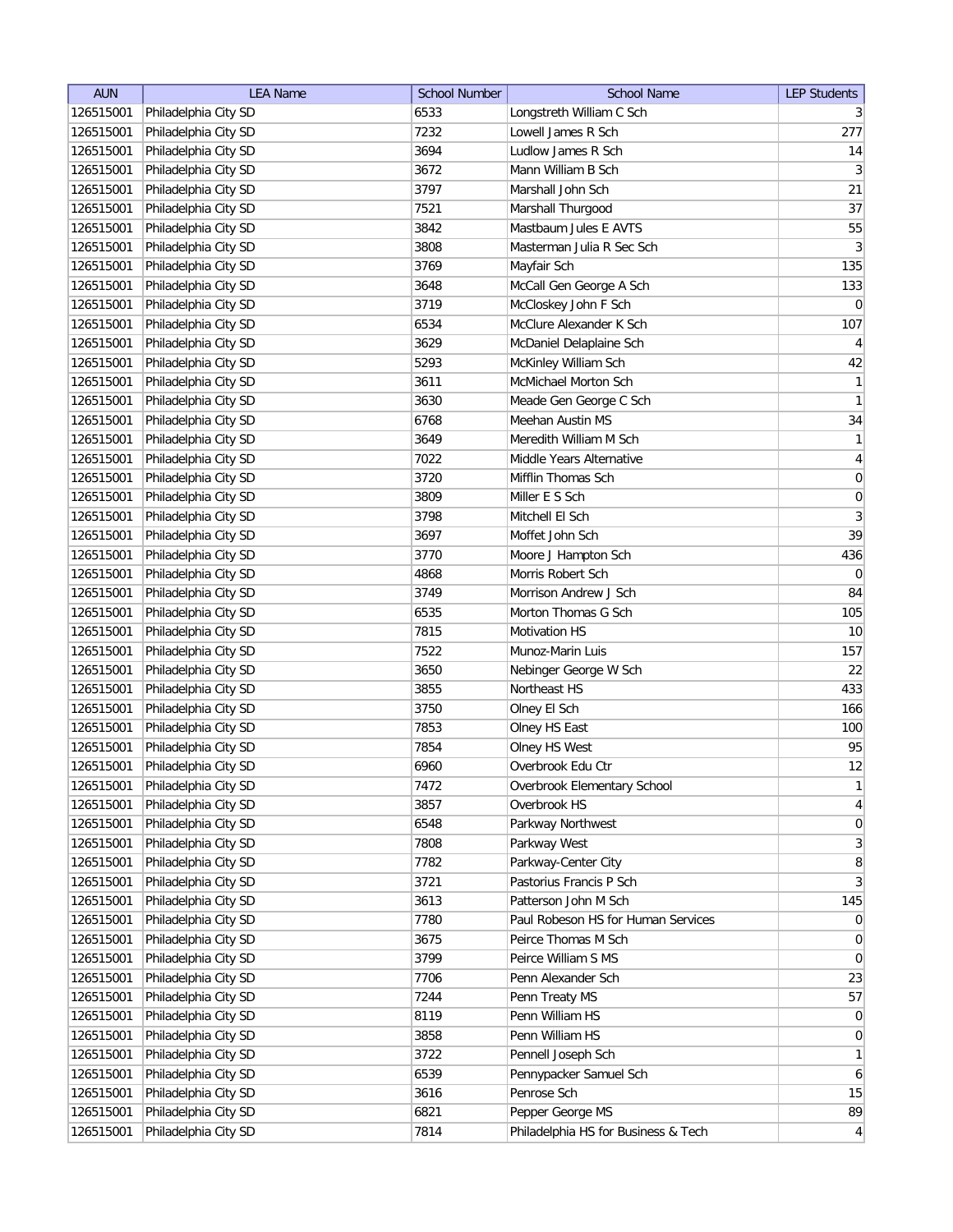| AUN | LEA Name | School Number | School Name | LEP Students |
|---|---|---|---|---|
| 126515001 | Philadelphia City SD | 6533 | Longstreth William C Sch | 3 |
| 126515001 | Philadelphia City SD | 7232 | Lowell James R Sch | 277 |
| 126515001 | Philadelphia City SD | 3694 | Ludlow James R Sch | 14 |
| 126515001 | Philadelphia City SD | 3672 | Mann William B Sch | 3 |
| 126515001 | Philadelphia City SD | 3797 | Marshall John Sch | 21 |
| 126515001 | Philadelphia City SD | 7521 | Marshall Thurgood | 37 |
| 126515001 | Philadelphia City SD | 3842 | Mastbaum Jules E AVTS | 55 |
| 126515001 | Philadelphia City SD | 3808 | Masterman Julia R Sec Sch | 3 |
| 126515001 | Philadelphia City SD | 3769 | Mayfair Sch | 135 |
| 126515001 | Philadelphia City SD | 3648 | McCall Gen George A Sch | 133 |
| 126515001 | Philadelphia City SD | 3719 | McCloskey John F Sch | 0 |
| 126515001 | Philadelphia City SD | 6534 | McClure Alexander K Sch | 107 |
| 126515001 | Philadelphia City SD | 3629 | McDaniel Delaplaine Sch | 4 |
| 126515001 | Philadelphia City SD | 5293 | McKinley William Sch | 42 |
| 126515001 | Philadelphia City SD | 3611 | McMichael Morton Sch | 1 |
| 126515001 | Philadelphia City SD | 3630 | Meade Gen George C Sch | 1 |
| 126515001 | Philadelphia City SD | 6768 | Meehan Austin MS | 34 |
| 126515001 | Philadelphia City SD | 3649 | Meredith William M Sch | 1 |
| 126515001 | Philadelphia City SD | 7022 | Middle Years Alternative | 4 |
| 126515001 | Philadelphia City SD | 3720 | Mifflin Thomas Sch | 0 |
| 126515001 | Philadelphia City SD | 3809 | Miller E S Sch | 0 |
| 126515001 | Philadelphia City SD | 3798 | Mitchell El Sch | 3 |
| 126515001 | Philadelphia City SD | 3697 | Moffet John Sch | 39 |
| 126515001 | Philadelphia City SD | 3770 | Moore J Hampton Sch | 436 |
| 126515001 | Philadelphia City SD | 4868 | Morris Robert Sch | 0 |
| 126515001 | Philadelphia City SD | 3749 | Morrison Andrew J Sch | 84 |
| 126515001 | Philadelphia City SD | 6535 | Morton Thomas G Sch | 105 |
| 126515001 | Philadelphia City SD | 7815 | Motivation HS | 10 |
| 126515001 | Philadelphia City SD | 7522 | Munoz-Marin Luis | 157 |
| 126515001 | Philadelphia City SD | 3650 | Nebinger George W Sch | 22 |
| 126515001 | Philadelphia City SD | 3855 | Northeast HS | 433 |
| 126515001 | Philadelphia City SD | 3750 | Olney El Sch | 166 |
| 126515001 | Philadelphia City SD | 7853 | Olney HS East | 100 |
| 126515001 | Philadelphia City SD | 7854 | Olney HS West | 95 |
| 126515001 | Philadelphia City SD | 6960 | Overbrook Edu Ctr | 12 |
| 126515001 | Philadelphia City SD | 7472 | Overbrook Elementary School | 1 |
| 126515001 | Philadelphia City SD | 3857 | Overbrook HS | 4 |
| 126515001 | Philadelphia City SD | 6548 | Parkway Northwest | 0 |
| 126515001 | Philadelphia City SD | 7808 | Parkway West | 3 |
| 126515001 | Philadelphia City SD | 7782 | Parkway-Center City | 8 |
| 126515001 | Philadelphia City SD | 3721 | Pastorius Francis P Sch | 3 |
| 126515001 | Philadelphia City SD | 3613 | Patterson John M Sch | 145 |
| 126515001 | Philadelphia City SD | 7780 | Paul Robeson HS for Human Services | 0 |
| 126515001 | Philadelphia City SD | 3675 | Peirce Thomas M Sch | 0 |
| 126515001 | Philadelphia City SD | 3799 | Peirce William S MS | 0 |
| 126515001 | Philadelphia City SD | 7706 | Penn Alexander Sch | 23 |
| 126515001 | Philadelphia City SD | 7244 | Penn Treaty MS | 57 |
| 126515001 | Philadelphia City SD | 8119 | Penn William HS | 0 |
| 126515001 | Philadelphia City SD | 3858 | Penn William HS | 0 |
| 126515001 | Philadelphia City SD | 3722 | Pennell Joseph Sch | 1 |
| 126515001 | Philadelphia City SD | 6539 | Pennypacker Samuel Sch | 6 |
| 126515001 | Philadelphia City SD | 3616 | Penrose Sch | 15 |
| 126515001 | Philadelphia City SD | 6821 | Pepper George MS | 89 |
| 126515001 | Philadelphia City SD | 7814 | Philadelphia HS for Business & Tech | 4 |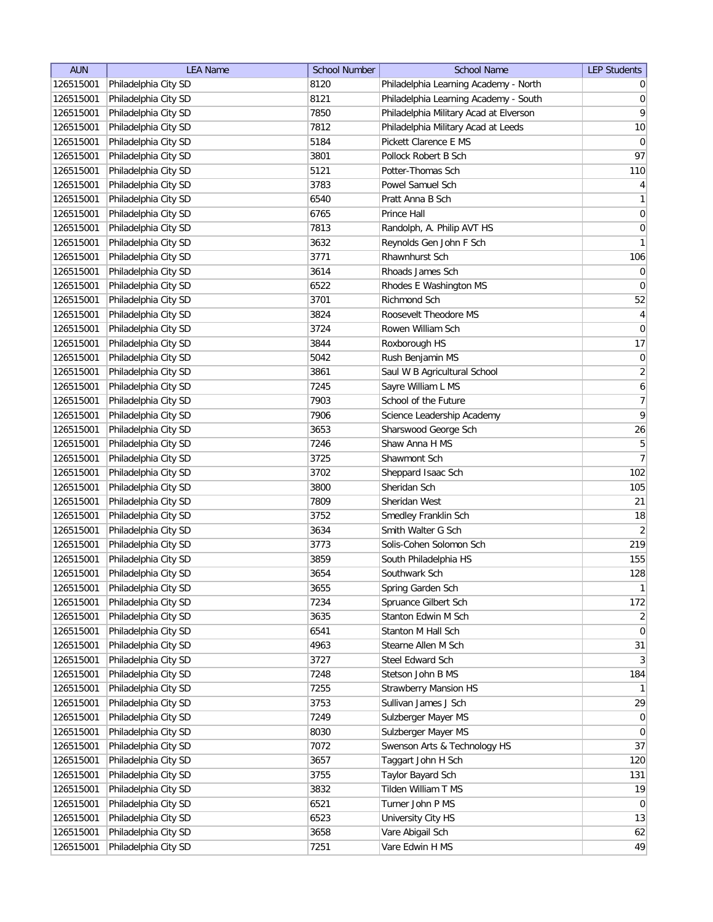| AUN | LEA Name | School Number | School Name | LEP Students |
| --- | --- | --- | --- | --- |
| 126515001 | Philadelphia City SD | 8120 | Philadelphia Learning Academy - North | 0 |
| 126515001 | Philadelphia City SD | 8121 | Philadelphia Learning Academy - South | 0 |
| 126515001 | Philadelphia City SD | 7850 | Philadelphia Military Acad at Elverson | 9 |
| 126515001 | Philadelphia City SD | 7812 | Philadelphia Military Acad at Leeds | 10 |
| 126515001 | Philadelphia City SD | 5184 | Pickett Clarence E MS | 0 |
| 126515001 | Philadelphia City SD | 3801 | Pollock Robert B Sch | 97 |
| 126515001 | Philadelphia City SD | 5121 | Potter-Thomas Sch | 110 |
| 126515001 | Philadelphia City SD | 3783 | Powel Samuel Sch | 4 |
| 126515001 | Philadelphia City SD | 6540 | Pratt Anna B Sch | 1 |
| 126515001 | Philadelphia City SD | 6765 | Prince Hall | 0 |
| 126515001 | Philadelphia City SD | 7813 | Randolph, A. Philip AVT HS | 0 |
| 126515001 | Philadelphia City SD | 3632 | Reynolds Gen John F Sch | 1 |
| 126515001 | Philadelphia City SD | 3771 | Rhawnhurst Sch | 106 |
| 126515001 | Philadelphia City SD | 3614 | Rhoads James Sch | 0 |
| 126515001 | Philadelphia City SD | 6522 | Rhodes E Washington MS | 0 |
| 126515001 | Philadelphia City SD | 3701 | Richmond Sch | 52 |
| 126515001 | Philadelphia City SD | 3824 | Roosevelt Theodore MS | 4 |
| 126515001 | Philadelphia City SD | 3724 | Rowen William Sch | 0 |
| 126515001 | Philadelphia City SD | 3844 | Roxborough HS | 17 |
| 126515001 | Philadelphia City SD | 5042 | Rush Benjamin MS | 0 |
| 126515001 | Philadelphia City SD | 3861 | Saul W B Agricultural School | 2 |
| 126515001 | Philadelphia City SD | 7245 | Sayre William L MS | 6 |
| 126515001 | Philadelphia City SD | 7903 | School of the Future | 7 |
| 126515001 | Philadelphia City SD | 7906 | Science Leadership Academy | 9 |
| 126515001 | Philadelphia City SD | 3653 | Sharswood George Sch | 26 |
| 126515001 | Philadelphia City SD | 7246 | Shaw Anna H MS | 5 |
| 126515001 | Philadelphia City SD | 3725 | Shawmont Sch | 7 |
| 126515001 | Philadelphia City SD | 3702 | Sheppard Isaac Sch | 102 |
| 126515001 | Philadelphia City SD | 3800 | Sheridan Sch | 105 |
| 126515001 | Philadelphia City SD | 7809 | Sheridan West | 21 |
| 126515001 | Philadelphia City SD | 3752 | Smedley Franklin Sch | 18 |
| 126515001 | Philadelphia City SD | 3634 | Smith Walter G Sch | 2 |
| 126515001 | Philadelphia City SD | 3773 | Solis-Cohen Solomon Sch | 219 |
| 126515001 | Philadelphia City SD | 3859 | South Philadelphia HS | 155 |
| 126515001 | Philadelphia City SD | 3654 | Southwark Sch | 128 |
| 126515001 | Philadelphia City SD | 3655 | Spring Garden Sch | 1 |
| 126515001 | Philadelphia City SD | 7234 | Spruance Gilbert Sch | 172 |
| 126515001 | Philadelphia City SD | 3635 | Stanton Edwin M Sch | 2 |
| 126515001 | Philadelphia City SD | 6541 | Stanton M Hall Sch | 0 |
| 126515001 | Philadelphia City SD | 4963 | Stearne Allen M Sch | 31 |
| 126515001 | Philadelphia City SD | 3727 | Steel Edward Sch | 3 |
| 126515001 | Philadelphia City SD | 7248 | Stetson John B MS | 184 |
| 126515001 | Philadelphia City SD | 7255 | Strawberry Mansion HS | 1 |
| 126515001 | Philadelphia City SD | 3753 | Sullivan James J Sch | 29 |
| 126515001 | Philadelphia City SD | 7249 | Sulzberger Mayer MS | 0 |
| 126515001 | Philadelphia City SD | 8030 | Sulzberger Mayer MS | 0 |
| 126515001 | Philadelphia City SD | 7072 | Swenson Arts & Technology HS | 37 |
| 126515001 | Philadelphia City SD | 3657 | Taggart John H Sch | 120 |
| 126515001 | Philadelphia City SD | 3755 | Taylor Bayard Sch | 131 |
| 126515001 | Philadelphia City SD | 3832 | Tilden William T MS | 19 |
| 126515001 | Philadelphia City SD | 6521 | Turner John P MS | 0 |
| 126515001 | Philadelphia City SD | 6523 | University City HS | 13 |
| 126515001 | Philadelphia City SD | 3658 | Vare Abigail Sch | 62 |
| 126515001 | Philadelphia City SD | 7251 | Vare Edwin H MS | 49 |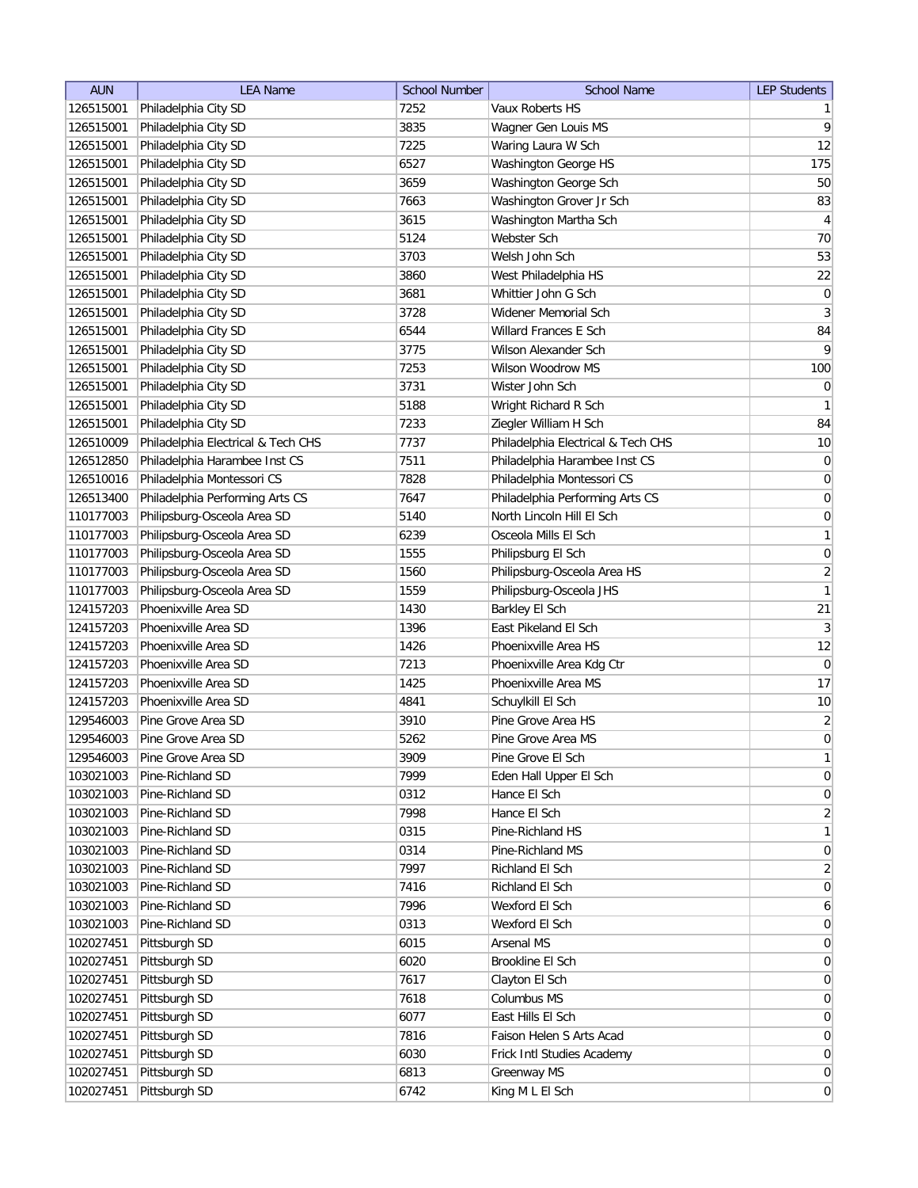| AUN | LEA Name | School Number | School Name | LEP Students |
|---|---|---|---|---|
| 126515001 | Philadelphia City SD | 7252 | Vaux Roberts HS | 1 |
| 126515001 | Philadelphia City SD | 3835 | Wagner Gen Louis MS | 9 |
| 126515001 | Philadelphia City SD | 7225 | Waring Laura W Sch | 12 |
| 126515001 | Philadelphia City SD | 6527 | Washington George HS | 175 |
| 126515001 | Philadelphia City SD | 3659 | Washington George Sch | 50 |
| 126515001 | Philadelphia City SD | 7663 | Washington Grover Jr Sch | 83 |
| 126515001 | Philadelphia City SD | 3615 | Washington Martha Sch | 4 |
| 126515001 | Philadelphia City SD | 5124 | Webster Sch | 70 |
| 126515001 | Philadelphia City SD | 3703 | Welsh John Sch | 53 |
| 126515001 | Philadelphia City SD | 3860 | West Philadelphia HS | 22 |
| 126515001 | Philadelphia City SD | 3681 | Whittier John G Sch | 0 |
| 126515001 | Philadelphia City SD | 3728 | Widener Memorial Sch | 3 |
| 126515001 | Philadelphia City SD | 6544 | Willard Frances E Sch | 84 |
| 126515001 | Philadelphia City SD | 3775 | Wilson Alexander Sch | 9 |
| 126515001 | Philadelphia City SD | 7253 | Wilson Woodrow MS | 100 |
| 126515001 | Philadelphia City SD | 3731 | Wister John Sch | 0 |
| 126515001 | Philadelphia City SD | 5188 | Wright Richard R Sch | 1 |
| 126515001 | Philadelphia City SD | 7233 | Ziegler William H Sch | 84 |
| 126510009 | Philadelphia Electrical & Tech CHS | 7737 | Philadelphia Electrical & Tech CHS | 10 |
| 126512850 | Philadelphia Harambee Inst CS | 7511 | Philadelphia Harambee Inst CS | 0 |
| 126510016 | Philadelphia Montessori CS | 7828 | Philadelphia Montessori CS | 0 |
| 126513400 | Philadelphia Performing Arts CS | 7647 | Philadelphia Performing Arts CS | 0 |
| 110177003 | Philipsburg-Osceola Area SD | 5140 | North Lincoln Hill El Sch | 0 |
| 110177003 | Philipsburg-Osceola Area SD | 6239 | Osceola Mills El Sch | 1 |
| 110177003 | Philipsburg-Osceola Area SD | 1555 | Philipsburg El Sch | 0 |
| 110177003 | Philipsburg-Osceola Area SD | 1560 | Philipsburg-Osceola Area HS | 2 |
| 110177003 | Philipsburg-Osceola Area SD | 1559 | Philipsburg-Osceola JHS | 1 |
| 124157203 | Phoenixville Area SD | 1430 | Barkley El Sch | 21 |
| 124157203 | Phoenixville Area SD | 1396 | East Pikeland El Sch | 3 |
| 124157203 | Phoenixville Area SD | 1426 | Phoenixville Area HS | 12 |
| 124157203 | Phoenixville Area SD | 7213 | Phoenixville Area Kdg Ctr | 0 |
| 124157203 | Phoenixville Area SD | 1425 | Phoenixville Area MS | 17 |
| 124157203 | Phoenixville Area SD | 4841 | Schuylkill El Sch | 10 |
| 129546003 | Pine Grove Area SD | 3910 | Pine Grove Area HS | 2 |
| 129546003 | Pine Grove Area SD | 5262 | Pine Grove Area MS | 0 |
| 129546003 | Pine Grove Area SD | 3909 | Pine Grove El Sch | 1 |
| 103021003 | Pine-Richland SD | 7999 | Eden Hall Upper El Sch | 0 |
| 103021003 | Pine-Richland SD | 0312 | Hance El Sch | 0 |
| 103021003 | Pine-Richland SD | 7998 | Hance El Sch | 2 |
| 103021003 | Pine-Richland SD | 0315 | Pine-Richland HS | 1 |
| 103021003 | Pine-Richland SD | 0314 | Pine-Richland MS | 0 |
| 103021003 | Pine-Richland SD | 7997 | Richland El Sch | 2 |
| 103021003 | Pine-Richland SD | 7416 | Richland El Sch | 0 |
| 103021003 | Pine-Richland SD | 7996 | Wexford El Sch | 6 |
| 103021003 | Pine-Richland SD | 0313 | Wexford El Sch | 0 |
| 102027451 | Pittsburgh SD | 6015 | Arsenal MS | 0 |
| 102027451 | Pittsburgh SD | 6020 | Brookline El Sch | 0 |
| 102027451 | Pittsburgh SD | 7617 | Clayton El Sch | 0 |
| 102027451 | Pittsburgh SD | 7618 | Columbus MS | 0 |
| 102027451 | Pittsburgh SD | 6077 | East Hills El Sch | 0 |
| 102027451 | Pittsburgh SD | 7816 | Faison Helen S Arts Acad | 0 |
| 102027451 | Pittsburgh SD | 6030 | Frick Intl Studies Academy | 0 |
| 102027451 | Pittsburgh SD | 6813 | Greenway MS | 0 |
| 102027451 | Pittsburgh SD | 6742 | King M L El Sch | 0 |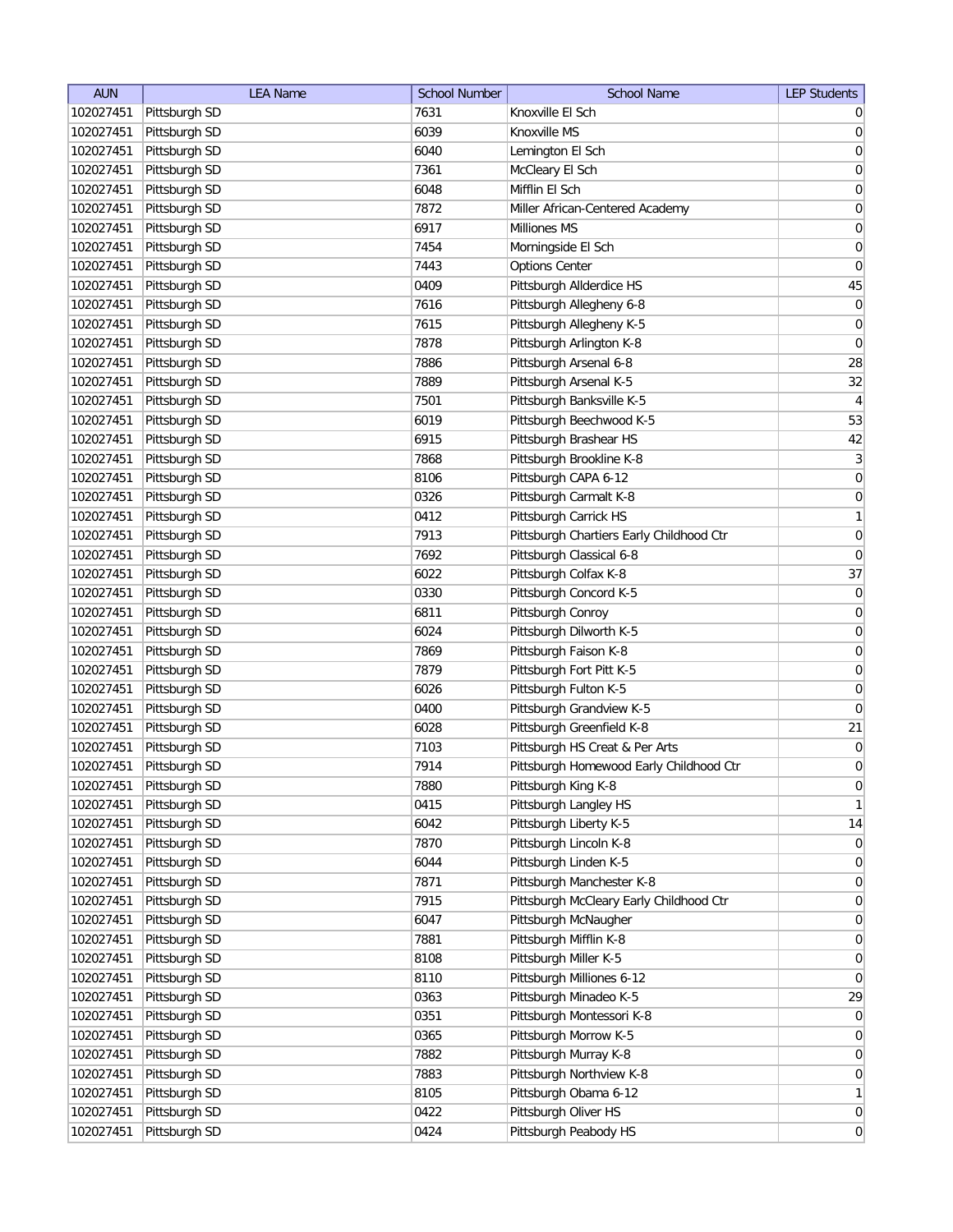| AUN | LEA Name | School Number | School Name | LEP Students |
| --- | --- | --- | --- | --- |
| 102027451 | Pittsburgh SD | 7631 | Knoxville El Sch | 0 |
| 102027451 | Pittsburgh SD | 6039 | Knoxville MS | 0 |
| 102027451 | Pittsburgh SD | 6040 | Lemington El Sch | 0 |
| 102027451 | Pittsburgh SD | 7361 | McCleary El Sch | 0 |
| 102027451 | Pittsburgh SD | 6048 | Mifflin El Sch | 0 |
| 102027451 | Pittsburgh SD | 7872 | Miller African-Centered Academy | 0 |
| 102027451 | Pittsburgh SD | 6917 | Milliones MS | 0 |
| 102027451 | Pittsburgh SD | 7454 | Morningside El Sch | 0 |
| 102027451 | Pittsburgh SD | 7443 | Options Center | 0 |
| 102027451 | Pittsburgh SD | 0409 | Pittsburgh Allderdice HS | 45 |
| 102027451 | Pittsburgh SD | 7616 | Pittsburgh Allegheny 6-8 | 0 |
| 102027451 | Pittsburgh SD | 7615 | Pittsburgh Allegheny K-5 | 0 |
| 102027451 | Pittsburgh SD | 7878 | Pittsburgh Arlington K-8 | 0 |
| 102027451 | Pittsburgh SD | 7886 | Pittsburgh Arsenal 6-8 | 28 |
| 102027451 | Pittsburgh SD | 7889 | Pittsburgh Arsenal K-5 | 32 |
| 102027451 | Pittsburgh SD | 7501 | Pittsburgh Banksville K-5 | 4 |
| 102027451 | Pittsburgh SD | 6019 | Pittsburgh Beechwood K-5 | 53 |
| 102027451 | Pittsburgh SD | 6915 | Pittsburgh Brashear HS | 42 |
| 102027451 | Pittsburgh SD | 7868 | Pittsburgh Brookline K-8 | 3 |
| 102027451 | Pittsburgh SD | 8106 | Pittsburgh CAPA 6-12 | 0 |
| 102027451 | Pittsburgh SD | 0326 | Pittsburgh Carmalt K-8 | 0 |
| 102027451 | Pittsburgh SD | 0412 | Pittsburgh Carrick HS | 1 |
| 102027451 | Pittsburgh SD | 7913 | Pittsburgh Chartiers Early Childhood Ctr | 0 |
| 102027451 | Pittsburgh SD | 7692 | Pittsburgh Classical 6-8 | 0 |
| 102027451 | Pittsburgh SD | 6022 | Pittsburgh Colfax K-8 | 37 |
| 102027451 | Pittsburgh SD | 0330 | Pittsburgh Concord K-5 | 0 |
| 102027451 | Pittsburgh SD | 6811 | Pittsburgh Conroy | 0 |
| 102027451 | Pittsburgh SD | 6024 | Pittsburgh Dilworth K-5 | 0 |
| 102027451 | Pittsburgh SD | 7869 | Pittsburgh Faison K-8 | 0 |
| 102027451 | Pittsburgh SD | 7879 | Pittsburgh Fort Pitt K-5 | 0 |
| 102027451 | Pittsburgh SD | 6026 | Pittsburgh Fulton K-5 | 0 |
| 102027451 | Pittsburgh SD | 0400 | Pittsburgh Grandview K-5 | 0 |
| 102027451 | Pittsburgh SD | 6028 | Pittsburgh Greenfield K-8 | 21 |
| 102027451 | Pittsburgh SD | 7103 | Pittsburgh HS Creat & Per Arts | 0 |
| 102027451 | Pittsburgh SD | 7914 | Pittsburgh Homewood Early Childhood Ctr | 0 |
| 102027451 | Pittsburgh SD | 7880 | Pittsburgh King K-8 | 0 |
| 102027451 | Pittsburgh SD | 0415 | Pittsburgh Langley HS | 1 |
| 102027451 | Pittsburgh SD | 6042 | Pittsburgh Liberty K-5 | 14 |
| 102027451 | Pittsburgh SD | 7870 | Pittsburgh Lincoln K-8 | 0 |
| 102027451 | Pittsburgh SD | 6044 | Pittsburgh Linden K-5 | 0 |
| 102027451 | Pittsburgh SD | 7871 | Pittsburgh Manchester K-8 | 0 |
| 102027451 | Pittsburgh SD | 7915 | Pittsburgh McCleary Early Childhood Ctr | 0 |
| 102027451 | Pittsburgh SD | 6047 | Pittsburgh McNaugher | 0 |
| 102027451 | Pittsburgh SD | 7881 | Pittsburgh Mifflin K-8 | 0 |
| 102027451 | Pittsburgh SD | 8108 | Pittsburgh Miller K-5 | 0 |
| 102027451 | Pittsburgh SD | 8110 | Pittsburgh Milliones 6-12 | 0 |
| 102027451 | Pittsburgh SD | 0363 | Pittsburgh Minadeo K-5 | 29 |
| 102027451 | Pittsburgh SD | 0351 | Pittsburgh Montessori K-8 | 0 |
| 102027451 | Pittsburgh SD | 0365 | Pittsburgh Morrow K-5 | 0 |
| 102027451 | Pittsburgh SD | 7882 | Pittsburgh Murray K-8 | 0 |
| 102027451 | Pittsburgh SD | 7883 | Pittsburgh Northview K-8 | 0 |
| 102027451 | Pittsburgh SD | 8105 | Pittsburgh Obama 6-12 | 1 |
| 102027451 | Pittsburgh SD | 0422 | Pittsburgh Oliver HS | 0 |
| 102027451 | Pittsburgh SD | 0424 | Pittsburgh Peabody HS | 0 |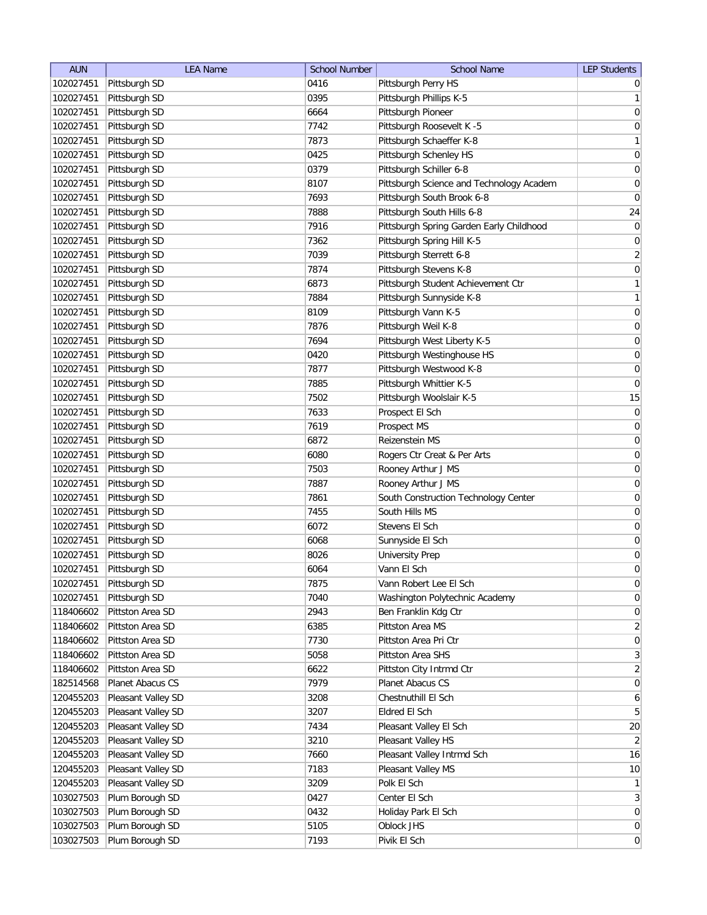| AUN | LEA Name | School Number | School Name | LEP Students |
|---|---|---|---|---|
| 102027451 | Pittsburgh SD | 0416 | Pittsburgh Perry HS | 0 |
| 102027451 | Pittsburgh SD | 0395 | Pittsburgh Phillips K-5 | 1 |
| 102027451 | Pittsburgh SD | 6664 | Pittsburgh Pioneer | 0 |
| 102027451 | Pittsburgh SD | 7742 | Pittsburgh Roosevelt K -5 | 0 |
| 102027451 | Pittsburgh SD | 7873 | Pittsburgh Schaeffer K-8 | 1 |
| 102027451 | Pittsburgh SD | 0425 | Pittsburgh Schenley HS | 0 |
| 102027451 | Pittsburgh SD | 0379 | Pittsburgh Schiller 6-8 | 0 |
| 102027451 | Pittsburgh SD | 8107 | Pittsburgh Science and Technology Academ | 0 |
| 102027451 | Pittsburgh SD | 7693 | Pittsburgh South Brook 6-8 | 0 |
| 102027451 | Pittsburgh SD | 7888 | Pittsburgh South Hills 6-8 | 24 |
| 102027451 | Pittsburgh SD | 7916 | Pittsburgh Spring Garden Early Childhood | 0 |
| 102027451 | Pittsburgh SD | 7362 | Pittsburgh Spring Hill K-5 | 0 |
| 102027451 | Pittsburgh SD | 7039 | Pittsburgh Sterrett 6-8 | 2 |
| 102027451 | Pittsburgh SD | 7874 | Pittsburgh Stevens K-8 | 0 |
| 102027451 | Pittsburgh SD | 6873 | Pittsburgh Student Achievement Ctr | 1 |
| 102027451 | Pittsburgh SD | 7884 | Pittsburgh Sunnyside K-8 | 1 |
| 102027451 | Pittsburgh SD | 8109 | Pittsburgh Vann K-5 | 0 |
| 102027451 | Pittsburgh SD | 7876 | Pittsburgh Weil K-8 | 0 |
| 102027451 | Pittsburgh SD | 7694 | Pittsburgh West Liberty K-5 | 0 |
| 102027451 | Pittsburgh SD | 0420 | Pittsburgh Westinghouse HS | 0 |
| 102027451 | Pittsburgh SD | 7877 | Pittsburgh Westwood K-8 | 0 |
| 102027451 | Pittsburgh SD | 7885 | Pittsburgh Whittier K-5 | 0 |
| 102027451 | Pittsburgh SD | 7502 | Pittsburgh Woolslair K-5 | 15 |
| 102027451 | Pittsburgh SD | 7633 | Prospect El Sch | 0 |
| 102027451 | Pittsburgh SD | 7619 | Prospect MS | 0 |
| 102027451 | Pittsburgh SD | 6872 | Reizenstein MS | 0 |
| 102027451 | Pittsburgh SD | 6080 | Rogers Ctr Creat & Per Arts | 0 |
| 102027451 | Pittsburgh SD | 7503 | Rooney Arthur J MS | 0 |
| 102027451 | Pittsburgh SD | 7887 | Rooney Arthur J MS | 0 |
| 102027451 | Pittsburgh SD | 7861 | South Construction Technology Center | 0 |
| 102027451 | Pittsburgh SD | 7455 | South Hills MS | 0 |
| 102027451 | Pittsburgh SD | 6072 | Stevens El Sch | 0 |
| 102027451 | Pittsburgh SD | 6068 | Sunnyside El Sch | 0 |
| 102027451 | Pittsburgh SD | 8026 | University Prep | 0 |
| 102027451 | Pittsburgh SD | 6064 | Vann El Sch | 0 |
| 102027451 | Pittsburgh SD | 7875 | Vann Robert Lee El Sch | 0 |
| 102027451 | Pittsburgh SD | 7040 | Washington Polytechnic Academy | 0 |
| 118406602 | Pittston Area SD | 2943 | Ben Franklin Kdg Ctr | 0 |
| 118406602 | Pittston Area SD | 6385 | Pittston Area MS | 2 |
| 118406602 | Pittston Area SD | 7730 | Pittston Area Pri Ctr | 0 |
| 118406602 | Pittston Area SD | 5058 | Pittston Area SHS | 3 |
| 118406602 | Pittston Area SD | 6622 | Pittston City Intrmd Ctr | 2 |
| 182514568 | Planet Abacus CS | 7979 | Planet Abacus CS | 0 |
| 120455203 | Pleasant Valley SD | 3208 | Chestnuthill El Sch | 6 |
| 120455203 | Pleasant Valley SD | 3207 | Eldred El Sch | 5 |
| 120455203 | Pleasant Valley SD | 7434 | Pleasant Valley El Sch | 20 |
| 120455203 | Pleasant Valley SD | 3210 | Pleasant Valley HS | 2 |
| 120455203 | Pleasant Valley SD | 7660 | Pleasant Valley Intrmd Sch | 16 |
| 120455203 | Pleasant Valley SD | 7183 | Pleasant Valley MS | 10 |
| 120455203 | Pleasant Valley SD | 3209 | Polk El Sch | 1 |
| 103027503 | Plum Borough SD | 0427 | Center El Sch | 3 |
| 103027503 | Plum Borough SD | 0432 | Holiday Park El Sch | 0 |
| 103027503 | Plum Borough SD | 5105 | Oblock JHS | 0 |
| 103027503 | Plum Borough SD | 7193 | Pivik El Sch | 0 |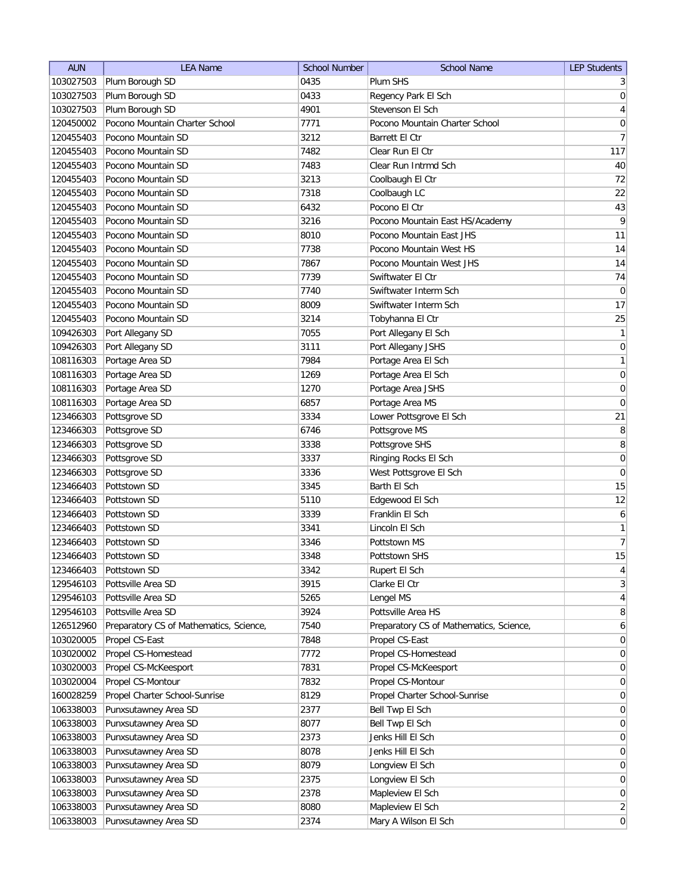| AUN | LEA Name | School Number | School Name | LEP Students |
|---|---|---|---|---|
| 103027503 | Plum Borough SD | 0435 | Plum SHS | 3 |
| 103027503 | Plum Borough SD | 0433 | Regency Park El Sch | 0 |
| 103027503 | Plum Borough SD | 4901 | Stevenson El Sch | 4 |
| 120450002 | Pocono Mountain Charter School | 7771 | Pocono Mountain Charter School | 0 |
| 120455403 | Pocono Mountain SD | 3212 | Barrett El Ctr | 7 |
| 120455403 | Pocono Mountain SD | 7482 | Clear Run El Ctr | 117 |
| 120455403 | Pocono Mountain SD | 7483 | Clear Run Intrmd Sch | 40 |
| 120455403 | Pocono Mountain SD | 3213 | Coolbaugh El Ctr | 72 |
| 120455403 | Pocono Mountain SD | 7318 | Coolbaugh LC | 22 |
| 120455403 | Pocono Mountain SD | 6432 | Pocono El Ctr | 43 |
| 120455403 | Pocono Mountain SD | 3216 | Pocono Mountain East HS/Academy | 9 |
| 120455403 | Pocono Mountain SD | 8010 | Pocono Mountain East JHS | 11 |
| 120455403 | Pocono Mountain SD | 7738 | Pocono Mountain West HS | 14 |
| 120455403 | Pocono Mountain SD | 7867 | Pocono Mountain West JHS | 14 |
| 120455403 | Pocono Mountain SD | 7739 | Swiftwater El Ctr | 74 |
| 120455403 | Pocono Mountain SD | 7740 | Swiftwater Interm Sch | 0 |
| 120455403 | Pocono Mountain SD | 8009 | Swiftwater Interm Sch | 17 |
| 120455403 | Pocono Mountain SD | 3214 | Tobyhanna El Ctr | 25 |
| 109426303 | Port Allegany SD | 7055 | Port Allegany El Sch | 1 |
| 109426303 | Port Allegany SD | 3111 | Port Allegany JSHS | 0 |
| 108116303 | Portage Area SD | 7984 | Portage Area El Sch | 1 |
| 108116303 | Portage Area SD | 1269 | Portage Area El Sch | 0 |
| 108116303 | Portage Area SD | 1270 | Portage Area JSHS | 0 |
| 108116303 | Portage Area SD | 6857 | Portage Area MS | 0 |
| 123466303 | Pottsgrove SD | 3334 | Lower Pottsgrove El Sch | 21 |
| 123466303 | Pottsgrove SD | 6746 | Pottsgrove MS | 8 |
| 123466303 | Pottsgrove SD | 3338 | Pottsgrove SHS | 8 |
| 123466303 | Pottsgrove SD | 3337 | Ringing Rocks El Sch | 0 |
| 123466303 | Pottsgrove SD | 3336 | West Pottsgrove El Sch | 0 |
| 123466403 | Pottstown SD | 3345 | Barth El Sch | 15 |
| 123466403 | Pottstown SD | 5110 | Edgewood El Sch | 12 |
| 123466403 | Pottstown SD | 3339 | Franklin El Sch | 6 |
| 123466403 | Pottstown SD | 3341 | Lincoln El Sch | 1 |
| 123466403 | Pottstown SD | 3346 | Pottstown MS | 7 |
| 123466403 | Pottstown SD | 3348 | Pottstown SHS | 15 |
| 123466403 | Pottstown SD | 3342 | Rupert El Sch | 4 |
| 129546103 | Pottsville Area SD | 3915 | Clarke El Ctr | 3 |
| 129546103 | Pottsville Area SD | 5265 | Lengel MS | 4 |
| 129546103 | Pottsville Area SD | 3924 | Pottsville Area HS | 8 |
| 126512960 | Preparatory CS of Mathematics, Science, | 7540 | Preparatory CS of Mathematics, Science, | 6 |
| 103020005 | Propel CS-East | 7848 | Propel CS-East | 0 |
| 103020002 | Propel CS-Homestead | 7772 | Propel CS-Homestead | 0 |
| 103020003 | Propel CS-McKeesport | 7831 | Propel CS-McKeesport | 0 |
| 103020004 | Propel CS-Montour | 7832 | Propel CS-Montour | 0 |
| 160028259 | Propel Charter School-Sunrise | 8129 | Propel Charter School-Sunrise | 0 |
| 106338003 | Punxsutawney Area SD | 2377 | Bell Twp El Sch | 0 |
| 106338003 | Punxsutawney Area SD | 8077 | Bell Twp El Sch | 0 |
| 106338003 | Punxsutawney Area SD | 2373 | Jenks Hill El Sch | 0 |
| 106338003 | Punxsutawney Area SD | 8078 | Jenks Hill El Sch | 0 |
| 106338003 | Punxsutawney Area SD | 8079 | Longview El Sch | 0 |
| 106338003 | Punxsutawney Area SD | 2375 | Longview El Sch | 0 |
| 106338003 | Punxsutawney Area SD | 2378 | Mapleview El Sch | 0 |
| 106338003 | Punxsutawney Area SD | 8080 | Mapleview El Sch | 2 |
| 106338003 | Punxsutawney Area SD | 2374 | Mary A Wilson El Sch | 0 |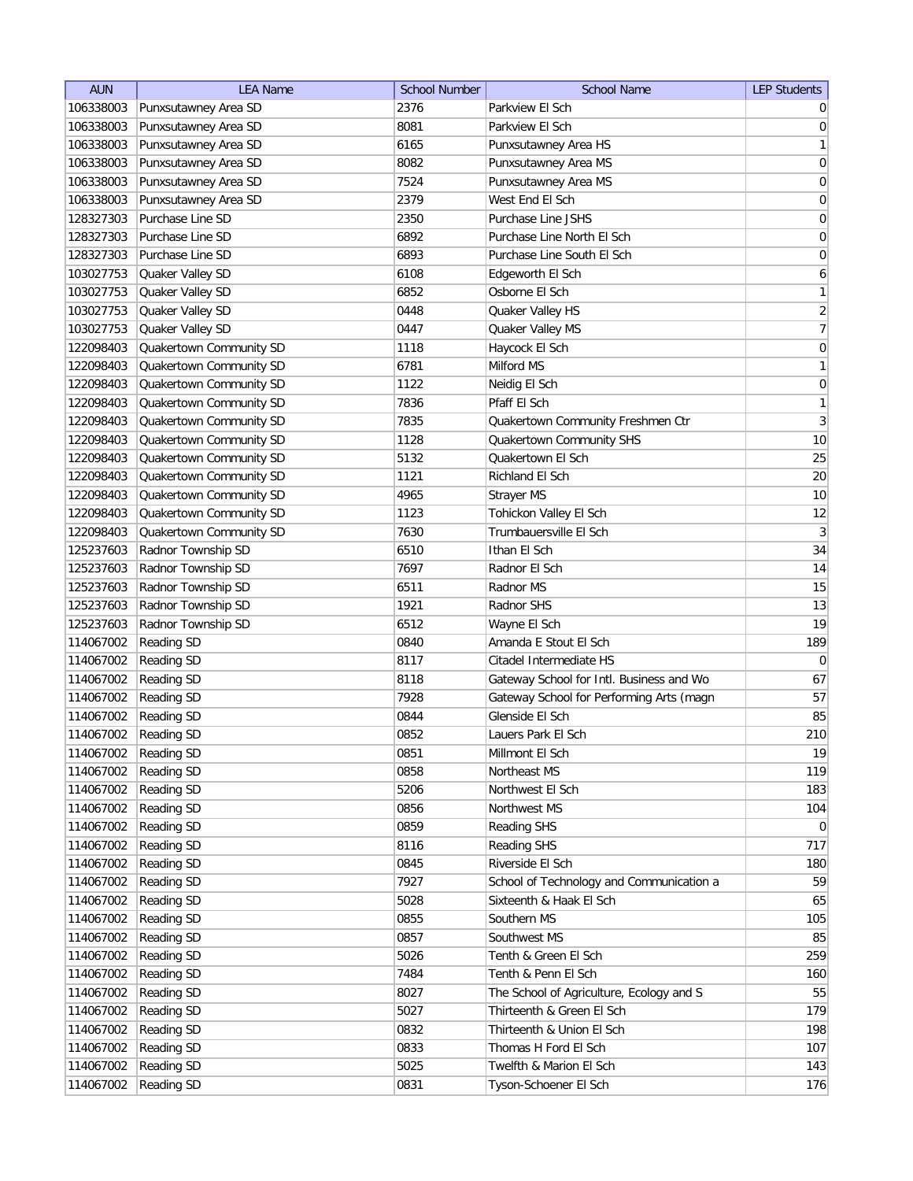| AUN | LEA Name | School Number | School Name | LEP Students |
|---|---|---|---|---|
| 106338003 | Punxsutawney Area SD | 2376 | Parkview El Sch | 0 |
| 106338003 | Punxsutawney Area SD | 8081 | Parkview El Sch | 0 |
| 106338003 | Punxsutawney Area SD | 6165 | Punxsutawney Area HS | 1 |
| 106338003 | Punxsutawney Area SD | 8082 | Punxsutawney Area MS | 0 |
| 106338003 | Punxsutawney Area SD | 7524 | Punxsutawney Area MS | 0 |
| 106338003 | Punxsutawney Area SD | 2379 | West End El Sch | 0 |
| 128327303 | Purchase Line SD | 2350 | Purchase Line JSHS | 0 |
| 128327303 | Purchase Line SD | 6892 | Purchase Line North El Sch | 0 |
| 128327303 | Purchase Line SD | 6893 | Purchase Line South El Sch | 0 |
| 103027753 | Quaker Valley SD | 6108 | Edgeworth El Sch | 6 |
| 103027753 | Quaker Valley SD | 6852 | Osborne El Sch | 1 |
| 103027753 | Quaker Valley SD | 0448 | Quaker Valley HS | 2 |
| 103027753 | Quaker Valley SD | 0447 | Quaker Valley MS | 7 |
| 122098403 | Quakertown Community SD | 1118 | Haycock El Sch | 0 |
| 122098403 | Quakertown Community SD | 6781 | Milford MS | 1 |
| 122098403 | Quakertown Community SD | 1122 | Neidig El Sch | 0 |
| 122098403 | Quakertown Community SD | 7836 | Pfaff El Sch | 1 |
| 122098403 | Quakertown Community SD | 7835 | Quakertown Community Freshmen Ctr | 3 |
| 122098403 | Quakertown Community SD | 1128 | Quakertown Community SHS | 10 |
| 122098403 | Quakertown Community SD | 5132 | Quakertown El Sch | 25 |
| 122098403 | Quakertown Community SD | 1121 | Richland El Sch | 20 |
| 122098403 | Quakertown Community SD | 4965 | Strayer MS | 10 |
| 122098403 | Quakertown Community SD | 1123 | Tohickon Valley El Sch | 12 |
| 122098403 | Quakertown Community SD | 7630 | Trumbauersville El Sch | 3 |
| 125237603 | Radnor Township SD | 6510 | Ithan El Sch | 34 |
| 125237603 | Radnor Township SD | 7697 | Radnor El Sch | 14 |
| 125237603 | Radnor Township SD | 6511 | Radnor MS | 15 |
| 125237603 | Radnor Township SD | 1921 | Radnor SHS | 13 |
| 125237603 | Radnor Township SD | 6512 | Wayne El Sch | 19 |
| 114067002 | Reading SD | 0840 | Amanda E Stout El Sch | 189 |
| 114067002 | Reading SD | 8117 | Citadel Intermediate HS | 0 |
| 114067002 | Reading SD | 8118 | Gateway School for Intl. Business and Wo | 67 |
| 114067002 | Reading SD | 7928 | Gateway School for Performing Arts (magn | 57 |
| 114067002 | Reading SD | 0844 | Glenside El Sch | 85 |
| 114067002 | Reading SD | 0852 | Lauers Park El Sch | 210 |
| 114067002 | Reading SD | 0851 | Millmont El Sch | 19 |
| 114067002 | Reading SD | 0858 | Northeast MS | 119 |
| 114067002 | Reading SD | 5206 | Northwest El Sch | 183 |
| 114067002 | Reading SD | 0856 | Northwest MS | 104 |
| 114067002 | Reading SD | 0859 | Reading SHS | 0 |
| 114067002 | Reading SD | 8116 | Reading SHS | 717 |
| 114067002 | Reading SD | 0845 | Riverside El Sch | 180 |
| 114067002 | Reading SD | 7927 | School of Technology and Communication a | 59 |
| 114067002 | Reading SD | 5028 | Sixteenth & Haak El Sch | 65 |
| 114067002 | Reading SD | 0855 | Southern MS | 105 |
| 114067002 | Reading SD | 0857 | Southwest MS | 85 |
| 114067002 | Reading SD | 5026 | Tenth & Green El Sch | 259 |
| 114067002 | Reading SD | 7484 | Tenth & Penn El Sch | 160 |
| 114067002 | Reading SD | 8027 | The School of Agriculture, Ecology and S | 55 |
| 114067002 | Reading SD | 5027 | Thirteenth & Green El Sch | 179 |
| 114067002 | Reading SD | 0832 | Thirteenth & Union El Sch | 198 |
| 114067002 | Reading SD | 0833 | Thomas H Ford El Sch | 107 |
| 114067002 | Reading SD | 5025 | Twelfth & Marion El Sch | 143 |
| 114067002 | Reading SD | 0831 | Tyson-Schoener El Sch | 176 |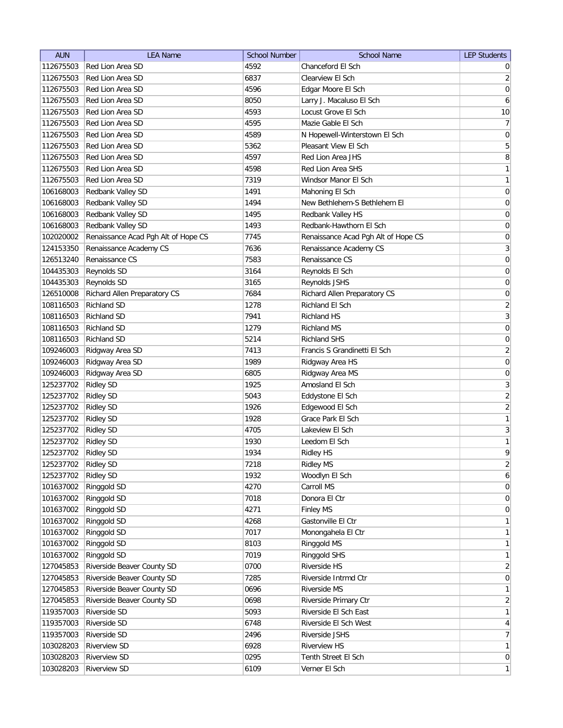| AUN | LEA Name | School Number | School Name | LEP Students |
|---|---|---|---|---|
| 112675503 | Red Lion Area SD | 4592 | Chanceford El Sch | 0 |
| 112675503 | Red Lion Area SD | 6837 | Clearview El Sch | 2 |
| 112675503 | Red Lion Area SD | 4596 | Edgar Moore El Sch | 0 |
| 112675503 | Red Lion Area SD | 8050 | Larry J. Macaluso El Sch | 6 |
| 112675503 | Red Lion Area SD | 4593 | Locust Grove El Sch | 10 |
| 112675503 | Red Lion Area SD | 4595 | Mazie Gable El Sch | 7 |
| 112675503 | Red Lion Area SD | 4589 | N Hopewell-Winterstown El Sch | 0 |
| 112675503 | Red Lion Area SD | 5362 | Pleasant View El Sch | 5 |
| 112675503 | Red Lion Area SD | 4597 | Red Lion Area JHS | 8 |
| 112675503 | Red Lion Area SD | 4598 | Red Lion Area SHS | 1 |
| 112675503 | Red Lion Area SD | 7319 | Windsor Manor El Sch | 1 |
| 106168003 | Redbank Valley SD | 1491 | Mahoning El Sch | 0 |
| 106168003 | Redbank Valley SD | 1494 | New Bethlehem-S Bethlehem El | 0 |
| 106168003 | Redbank Valley SD | 1495 | Redbank Valley HS | 0 |
| 106168003 | Redbank Valley SD | 1493 | Redbank-Hawthorn El Sch | 0 |
| 102020002 | Renaissance Acad Pgh Alt of Hope CS | 7745 | Renaissance Acad Pgh Alt of Hope CS | 0 |
| 124153350 | Renaissance Academy CS | 7636 | Renaissance Academy CS | 3 |
| 126513240 | Renaissance CS | 7583 | Renaissance CS | 0 |
| 104435303 | Reynolds SD | 3164 | Reynolds El Sch | 0 |
| 104435303 | Reynolds SD | 3165 | Reynolds JSHS | 0 |
| 126510008 | Richard Allen Preparatory CS | 7684 | Richard Allen Preparatory CS | 0 |
| 108116503 | Richland SD | 1278 | Richland El Sch | 2 |
| 108116503 | Richland SD | 7941 | Richland HS | 3 |
| 108116503 | Richland SD | 1279 | Richland MS | 0 |
| 108116503 | Richland SD | 5214 | Richland SHS | 0 |
| 109246003 | Ridgway Area SD | 7413 | Francis S Grandinetti El Sch | 2 |
| 109246003 | Ridgway Area SD | 1989 | Ridgway Area HS | 0 |
| 109246003 | Ridgway Area SD | 6805 | Ridgway Area MS | 0 |
| 125237702 | Ridley SD | 1925 | Amosland El Sch | 3 |
| 125237702 | Ridley SD | 5043 | Eddystone El Sch | 2 |
| 125237702 | Ridley SD | 1926 | Edgewood El Sch | 2 |
| 125237702 | Ridley SD | 1928 | Grace Park El Sch | 1 |
| 125237702 | Ridley SD | 4705 | Lakeview El Sch | 3 |
| 125237702 | Ridley SD | 1930 | Leedom El Sch | 1 |
| 125237702 | Ridley SD | 1934 | Ridley HS | 9 |
| 125237702 | Ridley SD | 7218 | Ridley MS | 2 |
| 125237702 | Ridley SD | 1932 | Woodlyn El Sch | 6 |
| 101637002 | Ringgold SD | 4270 | Carroll MS | 0 |
| 101637002 | Ringgold SD | 7018 | Donora El Ctr | 0 |
| 101637002 | Ringgold SD | 4271 | Finley MS | 0 |
| 101637002 | Ringgold SD | 4268 | Gastonville El Ctr | 1 |
| 101637002 | Ringgold SD | 7017 | Monongahela El Ctr | 1 |
| 101637002 | Ringgold SD | 8103 | Ringgold MS | 1 |
| 101637002 | Ringgold SD | 7019 | Ringgold SHS | 1 |
| 127045853 | Riverside Beaver County SD | 0700 | Riverside HS | 2 |
| 127045853 | Riverside Beaver County SD | 7285 | Riverside Intrmd Ctr | 0 |
| 127045853 | Riverside Beaver County SD | 0696 | Riverside MS | 1 |
| 127045853 | Riverside Beaver County SD | 0698 | Riverside Primary Ctr | 2 |
| 119357003 | Riverside SD | 5093 | Riverside El Sch East | 1 |
| 119357003 | Riverside SD | 6748 | Riverside El Sch West | 4 |
| 119357003 | Riverside SD | 2496 | Riverside JSHS | 7 |
| 103028203 | Riverview SD | 6928 | Riverview HS | 1 |
| 103028203 | Riverview SD | 0295 | Tenth Street El Sch | 0 |
| 103028203 | Riverview SD | 6109 | Verner El Sch | 1 |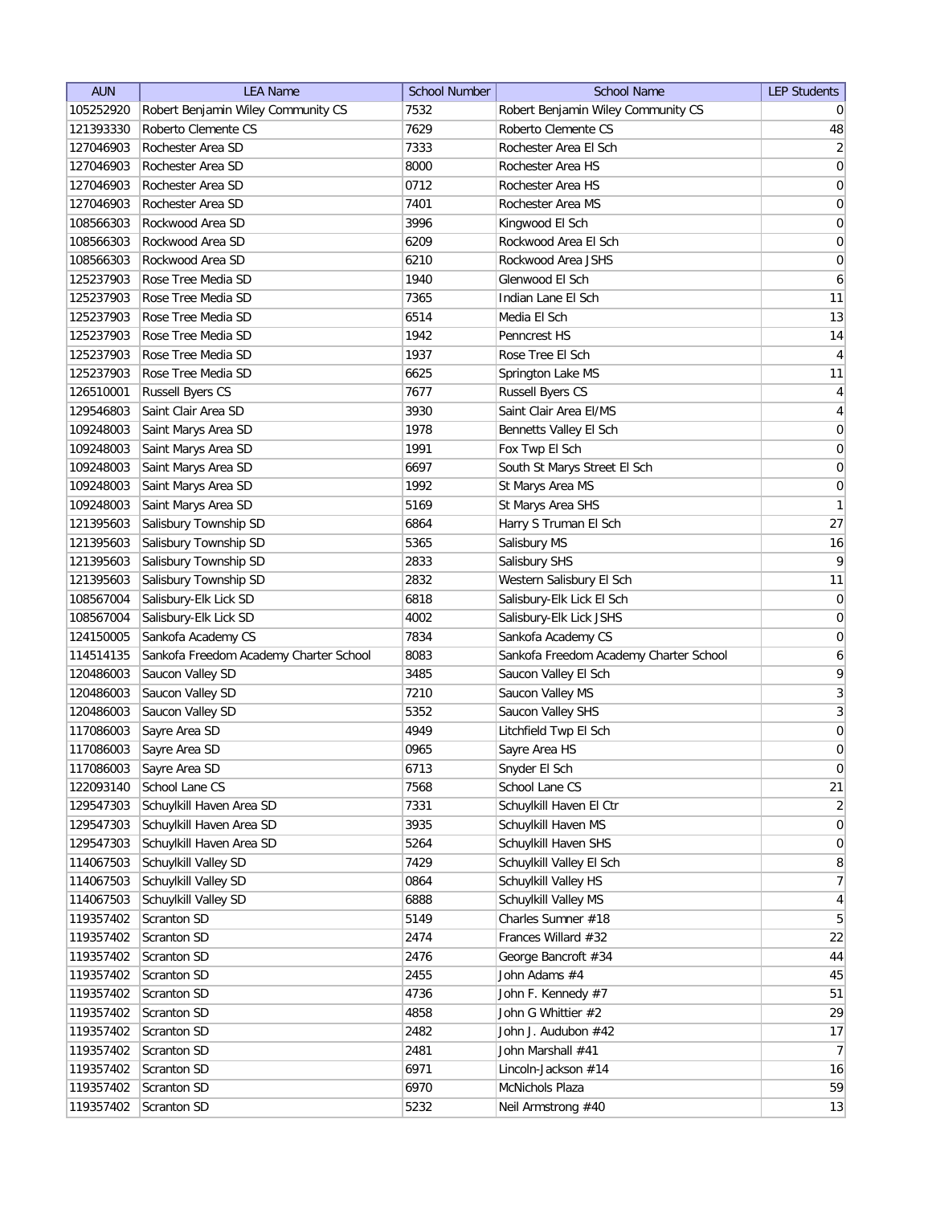| AUN | LEA Name | School Number | School Name | LEP Students |
|---|---|---|---|---|
| 105252920 | Robert Benjamin Wiley Community CS | 7532 | Robert Benjamin Wiley Community CS | 0 |
| 121393330 | Roberto Clemente CS | 7629 | Roberto Clemente CS | 48 |
| 127046903 | Rochester Area SD | 7333 | Rochester Area El Sch | 2 |
| 127046903 | Rochester Area SD | 8000 | Rochester Area HS | 0 |
| 127046903 | Rochester Area SD | 0712 | Rochester Area HS | 0 |
| 127046903 | Rochester Area SD | 7401 | Rochester Area MS | 0 |
| 108566303 | Rockwood Area SD | 3996 | Kingwood El Sch | 0 |
| 108566303 | Rockwood Area SD | 6209 | Rockwood Area El Sch | 0 |
| 108566303 | Rockwood Area SD | 6210 | Rockwood Area JSHS | 0 |
| 125237903 | Rose Tree Media SD | 1940 | Glenwood El Sch | 6 |
| 125237903 | Rose Tree Media SD | 7365 | Indian Lane El Sch | 11 |
| 125237903 | Rose Tree Media SD | 6514 | Media El Sch | 13 |
| 125237903 | Rose Tree Media SD | 1942 | Penncrest HS | 14 |
| 125237903 | Rose Tree Media SD | 1937 | Rose Tree El Sch | 4 |
| 125237903 | Rose Tree Media SD | 6625 | Springton Lake MS | 11 |
| 126510001 | Russell Byers CS | 7677 | Russell Byers CS | 4 |
| 129546803 | Saint Clair Area SD | 3930 | Saint Clair Area El/MS | 4 |
| 109248003 | Saint Marys Area SD | 1978 | Bennetts Valley El Sch | 0 |
| 109248003 | Saint Marys Area SD | 1991 | Fox Twp El Sch | 0 |
| 109248003 | Saint Marys Area SD | 6697 | South St Marys Street El Sch | 0 |
| 109248003 | Saint Marys Area SD | 1992 | St Marys Area MS | 0 |
| 109248003 | Saint Marys Area SD | 5169 | St Marys Area SHS | 1 |
| 121395603 | Salisbury Township SD | 6864 | Harry S Truman El Sch | 27 |
| 121395603 | Salisbury Township SD | 5365 | Salisbury MS | 16 |
| 121395603 | Salisbury Township SD | 2833 | Salisbury SHS | 9 |
| 121395603 | Salisbury Township SD | 2832 | Western Salisbury El Sch | 11 |
| 108567004 | Salisbury-Elk Lick SD | 6818 | Salisbury-Elk Lick El Sch | 0 |
| 108567004 | Salisbury-Elk Lick SD | 4002 | Salisbury-Elk Lick JSHS | 0 |
| 124150005 | Sankofa Academy CS | 7834 | Sankofa Academy CS | 0 |
| 114514135 | Sankofa Freedom Academy Charter School | 8083 | Sankofa Freedom Academy Charter School | 6 |
| 120486003 | Saucon Valley SD | 3485 | Saucon Valley El Sch | 9 |
| 120486003 | Saucon Valley SD | 7210 | Saucon Valley MS | 3 |
| 120486003 | Saucon Valley SD | 5352 | Saucon Valley SHS | 3 |
| 117086003 | Sayre Area SD | 4949 | Litchfield Twp El Sch | 0 |
| 117086003 | Sayre Area SD | 0965 | Sayre Area HS | 0 |
| 117086003 | Sayre Area SD | 6713 | Snyder El Sch | 0 |
| 122093140 | School Lane CS | 7568 | School Lane CS | 21 |
| 129547303 | Schuylkill Haven Area SD | 7331 | Schuylkill Haven El Ctr | 2 |
| 129547303 | Schuylkill Haven Area SD | 3935 | Schuylkill Haven MS | 0 |
| 129547303 | Schuylkill Haven Area SD | 5264 | Schuylkill Haven SHS | 0 |
| 114067503 | Schuylkill Valley SD | 7429 | Schuylkill Valley El Sch | 8 |
| 114067503 | Schuylkill Valley SD | 0864 | Schuylkill Valley HS | 7 |
| 114067503 | Schuylkill Valley SD | 6888 | Schuylkill Valley MS | 4 |
| 119357402 | Scranton SD | 5149 | Charles Sumner #18 | 5 |
| 119357402 | Scranton SD | 2474 | Frances Willard #32 | 22 |
| 119357402 | Scranton SD | 2476 | George Bancroft #34 | 44 |
| 119357402 | Scranton SD | 2455 | John Adams #4 | 45 |
| 119357402 | Scranton SD | 4736 | John F. Kennedy #7 | 51 |
| 119357402 | Scranton SD | 4858 | John G Whittier #2 | 29 |
| 119357402 | Scranton SD | 2482 | John J. Audubon #42 | 17 |
| 119357402 | Scranton SD | 2481 | John Marshall #41 | 7 |
| 119357402 | Scranton SD | 6971 | Lincoln-Jackson #14 | 16 |
| 119357402 | Scranton SD | 6970 | McNichols Plaza | 59 |
| 119357402 | Scranton SD | 5232 | Neil Armstrong #40 | 13 |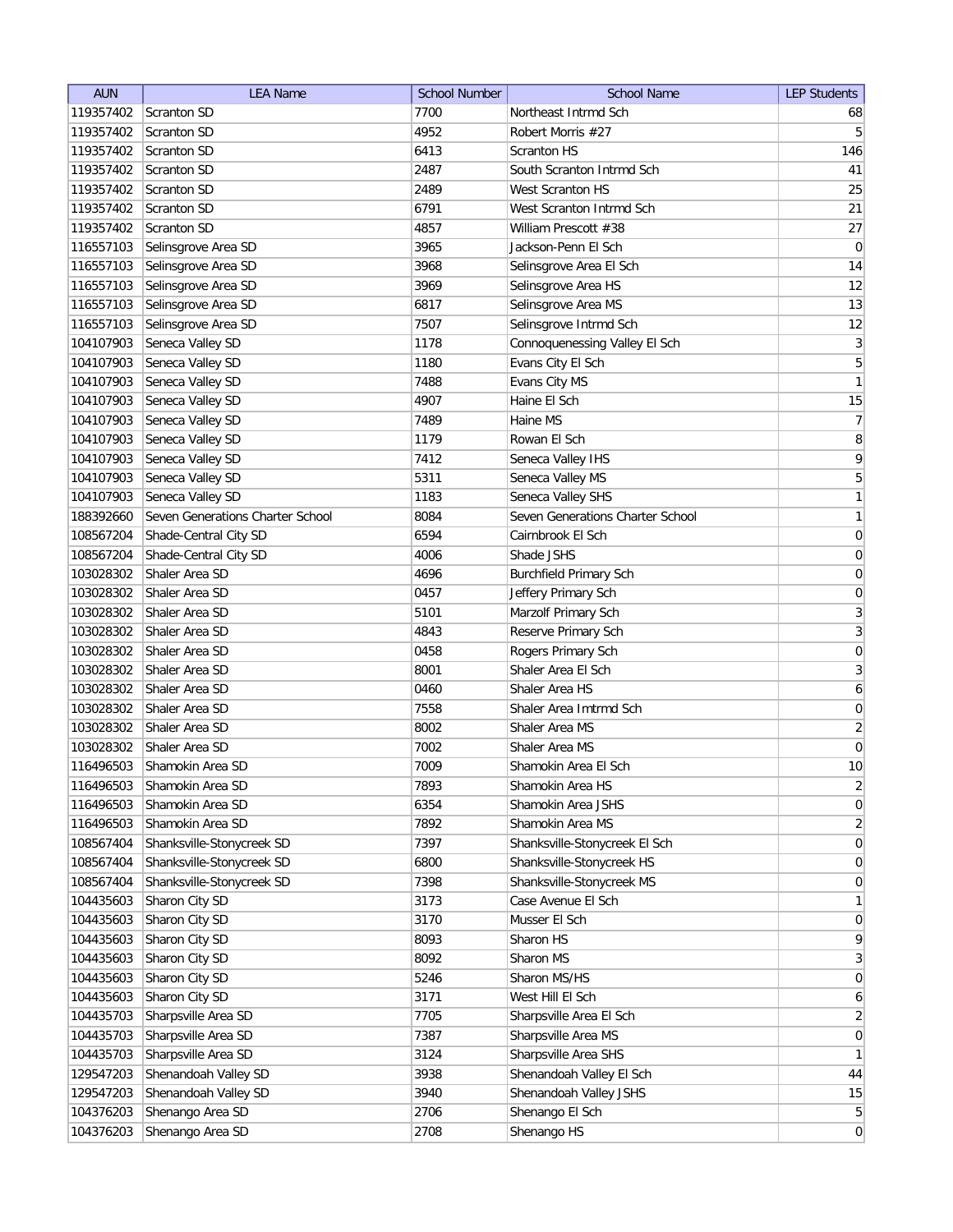| AUN | LEA Name | School Number | School Name | LEP Students |
| --- | --- | --- | --- | --- |
| 119357402 | Scranton SD | 7700 | Northeast Intrmd Sch | 68 |
| 119357402 | Scranton SD | 4952 | Robert Morris #27 | 5 |
| 119357402 | Scranton SD | 6413 | Scranton HS | 146 |
| 119357402 | Scranton SD | 2487 | South Scranton Intrmd Sch | 41 |
| 119357402 | Scranton SD | 2489 | West Scranton HS | 25 |
| 119357402 | Scranton SD | 6791 | West Scranton Intrmd Sch | 21 |
| 119357402 | Scranton SD | 4857 | William Prescott #38 | 27 |
| 116557103 | Selinsgrove Area SD | 3965 | Jackson-Penn El Sch | 0 |
| 116557103 | Selinsgrove Area SD | 3968 | Selinsgrove Area El Sch | 14 |
| 116557103 | Selinsgrove Area SD | 3969 | Selinsgrove Area HS | 12 |
| 116557103 | Selinsgrove Area SD | 6817 | Selinsgrove Area MS | 13 |
| 116557103 | Selinsgrove Area SD | 7507 | Selinsgrove Intrmd Sch | 12 |
| 104107903 | Seneca Valley SD | 1178 | Connoquenessing Valley El Sch | 3 |
| 104107903 | Seneca Valley SD | 1180 | Evans City El Sch | 5 |
| 104107903 | Seneca Valley SD | 7488 | Evans City MS | 1 |
| 104107903 | Seneca Valley SD | 4907 | Haine El Sch | 15 |
| 104107903 | Seneca Valley SD | 7489 | Haine MS | 7 |
| 104107903 | Seneca Valley SD | 1179 | Rowan El Sch | 8 |
| 104107903 | Seneca Valley SD | 7412 | Seneca Valley IHS | 9 |
| 104107903 | Seneca Valley SD | 5311 | Seneca Valley MS | 5 |
| 104107903 | Seneca Valley SD | 1183 | Seneca Valley SHS | 1 |
| 188392660 | Seven Generations Charter School | 8084 | Seven Generations Charter School | 1 |
| 108567204 | Shade-Central City SD | 6594 | Cairnbrook El Sch | 0 |
| 108567204 | Shade-Central City SD | 4006 | Shade JSHS | 0 |
| 103028302 | Shaler Area SD | 4696 | Burchfield Primary Sch | 0 |
| 103028302 | Shaler Area SD | 0457 | Jeffery Primary Sch | 0 |
| 103028302 | Shaler Area SD | 5101 | Marzolf Primary Sch | 3 |
| 103028302 | Shaler Area SD | 4843 | Reserve Primary Sch | 3 |
| 103028302 | Shaler Area SD | 0458 | Rogers Primary Sch | 0 |
| 103028302 | Shaler Area SD | 8001 | Shaler Area El Sch | 3 |
| 103028302 | Shaler Area SD | 0460 | Shaler Area HS | 6 |
| 103028302 | Shaler Area SD | 7558 | Shaler Area Imtrmd Sch | 0 |
| 103028302 | Shaler Area SD | 8002 | Shaler Area MS | 2 |
| 103028302 | Shaler Area SD | 7002 | Shaler Area MS | 0 |
| 116496503 | Shamokin Area SD | 7009 | Shamokin Area El Sch | 10 |
| 116496503 | Shamokin Area SD | 7893 | Shamokin Area HS | 2 |
| 116496503 | Shamokin Area SD | 6354 | Shamokin Area JSHS | 0 |
| 116496503 | Shamokin Area SD | 7892 | Shamokin Area MS | 2 |
| 108567404 | Shanksville-Stonycreek SD | 7397 | Shanksville-Stonycreek El Sch | 0 |
| 108567404 | Shanksville-Stonycreek SD | 6800 | Shanksville-Stonycreek HS | 0 |
| 108567404 | Shanksville-Stonycreek SD | 7398 | Shanksville-Stonycreek MS | 0 |
| 104435603 | Sharon City SD | 3173 | Case Avenue El Sch | 1 |
| 104435603 | Sharon City SD | 3170 | Musser El Sch | 0 |
| 104435603 | Sharon City SD | 8093 | Sharon HS | 9 |
| 104435603 | Sharon City SD | 8092 | Sharon MS | 3 |
| 104435603 | Sharon City SD | 5246 | Sharon MS/HS | 0 |
| 104435603 | Sharon City SD | 3171 | West Hill El Sch | 6 |
| 104435703 | Sharpsville Area SD | 7705 | Sharpsville Area El Sch | 2 |
| 104435703 | Sharpsville Area SD | 7387 | Sharpsville Area MS | 0 |
| 104435703 | Sharpsville Area SD | 3124 | Sharpsville Area SHS | 1 |
| 129547203 | Shenandoah Valley SD | 3938 | Shenandoah Valley El Sch | 44 |
| 129547203 | Shenandoah Valley SD | 3940 | Shenandoah Valley JSHS | 15 |
| 104376203 | Shenango Area SD | 2706 | Shenango El Sch | 5 |
| 104376203 | Shenango Area SD | 2708 | Shenango HS | 0 |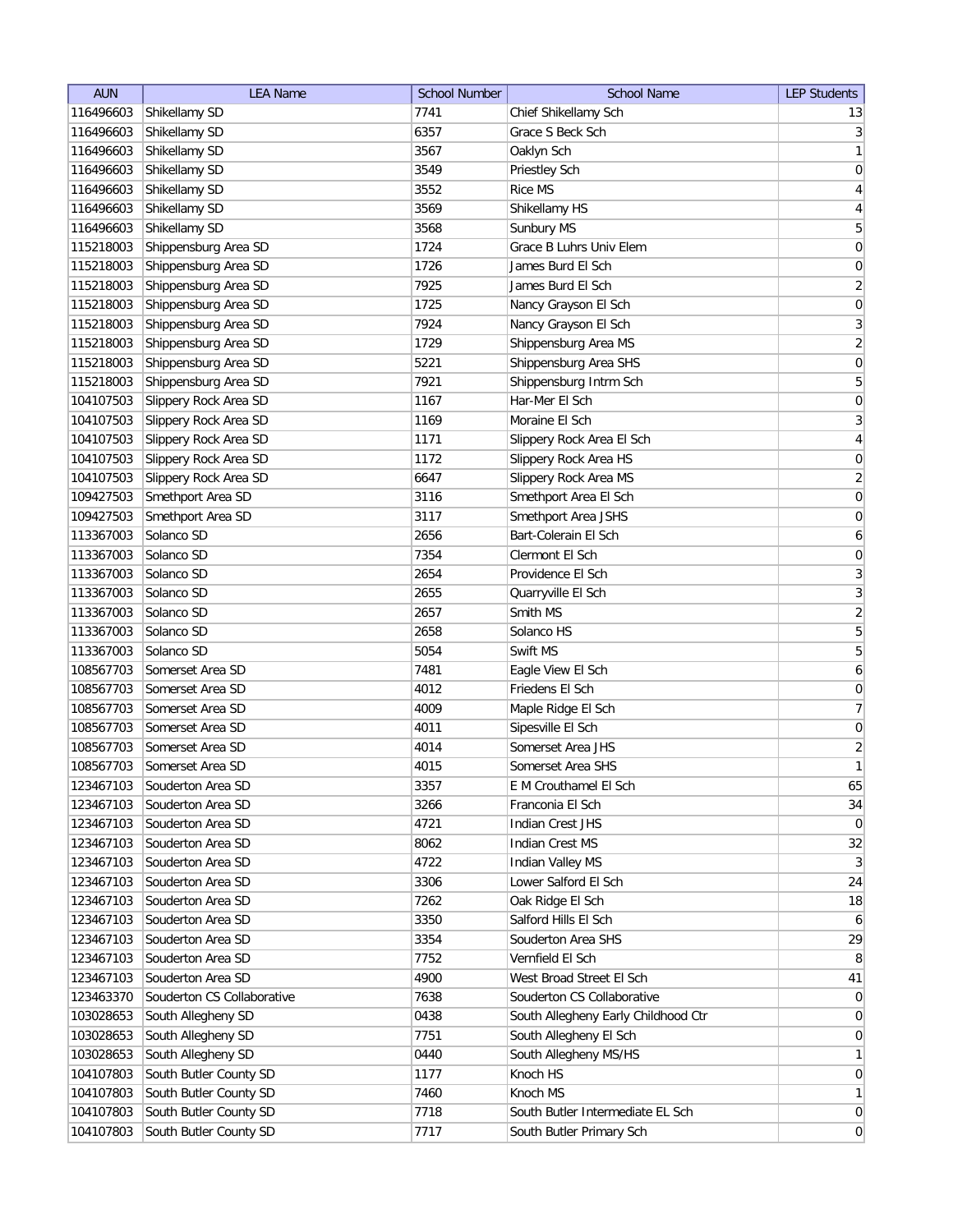| AUN | LEA Name | School Number | School Name | LEP Students |
| --- | --- | --- | --- | --- |
| 116496603 | Shikellamy SD | 7741 | Chief Shikellamy Sch | 13 |
| 116496603 | Shikellamy SD | 6357 | Grace S Beck Sch | 3 |
| 116496603 | Shikellamy SD | 3567 | Oaklyn Sch | 1 |
| 116496603 | Shikellamy SD | 3549 | Priestley Sch | 0 |
| 116496603 | Shikellamy SD | 3552 | Rice MS | 4 |
| 116496603 | Shikellamy SD | 3569 | Shikellamy HS | 4 |
| 116496603 | Shikellamy SD | 3568 | Sunbury MS | 5 |
| 115218003 | Shippensburg Area SD | 1724 | Grace B Luhrs Univ Elem | 0 |
| 115218003 | Shippensburg Area SD | 1726 | James Burd El Sch | 0 |
| 115218003 | Shippensburg Area SD | 7925 | James Burd El Sch | 2 |
| 115218003 | Shippensburg Area SD | 1725 | Nancy Grayson El Sch | 0 |
| 115218003 | Shippensburg Area SD | 7924 | Nancy Grayson El Sch | 3 |
| 115218003 | Shippensburg Area SD | 1729 | Shippensburg Area MS | 2 |
| 115218003 | Shippensburg Area SD | 5221 | Shippensburg Area SHS | 0 |
| 115218003 | Shippensburg Area SD | 7921 | Shippensburg Intrm Sch | 5 |
| 104107503 | Slippery Rock Area SD | 1167 | Har-Mer El Sch | 0 |
| 104107503 | Slippery Rock Area SD | 1169 | Moraine El Sch | 3 |
| 104107503 | Slippery Rock Area SD | 1171 | Slippery Rock Area El Sch | 4 |
| 104107503 | Slippery Rock Area SD | 1172 | Slippery Rock Area HS | 0 |
| 104107503 | Slippery Rock Area SD | 6647 | Slippery Rock Area MS | 2 |
| 109427503 | Smethport Area SD | 3116 | Smethport Area El Sch | 0 |
| 109427503 | Smethport Area SD | 3117 | Smethport Area JSHS | 0 |
| 113367003 | Solanco SD | 2656 | Bart-Colerain El Sch | 6 |
| 113367003 | Solanco SD | 7354 | Clermont El Sch | 0 |
| 113367003 | Solanco SD | 2654 | Providence El Sch | 3 |
| 113367003 | Solanco SD | 2655 | Quarryville El Sch | 3 |
| 113367003 | Solanco SD | 2657 | Smith MS | 2 |
| 113367003 | Solanco SD | 2658 | Solanco HS | 5 |
| 113367003 | Solanco SD | 5054 | Swift MS | 5 |
| 108567703 | Somerset Area SD | 7481 | Eagle View El Sch | 6 |
| 108567703 | Somerset Area SD | 4012 | Friedens El Sch | 0 |
| 108567703 | Somerset Area SD | 4009 | Maple Ridge El Sch | 7 |
| 108567703 | Somerset Area SD | 4011 | Sipesville El Sch | 0 |
| 108567703 | Somerset Area SD | 4014 | Somerset Area JHS | 2 |
| 108567703 | Somerset Area SD | 4015 | Somerset Area SHS | 1 |
| 123467103 | Souderton Area SD | 3357 | E M Crouthamel El Sch | 65 |
| 123467103 | Souderton Area SD | 3266 | Franconia El Sch | 34 |
| 123467103 | Souderton Area SD | 4721 | Indian Crest JHS | 0 |
| 123467103 | Souderton Area SD | 8062 | Indian Crest MS | 32 |
| 123467103 | Souderton Area SD | 4722 | Indian Valley MS | 3 |
| 123467103 | Souderton Area SD | 3306 | Lower Salford El Sch | 24 |
| 123467103 | Souderton Area SD | 7262 | Oak Ridge El Sch | 18 |
| 123467103 | Souderton Area SD | 3350 | Salford Hills El Sch | 6 |
| 123467103 | Souderton Area SD | 3354 | Souderton Area SHS | 29 |
| 123467103 | Souderton Area SD | 7752 | Vernfield El Sch | 8 |
| 123467103 | Souderton Area SD | 4900 | West Broad Street El Sch | 41 |
| 123463370 | Souderton CS Collaborative | 7638 | Souderton CS Collaborative | 0 |
| 103028653 | South Allegheny SD | 0438 | South Allegheny Early Childhood Ctr | 0 |
| 103028653 | South Allegheny SD | 7751 | South Allegheny El Sch | 0 |
| 103028653 | South Allegheny SD | 0440 | South Allegheny MS/HS | 1 |
| 104107803 | South Butler County SD | 1177 | Knoch HS | 0 |
| 104107803 | South Butler County SD | 7460 | Knoch MS | 1 |
| 104107803 | South Butler County SD | 7718 | South Butler Intermediate EL Sch | 0 |
| 104107803 | South Butler County SD | 7717 | South Butler Primary Sch | 0 |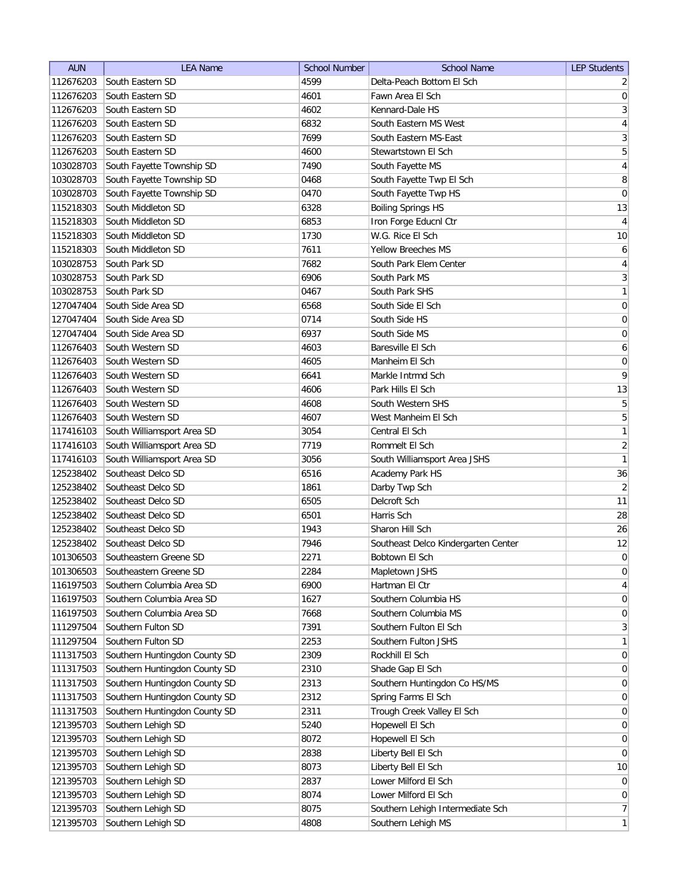| AUN | LEA Name | School Number | School Name | LEP Students |
|---|---|---|---|---|
| 112676203 | South Eastern SD | 4599 | Delta-Peach Bottom El Sch | 2 |
| 112676203 | South Eastern SD | 4601 | Fawn Area El Sch | 0 |
| 112676203 | South Eastern SD | 4602 | Kennard-Dale HS | 3 |
| 112676203 | South Eastern SD | 6832 | South Eastern MS West | 4 |
| 112676203 | South Eastern SD | 7699 | South Eastern MS-East | 3 |
| 112676203 | South Eastern SD | 4600 | Stewartstown El Sch | 5 |
| 103028703 | South Fayette Township SD | 7490 | South Fayette MS | 4 |
| 103028703 | South Fayette Township SD | 0468 | South Fayette Twp El Sch | 8 |
| 103028703 | South Fayette Township SD | 0470 | South Fayette Twp HS | 0 |
| 115218303 | South Middleton SD | 6328 | Boiling Springs HS | 13 |
| 115218303 | South Middleton SD | 6853 | Iron Forge Educnl Ctr | 4 |
| 115218303 | South Middleton SD | 1730 | W.G. Rice El Sch | 10 |
| 115218303 | South Middleton SD | 7611 | Yellow Breeches MS | 6 |
| 103028753 | South Park SD | 7682 | South Park Elem Center | 4 |
| 103028753 | South Park SD | 6906 | South Park MS | 3 |
| 103028753 | South Park SD | 0467 | South Park SHS | 1 |
| 127047404 | South Side Area SD | 6568 | South Side El Sch | 0 |
| 127047404 | South Side Area SD | 0714 | South Side HS | 0 |
| 127047404 | South Side Area SD | 6937 | South Side MS | 0 |
| 112676403 | South Western SD | 4603 | Baresville El Sch | 6 |
| 112676403 | South Western SD | 4605 | Manheim El Sch | 0 |
| 112676403 | South Western SD | 6641 | Markle Intrmd Sch | 9 |
| 112676403 | South Western SD | 4606 | Park Hills El Sch | 13 |
| 112676403 | South Western SD | 4608 | South Western SHS | 5 |
| 112676403 | South Western SD | 4607 | West Manheim El Sch | 5 |
| 117416103 | South Williamsport Area SD | 3054 | Central El Sch | 1 |
| 117416103 | South Williamsport Area SD | 7719 | Rommelt El Sch | 2 |
| 117416103 | South Williamsport Area SD | 3056 | South Williamsport Area JSHS | 1 |
| 125238402 | Southeast Delco SD | 6516 | Academy Park HS | 36 |
| 125238402 | Southeast Delco SD | 1861 | Darby Twp Sch | 2 |
| 125238402 | Southeast Delco SD | 6505 | Delcroft Sch | 11 |
| 125238402 | Southeast Delco SD | 6501 | Harris Sch | 28 |
| 125238402 | Southeast Delco SD | 1943 | Sharon Hill Sch | 26 |
| 125238402 | Southeast Delco SD | 7946 | Southeast Delco Kindergarten Center | 12 |
| 101306503 | Southeastern Greene SD | 2271 | Bobtown El Sch | 0 |
| 101306503 | Southeastern Greene SD | 2284 | Mapletown JSHS | 0 |
| 116197503 | Southern Columbia Area SD | 6900 | Hartman El Ctr | 4 |
| 116197503 | Southern Columbia Area SD | 1627 | Southern Columbia HS | 0 |
| 116197503 | Southern Columbia Area SD | 7668 | Southern Columbia MS | 0 |
| 111297504 | Southern Fulton SD | 7391 | Southern Fulton El Sch | 3 |
| 111297504 | Southern Fulton SD | 2253 | Southern Fulton JSHS | 1 |
| 111317503 | Southern Huntingdon County SD | 2309 | Rockhill El Sch | 0 |
| 111317503 | Southern Huntingdon County SD | 2310 | Shade Gap El Sch | 0 |
| 111317503 | Southern Huntingdon County SD | 2313 | Southern Huntingdon Co HS/MS | 0 |
| 111317503 | Southern Huntingdon County SD | 2312 | Spring Farms El Sch | 0 |
| 111317503 | Southern Huntingdon County SD | 2311 | Trough Creek Valley El Sch | 0 |
| 121395703 | Southern Lehigh SD | 5240 | Hopewell El Sch | 0 |
| 121395703 | Southern Lehigh SD | 8072 | Hopewell El Sch | 0 |
| 121395703 | Southern Lehigh SD | 2838 | Liberty Bell El Sch | 0 |
| 121395703 | Southern Lehigh SD | 8073 | Liberty Bell El Sch | 10 |
| 121395703 | Southern Lehigh SD | 2837 | Lower Milford El Sch | 0 |
| 121395703 | Southern Lehigh SD | 8074 | Lower Milford El Sch | 0 |
| 121395703 | Southern Lehigh SD | 8075 | Southern Lehigh Intermediate Sch | 7 |
| 121395703 | Southern Lehigh SD | 4808 | Southern Lehigh MS | 1 |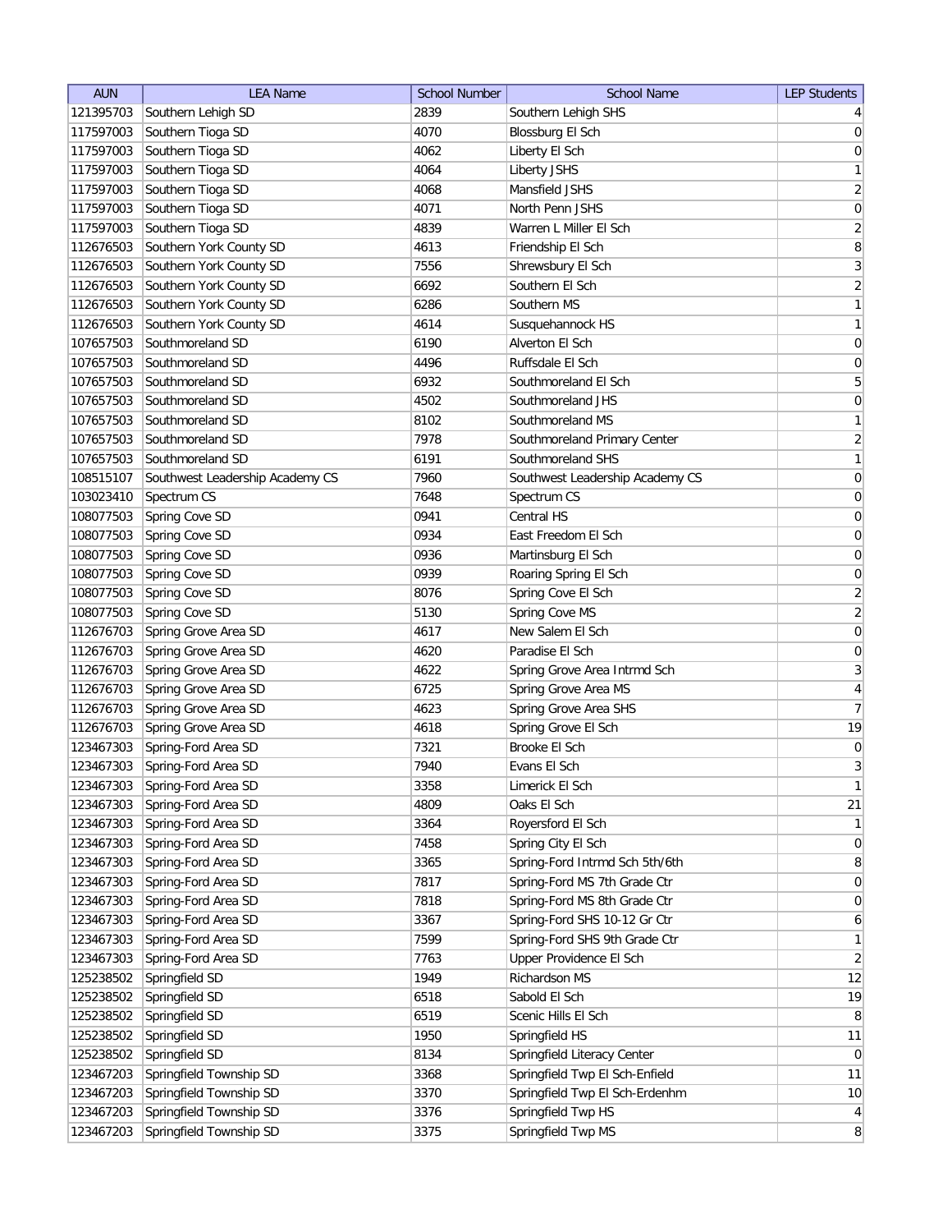| AUN | LEA Name | School Number | School Name | LEP Students |
| --- | --- | --- | --- | --- |
| 121395703 | Southern Lehigh SD | 2839 | Southern Lehigh SHS | 4 |
| 117597003 | Southern Tioga SD | 4070 | Blossburg El Sch | 0 |
| 117597003 | Southern Tioga SD | 4062 | Liberty El Sch | 0 |
| 117597003 | Southern Tioga SD | 4064 | Liberty JSHS | 1 |
| 117597003 | Southern Tioga SD | 4068 | Mansfield JSHS | 2 |
| 117597003 | Southern Tioga SD | 4071 | North Penn JSHS | 0 |
| 117597003 | Southern Tioga SD | 4839 | Warren L Miller El Sch | 2 |
| 112676503 | Southern York County SD | 4613 | Friendship El Sch | 8 |
| 112676503 | Southern York County SD | 7556 | Shrewsbury El Sch | 3 |
| 112676503 | Southern York County SD | 6692 | Southern El Sch | 2 |
| 112676503 | Southern York County SD | 6286 | Southern MS | 1 |
| 112676503 | Southern York County SD | 4614 | Susquehannock HS | 1 |
| 107657503 | Southmoreland SD | 6190 | Alverton El Sch | 0 |
| 107657503 | Southmoreland SD | 4496 | Ruffsdale El Sch | 0 |
| 107657503 | Southmoreland SD | 6932 | Southmoreland El Sch | 5 |
| 107657503 | Southmoreland SD | 4502 | Southmoreland JHS | 0 |
| 107657503 | Southmoreland SD | 8102 | Southmoreland MS | 1 |
| 107657503 | Southmoreland SD | 7978 | Southmoreland Primary Center | 2 |
| 107657503 | Southmoreland SD | 6191 | Southmoreland SHS | 1 |
| 108515107 | Southwest Leadership Academy CS | 7960 | Southwest Leadership Academy CS | 0 |
| 103023410 | Spectrum CS | 7648 | Spectrum CS | 0 |
| 108077503 | Spring Cove SD | 0941 | Central HS | 0 |
| 108077503 | Spring Cove SD | 0934 | East Freedom El Sch | 0 |
| 108077503 | Spring Cove SD | 0936 | Martinsburg El Sch | 0 |
| 108077503 | Spring Cove SD | 0939 | Roaring Spring El Sch | 0 |
| 108077503 | Spring Cove SD | 8076 | Spring Cove El Sch | 2 |
| 108077503 | Spring Cove SD | 5130 | Spring Cove MS | 2 |
| 112676703 | Spring Grove Area SD | 4617 | New Salem El Sch | 0 |
| 112676703 | Spring Grove Area SD | 4620 | Paradise El Sch | 0 |
| 112676703 | Spring Grove Area SD | 4622 | Spring Grove Area Intrmd Sch | 3 |
| 112676703 | Spring Grove Area SD | 6725 | Spring Grove Area MS | 4 |
| 112676703 | Spring Grove Area SD | 4623 | Spring Grove Area SHS | 7 |
| 112676703 | Spring Grove Area SD | 4618 | Spring Grove El Sch | 19 |
| 123467303 | Spring-Ford Area SD | 7321 | Brooke El Sch | 0 |
| 123467303 | Spring-Ford Area SD | 7940 | Evans El Sch | 3 |
| 123467303 | Spring-Ford Area SD | 3358 | Limerick El Sch | 1 |
| 123467303 | Spring-Ford Area SD | 4809 | Oaks El Sch | 21 |
| 123467303 | Spring-Ford Area SD | 3364 | Royersford El Sch | 1 |
| 123467303 | Spring-Ford Area SD | 7458 | Spring City El Sch | 0 |
| 123467303 | Spring-Ford Area SD | 3365 | Spring-Ford Intrmd Sch 5th/6th | 8 |
| 123467303 | Spring-Ford Area SD | 7817 | Spring-Ford MS 7th Grade Ctr | 0 |
| 123467303 | Spring-Ford Area SD | 7818 | Spring-Ford MS 8th Grade Ctr | 0 |
| 123467303 | Spring-Ford Area SD | 3367 | Spring-Ford SHS 10-12 Gr Ctr | 6 |
| 123467303 | Spring-Ford Area SD | 7599 | Spring-Ford SHS 9th Grade Ctr | 1 |
| 123467303 | Spring-Ford Area SD | 7763 | Upper Providence El Sch | 2 |
| 125238502 | Springfield SD | 1949 | Richardson MS | 12 |
| 125238502 | Springfield SD | 6518 | Sabold El Sch | 19 |
| 125238502 | Springfield SD | 6519 | Scenic Hills El Sch | 8 |
| 125238502 | Springfield SD | 1950 | Springfield HS | 11 |
| 125238502 | Springfield SD | 8134 | Springfield Literacy Center | 0 |
| 123467203 | Springfield Township SD | 3368 | Springfield Twp El Sch-Enfield | 11 |
| 123467203 | Springfield Township SD | 3370 | Springfield Twp El Sch-Erdenhm | 10 |
| 123467203 | Springfield Township SD | 3376 | Springfield Twp HS | 4 |
| 123467203 | Springfield Township SD | 3375 | Springfield Twp MS | 8 |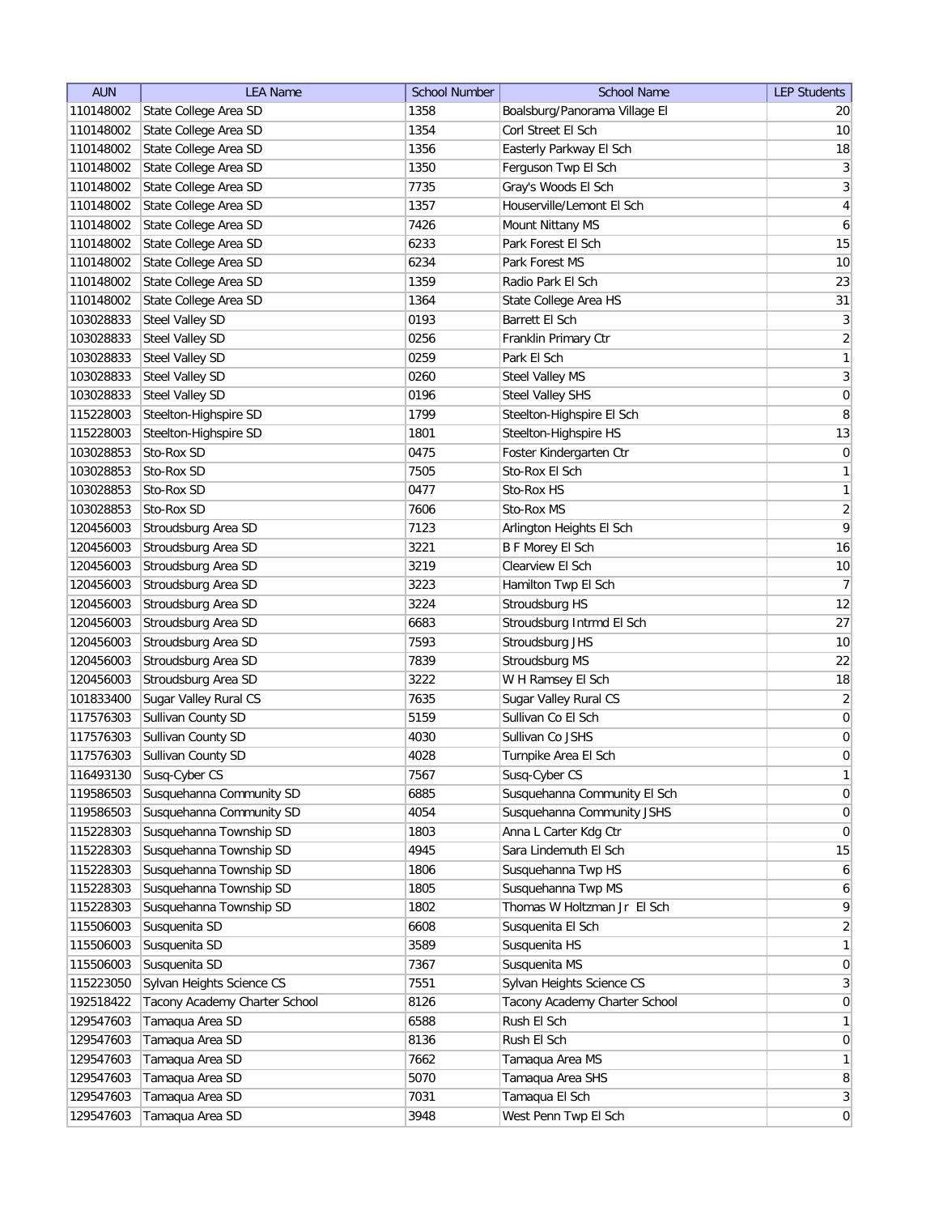| AUN | LEA Name | School Number | School Name | LEP Students |
|---|---|---|---|---|
| 110148002 | State College Area SD | 1358 | Boalsburg/Panorama Village El | 20 |
| 110148002 | State College Area SD | 1354 | Corl Street El Sch | 10 |
| 110148002 | State College Area SD | 1356 | Easterly Parkway El Sch | 18 |
| 110148002 | State College Area SD | 1350 | Ferguson Twp El Sch | 3 |
| 110148002 | State College Area SD | 7735 | Gray's Woods El Sch | 3 |
| 110148002 | State College Area SD | 1357 | Houserville/Lemont El Sch | 4 |
| 110148002 | State College Area SD | 7426 | Mount Nittany MS | 6 |
| 110148002 | State College Area SD | 6233 | Park Forest El Sch | 15 |
| 110148002 | State College Area SD | 6234 | Park Forest MS | 10 |
| 110148002 | State College Area SD | 1359 | Radio Park El Sch | 23 |
| 110148002 | State College Area SD | 1364 | State College Area HS | 31 |
| 103028833 | Steel Valley SD | 0193 | Barrett El Sch | 3 |
| 103028833 | Steel Valley SD | 0256 | Franklin Primary Ctr | 2 |
| 103028833 | Steel Valley SD | 0259 | Park El Sch | 1 |
| 103028833 | Steel Valley SD | 0260 | Steel Valley MS | 3 |
| 103028833 | Steel Valley SD | 0196 | Steel Valley SHS | 0 |
| 115228003 | Steelton-Highspire SD | 1799 | Steelton-Highspire El Sch | 8 |
| 115228003 | Steelton-Highspire SD | 1801 | Steelton-Highspire HS | 13 |
| 103028853 | Sto-Rox SD | 0475 | Foster Kindergarten Ctr | 0 |
| 103028853 | Sto-Rox SD | 7505 | Sto-Rox El Sch | 1 |
| 103028853 | Sto-Rox SD | 0477 | Sto-Rox HS | 1 |
| 103028853 | Sto-Rox SD | 7606 | Sto-Rox MS | 2 |
| 120456003 | Stroudsburg Area SD | 7123 | Arlington Heights El Sch | 9 |
| 120456003 | Stroudsburg Area SD | 3221 | B F Morey El Sch | 16 |
| 120456003 | Stroudsburg Area SD | 3219 | Clearview El Sch | 10 |
| 120456003 | Stroudsburg Area SD | 3223 | Hamilton Twp El Sch | 7 |
| 120456003 | Stroudsburg Area SD | 3224 | Stroudsburg HS | 12 |
| 120456003 | Stroudsburg Area SD | 6683 | Stroudsburg Intrmd El Sch | 27 |
| 120456003 | Stroudsburg Area SD | 7593 | Stroudsburg JHS | 10 |
| 120456003 | Stroudsburg Area SD | 7839 | Stroudsburg MS | 22 |
| 120456003 | Stroudsburg Area SD | 3222 | W H Ramsey El Sch | 18 |
| 101833400 | Sugar Valley Rural CS | 7635 | Sugar Valley Rural CS | 2 |
| 117576303 | Sullivan County SD | 5159 | Sullivan Co El Sch | 0 |
| 117576303 | Sullivan County SD | 4030 | Sullivan Co JSHS | 0 |
| 117576303 | Sullivan County SD | 4028 | Turnpike Area El Sch | 0 |
| 116493130 | Susq-Cyber CS | 7567 | Susq-Cyber CS | 1 |
| 119586503 | Susquehanna Community SD | 6885 | Susquehanna Community El Sch | 0 |
| 119586503 | Susquehanna Community SD | 4054 | Susquehanna Community JSHS | 0 |
| 115228303 | Susquehanna Township SD | 1803 | Anna L Carter Kdg Ctr | 0 |
| 115228303 | Susquehanna Township SD | 4945 | Sara Lindemuth El Sch | 15 |
| 115228303 | Susquehanna Township SD | 1806 | Susquehanna Twp HS | 6 |
| 115228303 | Susquehanna Township SD | 1805 | Susquehanna Twp MS | 6 |
| 115228303 | Susquehanna Township SD | 1802 | Thomas W Holtzman Jr El Sch | 9 |
| 115506003 | Susquenita SD | 6608 | Susquenita El Sch | 2 |
| 115506003 | Susquenita SD | 3589 | Susquenita HS | 1 |
| 115506003 | Susquenita SD | 7367 | Susquenita MS | 0 |
| 115223050 | Sylvan Heights Science CS | 7551 | Sylvan Heights Science CS | 3 |
| 192518422 | Tacony Academy Charter School | 8126 | Tacony Academy Charter School | 0 |
| 129547603 | Tamaqua Area SD | 6588 | Rush El Sch | 1 |
| 129547603 | Tamaqua Area SD | 8136 | Rush El Sch | 0 |
| 129547603 | Tamaqua Area SD | 7662 | Tamaqua Area MS | 1 |
| 129547603 | Tamaqua Area SD | 5070 | Tamaqua Area SHS | 8 |
| 129547603 | Tamaqua Area SD | 7031 | Tamaqua El Sch | 3 |
| 129547603 | Tamaqua Area SD | 3948 | West Penn Twp El Sch | 0 |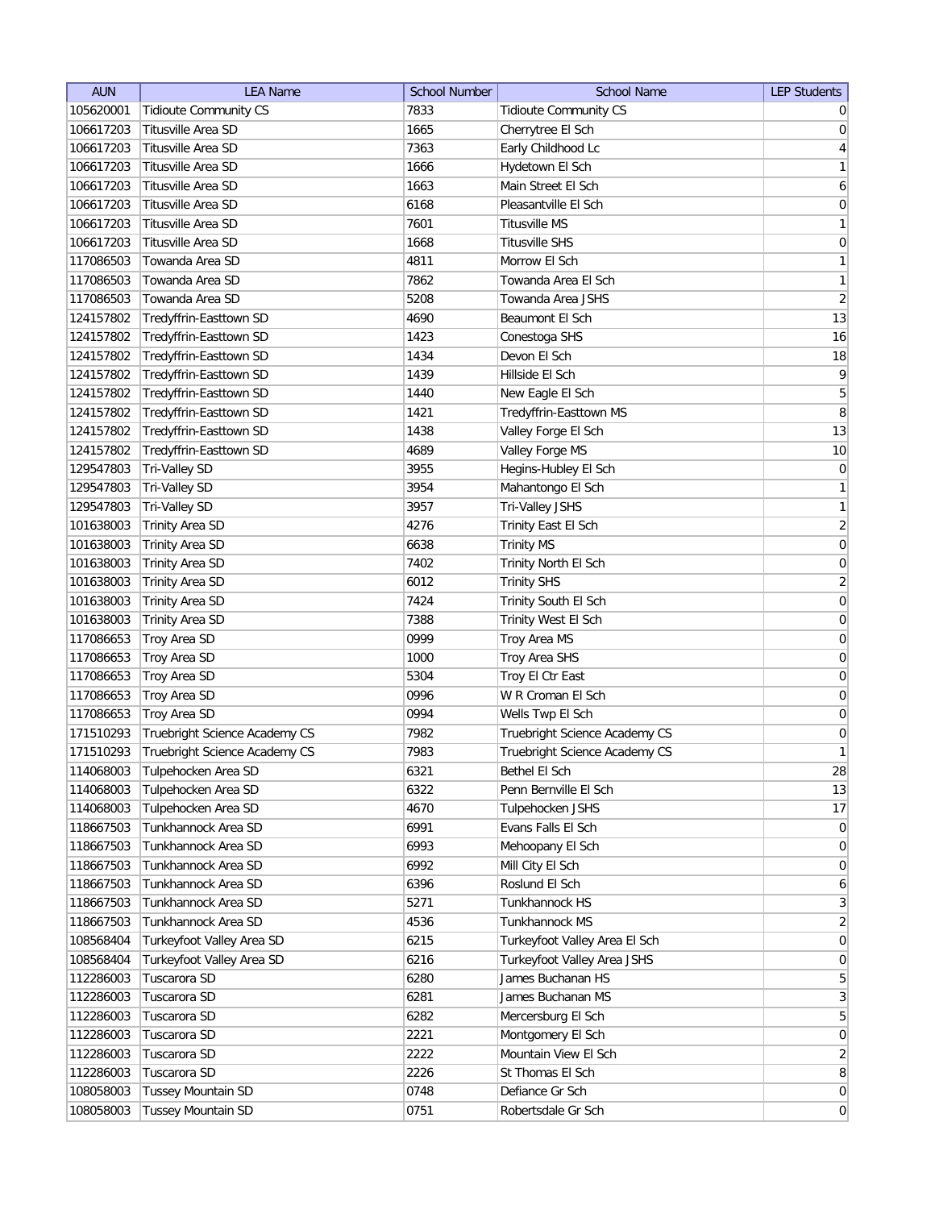| AUN | LEA Name | School Number | School Name | LEP Students |
| --- | --- | --- | --- | --- |
| 105620001 | Tidioute Community CS | 7833 | Tidioute Community CS | 0 |
| 106617203 | Titusville Area SD | 1665 | Cherrytree El Sch | 0 |
| 106617203 | Titusville Area SD | 7363 | Early Childhood Lc | 4 |
| 106617203 | Titusville Area SD | 1666 | Hydetown El Sch | 1 |
| 106617203 | Titusville Area SD | 1663 | Main Street El Sch | 6 |
| 106617203 | Titusville Area SD | 6168 | Pleasantville El Sch | 0 |
| 106617203 | Titusville Area SD | 7601 | Titusville MS | 1 |
| 106617203 | Titusville Area SD | 1668 | Titusville SHS | 0 |
| 117086503 | Towanda Area SD | 4811 | Morrow El Sch | 1 |
| 117086503 | Towanda Area SD | 7862 | Towanda Area El Sch | 1 |
| 117086503 | Towanda Area SD | 5208 | Towanda Area JSHS | 2 |
| 124157802 | Tredyffrin-Easttown SD | 4690 | Beaumont El Sch | 13 |
| 124157802 | Tredyffrin-Easttown SD | 1423 | Conestoga SHS | 16 |
| 124157802 | Tredyffrin-Easttown SD | 1434 | Devon El Sch | 18 |
| 124157802 | Tredyffrin-Easttown SD | 1439 | Hillside El Sch | 9 |
| 124157802 | Tredyffrin-Easttown SD | 1440 | New Eagle El Sch | 5 |
| 124157802 | Tredyffrin-Easttown SD | 1421 | Tredyffrin-Easttown MS | 8 |
| 124157802 | Tredyffrin-Easttown SD | 1438 | Valley Forge El Sch | 13 |
| 124157802 | Tredyffrin-Easttown SD | 4689 | Valley Forge MS | 10 |
| 129547803 | Tri-Valley SD | 3955 | Hegins-Hubley El Sch | 0 |
| 129547803 | Tri-Valley SD | 3954 | Mahantongo El Sch | 1 |
| 129547803 | Tri-Valley SD | 3957 | Tri-Valley JSHS | 1 |
| 101638003 | Trinity Area SD | 4276 | Trinity East El Sch | 2 |
| 101638003 | Trinity Area SD | 6638 | Trinity MS | 0 |
| 101638003 | Trinity Area SD | 7402 | Trinity North El Sch | 0 |
| 101638003 | Trinity Area SD | 6012 | Trinity SHS | 2 |
| 101638003 | Trinity Area SD | 7424 | Trinity South El Sch | 0 |
| 101638003 | Trinity Area SD | 7388 | Trinity West El Sch | 0 |
| 117086653 | Troy Area SD | 0999 | Troy Area MS | 0 |
| 117086653 | Troy Area SD | 1000 | Troy Area SHS | 0 |
| 117086653 | Troy Area SD | 5304 | Troy El Ctr East | 0 |
| 117086653 | Troy Area SD | 0996 | W R Croman El Sch | 0 |
| 117086653 | Troy Area SD | 0994 | Wells Twp El Sch | 0 |
| 171510293 | Truebright Science Academy CS | 7982 | Truebright Science Academy CS | 0 |
| 171510293 | Truebright Science Academy CS | 7983 | Truebright Science Academy CS | 1 |
| 114068003 | Tulpehocken Area SD | 6321 | Bethel El Sch | 28 |
| 114068003 | Tulpehocken Area SD | 6322 | Penn Bernville El Sch | 13 |
| 114068003 | Tulpehocken Area SD | 4670 | Tulpehocken JSHS | 17 |
| 118667503 | Tunkhannock Area SD | 6991 | Evans Falls El Sch | 0 |
| 118667503 | Tunkhannock Area SD | 6993 | Mehoopany El Sch | 0 |
| 118667503 | Tunkhannock Area SD | 6992 | Mill City El Sch | 0 |
| 118667503 | Tunkhannock Area SD | 6396 | Roslund El Sch | 6 |
| 118667503 | Tunkhannock Area SD | 5271 | Tunkhannock HS | 3 |
| 118667503 | Tunkhannock Area SD | 4536 | Tunkhannock MS | 2 |
| 108568404 | Turkeyfoot Valley Area SD | 6215 | Turkeyfoot Valley Area El Sch | 0 |
| 108568404 | Turkeyfoot Valley Area SD | 6216 | Turkeyfoot Valley Area JSHS | 0 |
| 112286003 | Tuscarora SD | 6280 | James Buchanan HS | 5 |
| 112286003 | Tuscarora SD | 6281 | James Buchanan MS | 3 |
| 112286003 | Tuscarora SD | 6282 | Mercersburg El Sch | 5 |
| 112286003 | Tuscarora SD | 2221 | Montgomery El Sch | 0 |
| 112286003 | Tuscarora SD | 2222 | Mountain View El Sch | 2 |
| 112286003 | Tuscarora SD | 2226 | St Thomas El Sch | 8 |
| 108058003 | Tussey Mountain SD | 0748 | Defiance Gr Sch | 0 |
| 108058003 | Tussey Mountain SD | 0751 | Robertsdale Gr Sch | 0 |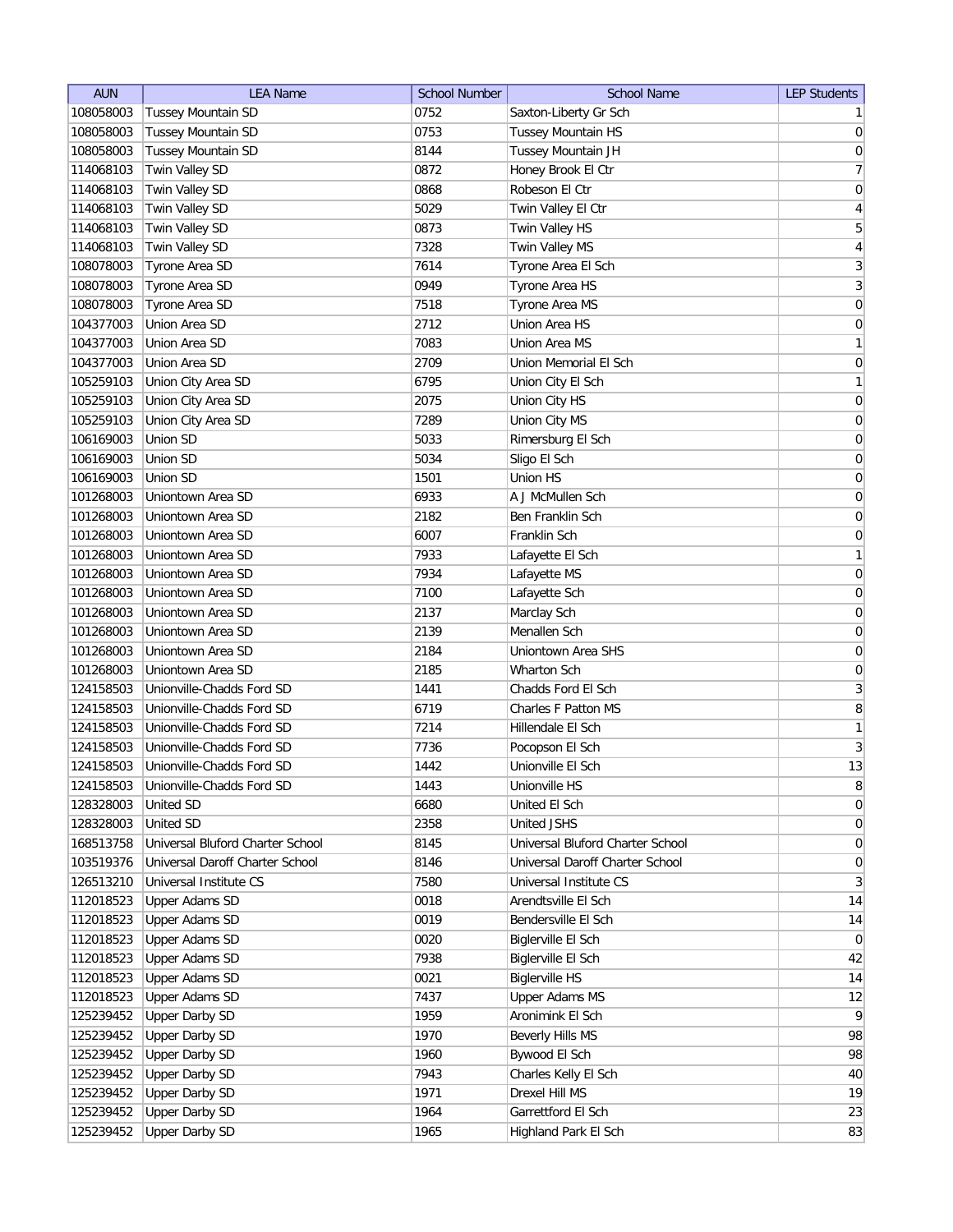| AUN | LEA Name | School Number | School Name | LEP Students |
| --- | --- | --- | --- | --- |
| 108058003 | Tussey Mountain SD | 0752 | Saxton-Liberty Gr Sch | 1 |
| 108058003 | Tussey Mountain SD | 0753 | Tussey Mountain HS | 0 |
| 108058003 | Tussey Mountain SD | 8144 | Tussey Mountain JH | 0 |
| 114068103 | Twin Valley SD | 0872 | Honey Brook El Ctr | 7 |
| 114068103 | Twin Valley SD | 0868 | Robeson El Ctr | 0 |
| 114068103 | Twin Valley SD | 5029 | Twin Valley El Ctr | 4 |
| 114068103 | Twin Valley SD | 0873 | Twin Valley HS | 5 |
| 114068103 | Twin Valley SD | 7328 | Twin Valley MS | 4 |
| 108078003 | Tyrone Area SD | 7614 | Tyrone Area El Sch | 3 |
| 108078003 | Tyrone Area SD | 0949 | Tyrone Area HS | 3 |
| 108078003 | Tyrone Area SD | 7518 | Tyrone Area MS | 0 |
| 104377003 | Union Area SD | 2712 | Union Area HS | 0 |
| 104377003 | Union Area SD | 7083 | Union Area MS | 1 |
| 104377003 | Union Area SD | 2709 | Union Memorial El Sch | 0 |
| 105259103 | Union City Area SD | 6795 | Union City El Sch | 1 |
| 105259103 | Union City Area SD | 2075 | Union City HS | 0 |
| 105259103 | Union City Area SD | 7289 | Union City MS | 0 |
| 106169003 | Union SD | 5033 | Rimersburg El Sch | 0 |
| 106169003 | Union SD | 5034 | Sligo El Sch | 0 |
| 106169003 | Union SD | 1501 | Union HS | 0 |
| 101268003 | Uniontown Area SD | 6933 | A J McMullen Sch | 0 |
| 101268003 | Uniontown Area SD | 2182 | Ben Franklin Sch | 0 |
| 101268003 | Uniontown Area SD | 6007 | Franklin Sch | 0 |
| 101268003 | Uniontown Area SD | 7933 | Lafayette El Sch | 1 |
| 101268003 | Uniontown Area SD | 7934 | Lafayette MS | 0 |
| 101268003 | Uniontown Area SD | 7100 | Lafayette Sch | 0 |
| 101268003 | Uniontown Area SD | 2137 | Marclay Sch | 0 |
| 101268003 | Uniontown Area SD | 2139 | Menallen Sch | 0 |
| 101268003 | Uniontown Area SD | 2184 | Uniontown Area SHS | 0 |
| 101268003 | Uniontown Area SD | 2185 | Wharton Sch | 0 |
| 124158503 | Unionville-Chadds Ford SD | 1441 | Chadds Ford El Sch | 3 |
| 124158503 | Unionville-Chadds Ford SD | 6719 | Charles F Patton MS | 8 |
| 124158503 | Unionville-Chadds Ford SD | 7214 | Hillendale El Sch | 1 |
| 124158503 | Unionville-Chadds Ford SD | 7736 | Pocopson El Sch | 3 |
| 124158503 | Unionville-Chadds Ford SD | 1442 | Unionville El Sch | 13 |
| 124158503 | Unionville-Chadds Ford SD | 1443 | Unionville HS | 8 |
| 128328003 | United SD | 6680 | United El Sch | 0 |
| 128328003 | United SD | 2358 | United JSHS | 0 |
| 168513758 | Universal Bluford Charter School | 8145 | Universal Bluford Charter School | 0 |
| 103519376 | Universal Daroff Charter School | 8146 | Universal Daroff Charter School | 0 |
| 126513210 | Universal Institute CS | 7580 | Universal Institute CS | 3 |
| 112018523 | Upper Adams SD | 0018 | Arendtsville El Sch | 14 |
| 112018523 | Upper Adams SD | 0019 | Bendersville El Sch | 14 |
| 112018523 | Upper Adams SD | 0020 | Biglerville El Sch | 0 |
| 112018523 | Upper Adams SD | 7938 | Biglerville El Sch | 42 |
| 112018523 | Upper Adams SD | 0021 | Biglerville HS | 14 |
| 112018523 | Upper Adams SD | 7437 | Upper Adams MS | 12 |
| 125239452 | Upper Darby SD | 1959 | Aronimink El Sch | 9 |
| 125239452 | Upper Darby SD | 1970 | Beverly Hills MS | 98 |
| 125239452 | Upper Darby SD | 1960 | Bywood El Sch | 98 |
| 125239452 | Upper Darby SD | 7943 | Charles Kelly El Sch | 40 |
| 125239452 | Upper Darby SD | 1971 | Drexel Hill MS | 19 |
| 125239452 | Upper Darby SD | 1964 | Garrettford El Sch | 23 |
| 125239452 | Upper Darby SD | 1965 | Highland Park El Sch | 83 |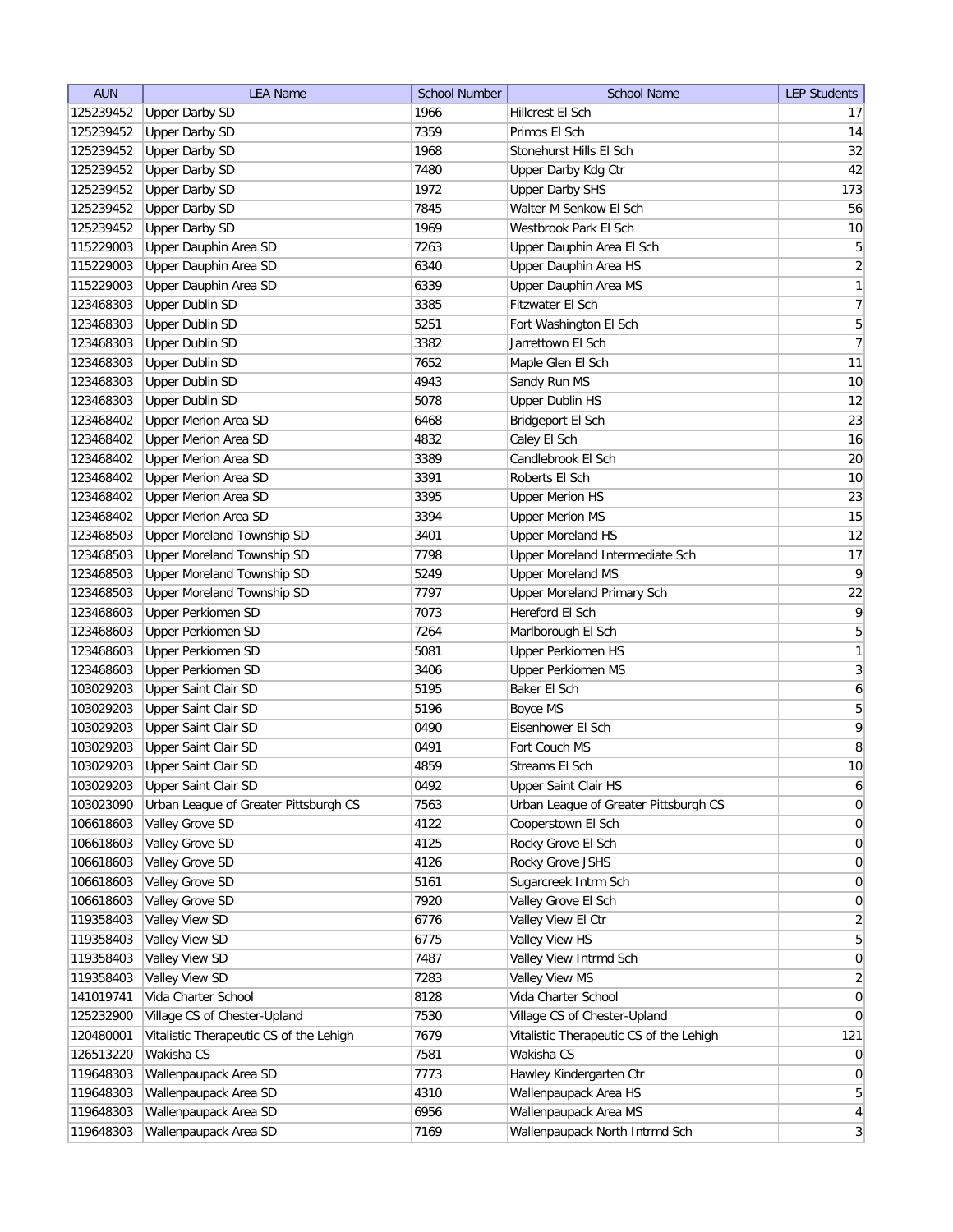| AUN | LEA Name | School Number | School Name | LEP Students |
| --- | --- | --- | --- | --- |
| 125239452 | Upper Darby SD | 1966 | Hillcrest El Sch | 17 |
| 125239452 | Upper Darby SD | 7359 | Primos El Sch | 14 |
| 125239452 | Upper Darby SD | 1968 | Stonehurst Hills El Sch | 32 |
| 125239452 | Upper Darby SD | 7480 | Upper Darby Kdg Ctr | 42 |
| 125239452 | Upper Darby SD | 1972 | Upper Darby SHS | 173 |
| 125239452 | Upper Darby SD | 7845 | Walter M Senkow El Sch | 56 |
| 125239452 | Upper Darby SD | 1969 | Westbrook Park El Sch | 10 |
| 115229003 | Upper Dauphin Area SD | 7263 | Upper Dauphin Area El Sch | 5 |
| 115229003 | Upper Dauphin Area SD | 6340 | Upper Dauphin Area HS | 2 |
| 115229003 | Upper Dauphin Area SD | 6339 | Upper Dauphin Area MS | 1 |
| 123468303 | Upper Dublin SD | 3385 | Fitzwater El Sch | 7 |
| 123468303 | Upper Dublin SD | 5251 | Fort Washington El Sch | 5 |
| 123468303 | Upper Dublin SD | 3382 | Jarrettown El Sch | 7 |
| 123468303 | Upper Dublin SD | 7652 | Maple Glen El Sch | 11 |
| 123468303 | Upper Dublin SD | 4943 | Sandy Run MS | 10 |
| 123468303 | Upper Dublin SD | 5078 | Upper Dublin HS | 12 |
| 123468402 | Upper Merion Area SD | 6468 | Bridgeport El Sch | 23 |
| 123468402 | Upper Merion Area SD | 4832 | Caley El Sch | 16 |
| 123468402 | Upper Merion Area SD | 3389 | Candlebrook El Sch | 20 |
| 123468402 | Upper Merion Area SD | 3391 | Roberts El Sch | 10 |
| 123468402 | Upper Merion Area SD | 3395 | Upper Merion HS | 23 |
| 123468402 | Upper Merion Area SD | 3394 | Upper Merion MS | 15 |
| 123468503 | Upper Moreland Township SD | 3401 | Upper Moreland HS | 12 |
| 123468503 | Upper Moreland Township SD | 7798 | Upper Moreland Intermediate Sch | 17 |
| 123468503 | Upper Moreland Township SD | 5249 | Upper Moreland MS | 9 |
| 123468503 | Upper Moreland Township SD | 7797 | Upper Moreland Primary Sch | 22 |
| 123468603 | Upper Perkiomen SD | 7073 | Hereford El Sch | 9 |
| 123468603 | Upper Perkiomen SD | 7264 | Marlborough El Sch | 5 |
| 123468603 | Upper Perkiomen SD | 5081 | Upper Perkiomen HS | 1 |
| 123468603 | Upper Perkiomen SD | 3406 | Upper Perkiomen MS | 3 |
| 103029203 | Upper Saint Clair SD | 5195 | Baker El Sch | 6 |
| 103029203 | Upper Saint Clair SD | 5196 | Boyce MS | 5 |
| 103029203 | Upper Saint Clair SD | 0490 | Eisenhower El Sch | 9 |
| 103029203 | Upper Saint Clair SD | 0491 | Fort Couch MS | 8 |
| 103029203 | Upper Saint Clair SD | 4859 | Streams El Sch | 10 |
| 103029203 | Upper Saint Clair SD | 0492 | Upper Saint Clair HS | 6 |
| 103023090 | Urban League of Greater Pittsburgh CS | 7563 | Urban League of Greater Pittsburgh CS | 0 |
| 106618603 | Valley Grove SD | 4122 | Cooperstown El Sch | 0 |
| 106618603 | Valley Grove SD | 4125 | Rocky Grove El Sch | 0 |
| 106618603 | Valley Grove SD | 4126 | Rocky Grove JSHS | 0 |
| 106618603 | Valley Grove SD | 5161 | Sugarcreek Intrm Sch | 0 |
| 106618603 | Valley Grove SD | 7920 | Valley Grove El Sch | 0 |
| 119358403 | Valley View SD | 6776 | Valley View El Ctr | 2 |
| 119358403 | Valley View SD | 6775 | Valley View HS | 5 |
| 119358403 | Valley View SD | 7487 | Valley View Intrmd Sch | 0 |
| 119358403 | Valley View SD | 7283 | Valley View MS | 2 |
| 141019741 | Vida Charter School | 8128 | Vida Charter School | 0 |
| 125232900 | Village CS of Chester-Upland | 7530 | Village CS of Chester-Upland | 0 |
| 120480001 | Vitalistic Therapeutic CS of the Lehigh | 7679 | Vitalistic Therapeutic CS of the Lehigh | 121 |
| 126513220 | Wakisha CS | 7581 | Wakisha CS | 0 |
| 119648303 | Wallenpaupack Area SD | 7773 | Hawley Kindergarten Ctr | 0 |
| 119648303 | Wallenpaupack Area SD | 4310 | Wallenpaupack Area HS | 5 |
| 119648303 | Wallenpaupack Area SD | 6956 | Wallenpaupack Area MS | 4 |
| 119648303 | Wallenpaupack Area SD | 7169 | Wallenpaupack North Intrmd Sch | 3 |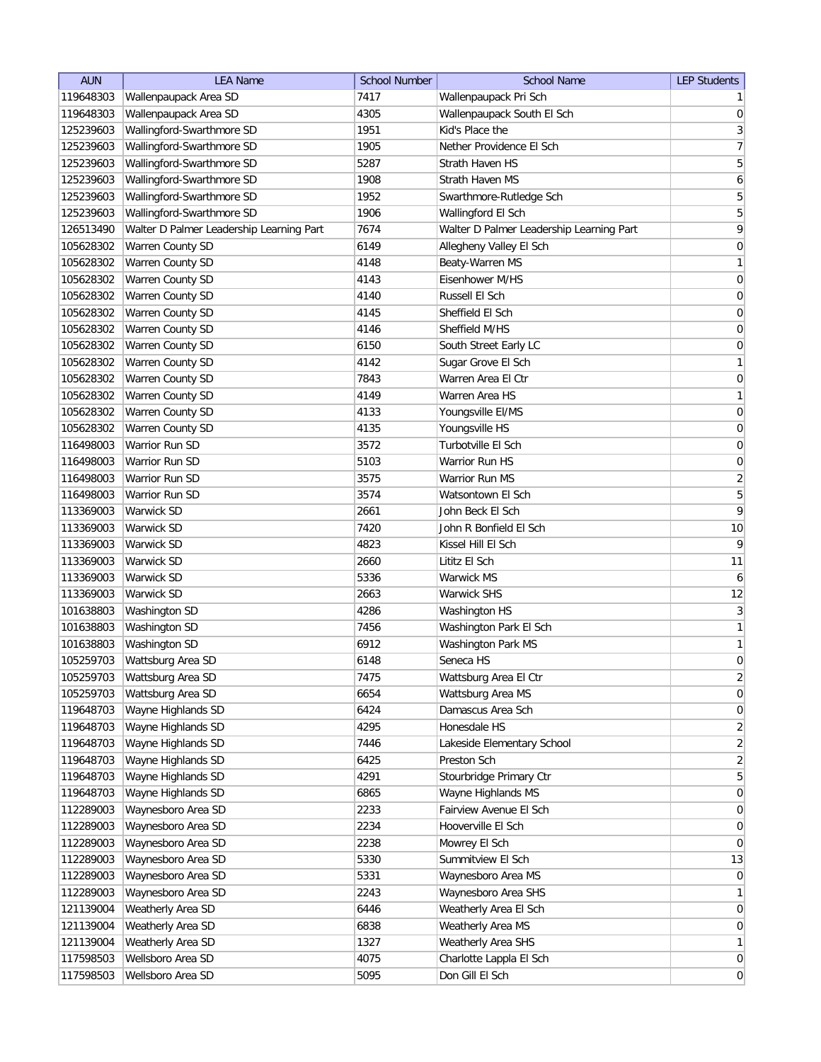| AUN | LEA Name | School Number | School Name | LEP Students |
|---|---|---|---|---|
| 119648303 | Wallenpaupack Area SD | 7417 | Wallenpaupack Pri Sch | 1 |
| 119648303 | Wallenpaupack Area SD | 4305 | Wallenpaupack South El Sch | 0 |
| 125239603 | Wallingford-Swarthmore SD | 1951 | Kid's Place the | 3 |
| 125239603 | Wallingford-Swarthmore SD | 1905 | Nether Providence El Sch | 7 |
| 125239603 | Wallingford-Swarthmore SD | 5287 | Strath Haven HS | 5 |
| 125239603 | Wallingford-Swarthmore SD | 1908 | Strath Haven MS | 6 |
| 125239603 | Wallingford-Swarthmore SD | 1952 | Swarthmore-Rutledge Sch | 5 |
| 125239603 | Wallingford-Swarthmore SD | 1906 | Wallingford El Sch | 5 |
| 126513490 | Walter D Palmer Leadership Learning Part | 7674 | Walter D Palmer Leadership Learning Part | 9 |
| 105628302 | Warren County SD | 6149 | Allegheny Valley El Sch | 0 |
| 105628302 | Warren County SD | 4148 | Beaty-Warren MS | 1 |
| 105628302 | Warren County SD | 4143 | Eisenhower M/HS | 0 |
| 105628302 | Warren County SD | 4140 | Russell El Sch | 0 |
| 105628302 | Warren County SD | 4145 | Sheffield El Sch | 0 |
| 105628302 | Warren County SD | 4146 | Sheffield M/HS | 0 |
| 105628302 | Warren County SD | 6150 | South Street Early LC | 0 |
| 105628302 | Warren County SD | 4142 | Sugar Grove El Sch | 1 |
| 105628302 | Warren County SD | 7843 | Warren Area El Ctr | 0 |
| 105628302 | Warren County SD | 4149 | Warren Area HS | 1 |
| 105628302 | Warren County SD | 4133 | Youngsville El/MS | 0 |
| 105628302 | Warren County SD | 4135 | Youngsville HS | 0 |
| 116498003 | Warrior Run SD | 3572 | Turbotville El Sch | 0 |
| 116498003 | Warrior Run SD | 5103 | Warrior Run HS | 0 |
| 116498003 | Warrior Run SD | 3575 | Warrior Run MS | 2 |
| 116498003 | Warrior Run SD | 3574 | Watsontown El Sch | 5 |
| 113369003 | Warwick SD | 2661 | John Beck El Sch | 9 |
| 113369003 | Warwick SD | 7420 | John R Bonfield El Sch | 10 |
| 113369003 | Warwick SD | 4823 | Kissel Hill El Sch | 9 |
| 113369003 | Warwick SD | 2660 | Lititz El Sch | 11 |
| 113369003 | Warwick SD | 5336 | Warwick MS | 6 |
| 113369003 | Warwick SD | 2663 | Warwick SHS | 12 |
| 101638803 | Washington SD | 4286 | Washington HS | 3 |
| 101638803 | Washington SD | 7456 | Washington Park El Sch | 1 |
| 101638803 | Washington SD | 6912 | Washington Park MS | 1 |
| 105259703 | Wattsburg Area SD | 6148 | Seneca HS | 0 |
| 105259703 | Wattsburg Area SD | 7475 | Wattsburg Area El Ctr | 2 |
| 105259703 | Wattsburg Area SD | 6654 | Wattsburg Area MS | 0 |
| 119648703 | Wayne Highlands SD | 6424 | Damascus Area Sch | 0 |
| 119648703 | Wayne Highlands SD | 4295 | Honesdale HS | 2 |
| 119648703 | Wayne Highlands SD | 7446 | Lakeside Elementary School | 2 |
| 119648703 | Wayne Highlands SD | 6425 | Preston Sch | 2 |
| 119648703 | Wayne Highlands SD | 4291 | Stourbridge Primary Ctr | 5 |
| 119648703 | Wayne Highlands SD | 6865 | Wayne Highlands MS | 0 |
| 112289003 | Waynesboro Area SD | 2233 | Fairview Avenue El Sch | 0 |
| 112289003 | Waynesboro Area SD | 2234 | Hooverville El Sch | 0 |
| 112289003 | Waynesboro Area SD | 2238 | Mowrey El Sch | 0 |
| 112289003 | Waynesboro Area SD | 5330 | Summitview El Sch | 13 |
| 112289003 | Waynesboro Area SD | 5331 | Waynesboro Area MS | 0 |
| 112289003 | Waynesboro Area SD | 2243 | Waynesboro Area SHS | 1 |
| 121139004 | Weatherly Area SD | 6446 | Weatherly Area El Sch | 0 |
| 121139004 | Weatherly Area SD | 6838 | Weatherly Area MS | 0 |
| 121139004 | Weatherly Area SD | 1327 | Weatherly Area SHS | 1 |
| 117598503 | Wellsboro Area SD | 4075 | Charlotte Lappla El Sch | 0 |
| 117598503 | Wellsboro Area SD | 5095 | Don Gill El Sch | 0 |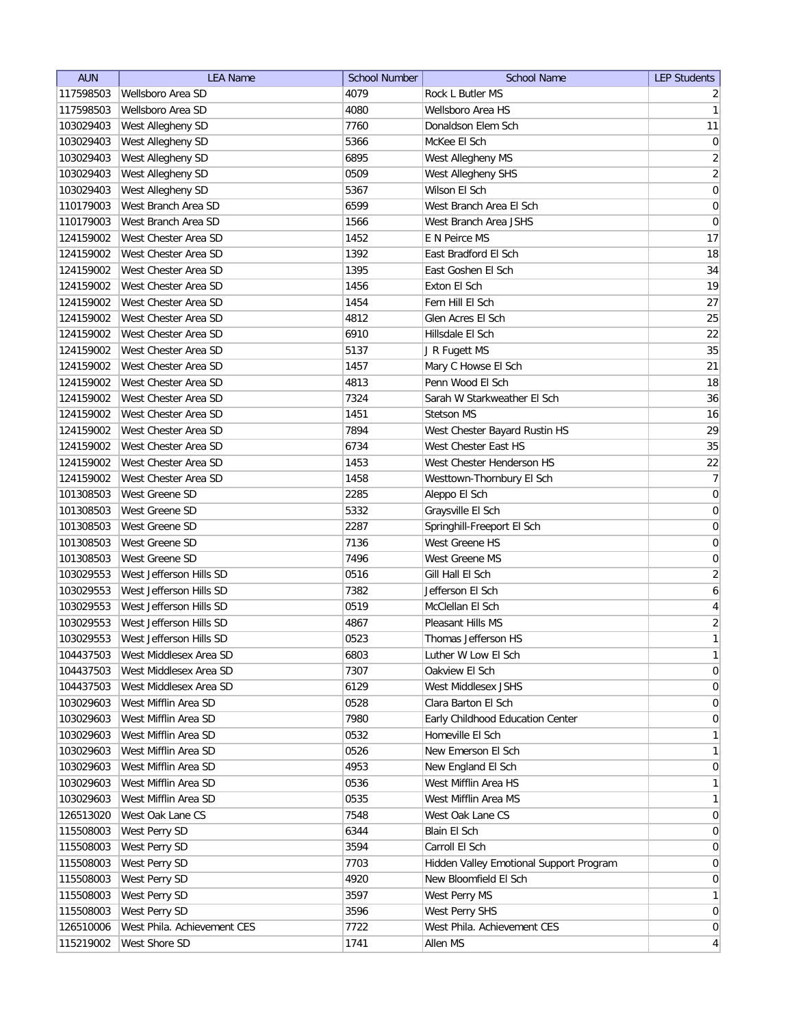| AUN | LEA Name | School Number | School Name | LEP Students |
| --- | --- | --- | --- | --- |
| 117598503 | Wellsboro Area SD | 4079 | Rock L Butler MS | 2 |
| 117598503 | Wellsboro Area SD | 4080 | Wellsboro Area HS | 1 |
| 103029403 | West Allegheny SD | 7760 | Donaldson Elem Sch | 11 |
| 103029403 | West Allegheny SD | 5366 | McKee El Sch | 0 |
| 103029403 | West Allegheny SD | 6895 | West Allegheny MS | 2 |
| 103029403 | West Allegheny SD | 0509 | West Allegheny SHS | 2 |
| 103029403 | West Allegheny SD | 5367 | Wilson El Sch | 0 |
| 110179003 | West Branch Area SD | 6599 | West Branch Area El Sch | 0 |
| 110179003 | West Branch Area SD | 1566 | West Branch Area JSHS | 0 |
| 124159002 | West Chester Area SD | 1452 | E N Peirce MS | 17 |
| 124159002 | West Chester Area SD | 1392 | East Bradford El Sch | 18 |
| 124159002 | West Chester Area SD | 1395 | East Goshen El Sch | 34 |
| 124159002 | West Chester Area SD | 1456 | Exton El Sch | 19 |
| 124159002 | West Chester Area SD | 1454 | Fern Hill El Sch | 27 |
| 124159002 | West Chester Area SD | 4812 | Glen Acres El Sch | 25 |
| 124159002 | West Chester Area SD | 6910 | Hillsdale El Sch | 22 |
| 124159002 | West Chester Area SD | 5137 | J R Fugett MS | 35 |
| 124159002 | West Chester Area SD | 1457 | Mary C Howse El Sch | 21 |
| 124159002 | West Chester Area SD | 4813 | Penn Wood El Sch | 18 |
| 124159002 | West Chester Area SD | 7324 | Sarah W Starkweather El Sch | 36 |
| 124159002 | West Chester Area SD | 1451 | Stetson MS | 16 |
| 124159002 | West Chester Area SD | 7894 | West Chester Bayard Rustin HS | 29 |
| 124159002 | West Chester Area SD | 6734 | West Chester East HS | 35 |
| 124159002 | West Chester Area SD | 1453 | West Chester Henderson HS | 22 |
| 124159002 | West Chester Area SD | 1458 | Westtown-Thornbury El Sch | 7 |
| 101308503 | West Greene SD | 2285 | Aleppo El Sch | 0 |
| 101308503 | West Greene SD | 5332 | Graysville El Sch | 0 |
| 101308503 | West Greene SD | 2287 | Springhill-Freeport El Sch | 0 |
| 101308503 | West Greene SD | 7136 | West Greene HS | 0 |
| 101308503 | West Greene SD | 7496 | West Greene MS | 0 |
| 103029553 | West Jefferson Hills SD | 0516 | Gill Hall El Sch | 2 |
| 103029553 | West Jefferson Hills SD | 7382 | Jefferson El Sch | 6 |
| 103029553 | West Jefferson Hills SD | 0519 | McClellan El Sch | 4 |
| 103029553 | West Jefferson Hills SD | 4867 | Pleasant Hills MS | 2 |
| 103029553 | West Jefferson Hills SD | 0523 | Thomas Jefferson HS | 1 |
| 104437503 | West Middlesex Area SD | 6803 | Luther W Low El Sch | 1 |
| 104437503 | West Middlesex Area SD | 7307 | Oakview El Sch | 0 |
| 104437503 | West Middlesex Area SD | 6129 | West Middlesex JSHS | 0 |
| 103029603 | West Mifflin Area SD | 0528 | Clara Barton El Sch | 0 |
| 103029603 | West Mifflin Area SD | 7980 | Early Childhood Education Center | 0 |
| 103029603 | West Mifflin Area SD | 0532 | Homeville El Sch | 1 |
| 103029603 | West Mifflin Area SD | 0526 | New Emerson El Sch | 1 |
| 103029603 | West Mifflin Area SD | 4953 | New England El Sch | 0 |
| 103029603 | West Mifflin Area SD | 0536 | West Mifflin Area HS | 1 |
| 103029603 | West Mifflin Area SD | 0535 | West Mifflin Area MS | 1 |
| 126513020 | West Oak Lane CS | 7548 | West Oak Lane CS | 0 |
| 115508003 | West Perry SD | 6344 | Blain El Sch | 0 |
| 115508003 | West Perry SD | 3594 | Carroll El Sch | 0 |
| 115508003 | West Perry SD | 7703 | Hidden Valley Emotional Support Program | 0 |
| 115508003 | West Perry SD | 4920 | New Bloomfield El Sch | 0 |
| 115508003 | West Perry SD | 3597 | West Perry MS | 1 |
| 115508003 | West Perry SD | 3596 | West Perry SHS | 0 |
| 126510006 | West Phila. Achievement CES | 7722 | West Phila. Achievement CES | 0 |
| 115219002 | West Shore SD | 1741 | Allen MS | 4 |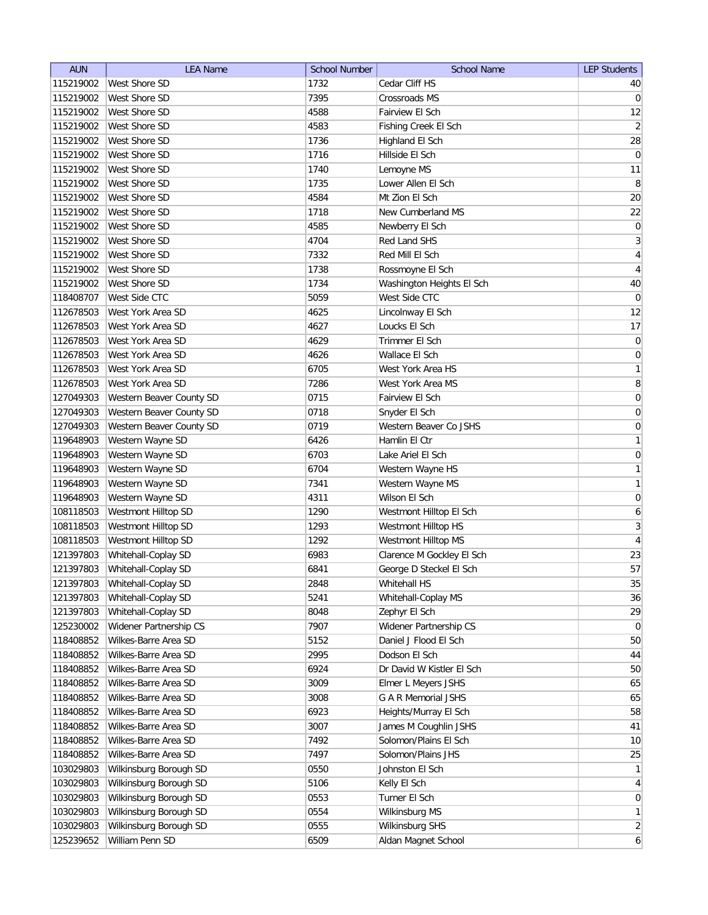| AUN | LEA Name | School Number | School Name | LEP Students |
|---|---|---|---|---|
| 115219002 | West Shore SD | 1732 | Cedar Cliff HS | 40 |
| 115219002 | West Shore SD | 7395 | Crossroads MS | 0 |
| 115219002 | West Shore SD | 4588 | Fairview El Sch | 12 |
| 115219002 | West Shore SD | 4583 | Fishing Creek El Sch | 2 |
| 115219002 | West Shore SD | 1736 | Highland El Sch | 28 |
| 115219002 | West Shore SD | 1716 | Hillside El Sch | 0 |
| 115219002 | West Shore SD | 1740 | Lemoyne MS | 11 |
| 115219002 | West Shore SD | 1735 | Lower Allen El Sch | 8 |
| 115219002 | West Shore SD | 4584 | Mt Zion El Sch | 20 |
| 115219002 | West Shore SD | 1718 | New Cumberland MS | 22 |
| 115219002 | West Shore SD | 4585 | Newberry El Sch | 0 |
| 115219002 | West Shore SD | 4704 | Red Land SHS | 3 |
| 115219002 | West Shore SD | 7332 | Red Mill El Sch | 4 |
| 115219002 | West Shore SD | 1738 | Rossmoyne El Sch | 4 |
| 115219002 | West Shore SD | 1734 | Washington Heights El Sch | 40 |
| 118408707 | West Side CTC | 5059 | West Side CTC | 0 |
| 112678503 | West York Area SD | 4625 | Lincolnway El Sch | 12 |
| 112678503 | West York Area SD | 4627 | Loucks El Sch | 17 |
| 112678503 | West York Area SD | 4629 | Trimmer El Sch | 0 |
| 112678503 | West York Area SD | 4626 | Wallace El Sch | 0 |
| 112678503 | West York Area SD | 6705 | West York Area HS | 1 |
| 112678503 | West York Area SD | 7286 | West York Area MS | 8 |
| 127049303 | Western Beaver County SD | 0715 | Fairview El Sch | 0 |
| 127049303 | Western Beaver County SD | 0718 | Snyder El Sch | 0 |
| 127049303 | Western Beaver County SD | 0719 | Western Beaver Co JSHS | 0 |
| 119648903 | Western Wayne SD | 6426 | Hamlin El Ctr | 1 |
| 119648903 | Western Wayne SD | 6703 | Lake Ariel El Sch | 0 |
| 119648903 | Western Wayne SD | 6704 | Western Wayne HS | 1 |
| 119648903 | Western Wayne SD | 7341 | Western Wayne MS | 1 |
| 119648903 | Western Wayne SD | 4311 | Wilson El Sch | 0 |
| 108118503 | Westmont Hilltop SD | 1290 | Westmont Hilltop El Sch | 6 |
| 108118503 | Westmont Hilltop SD | 1293 | Westmont Hilltop HS | 3 |
| 108118503 | Westmont Hilltop SD | 1292 | Westmont Hilltop MS | 4 |
| 121397803 | Whitehall-Coplay SD | 6983 | Clarence M Gockley El Sch | 23 |
| 121397803 | Whitehall-Coplay SD | 6841 | George D Steckel El Sch | 57 |
| 121397803 | Whitehall-Coplay SD | 2848 | Whitehall HS | 35 |
| 121397803 | Whitehall-Coplay SD | 5241 | Whitehall-Coplay MS | 36 |
| 121397803 | Whitehall-Coplay SD | 8048 | Zephyr El Sch | 29 |
| 125230002 | Widener Partnership CS | 7907 | Widener Partnership CS | 0 |
| 118408852 | Wilkes-Barre Area SD | 5152 | Daniel J Flood El Sch | 50 |
| 118408852 | Wilkes-Barre Area SD | 2995 | Dodson El Sch | 44 |
| 118408852 | Wilkes-Barre Area SD | 6924 | Dr David W Kistler El Sch | 50 |
| 118408852 | Wilkes-Barre Area SD | 3009 | Elmer L Meyers JSHS | 65 |
| 118408852 | Wilkes-Barre Area SD | 3008 | G A R Memorial JSHS | 65 |
| 118408852 | Wilkes-Barre Area SD | 6923 | Heights/Murray El Sch | 58 |
| 118408852 | Wilkes-Barre Area SD | 3007 | James M Coughlin JSHS | 41 |
| 118408852 | Wilkes-Barre Area SD | 7492 | Solomon/Plains El Sch | 10 |
| 118408852 | Wilkes-Barre Area SD | 7497 | Solomon/Plains JHS | 25 |
| 103029803 | Wilkinsburg Borough SD | 0550 | Johnston El Sch | 1 |
| 103029803 | Wilkinsburg Borough SD | 5106 | Kelly El Sch | 4 |
| 103029803 | Wilkinsburg Borough SD | 0553 | Turner El Sch | 0 |
| 103029803 | Wilkinsburg Borough SD | 0554 | Wilkinsburg MS | 1 |
| 103029803 | Wilkinsburg Borough SD | 0555 | Wilkinsburg SHS | 2 |
| 125239652 | William Penn SD | 6509 | Aldan Magnet School | 6 |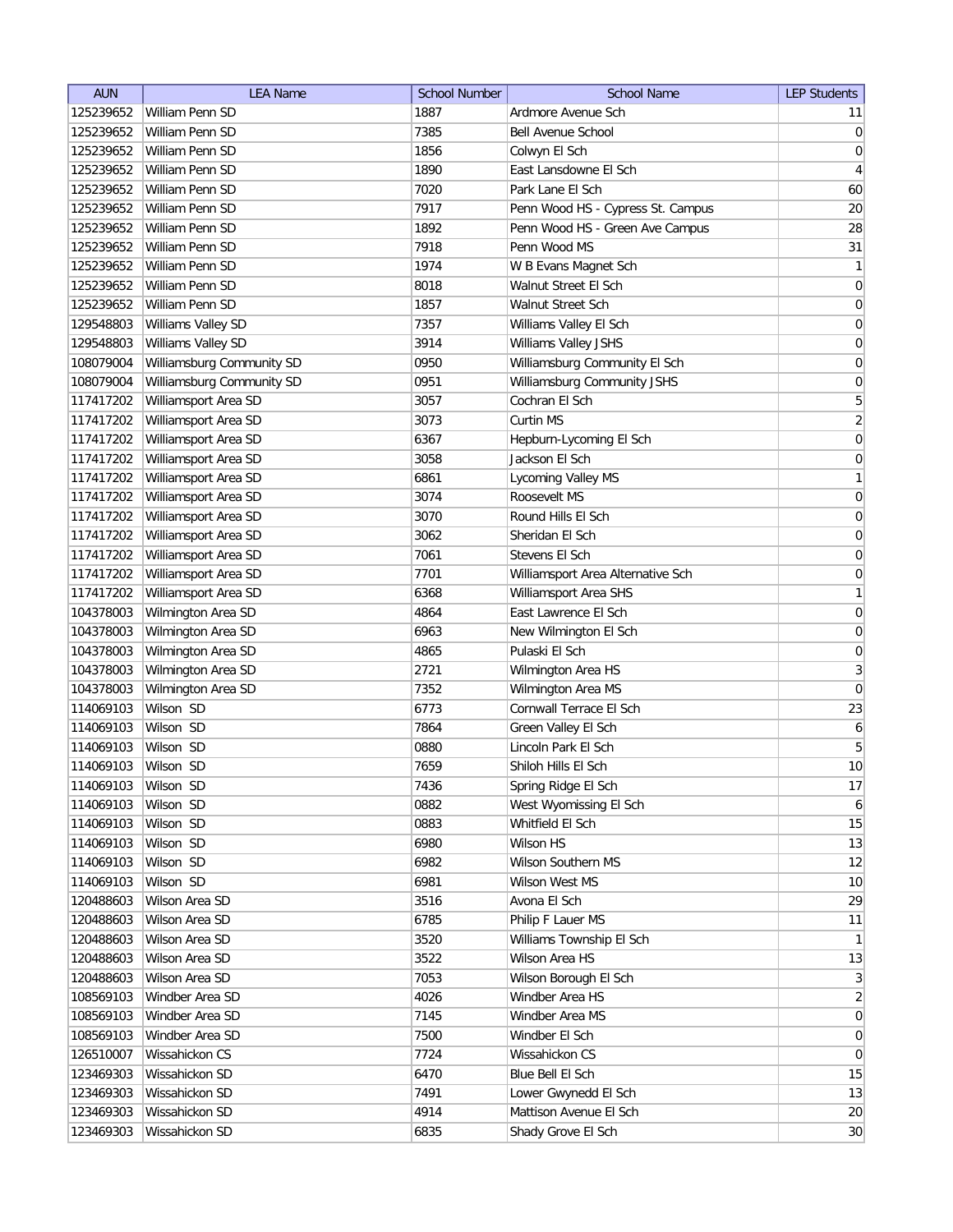| AUN | LEA Name | School Number | School Name | LEP Students |
| --- | --- | --- | --- | --- |
| 125239652 | William Penn SD | 1887 | Ardmore Avenue Sch | 11 |
| 125239652 | William Penn SD | 7385 | Bell Avenue School | 0 |
| 125239652 | William Penn SD | 1856 | Colwyn El Sch | 0 |
| 125239652 | William Penn SD | 1890 | East Lansdowne El Sch | 4 |
| 125239652 | William Penn SD | 7020 | Park Lane El Sch | 60 |
| 125239652 | William Penn SD | 7917 | Penn Wood HS - Cypress St. Campus | 20 |
| 125239652 | William Penn SD | 1892 | Penn Wood HS - Green Ave Campus | 28 |
| 125239652 | William Penn SD | 7918 | Penn Wood MS | 31 |
| 125239652 | William Penn SD | 1974 | W B Evans Magnet Sch | 1 |
| 125239652 | William Penn SD | 8018 | Walnut Street El Sch | 0 |
| 125239652 | William Penn SD | 1857 | Walnut Street Sch | 0 |
| 129548803 | Williams Valley SD | 7357 | Williams Valley El Sch | 0 |
| 129548803 | Williams Valley SD | 3914 | Williams Valley JSHS | 0 |
| 108079004 | Williamsburg Community SD | 0950 | Williamsburg Community El Sch | 0 |
| 108079004 | Williamsburg Community SD | 0951 | Williamsburg Community JSHS | 0 |
| 117417202 | Williamsport Area SD | 3057 | Cochran El Sch | 5 |
| 117417202 | Williamsport Area SD | 3073 | Curtin MS | 2 |
| 117417202 | Williamsport Area SD | 6367 | Hepburn-Lycoming El Sch | 0 |
| 117417202 | Williamsport Area SD | 3058 | Jackson El Sch | 0 |
| 117417202 | Williamsport Area SD | 6861 | Lycoming Valley MS | 1 |
| 117417202 | Williamsport Area SD | 3074 | Roosevelt MS | 0 |
| 117417202 | Williamsport Area SD | 3070 | Round Hills El Sch | 0 |
| 117417202 | Williamsport Area SD | 3062 | Sheridan El Sch | 0 |
| 117417202 | Williamsport Area SD | 7061 | Stevens El Sch | 0 |
| 117417202 | Williamsport Area SD | 7701 | Williamsport Area Alternative Sch | 0 |
| 117417202 | Williamsport Area SD | 6368 | Williamsport Area SHS | 1 |
| 104378003 | Wilmington Area SD | 4864 | East Lawrence El Sch | 0 |
| 104378003 | Wilmington Area SD | 6963 | New Wilmington El Sch | 0 |
| 104378003 | Wilmington Area SD | 4865 | Pulaski El Sch | 0 |
| 104378003 | Wilmington Area SD | 2721 | Wilmington Area HS | 3 |
| 104378003 | Wilmington Area SD | 7352 | Wilmington Area MS | 0 |
| 114069103 | Wilson SD | 6773 | Cornwall Terrace El Sch | 23 |
| 114069103 | Wilson SD | 7864 | Green Valley El Sch | 6 |
| 114069103 | Wilson SD | 0880 | Lincoln Park El Sch | 5 |
| 114069103 | Wilson SD | 7659 | Shiloh Hills El Sch | 10 |
| 114069103 | Wilson SD | 7436 | Spring Ridge El Sch | 17 |
| 114069103 | Wilson SD | 0882 | West Wyomissing El Sch | 6 |
| 114069103 | Wilson SD | 0883 | Whitfield El Sch | 15 |
| 114069103 | Wilson SD | 6980 | Wilson HS | 13 |
| 114069103 | Wilson SD | 6982 | Wilson Southern MS | 12 |
| 114069103 | Wilson SD | 6981 | Wilson West MS | 10 |
| 120488603 | Wilson Area SD | 3516 | Avona El Sch | 29 |
| 120488603 | Wilson Area SD | 6785 | Philip F Lauer MS | 11 |
| 120488603 | Wilson Area SD | 3520 | Williams Township El Sch | 1 |
| 120488603 | Wilson Area SD | 3522 | Wilson Area HS | 13 |
| 120488603 | Wilson Area SD | 7053 | Wilson Borough El Sch | 3 |
| 108569103 | Windber Area SD | 4026 | Windber Area HS | 2 |
| 108569103 | Windber Area SD | 7145 | Windber Area MS | 0 |
| 108569103 | Windber Area SD | 7500 | Windber El Sch | 0 |
| 126510007 | Wissahickon CS | 7724 | Wissahickon CS | 0 |
| 123469303 | Wissahickon SD | 6470 | Blue Bell El Sch | 15 |
| 123469303 | Wissahickon SD | 7491 | Lower Gwynedd El Sch | 13 |
| 123469303 | Wissahickon SD | 4914 | Mattison Avenue El Sch | 20 |
| 123469303 | Wissahickon SD | 6835 | Shady Grove El Sch | 30 |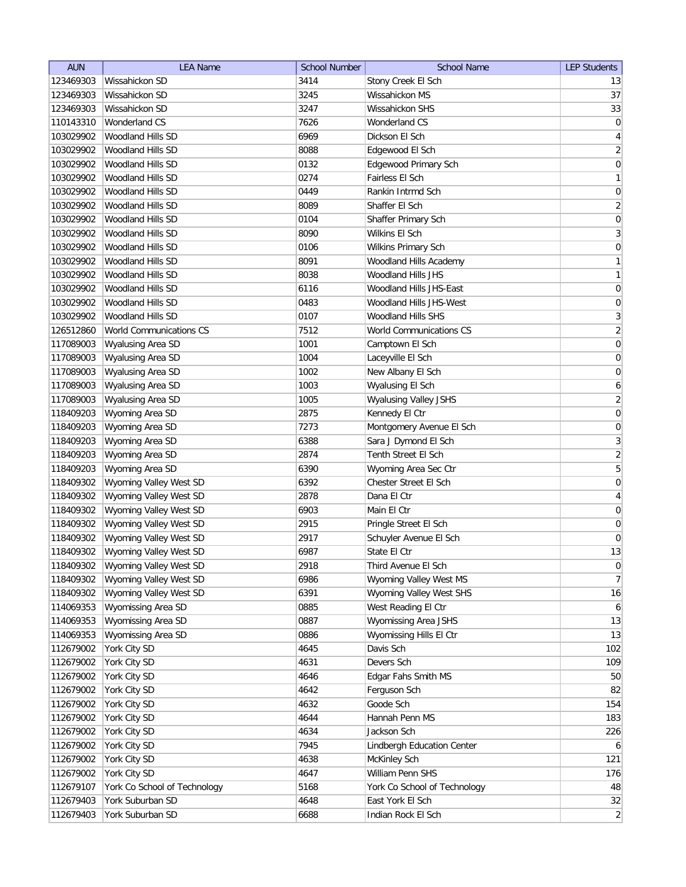| AUN | LEA Name | School Number | School Name | LEP Students |
| --- | --- | --- | --- | --- |
| 123469303 | Wissahickon SD | 3414 | Stony Creek El Sch | 13 |
| 123469303 | Wissahickon SD | 3245 | Wissahickon MS | 37 |
| 123469303 | Wissahickon SD | 3247 | Wissahickon SHS | 33 |
| 110143310 | Wonderland CS | 7626 | Wonderland CS | 0 |
| 103029902 | Woodland Hills SD | 6969 | Dickson El Sch | 4 |
| 103029902 | Woodland Hills SD | 8088 | Edgewood El Sch | 2 |
| 103029902 | Woodland Hills SD | 0132 | Edgewood Primary Sch | 0 |
| 103029902 | Woodland Hills SD | 0274 | Fairless El Sch | 1 |
| 103029902 | Woodland Hills SD | 0449 | Rankin Intrmd Sch | 0 |
| 103029902 | Woodland Hills SD | 8089 | Shaffer El Sch | 2 |
| 103029902 | Woodland Hills SD | 0104 | Shaffer Primary Sch | 0 |
| 103029902 | Woodland Hills SD | 8090 | Wilkins El Sch | 3 |
| 103029902 | Woodland Hills SD | 0106 | Wilkins Primary Sch | 0 |
| 103029902 | Woodland Hills SD | 8091 | Woodland Hills Academy | 1 |
| 103029902 | Woodland Hills SD | 8038 | Woodland Hills JHS | 1 |
| 103029902 | Woodland Hills SD | 6116 | Woodland Hills JHS-East | 0 |
| 103029902 | Woodland Hills SD | 0483 | Woodland Hills JHS-West | 0 |
| 103029902 | Woodland Hills SD | 0107 | Woodland Hills SHS | 3 |
| 126512860 | World Communications CS | 7512 | World Communications CS | 2 |
| 117089003 | Wyalusing Area SD | 1001 | Camptown El Sch | 0 |
| 117089003 | Wyalusing Area SD | 1004 | Laceyville El Sch | 0 |
| 117089003 | Wyalusing Area SD | 1002 | New Albany El Sch | 0 |
| 117089003 | Wyalusing Area SD | 1003 | Wyalusing El Sch | 6 |
| 117089003 | Wyalusing Area SD | 1005 | Wyalusing Valley JSHS | 2 |
| 118409203 | Wyoming Area SD | 2875 | Kennedy El Ctr | 0 |
| 118409203 | Wyoming Area SD | 7273 | Montgomery Avenue El Sch | 0 |
| 118409203 | Wyoming Area SD | 6388 | Sara J Dymond El Sch | 3 |
| 118409203 | Wyoming Area SD | 2874 | Tenth Street El Sch | 2 |
| 118409203 | Wyoming Area SD | 6390 | Wyoming Area Sec Ctr | 5 |
| 118409302 | Wyoming Valley West SD | 6392 | Chester Street El Sch | 0 |
| 118409302 | Wyoming Valley West SD | 2878 | Dana El Ctr | 4 |
| 118409302 | Wyoming Valley West SD | 6903 | Main El Ctr | 0 |
| 118409302 | Wyoming Valley West SD | 2915 | Pringle Street El Sch | 0 |
| 118409302 | Wyoming Valley West SD | 2917 | Schuyler Avenue El Sch | 0 |
| 118409302 | Wyoming Valley West SD | 6987 | State El Ctr | 13 |
| 118409302 | Wyoming Valley West SD | 2918 | Third Avenue El Sch | 0 |
| 118409302 | Wyoming Valley West SD | 6986 | Wyoming Valley West MS | 7 |
| 118409302 | Wyoming Valley West SD | 6391 | Wyoming Valley West SHS | 16 |
| 114069353 | Wyomissing Area SD | 0885 | West Reading El Ctr | 6 |
| 114069353 | Wyomissing Area SD | 0887 | Wyomissing Area JSHS | 13 |
| 114069353 | Wyomissing Area SD | 0886 | Wyomissing Hills El Ctr | 13 |
| 112679002 | York City SD | 4645 | Davis Sch | 102 |
| 112679002 | York City SD | 4631 | Devers Sch | 109 |
| 112679002 | York City SD | 4646 | Edgar Fahs Smith MS | 50 |
| 112679002 | York City SD | 4642 | Ferguson Sch | 82 |
| 112679002 | York City SD | 4632 | Goode Sch | 154 |
| 112679002 | York City SD | 4644 | Hannah Penn MS | 183 |
| 112679002 | York City SD | 4634 | Jackson Sch | 226 |
| 112679002 | York City SD | 7945 | Lindbergh Education Center | 6 |
| 112679002 | York City SD | 4638 | McKinley Sch | 121 |
| 112679002 | York City SD | 4647 | William Penn SHS | 176 |
| 112679107 | York Co School of Technology | 5168 | York Co School of Technology | 48 |
| 112679403 | York Suburban SD | 4648 | East York El Sch | 32 |
| 112679403 | York Suburban SD | 6688 | Indian Rock El Sch | 2 |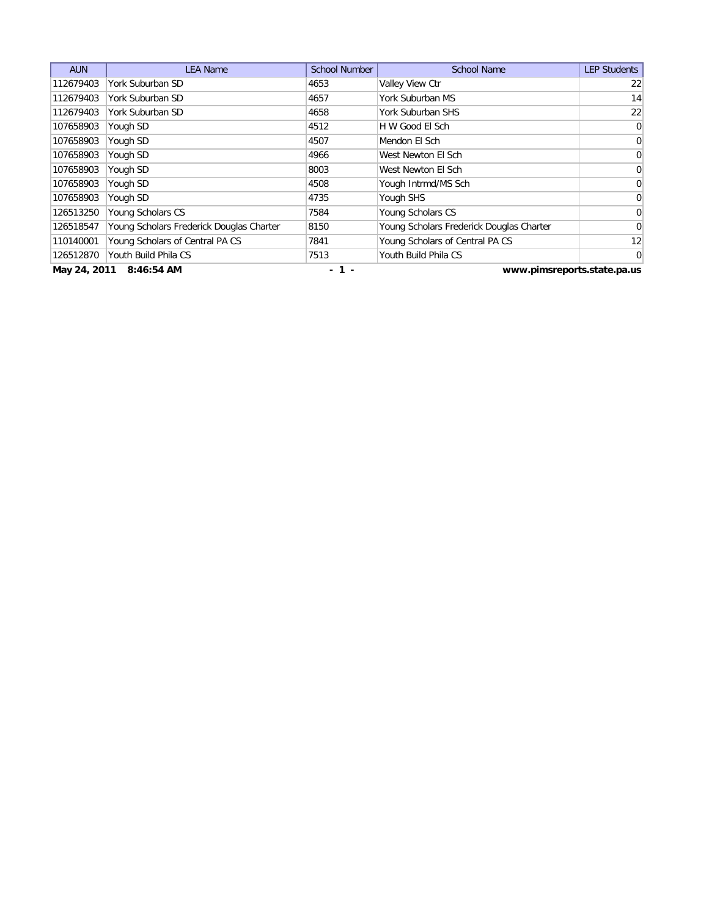| AUN | LEA Name | School Number | School Name | LEP Students |
|---|---|---|---|---|
| 112679403 | York Suburban SD | 4653 | Valley View Ctr | 22 |
| 112679403 | York Suburban SD | 4657 | York Suburban MS | 14 |
| 112679403 | York Suburban SD | 4658 | York Suburban SHS | 22 |
| 107658903 | Yough SD | 4512 | H W Good El Sch | 0 |
| 107658903 | Yough SD | 4507 | Mendon El Sch | 0 |
| 107658903 | Yough SD | 4966 | West Newton El Sch | 0 |
| 107658903 | Yough SD | 8003 | West Newton El Sch | 0 |
| 107658903 | Yough SD | 4508 | Yough Intrmd/MS Sch | 0 |
| 107658903 | Yough SD | 4735 | Yough SHS | 0 |
| 126513250 | Young Scholars CS | 7584 | Young Scholars CS | 0 |
| 126518547 | Young Scholars Frederick Douglas Charter | 8150 | Young Scholars Frederick Douglas Charter | 0 |
| 110140001 | Young Scholars of Central PA CS | 7841 | Young Scholars of Central PA CS | 12 |
| 126512870 | Youth Build Phila CS | 7513 | Youth Build Phila CS | 0 |